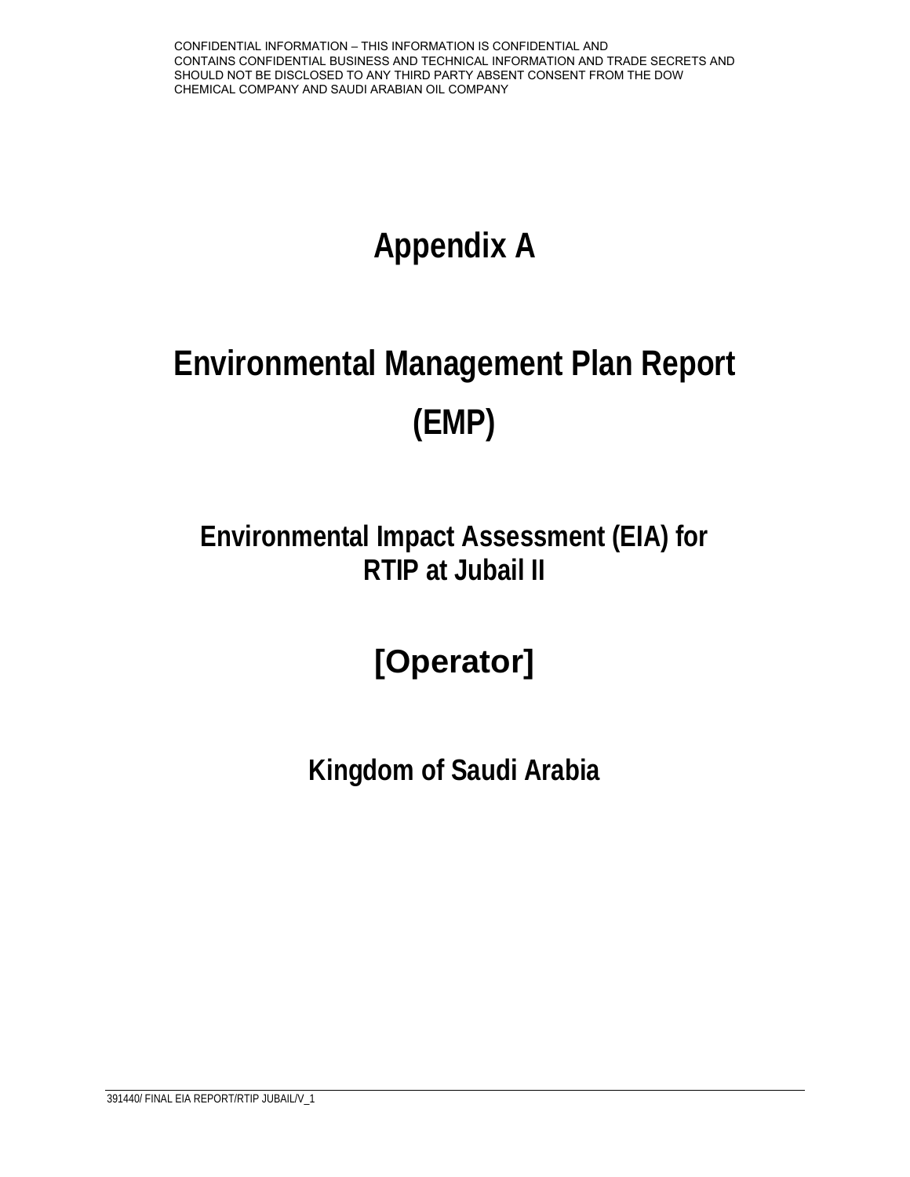CONFIDENTIAL INFORMATION – THIS INFORMATION IS CONFIDENTIAL AND CONTAINS CONFIDENTIAL BUSINESS AND TECHNICAL INFORMATION AND TRADE SECRETS AND SHOULD NOT BE DISCLOSED TO ANY THIRD PARTY ABSENT CONSENT FROM THE DOW CHEMICAL COMPANY AND SAUDI ARABIAN OIL COMPANY

# Appendix A

# Environmental Management Plan Report (EMP)

## Environmental Impact Assessment (EIA) for RTIP at Jubail II

# [Operator]

## Kingdom of Saudi Arabia

391440/ FINAL EIA REPORT/RTIP JUBAIL/V_1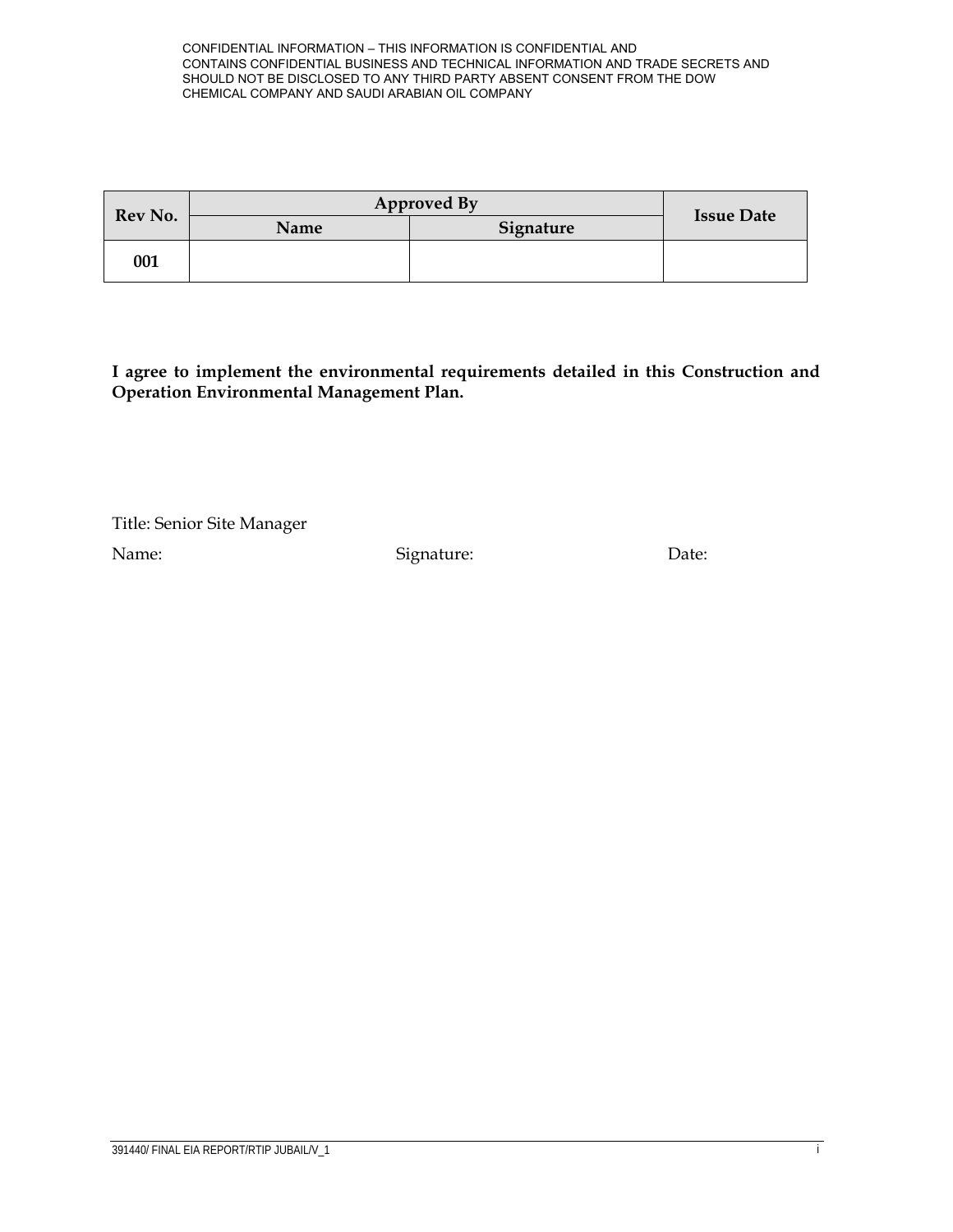CONFIDENTIAL INFORMATION – THIS INFORMATION IS CONFIDENTIAL AND CONTAINS CONFIDENTIAL BUSINESS AND TECHNICAL INFORMATION AND TRADE SECRETS AND SHOULD NOT BE DISCLOSED TO ANY THIRD PARTY ABSENT CONSENT FROM THE DOW CHEMICAL COMPANY AND SAUDI ARABIAN OIL COMPANY

| Rev No. | Approved By | | Issue Date |
|---|---|---|---|
| | Name | Signature | |
| 001 | | | |

**I agree to implement the environmental requirements detailed in this Construction and Operation Environmental Management Plan.**

Title: Senior Site Manager

Name: Signature: Date: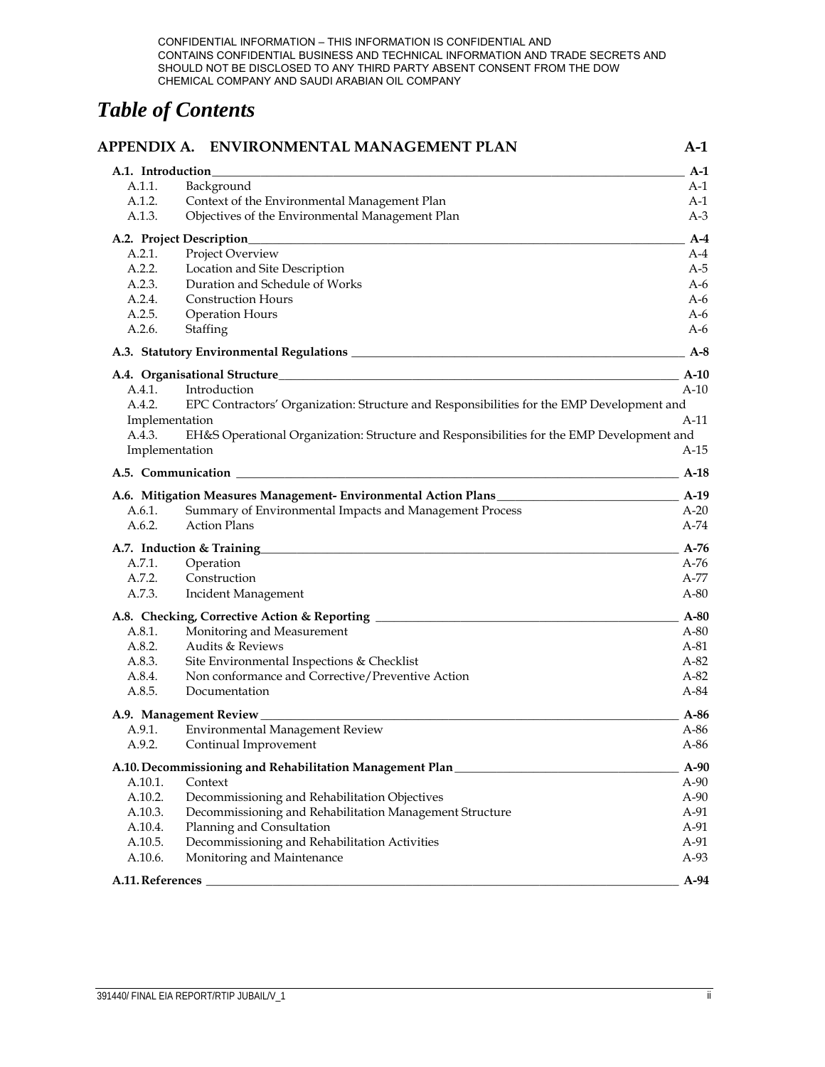CONFIDENTIAL INFORMATION – THIS INFORMATION IS CONFIDENTIAL AND CONTAINS CONFIDENTIAL BUSINESS AND TECHNICAL INFORMATION AND TRADE SECRETS AND SHOULD NOT BE DISCLOSED TO ANY THIRD PARTY ABSENT CONSENT FROM THE DOW CHEMICAL COMPANY AND SAUDI ARABIAN OIL COMPANY

# *Table of Contents*

**APPENDIX A. ENVIRONMENTAL MANAGEMENT PLAN** **A-1**

**A.1. Introduction** **A-1**
- A.1.1. Background A-1
- A.1.2. Context of the Environmental Management Plan A-1
- A.1.3. Objectives of the Environmental Management Plan A-3

**A.2. Project Description** **A-4**
- A.2.1. Project Overview A-4
- A.2.2. Location and Site Description A-5
- A.2.3. Duration and Schedule of Works A-6
- A.2.4. Construction Hours A-6
- A.2.5. Operation Hours A-6
- A.2.6. Staffing A-6

**A.3. Statutory Environmental Regulations** **A-8**

**A.4. Organisational Structure** **A-10**
- A.4.1. Introduction A-10
- A.4.2. EPC Contractors' Organization: Structure and Responsibilities for the EMP Development and Implementation A-11
- A.4.3. EH&S Operational Organization: Structure and Responsibilities for the EMP Development and Implementation A-15

**A.5. Communication** **A-18**

**A.6. Mitigation Measures Management- Environmental Action Plans** **A-19**
- A.6.1. Summary of Environmental Impacts and Management Process A-20
- A.6.2. Action Plans A-74

**A.7. Induction & Training** **A-76**
- A.7.1. Operation A-76
- A.7.2. Construction A-77
- A.7.3. Incident Management A-80

**A.8. Checking, Corrective Action & Reporting** **A-80**
- A.8.1. Monitoring and Measurement A-80
- A.8.2. Audits & Reviews A-81
- A.8.3. Site Environmental Inspections & Checklist A-82
- A.8.4. Non conformance and Corrective/Preventive Action A-82
- A.8.5. Documentation A-84

**A.9. Management Review** **A-86**
- A.9.1. Environmental Management Review A-86
- A.9.2. Continual Improvement A-86

**A.10. Decommissioning and Rehabilitation Management Plan** **A-90**
- A.10.1. Context A-90
- A.10.2. Decommissioning and Rehabilitation Objectives A-90
- A.10.3. Decommissioning and Rehabilitation Management Structure A-91
- A.10.4. Planning and Consultation A-91
- A.10.5. Decommissioning and Rehabilitation Activities A-91
- A.10.6. Monitoring and Maintenance A-93

**A.11. References** **A-94**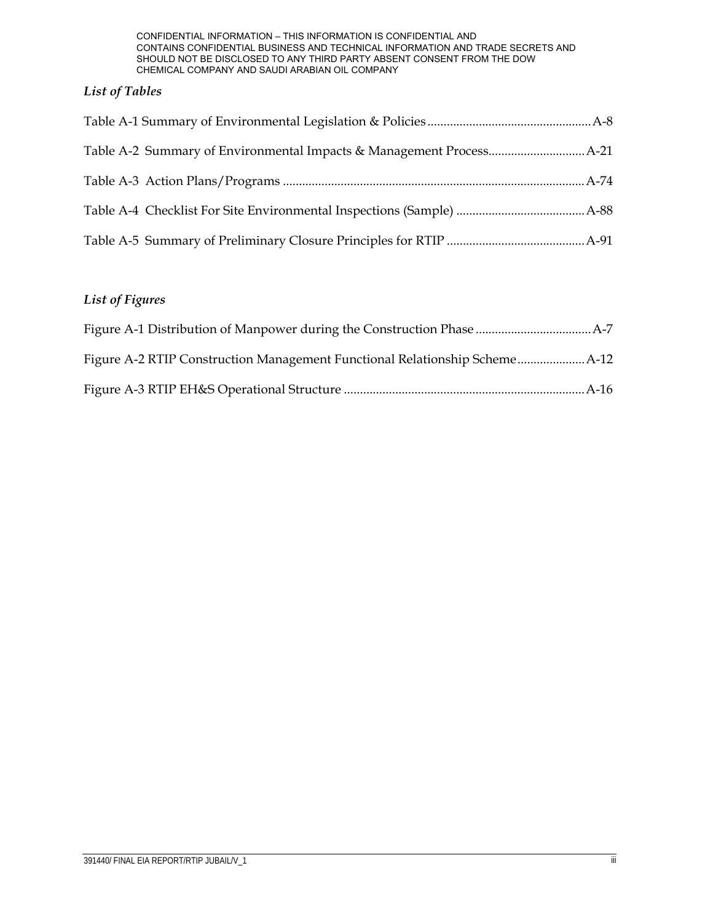CONFIDENTIAL INFORMATION – THIS INFORMATION IS CONFIDENTIAL AND CONTAINS CONFIDENTIAL BUSINESS AND TECHNICAL INFORMATION AND TRADE SECRETS AND SHOULD NOT BE DISCLOSED TO ANY THIRD PARTY ABSENT CONSENT FROM THE DOW CHEMICAL COMPANY AND SAUDI ARABIAN OIL COMPANY

### *List of Tables*

Table A-1 Summary of Environmental Legislation & Policies .................................................. A-8

Table A-2 Summary of Environmental Impacts & Management Process ............................. A-21

Table A-3 Action Plans/Programs ............................................................................................ A-74

Table A-4 Checklist For Site Environmental Inspections (Sample) ....................................... A-88

Table A-5 Summary of Preliminary Closure Principles for RTIP .......................................... A-91

### *List of Figures*

Figure A-1 Distribution of Manpower during the Construction Phase .................................. A-7

Figure A-2 RTIP Construction Management Functional Relationship Scheme .................... A-12

Figure A-3 RTIP EH&S Operational Structure ......................................................................... A-16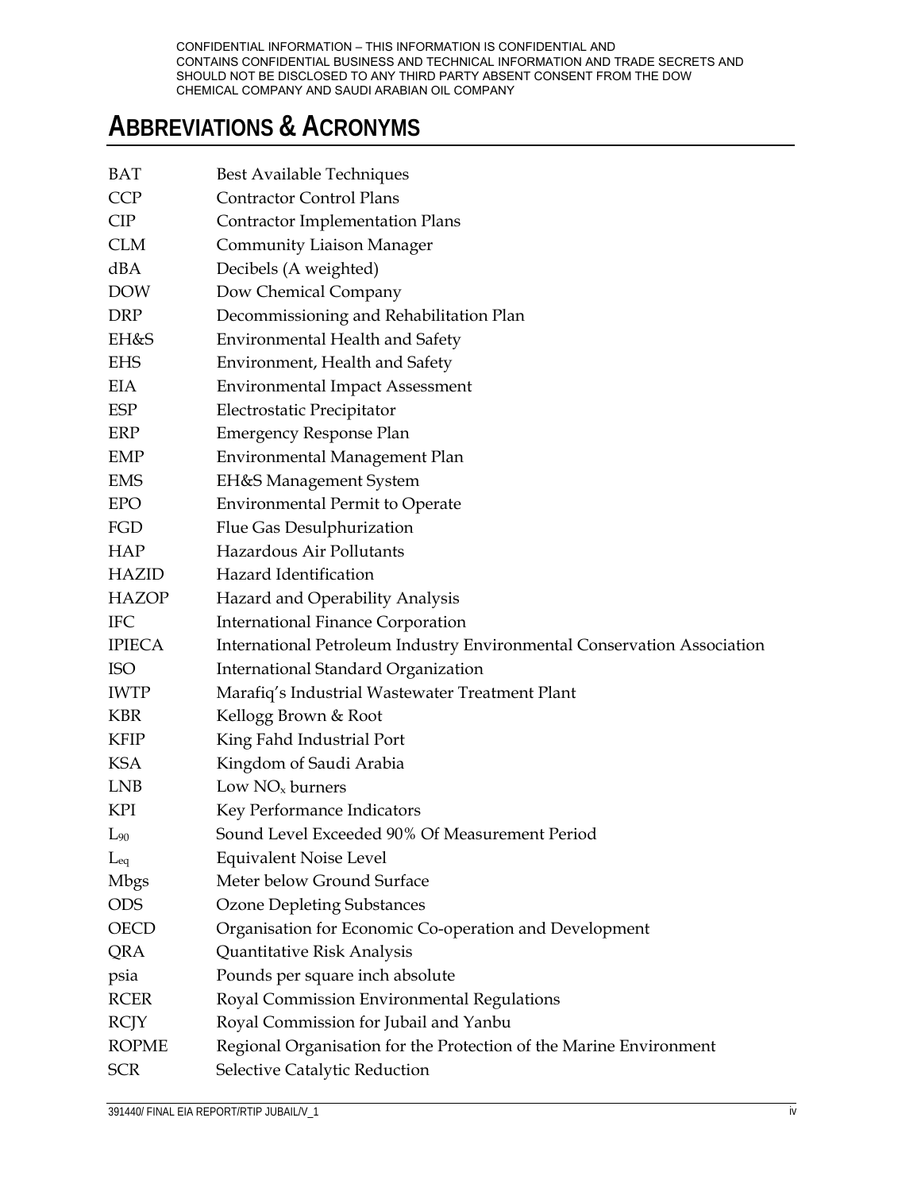CONFIDENTIAL INFORMATION – THIS INFORMATION IS CONFIDENTIAL AND CONTAINS CONFIDENTIAL BUSINESS AND TECHNICAL INFORMATION AND TRADE SECRETS AND SHOULD NOT BE DISCLOSED TO ANY THIRD PARTY ABSENT CONSENT FROM THE DOW CHEMICAL COMPANY AND SAUDI ARABIAN OIL COMPANY

# ABBREVIATIONS & ACRONYMS

| | |
|---|---|
| BAT | Best Available Techniques |
| CCP | Contractor Control Plans |
| CIP | Contractor Implementation Plans |
| CLM | Community Liaison Manager |
| dBA | Decibels (A weighted) |
| DOW | Dow Chemical Company |
| DRP | Decommissioning and Rehabilitation Plan |
| EH&S | Environmental Health and Safety |
| EHS | Environment, Health and Safety |
| EIA | Environmental Impact Assessment |
| ESP | Electrostatic Precipitator |
| ERP | Emergency Response Plan |
| EMP | Environmental Management Plan |
| EMS | EH&S Management System |
| EPO | Environmental Permit to Operate |
| FGD | Flue Gas Desulphurization |
| HAP | Hazardous Air Pollutants |
| HAZID | Hazard Identification |
| HAZOP | Hazard and Operability Analysis |
| IFC | International Finance Corporation |
| IPIECA | International Petroleum Industry Environmental Conservation Association |
| ISO | International Standard Organization |
| IWTP | Marafiq's Industrial Wastewater Treatment Plant |
| KBR | Kellogg Brown & Root |
| KFIP | King Fahd Industrial Port |
| KSA | Kingdom of Saudi Arabia |
| LNB | Low $NO_x$ burners |
| KPI | Key Performance Indicators |
| $L_{90}$ | Sound Level Exceeded 90% Of Measurement Period |
| $L_{eq}$ | Equivalent Noise Level |
| Mbgs | Meter below Ground Surface |
| ODS | Ozone Depleting Substances |
| OECD | Organisation for Economic Co-operation and Development |
| QRA | Quantitative Risk Analysis |
| psia | Pounds per square inch absolute |
| RCER | Royal Commission Environmental Regulations |
| RCJY | Royal Commission for Jubail and Yanbu |
| ROPME | Regional Organisation for the Protection of the Marine Environment |
| SCR | Selective Catalytic Reduction |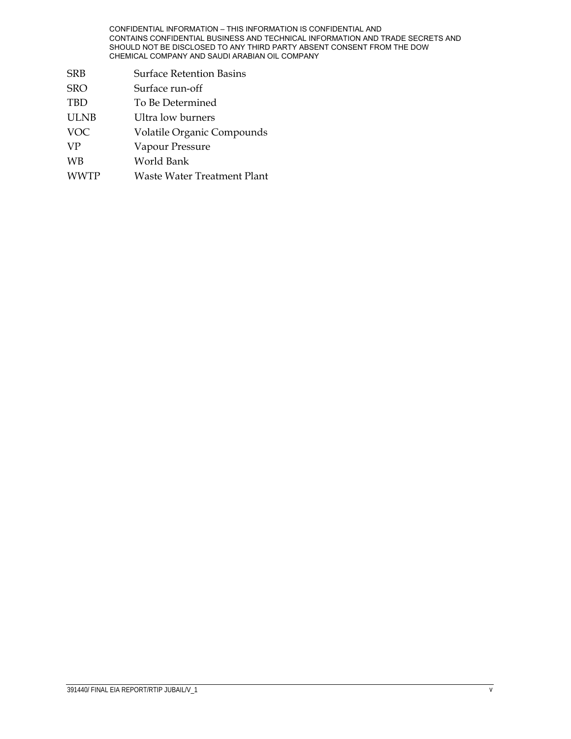| | |
|---|---|
| SRB | Surface Retention Basins |
| SRO | Surface run-off |
| TBD | To Be Determined |
| ULNB | Ultra low burners |
| VOC | Volatile Organic Compounds |
| VP | Vapour Pressure |
| WB | World Bank |
| WWTP | Waste Water Treatment Plant |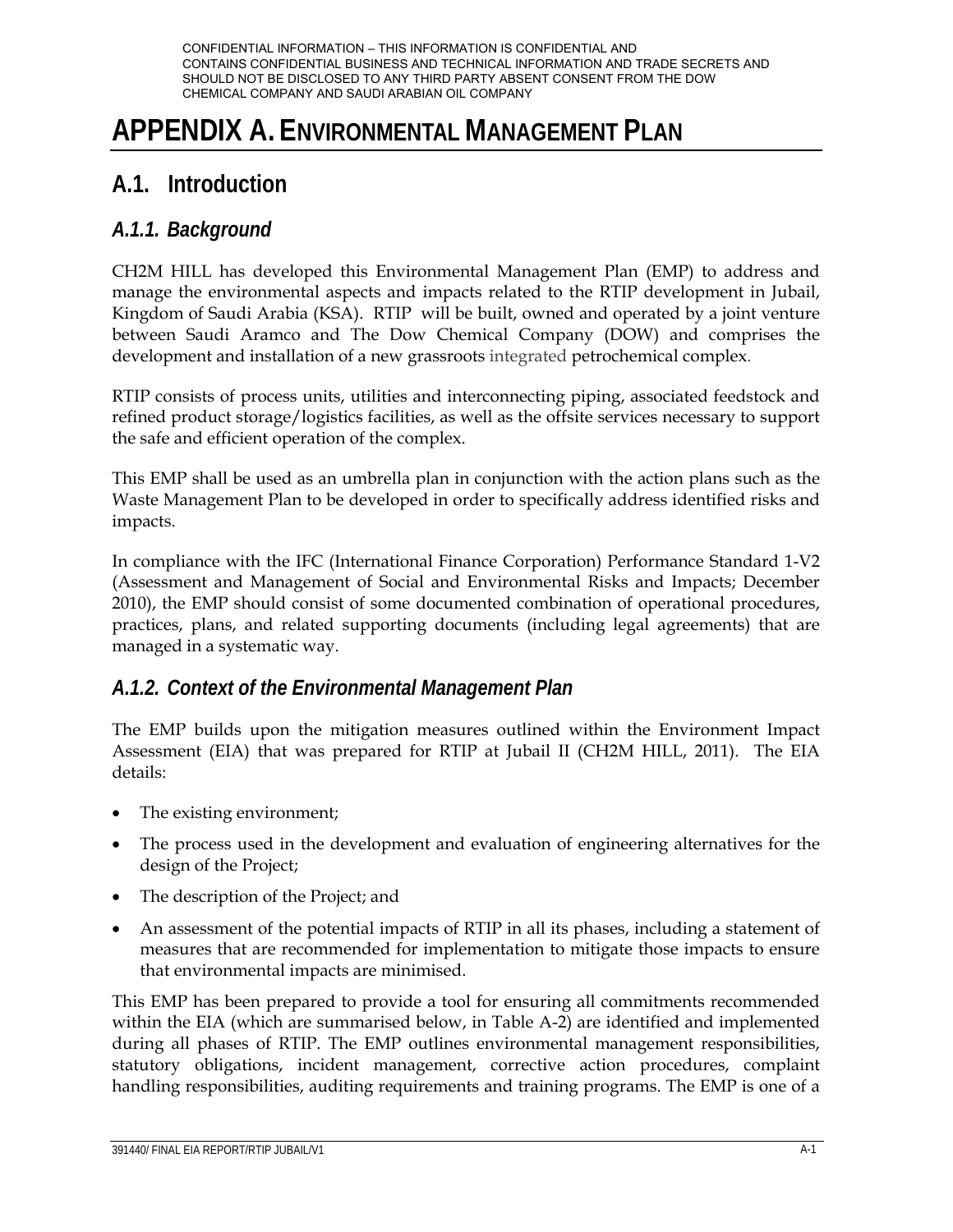# APPENDIX A. ENVIRONMENTAL MANAGEMENT PLAN

## A.1. Introduction

### A.1.1. Background

CH2M HILL has developed this Environmental Management Plan (EMP) to address and manage the environmental aspects and impacts related to the RTIP development in Jubail, Kingdom of Saudi Arabia (KSA). RTIP will be built, owned and operated by a joint venture between Saudi Aramco and The Dow Chemical Company (DOW) and comprises the development and installation of a new grassroots integrated petrochemical complex.

RTIP consists of process units, utilities and interconnecting piping, associated feedstock and refined product storage/logistics facilities, as well as the offsite services necessary to support the safe and efficient operation of the complex.

This EMP shall be used as an umbrella plan in conjunction with the action plans such as the Waste Management Plan to be developed in order to specifically address identified risks and impacts.

In compliance with the IFC (International Finance Corporation) Performance Standard 1-V2 (Assessment and Management of Social and Environmental Risks and Impacts; December 2010), the EMP should consist of some documented combination of operational procedures, practices, plans, and related supporting documents (including legal agreements) that are managed in a systematic way.

### A.1.2. Context of the Environmental Management Plan

The EMP builds upon the mitigation measures outlined within the Environment Impact Assessment (EIA) that was prepared for RTIP at Jubail II (CH2M HILL, 2011). The EIA details:

- The existing environment;
- The process used in the development and evaluation of engineering alternatives for the design of the Project;
- The description of the Project; and
- An assessment of the potential impacts of RTIP in all its phases, including a statement of measures that are recommended for implementation to mitigate those impacts to ensure that environmental impacts are minimised.

This EMP has been prepared to provide a tool for ensuring all commitments recommended within the EIA (which are summarised below, in Table A-2) are identified and implemented during all phases of RTIP. The EMP outlines environmental management responsibilities, statutory obligations, incident management, corrective action procedures, complaint handling responsibilities, auditing requirements and training programs. The EMP is one of a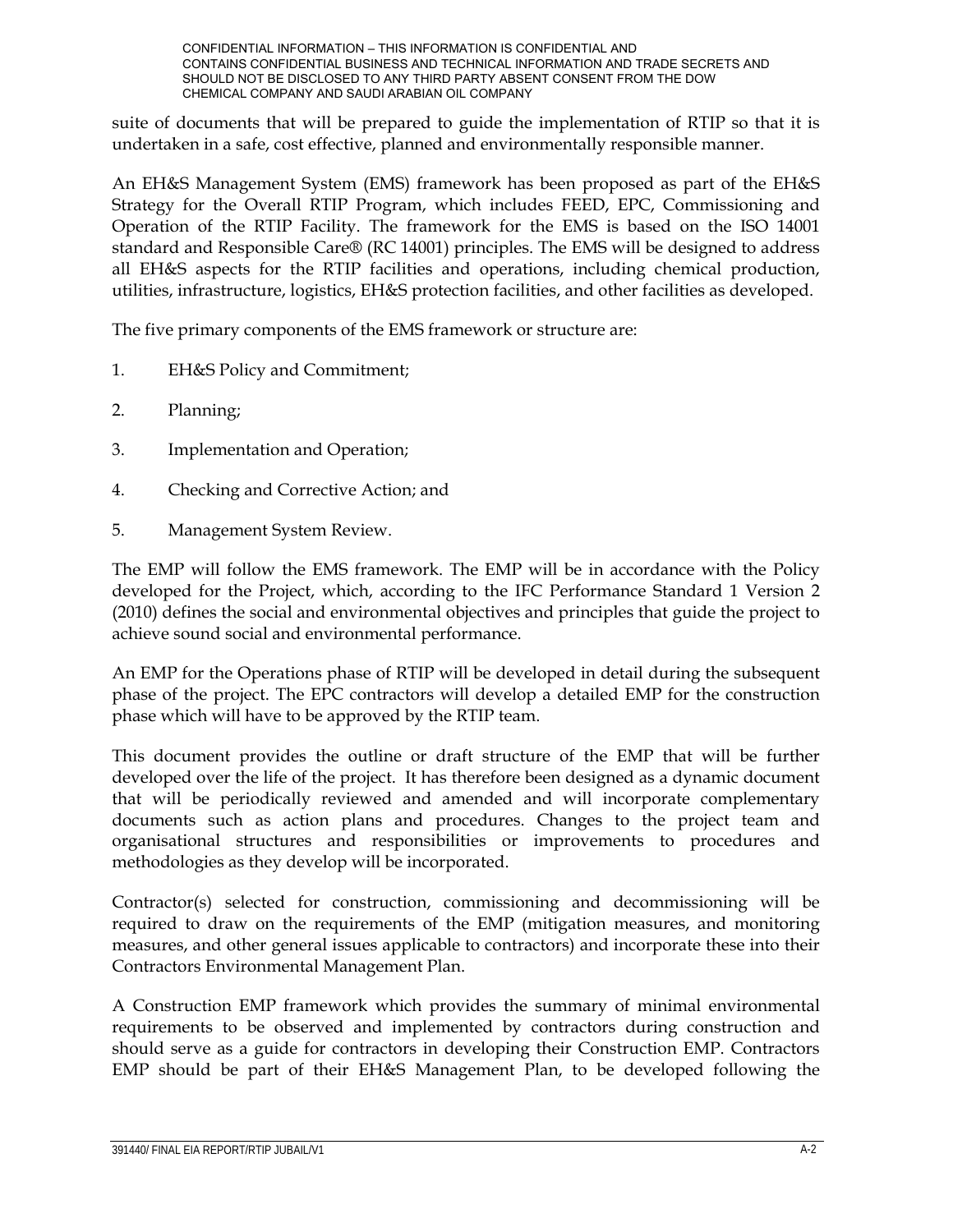suite of documents that will be prepared to guide the implementation of RTIP so that it is undertaken in a safe, cost effective, planned and environmentally responsible manner.

An EH&S Management System (EMS) framework has been proposed as part of the EH&S Strategy for the Overall RTIP Program, which includes FEED, EPC, Commissioning and Operation of the RTIP Facility. The framework for the EMS is based on the ISO 14001 standard and Responsible Care® (RC 14001) principles. The EMS will be designed to address all EH&S aspects for the RTIP facilities and operations, including chemical production, utilities, infrastructure, logistics, EH&S protection facilities, and other facilities as developed.

The five primary components of the EMS framework or structure are:

1. EH&S Policy and Commitment;
2. Planning;
3. Implementation and Operation;
4. Checking and Corrective Action; and
5. Management System Review.

The EMP will follow the EMS framework. The EMP will be in accordance with the Policy developed for the Project, which, according to the IFC Performance Standard 1 Version 2 (2010) defines the social and environmental objectives and principles that guide the project to achieve sound social and environmental performance.

An EMP for the Operations phase of RTIP will be developed in detail during the subsequent phase of the project. The EPC contractors will develop a detailed EMP for the construction phase which will have to be approved by the RTIP team.

This document provides the outline or draft structure of the EMP that will be further developed over the life of the project. It has therefore been designed as a dynamic document that will be periodically reviewed and amended and will incorporate complementary documents such as action plans and procedures. Changes to the project team and organisational structures and responsibilities or improvements to procedures and methodologies as they develop will be incorporated.

Contractor(s) selected for construction, commissioning and decommissioning will be required to draw on the requirements of the EMP (mitigation measures, and monitoring measures, and other general issues applicable to contractors) and incorporate these into their Contractors Environmental Management Plan.

A Construction EMP framework which provides the summary of minimal environmental requirements to be observed and implemented by contractors during construction and should serve as a guide for contractors in developing their Construction EMP. Contractors EMP should be part of their EH&S Management Plan, to be developed following the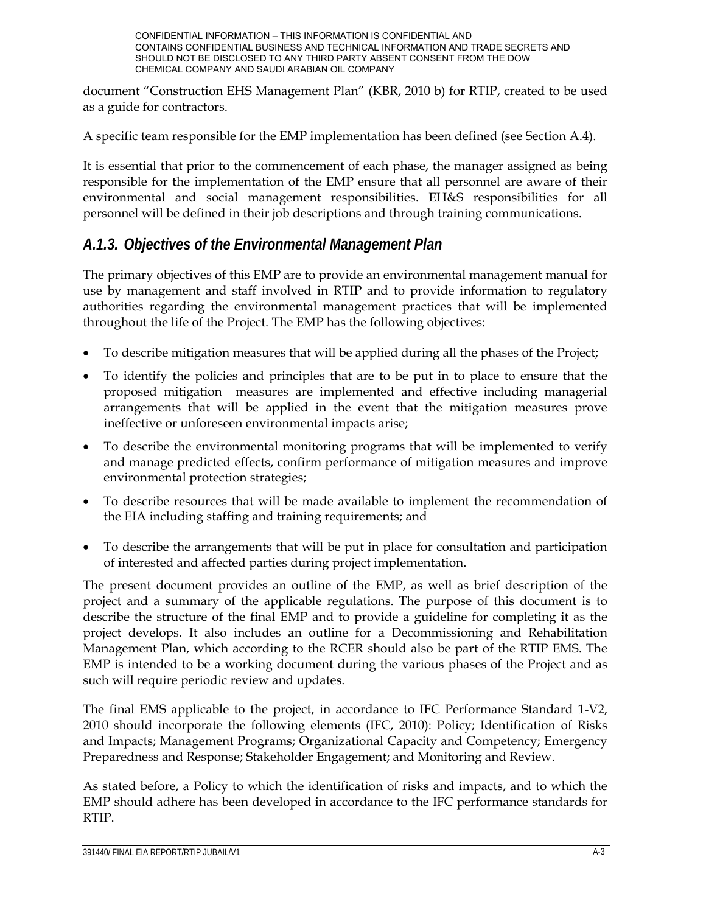document "Construction EHS Management Plan" (KBR, 2010 b) for RTIP, created to be used as a guide for contractors.

A specific team responsible for the EMP implementation has been defined (see Section A.4).

It is essential that prior to the commencement of each phase, the manager assigned as being responsible for the implementation of the EMP ensure that all personnel are aware of their environmental and social management responsibilities. EH&S responsibilities for all personnel will be defined in their job descriptions and through training communications.

### *A.1.3. Objectives of the Environmental Management Plan*

The primary objectives of this EMP are to provide an environmental management manual for use by management and staff involved in RTIP and to provide information to regulatory authorities regarding the environmental management practices that will be implemented throughout the life of the Project. The EMP has the following objectives:

- To describe mitigation measures that will be applied during all the phases of the Project;
- To identify the policies and principles that are to be put in to place to ensure that the proposed mitigation measures are implemented and effective including managerial arrangements that will be applied in the event that the mitigation measures prove ineffective or unforeseen environmental impacts arise;
- To describe the environmental monitoring programs that will be implemented to verify and manage predicted effects, confirm performance of mitigation measures and improve environmental protection strategies;
- To describe resources that will be made available to implement the recommendation of the EIA including staffing and training requirements; and
- To describe the arrangements that will be put in place for consultation and participation of interested and affected parties during project implementation.

The present document provides an outline of the EMP, as well as brief description of the project and a summary of the applicable regulations. The purpose of this document is to describe the structure of the final EMP and to provide a guideline for completing it as the project develops. It also includes an outline for a Decommissioning and Rehabilitation Management Plan, which according to the RCER should also be part of the RTIP EMS. The EMP is intended to be a working document during the various phases of the Project and as such will require periodic review and updates.

The final EMS applicable to the project, in accordance to IFC Performance Standard 1-V2, 2010 should incorporate the following elements (IFC, 2010): Policy; Identification of Risks and Impacts; Management Programs; Organizational Capacity and Competency; Emergency Preparedness and Response; Stakeholder Engagement; and Monitoring and Review.

As stated before, a Policy to which the identification of risks and impacts, and to which the EMP should adhere has been developed in accordance to the IFC performance standards for RTIP.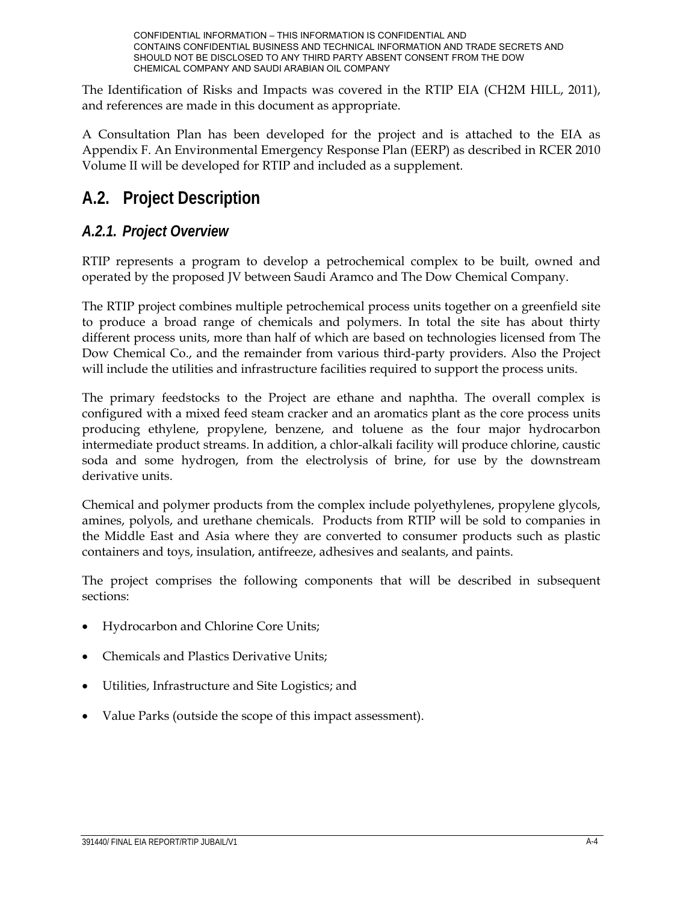The Identification of Risks and Impacts was covered in the RTIP EIA (CH2M HILL, 2011), and references are made in this document as appropriate.

A Consultation Plan has been developed for the project and is attached to the EIA as Appendix F. An Environmental Emergency Response Plan (EERP) as described in RCER 2010 Volume II will be developed for RTIP and included as a supplement.

## A.2. Project Description

### *A.2.1. Project Overview*

RTIP represents a program to develop a petrochemical complex to be built, owned and operated by the proposed JV between Saudi Aramco and The Dow Chemical Company.

The RTIP project combines multiple petrochemical process units together on a greenfield site to produce a broad range of chemicals and polymers. In total the site has about thirty different process units, more than half of which are based on technologies licensed from The Dow Chemical Co., and the remainder from various third-party providers. Also the Project will include the utilities and infrastructure facilities required to support the process units.

The primary feedstocks to the Project are ethane and naphtha. The overall complex is configured with a mixed feed steam cracker and an aromatics plant as the core process units producing ethylene, propylene, benzene, and toluene as the four major hydrocarbon intermediate product streams. In addition, a chlor-alkali facility will produce chlorine, caustic soda and some hydrogen, from the electrolysis of brine, for use by the downstream derivative units.

Chemical and polymer products from the complex include polyethylenes, propylene glycols, amines, polyols, and urethane chemicals. Products from RTIP will be sold to companies in the Middle East and Asia where they are converted to consumer products such as plastic containers and toys, insulation, antifreeze, adhesives and sealants, and paints.

The project comprises the following components that will be described in subsequent sections:

- Hydrocarbon and Chlorine Core Units;
- Chemicals and Plastics Derivative Units;
- Utilities, Infrastructure and Site Logistics; and
- Value Parks (outside the scope of this impact assessment).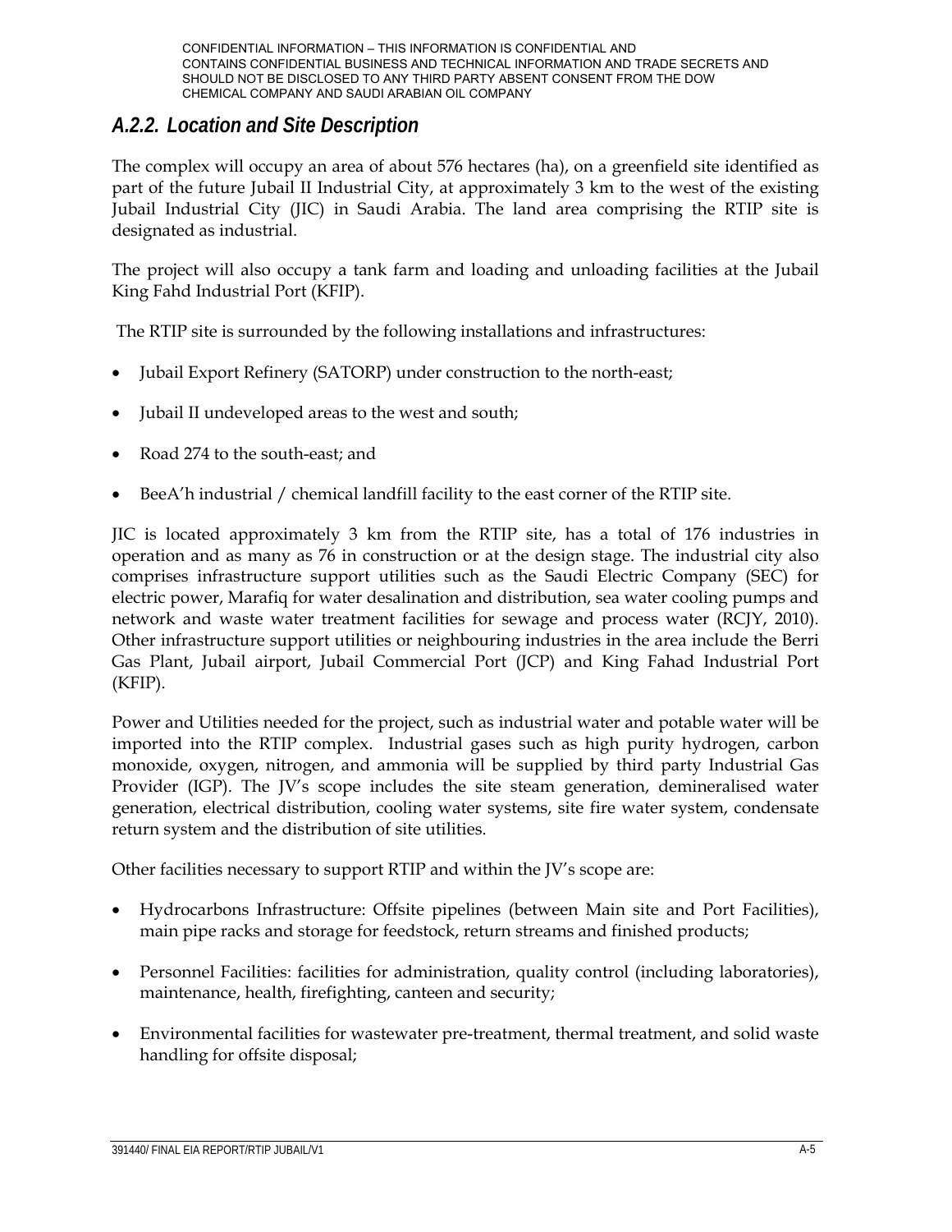### A.2.2. Location and Site Description

The complex will occupy an area of about 576 hectares (ha), on a greenfield site identified as part of the future Jubail II Industrial City, at approximately 3 km to the west of the existing Jubail Industrial City (JIC) in Saudi Arabia. The land area comprising the RTIP site is designated as industrial.

The project will also occupy a tank farm and loading and unloading facilities at the Jubail King Fahd Industrial Port (KFIP).

The RTIP site is surrounded by the following installations and infrastructures:

- Jubail Export Refinery (SATORP) under construction to the north-east;
- Jubail II undeveloped areas to the west and south;
- Road 274 to the south-east; and
- BeeA'h industrial / chemical landfill facility to the east corner of the RTIP site.

JIC is located approximately 3 km from the RTIP site, has a total of 176 industries in operation and as many as 76 in construction or at the design stage. The industrial city also comprises infrastructure support utilities such as the Saudi Electric Company (SEC) for electric power, Marafiq for water desalination and distribution, sea water cooling pumps and network and waste water treatment facilities for sewage and process water (RCJY, 2010). Other infrastructure support utilities or neighbouring industries in the area include the Berri Gas Plant, Jubail airport, Jubail Commercial Port (JCP) and King Fahad Industrial Port (KFIP).

Power and Utilities needed for the project, such as industrial water and potable water will be imported into the RTIP complex. Industrial gases such as high purity hydrogen, carbon monoxide, oxygen, nitrogen, and ammonia will be supplied by third party Industrial Gas Provider (IGP). The JV's scope includes the site steam generation, demineralised water generation, electrical distribution, cooling water systems, site fire water system, condensate return system and the distribution of site utilities.

Other facilities necessary to support RTIP and within the JV's scope are:

- Hydrocarbons Infrastructure: Offsite pipelines (between Main site and Port Facilities), main pipe racks and storage for feedstock, return streams and finished products;
- Personnel Facilities: facilities for administration, quality control (including laboratories), maintenance, health, firefighting, canteen and security;
- Environmental facilities for wastewater pre-treatment, thermal treatment, and solid waste handling for offsite disposal;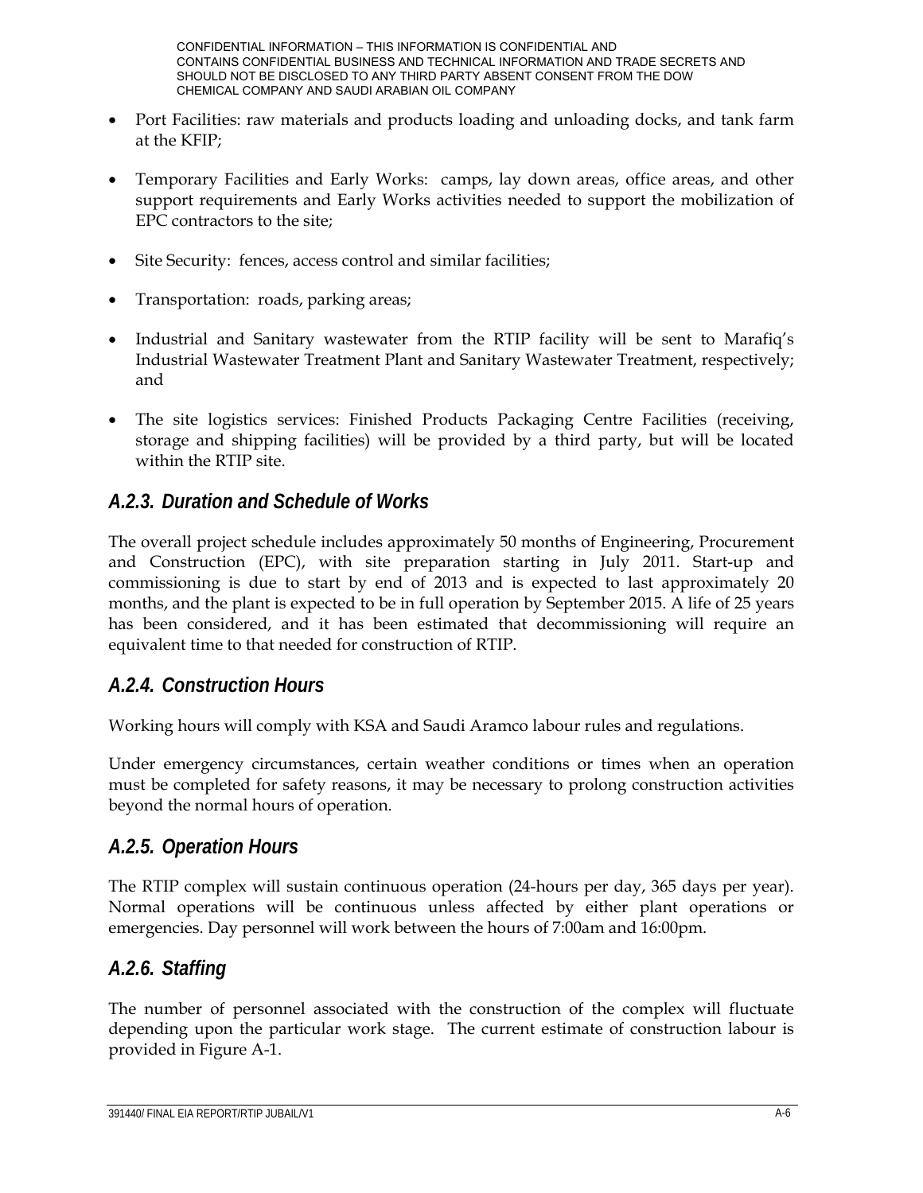- Port Facilities: raw materials and products loading and unloading docks, and tank farm at the KFIP;
- Temporary Facilities and Early Works: camps, lay down areas, office areas, and other support requirements and Early Works activities needed to support the mobilization of EPC contractors to the site;
- Site Security: fences, access control and similar facilities;
- Transportation: roads, parking areas;
- Industrial and Sanitary wastewater from the RTIP facility will be sent to Marafiq's Industrial Wastewater Treatment Plant and Sanitary Wastewater Treatment, respectively; and
- The site logistics services: Finished Products Packaging Centre Facilities (receiving, storage and shipping facilities) will be provided by a third party, but will be located within the RTIP site.

### *A.2.3. Duration and Schedule of Works*

The overall project schedule includes approximately 50 months of Engineering, Procurement and Construction (EPC), with site preparation starting in July 2011. Start-up and commissioning is due to start by end of 2013 and is expected to last approximately 20 months, and the plant is expected to be in full operation by September 2015. A life of 25 years has been considered, and it has been estimated that decommissioning will require an equivalent time to that needed for construction of RTIP.

### *A.2.4. Construction Hours*

Working hours will comply with KSA and Saudi Aramco labour rules and regulations.

Under emergency circumstances, certain weather conditions or times when an operation must be completed for safety reasons, it may be necessary to prolong construction activities beyond the normal hours of operation.

### *A.2.5. Operation Hours*

The RTIP complex will sustain continuous operation (24-hours per day, 365 days per year). Normal operations will be continuous unless affected by either plant operations or emergencies. Day personnel will work between the hours of 7:00am and 16:00pm.

### *A.2.6. Staffing*

The number of personnel associated with the construction of the complex will fluctuate depending upon the particular work stage. The current estimate of construction labour is provided in Figure A-1.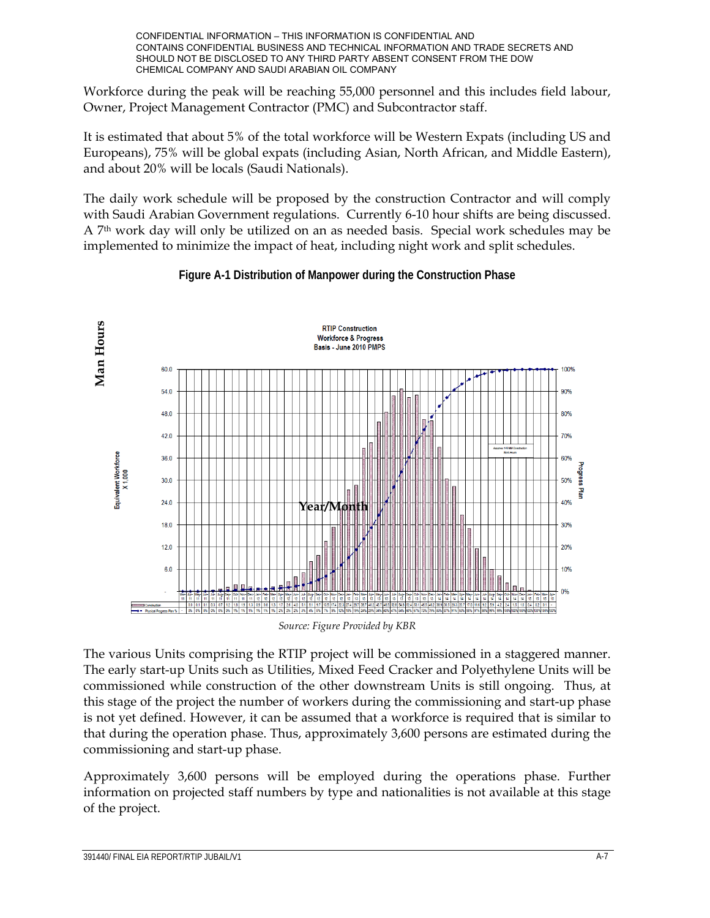CONFIDENTIAL INFORMATION – THIS INFORMATION IS CONFIDENTIAL AND CONTAINS CONFIDENTIAL BUSINESS AND TECHNICAL INFORMATION AND TRADE SECRETS AND SHOULD NOT BE DISCLOSED TO ANY THIRD PARTY ABSENT CONSENT FROM THE DOW CHEMICAL COMPANY AND SAUDI ARABIAN OIL COMPANY

Workforce during the peak will be reaching 55,000 personnel and this includes field labour, Owner, Project Management Contractor (PMC) and Subcontractor staff.

It is estimated that about 5% of the total workforce will be Western Expats (including US and Europeans), 75% will be global expats (including Asian, North African, and Middle Eastern), and about 20% will be locals (Saudi Nationals).

The daily work schedule will be proposed by the construction Contractor and will comply with Saudi Arabian Government regulations. Currently 6-10 hour shifts are being discussed. A 7th work day will only be utilized on an as needed basis. Special work schedules may be implemented to minimize the impact of heat, including night work and split schedules.

**Figure A-1 Distribution of Manpower during the Construction Phase**

*Source: Figure Provided by KBR*

The various Units comprising the RTIP project will be commissioned in a staggered manner. The early start-up Units such as Utilities, Mixed Feed Cracker and Polyethylene Units will be commissioned while construction of the other downstream Units is still ongoing. Thus, at this stage of the project the number of workers during the commissioning and start-up phase is not yet defined. However, it can be assumed that a workforce is required that is similar to that during the operation phase. Thus, approximately 3,600 persons are estimated during the commissioning and start-up phase.

Approximately 3,600 persons will be employed during the operations phase. Further information on projected staff numbers by type and nationalities is not available at this stage of the project.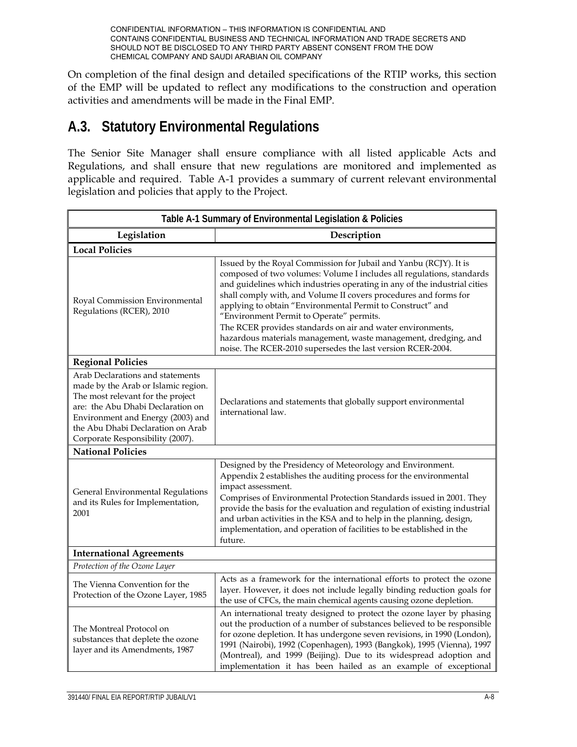On completion of the final design and detailed specifications of the RTIP works, this section of the EMP will be updated to reflect any modifications to the construction and operation activities and amendments will be made in the Final EMP.

## A.3. Statutory Environmental Regulations

The Senior Site Manager shall ensure compliance with all listed applicable Acts and Regulations, and shall ensure that new regulations are monitored and implemented as applicable and required. Table A-1 provides a summary of current relevant environmental legislation and policies that apply to the Project.

**Table A-1 Summary of Environmental Legislation & Policies**

| Legislation | Description |
|---|---|
| **Local Policies** | |
| Royal Commission Environmental Regulations (RCER), 2010 | Issued by the Royal Commission for Jubail and Yanbu (RCJY). It is composed of two volumes: Volume I includes all regulations, standards and guidelines which industries operating in any of the industrial cities shall comply with, and Volume II covers procedures and forms for applying to obtain "Environmental Permit to Construct" and "Environment Permit to Operate" permits. The RCER provides standards on air and water environments, hazardous materials management, waste management, dredging, and noise. The RCER-2010 supersedes the last version RCER-2004. |
| **Regional Policies** | |
| Arab Declarations and statements made by the Arab or Islamic region. The most relevant for the project are: the Abu Dhabi Declaration on Environment and Energy (2003) and the Abu Dhabi Declaration on Arab Corporate Responsibility (2007). | Declarations and statements that globally support environmental international law. |
| **National Policies** | |
| General Environmental Regulations and its Rules for Implementation, 2001 | Designed by the Presidency of Meteorology and Environment. Appendix 2 establishes the auditing process for the environmental impact assessment. Comprises of Environmental Protection Standards issued in 2001. They provide the basis for the evaluation and regulation of existing industrial and urban activities in the KSA and to help in the planning, design, implementation, and operation of facilities to be established in the future. |
| **International Agreements** | |
| *Protection of the Ozone Layer* | |
| The Vienna Convention for the Protection of the Ozone Layer, 1985 | Acts as a framework for the international efforts to protect the ozone layer. However, it does not include legally binding reduction goals for the use of CFCs, the main chemical agents causing ozone depletion. |
| The Montreal Protocol on substances that deplete the ozone layer and its Amendments, 1987 | An international treaty designed to protect the ozone layer by phasing out the production of a number of substances believed to be responsible for ozone depletion. It has undergone seven revisions, in 1990 (London), 1991 (Nairobi), 1992 (Copenhagen), 1993 (Bangkok), 1995 (Vienna), 1997 (Montreal), and 1999 (Beijing). Due to its widespread adoption and implementation it has been hailed as an example of exceptional |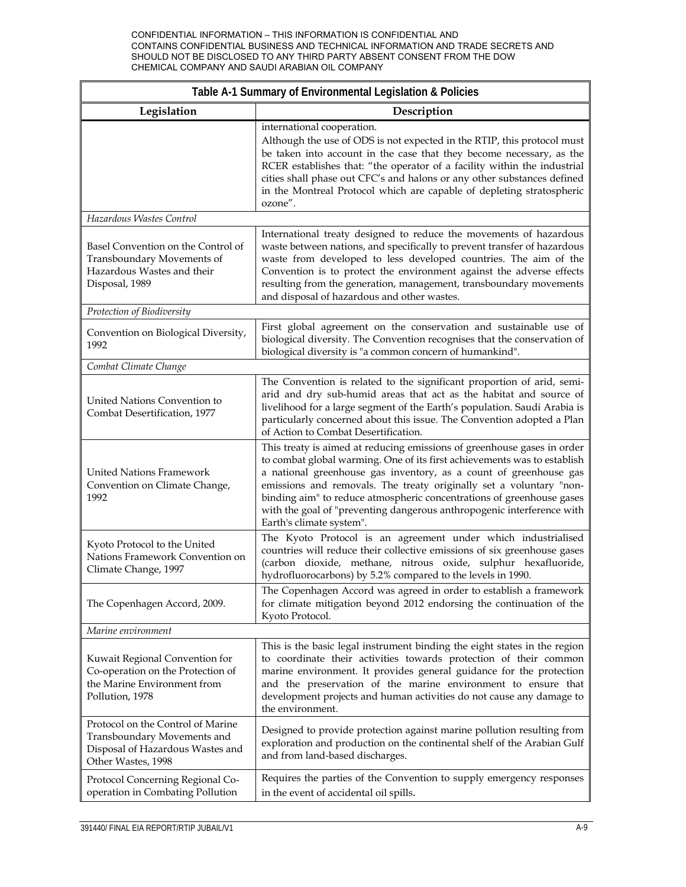CONFIDENTIAL INFORMATION – THIS INFORMATION IS CONFIDENTIAL AND CONTAINS CONFIDENTIAL BUSINESS AND TECHNICAL INFORMATION AND TRADE SECRETS AND SHOULD NOT BE DISCLOSED TO ANY THIRD PARTY ABSENT CONSENT FROM THE DOW CHEMICAL COMPANY AND SAUDI ARABIAN OIL COMPANY

| Table A-1 Summary of Environmental Legislation & Policies | |
|---|---|
| **Legislation** | **Description** |
| | international cooperation. Although the use of ODS is not expected in the RTIP, this protocol must be taken into account in the case that they become necessary, as the RCER establishes that: "the operator of a facility within the industrial cities shall phase out CFC's and halons or any other substances defined in the Montreal Protocol which are capable of depleting stratospheric ozone". |
| *Hazardous Wastes Control* | |
| Basel Convention on the Control of Transboundary Movements of Hazardous Wastes and their Disposal, 1989 | International treaty designed to reduce the movements of hazardous waste between nations, and specifically to prevent transfer of hazardous waste from developed to less developed countries. The aim of the Convention is to protect the environment against the adverse effects resulting from the generation, management, transboundary movements and disposal of hazardous and other wastes. |
| *Protection of Biodiversity* | |
| Convention on Biological Diversity, 1992 | First global agreement on the conservation and sustainable use of biological diversity. The Convention recognises that the conservation of biological diversity is "a common concern of humankind". |
| *Combat Climate Change* | |
| United Nations Convention to Combat Desertification, 1977 | The Convention is related to the significant proportion of arid, semi-arid and dry sub-humid areas that act as the habitat and source of livelihood for a large segment of the Earth's population. Saudi Arabia is particularly concerned about this issue. The Convention adopted a Plan of Action to Combat Desertification. |
| United Nations Framework Convention on Climate Change, 1992 | This treaty is aimed at reducing emissions of greenhouse gases in order to combat global warming. One of its first achievements was to establish a national greenhouse gas inventory, as a count of greenhouse gas emissions and removals. The treaty originally set a voluntary "non-binding aim" to reduce atmospheric concentrations of greenhouse gases with the goal of "preventing dangerous anthropogenic interference with Earth's climate system". |
| Kyoto Protocol to the United Nations Framework Convention on Climate Change, 1997 | The Kyoto Protocol is an agreement under which industrialised countries will reduce their collective emissions of six greenhouse gases (carbon dioxide, methane, nitrous oxide, sulphur hexafluoride, hydrofluorocarbons) by 5.2% compared to the levels in 1990. |
| The Copenhagen Accord, 2009. | The Copenhagen Accord was agreed in order to establish a framework for climate mitigation beyond 2012 endorsing the continuation of the Kyoto Protocol. |
| *Marine environment* | |
| Kuwait Regional Convention for Co-operation on the Protection of the Marine Environment from Pollution, 1978 | This is the basic legal instrument binding the eight states in the region to coordinate their activities towards protection of their common marine environment. It provides general guidance for the protection and the preservation of the marine environment to ensure that development projects and human activities do not cause any damage to the environment. |
| Protocol on the Control of Marine Transboundary Movements and Disposal of Hazardous Wastes and Other Wastes, 1998 | Designed to provide protection against marine pollution resulting from exploration and production on the continental shelf of the Arabian Gulf and from land-based discharges. |
| Protocol Concerning Regional Co-operation in Combating Pollution | Requires the parties of the Convention to supply emergency responses in the event of accidental oil spills. |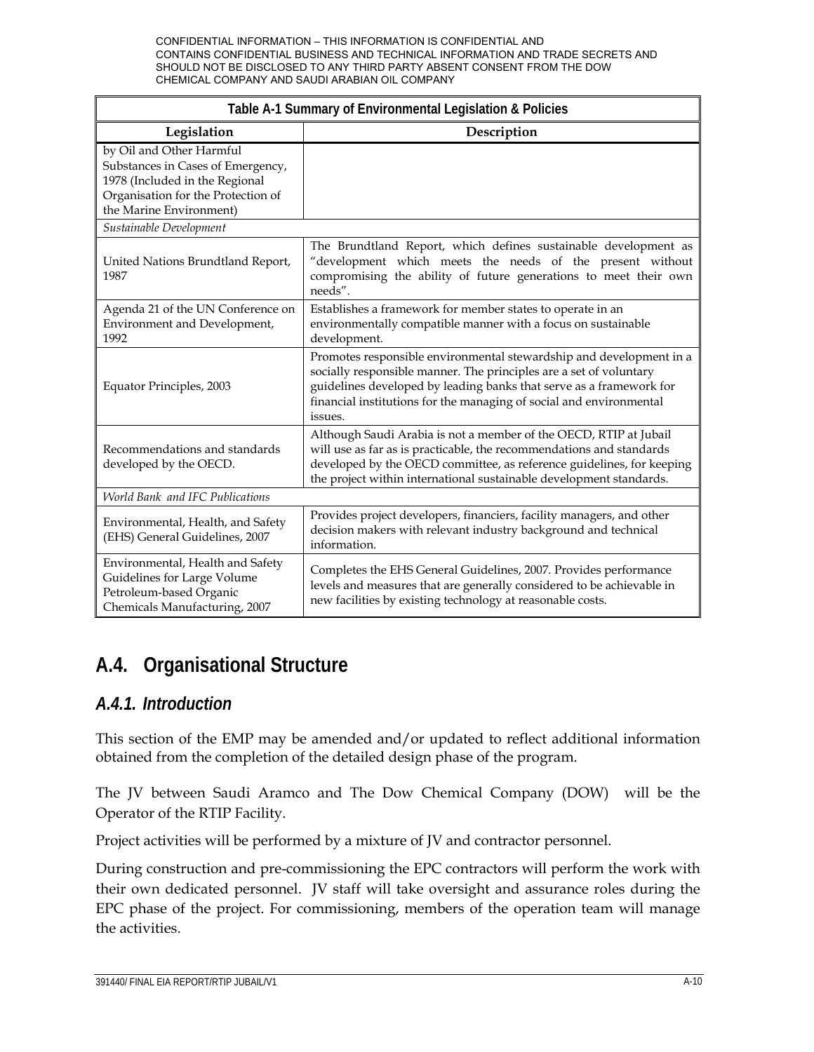| Table A-1 Summary of Environmental Legislation & Policies | |
|---|---|
| **Legislation** | **Description** |
| by Oil and Other Harmful Substances in Cases of Emergency, 1978 (Included in the Regional Organisation for the Protection of the Marine Environment) | |
| *Sustainable Development* | |
| United Nations Brundtland Report, 1987 | The Brundtland Report, which defines sustainable development as "development which meets the needs of the present without compromising the ability of future generations to meet their own needs". |
| Agenda 21 of the UN Conference on Environment and Development, 1992 | Establishes a framework for member states to operate in an environmentally compatible manner with a focus on sustainable development. |
| Equator Principles, 2003 | Promotes responsible environmental stewardship and development in a socially responsible manner. The principles are a set of voluntary guidelines developed by leading banks that serve as a framework for financial institutions for the managing of social and environmental issues. |
| Recommendations and standards developed by the OECD. | Although Saudi Arabia is not a member of the OECD, RTIP at Jubail will use as far as is practicable, the recommendations and standards developed by the OECD committee, as reference guidelines, for keeping the project within international sustainable development standards. |
| *World Bank and IFC Publications* | |
| Environmental, Health, and Safety (EHS) General Guidelines, 2007 | Provides project developers, financiers, facility managers, and other decision makers with relevant industry background and technical information. |
| Environmental, Health and Safety Guidelines for Large Volume Petroleum-based Organic Chemicals Manufacturing, 2007 | Completes the EHS General Guidelines, 2007. Provides performance levels and measures that are generally considered to be achievable in new facilities by existing technology at reasonable costs. |

## A.4. Organisational Structure

### *A.4.1. Introduction*

This section of the EMP may be amended and/or updated to reflect additional information obtained from the completion of the detailed design phase of the program.

The JV between Saudi Aramco and The Dow Chemical Company (DOW) will be the Operator of the RTIP Facility.

Project activities will be performed by a mixture of JV and contractor personnel.

During construction and pre-commissioning the EPC contractors will perform the work with their own dedicated personnel. JV staff will take oversight and assurance roles during the EPC phase of the project. For commissioning, members of the operation team will manage the activities.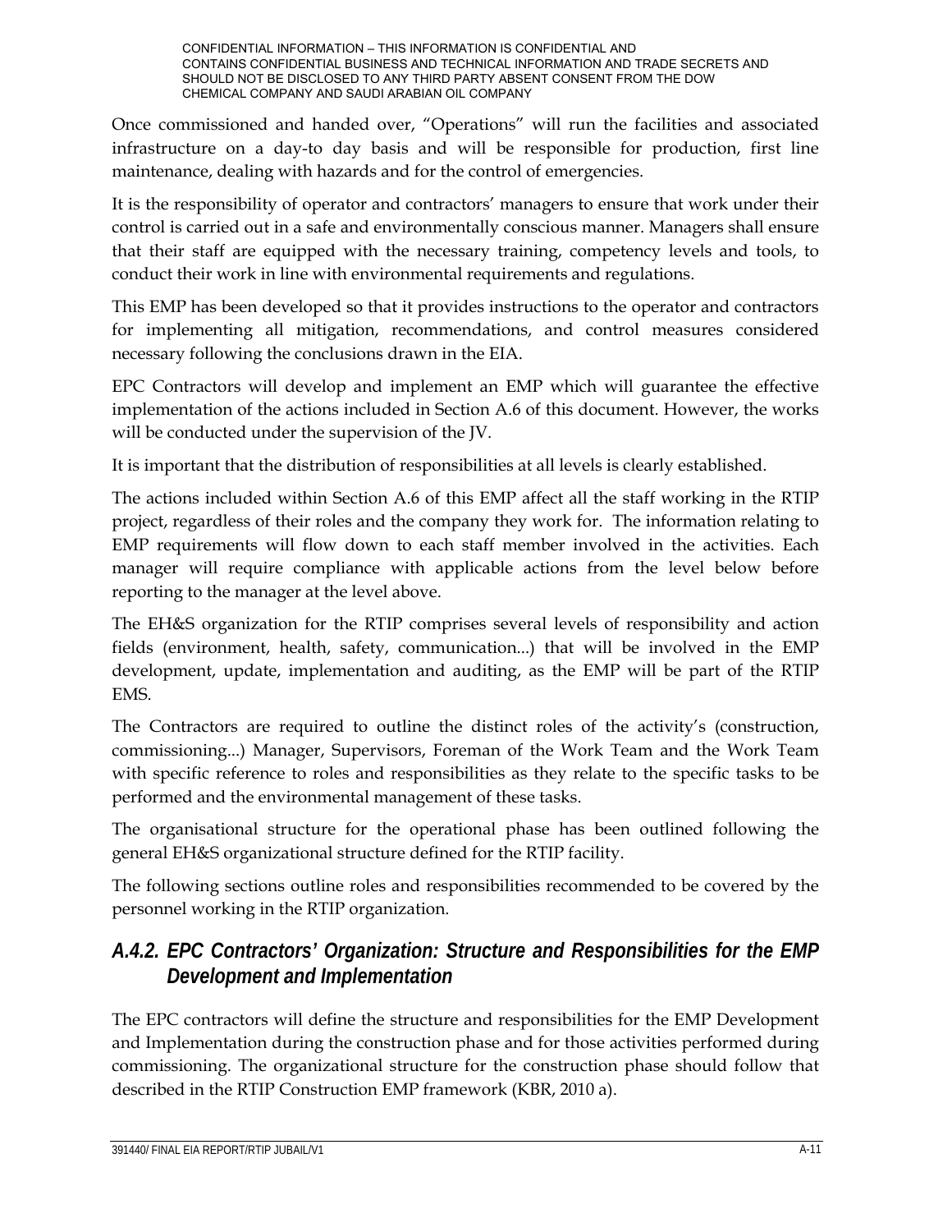Once commissioned and handed over, "Operations" will run the facilities and associated infrastructure on a day-to day basis and will be responsible for production, first line maintenance, dealing with hazards and for the control of emergencies.

It is the responsibility of operator and contractors' managers to ensure that work under their control is carried out in a safe and environmentally conscious manner. Managers shall ensure that their staff are equipped with the necessary training, competency levels and tools, to conduct their work in line with environmental requirements and regulations.

This EMP has been developed so that it provides instructions to the operator and contractors for implementing all mitigation, recommendations, and control measures considered necessary following the conclusions drawn in the EIA.

EPC Contractors will develop and implement an EMP which will guarantee the effective implementation of the actions included in Section A.6 of this document. However, the works will be conducted under the supervision of the JV.

It is important that the distribution of responsibilities at all levels is clearly established.

The actions included within Section A.6 of this EMP affect all the staff working in the RTIP project, regardless of their roles and the company they work for. The information relating to EMP requirements will flow down to each staff member involved in the activities. Each manager will require compliance with applicable actions from the level below before reporting to the manager at the level above.

The EH&S organization for the RTIP comprises several levels of responsibility and action fields (environment, health, safety, communication...) that will be involved in the EMP development, update, implementation and auditing, as the EMP will be part of the RTIP EMS.

The Contractors are required to outline the distinct roles of the activity's (construction, commissioning...) Manager, Supervisors, Foreman of the Work Team and the Work Team with specific reference to roles and responsibilities as they relate to the specific tasks to be performed and the environmental management of these tasks.

The organisational structure for the operational phase has been outlined following the general EH&S organizational structure defined for the RTIP facility.

The following sections outline roles and responsibilities recommended to be covered by the personnel working in the RTIP organization.

### *A.4.2. EPC Contractors' Organization: Structure and Responsibilities for the EMP Development and Implementation*

The EPC contractors will define the structure and responsibilities for the EMP Development and Implementation during the construction phase and for those activities performed during commissioning. The organizational structure for the construction phase should follow that described in the RTIP Construction EMP framework (KBR, 2010 a).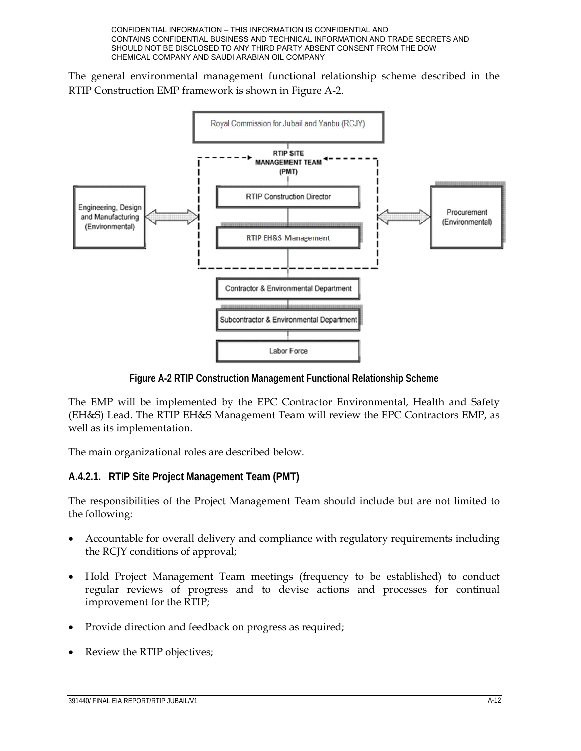The general environmental management functional relationship scheme described in the RTIP Construction EMP framework is shown in Figure A-2.

Figure A-2 RTIP Construction Management Functional Relationship Scheme

The EMP will be implemented by the EPC Contractor Environmental, Health and Safety (EH&S) Lead. The RTIP EH&S Management Team will review the EPC Contractors EMP, as well as its implementation.

The main organizational roles are described below.

### A.4.2.1. RTIP Site Project Management Team (PMT)

The responsibilities of the Project Management Team should include but are not limited to the following:

- Accountable for overall delivery and compliance with regulatory requirements including the RCJY conditions of approval;
- Hold Project Management Team meetings (frequency to be established) to conduct regular reviews of progress and to devise actions and processes for continual improvement for the RTIP;
- Provide direction and feedback on progress as required;
- Review the RTIP objectives;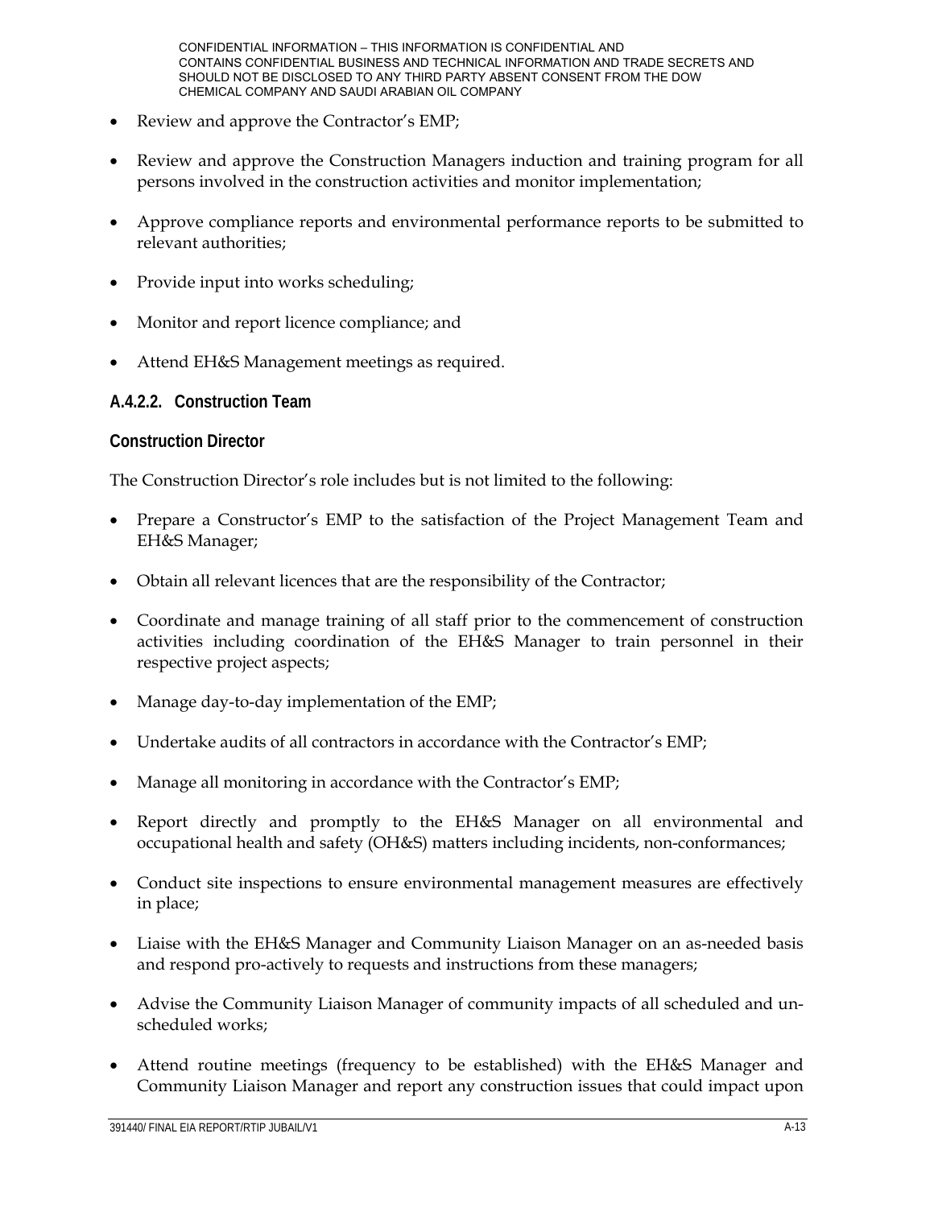- Review and approve the Contractor's EMP;
- Review and approve the Construction Managers induction and training program for all persons involved in the construction activities and monitor implementation;
- Approve compliance reports and environmental performance reports to be submitted to relevant authorities;
- Provide input into works scheduling;
- Monitor and report licence compliance; and
- Attend EH&S Management meetings as required.

#### A.4.2.2. Construction Team

**Construction Director**

The Construction Director's role includes but is not limited to the following:

- Prepare a Constructor's EMP to the satisfaction of the Project Management Team and EH&S Manager;
- Obtain all relevant licences that are the responsibility of the Contractor;
- Coordinate and manage training of all staff prior to the commencement of construction activities including coordination of the EH&S Manager to train personnel in their respective project aspects;
- Manage day-to-day implementation of the EMP;
- Undertake audits of all contractors in accordance with the Contractor's EMP;
- Manage all monitoring in accordance with the Contractor's EMP;
- Report directly and promptly to the EH&S Manager on all environmental and occupational health and safety (OH&S) matters including incidents, non-conformances;
- Conduct site inspections to ensure environmental management measures are effectively in place;
- Liaise with the EH&S Manager and Community Liaison Manager on an as-needed basis and respond pro-actively to requests and instructions from these managers;
- Advise the Community Liaison Manager of community impacts of all scheduled and un-scheduled works;
- Attend routine meetings (frequency to be established) with the EH&S Manager and Community Liaison Manager and report any construction issues that could impact upon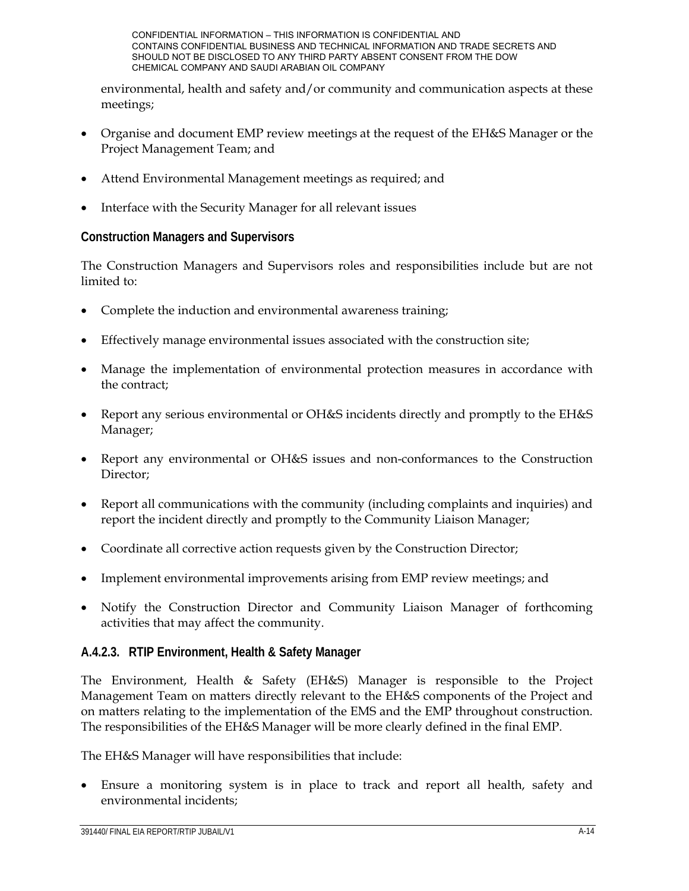environmental, health and safety and/or community and communication aspects at these meetings;

- Organise and document EMP review meetings at the request of the EH&S Manager or the Project Management Team; and
- Attend Environmental Management meetings as required; and
- Interface with the Security Manager for all relevant issues

**Construction Managers and Supervisors**

The Construction Managers and Supervisors roles and responsibilities include but are not limited to:

- Complete the induction and environmental awareness training;
- Effectively manage environmental issues associated with the construction site;
- Manage the implementation of environmental protection measures in accordance with the contract;
- Report any serious environmental or OH&S incidents directly and promptly to the EH&S Manager;
- Report any environmental or OH&S issues and non-conformances to the Construction Director;
- Report all communications with the community (including complaints and inquiries) and report the incident directly and promptly to the Community Liaison Manager;
- Coordinate all corrective action requests given by the Construction Director;
- Implement environmental improvements arising from EMP review meetings; and
- Notify the Construction Director and Community Liaison Manager of forthcoming activities that may affect the community.

### A.4.2.3. RTIP Environment, Health & Safety Manager

The Environment, Health & Safety (EH&S) Manager is responsible to the Project Management Team on matters directly relevant to the EH&S components of the Project and on matters relating to the implementation of the EMS and the EMP throughout construction. The responsibilities of the EH&S Manager will be more clearly defined in the final EMP.

The EH&S Manager will have responsibilities that include:

- Ensure a monitoring system is in place to track and report all health, safety and environmental incidents;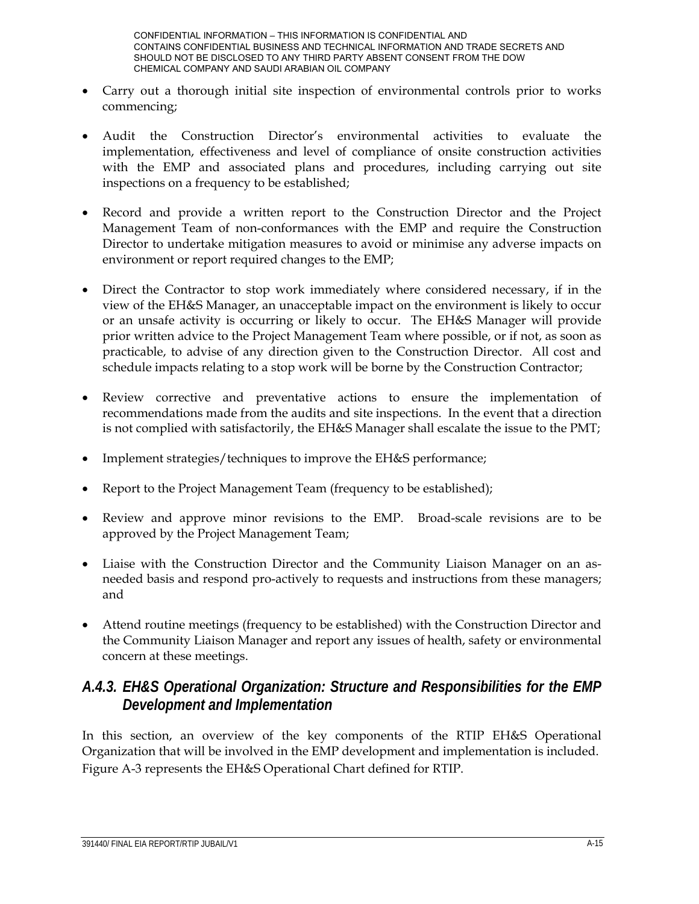- Carry out a thorough initial site inspection of environmental controls prior to works commencing;

- Audit the Construction Director's environmental activities to evaluate the implementation, effectiveness and level of compliance of onsite construction activities with the EMP and associated plans and procedures, including carrying out site inspections on a frequency to be established;

- Record and provide a written report to the Construction Director and the Project Management Team of non-conformances with the EMP and require the Construction Director to undertake mitigation measures to avoid or minimise any adverse impacts on environment or report required changes to the EMP;

- Direct the Contractor to stop work immediately where considered necessary, if in the view of the EH&S Manager, an unacceptable impact on the environment is likely to occur or an unsafe activity is occurring or likely to occur. The EH&S Manager will provide prior written advice to the Project Management Team where possible, or if not, as soon as practicable, to advise of any direction given to the Construction Director. All cost and schedule impacts relating to a stop work will be borne by the Construction Contractor;

- Review corrective and preventative actions to ensure the implementation of recommendations made from the audits and site inspections. In the event that a direction is not complied with satisfactorily, the EH&S Manager shall escalate the issue to the PMT;

- Implement strategies/techniques to improve the EH&S performance;

- Report to the Project Management Team (frequency to be established);

- Review and approve minor revisions to the EMP. Broad-scale revisions are to be approved by the Project Management Team;

- Liaise with the Construction Director and the Community Liaison Manager on an as-needed basis and respond pro-actively to requests and instructions from these managers; and

- Attend routine meetings (frequency to be established) with the Construction Director and the Community Liaison Manager and report any issues of health, safety or environmental concern at these meetings.

### *A.4.3. EH&S Operational Organization: Structure and Responsibilities for the EMP Development and Implementation*

In this section, an overview of the key components of the RTIP EH&S Operational Organization that will be involved in the EMP development and implementation is included. Figure A-3 represents the EH&S Operational Chart defined for RTIP.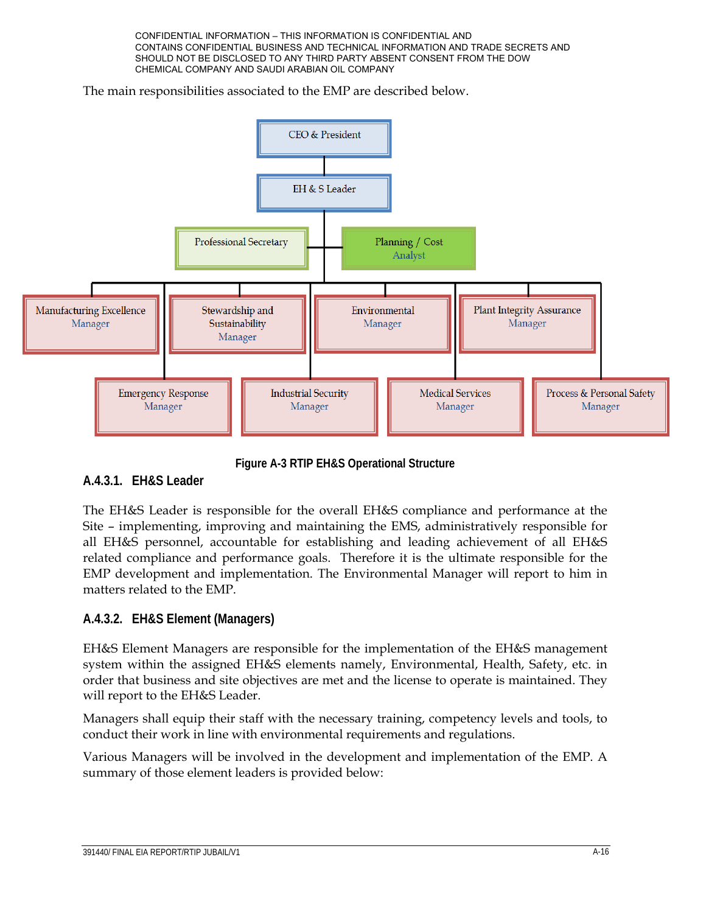The main responsibilities associated to the EMP are described below.

- CEO & President
  - EH & S Leader
    - Professional Secretary
    - Planning / Cost Analyst
    - Manufacturing Excellence Manager
    - Stewardship and Sustainability Manager
    - Environmental Manager
    - Plant Integrity Assurance Manager
    - Emergency Response Manager
    - Industrial Security Manager
    - Medical Services Manager
    - Process & Personal Safety Manager

**Figure A-3 RTIP EH&S Operational Structure**

### A.4.3.1. EH&S Leader

The EH&S Leader is responsible for the overall EH&S compliance and performance at the Site – implementing, improving and maintaining the EMS, administratively responsible for all EH&S personnel, accountable for establishing and leading achievement of all EH&S related compliance and performance goals. Therefore it is the ultimate responsible for the EMP development and implementation. The Environmental Manager will report to him in matters related to the EMP.

### A.4.3.2. EH&S Element (Managers)

EH&S Element Managers are responsible for the implementation of the EH&S management system within the assigned EH&S elements namely, Environmental, Health, Safety, etc. in order that business and site objectives are met and the license to operate is maintained. They will report to the EH&S Leader.

Managers shall equip their staff with the necessary training, competency levels and tools, to conduct their work in line with environmental requirements and regulations.

Various Managers will be involved in the development and implementation of the EMP. A summary of those element leaders is provided below: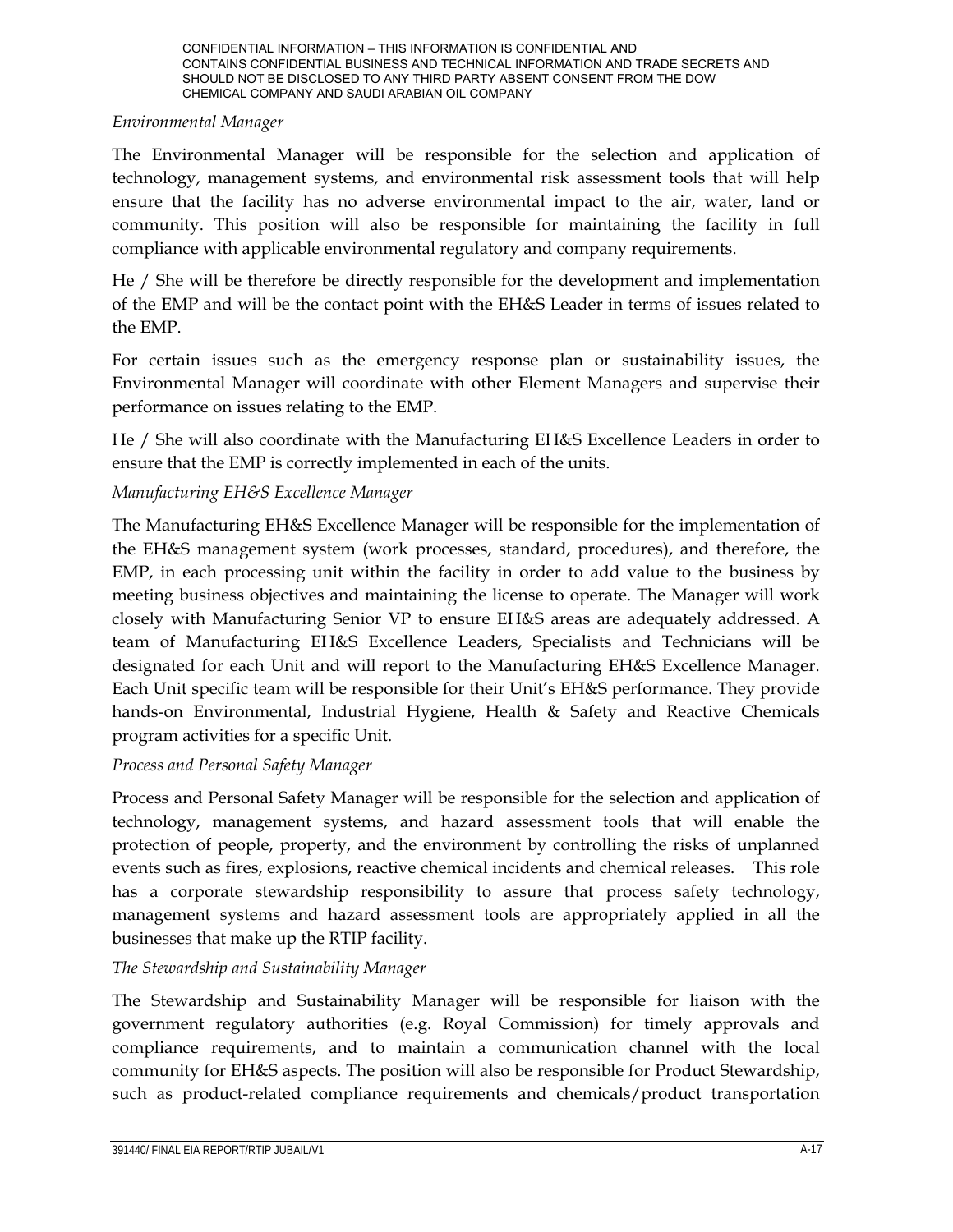*Environmental Manager*

The Environmental Manager will be responsible for the selection and application of technology, management systems, and environmental risk assessment tools that will help ensure that the facility has no adverse environmental impact to the air, water, land or community. This position will also be responsible for maintaining the facility in full compliance with applicable environmental regulatory and company requirements.

He / She will be therefore be directly responsible for the development and implementation of the EMP and will be the contact point with the EH&S Leader in terms of issues related to the EMP.

For certain issues such as the emergency response plan or sustainability issues, the Environmental Manager will coordinate with other Element Managers and supervise their performance on issues relating to the EMP.

He / She will also coordinate with the Manufacturing EH&S Excellence Leaders in order to ensure that the EMP is correctly implemented in each of the units.

*Manufacturing EH&S Excellence Manager*

The Manufacturing EH&S Excellence Manager will be responsible for the implementation of the EH&S management system (work processes, standard, procedures), and therefore, the EMP, in each processing unit within the facility in order to add value to the business by meeting business objectives and maintaining the license to operate. The Manager will work closely with Manufacturing Senior VP to ensure EH&S areas are adequately addressed. A team of Manufacturing EH&S Excellence Leaders, Specialists and Technicians will be designated for each Unit and will report to the Manufacturing EH&S Excellence Manager. Each Unit specific team will be responsible for their Unit's EH&S performance. They provide hands-on Environmental, Industrial Hygiene, Health & Safety and Reactive Chemicals program activities for a specific Unit.

*Process and Personal Safety Manager*

Process and Personal Safety Manager will be responsible for the selection and application of technology, management systems, and hazard assessment tools that will enable the protection of people, property, and the environment by controlling the risks of unplanned events such as fires, explosions, reactive chemical incidents and chemical releases. This role has a corporate stewardship responsibility to assure that process safety technology, management systems and hazard assessment tools are appropriately applied in all the businesses that make up the RTIP facility.

*The Stewardship and Sustainability Manager*

The Stewardship and Sustainability Manager will be responsible for liaison with the government regulatory authorities (e.g. Royal Commission) for timely approvals and compliance requirements, and to maintain a communication channel with the local community for EH&S aspects. The position will also be responsible for Product Stewardship, such as product-related compliance requirements and chemicals/product transportation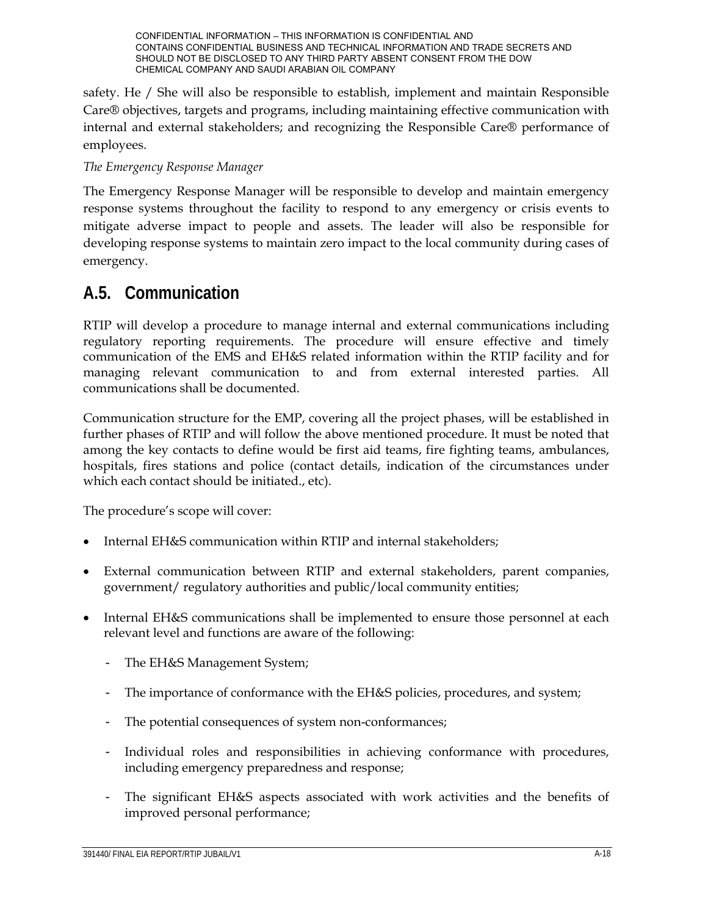safety. He / She will also be responsible to establish, implement and maintain Responsible Care® objectives, targets and programs, including maintaining effective communication with internal and external stakeholders; and recognizing the Responsible Care® performance of employees.

*The Emergency Response Manager*

The Emergency Response Manager will be responsible to develop and maintain emergency response systems throughout the facility to respond to any emergency or crisis events to mitigate adverse impact to people and assets. The leader will also be responsible for developing response systems to maintain zero impact to the local community during cases of emergency.

## A.5. Communication

RTIP will develop a procedure to manage internal and external communications including regulatory reporting requirements. The procedure will ensure effective and timely communication of the EMS and EH&S related information within the RTIP facility and for managing relevant communication to and from external interested parties. All communications shall be documented.

Communication structure for the EMP, covering all the project phases, will be established in further phases of RTIP and will follow the above mentioned procedure. It must be noted that among the key contacts to define would be first aid teams, fire fighting teams, ambulances, hospitals, fires stations and police (contact details, indication of the circumstances under which each contact should be initiated., etc).

The procedure's scope will cover:

- Internal EH&S communication within RTIP and internal stakeholders;
- External communication between RTIP and external stakeholders, parent companies, government/ regulatory authorities and public/local community entities;
- Internal EH&S communications shall be implemented to ensure those personnel at each relevant level and functions are aware of the following:
  - The EH&S Management System;
  - The importance of conformance with the EH&S policies, procedures, and system;
  - The potential consequences of system non-conformances;
  - Individual roles and responsibilities in achieving conformance with procedures, including emergency preparedness and response;
  - The significant EH&S aspects associated with work activities and the benefits of improved personal performance;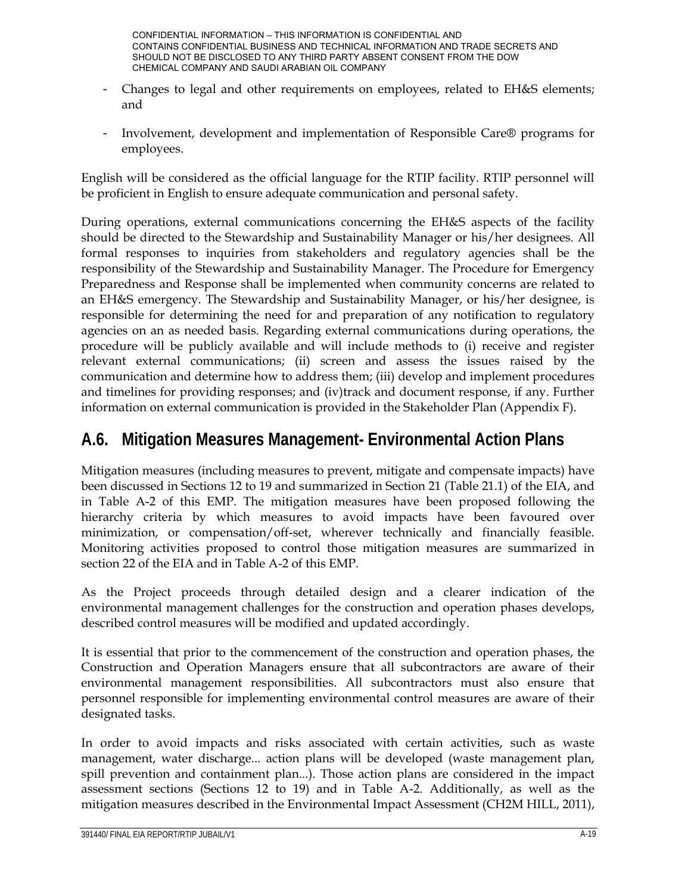- Changes to legal and other requirements on employees, related to EH&S elements; and
- Involvement, development and implementation of Responsible Care® programs for employees.

English will be considered as the official language for the RTIP facility. RTIP personnel will be proficient in English to ensure adequate communication and personal safety.

During operations, external communications concerning the EH&S aspects of the facility should be directed to the Stewardship and Sustainability Manager or his/her designees. All formal responses to inquiries from stakeholders and regulatory agencies shall be the responsibility of the Stewardship and Sustainability Manager. The Procedure for Emergency Preparedness and Response shall be implemented when community concerns are related to an EH&S emergency. The Stewardship and Sustainability Manager, or his/her designee, is responsible for determining the need for and preparation of any notification to regulatory agencies on an as needed basis. Regarding external communications during operations, the procedure will be publicly available and will include methods to (i) receive and register relevant external communications; (ii) screen and assess the issues raised by the communication and determine how to address them; (iii) develop and implement procedures and timelines for providing responses; and (iv)track and document response, if any. Further information on external communication is provided in the Stakeholder Plan (Appendix F).

## A.6. Mitigation Measures Management- Environmental Action Plans

Mitigation measures (including measures to prevent, mitigate and compensate impacts) have been discussed in Sections 12 to 19 and summarized in Section 21 (Table 21.1) of the EIA, and in Table A-2 of this EMP. The mitigation measures have been proposed following the hierarchy criteria by which measures to avoid impacts have been favoured over minimization, or compensation/off-set, wherever technically and financially feasible. Monitoring activities proposed to control those mitigation measures are summarized in section 22 of the EIA and in Table A-2 of this EMP.

As the Project proceeds through detailed design and a clearer indication of the environmental management challenges for the construction and operation phases develops, described control measures will be modified and updated accordingly.

It is essential that prior to the commencement of the construction and operation phases, the Construction and Operation Managers ensure that all subcontractors are aware of their environmental management responsibilities. All subcontractors must also ensure that personnel responsible for implementing environmental control measures are aware of their designated tasks.

In order to avoid impacts and risks associated with certain activities, such as waste management, water discharge... action plans will be developed (waste management plan, spill prevention and containment plan...). Those action plans are considered in the impact assessment sections (Sections 12 to 19) and in Table A-2. Additionally, as well as the mitigation measures described in the Environmental Impact Assessment (CH2M HILL, 2011),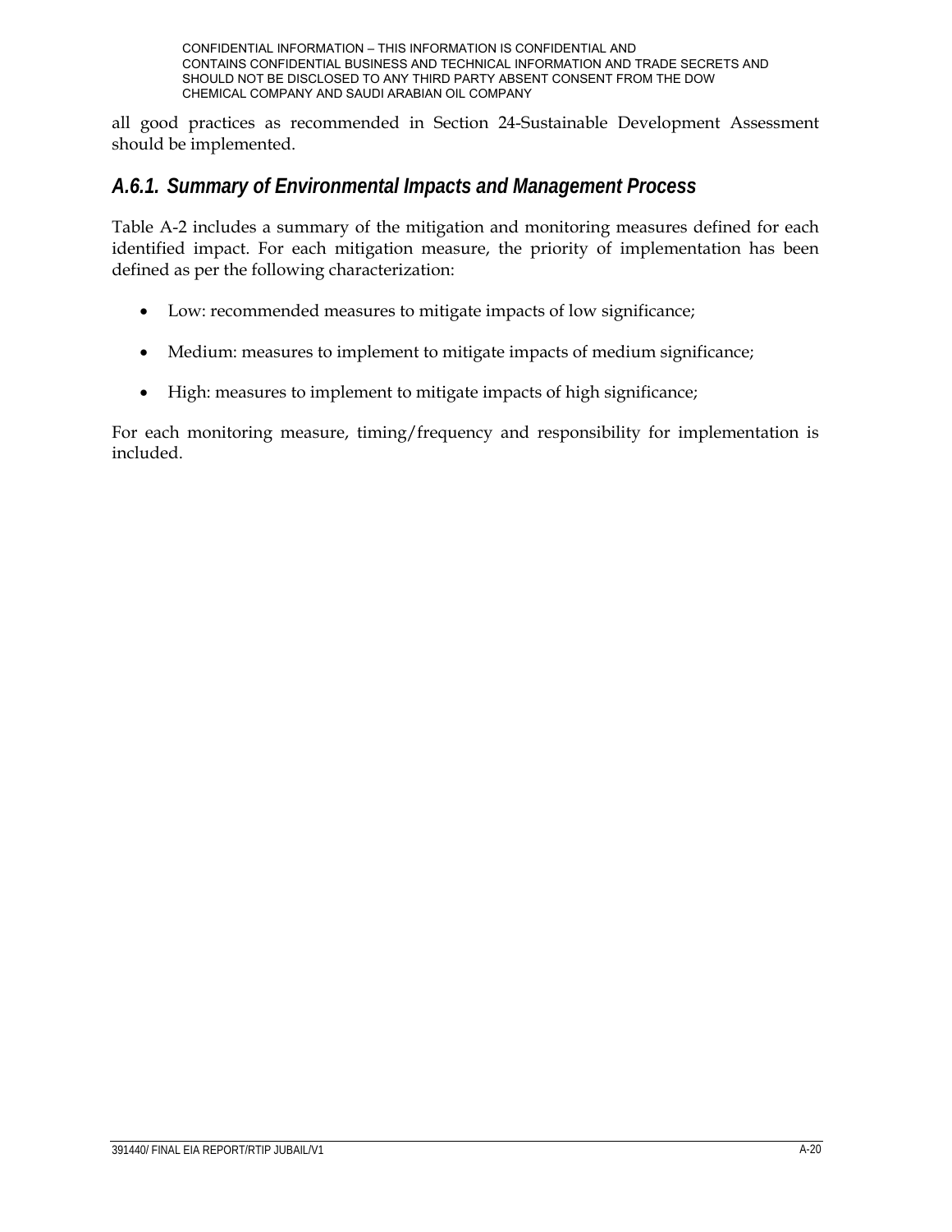all good practices as recommended in Section 24-Sustainable Development Assessment should be implemented.

### *A.6.1. Summary of Environmental Impacts and Management Process*

Table A-2 includes a summary of the mitigation and monitoring measures defined for each identified impact. For each mitigation measure, the priority of implementation has been defined as per the following characterization:

- Low: recommended measures to mitigate impacts of low significance;
- Medium: measures to implement to mitigate impacts of medium significance;
- High: measures to implement to mitigate impacts of high significance;

For each monitoring measure, timing/frequency and responsibility for implementation is included.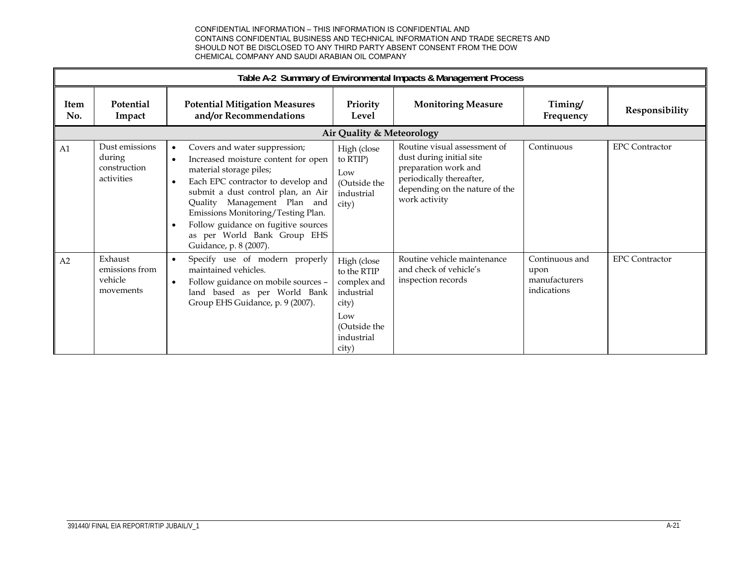CONFIDENTIAL INFORMATION – THIS INFORMATION IS CONFIDENTIAL AND CONTAINS CONFIDENTIAL BUSINESS AND TECHNICAL INFORMATION AND TRADE SECRETS AND SHOULD NOT BE DISCLOSED TO ANY THIRD PARTY ABSENT CONSENT FROM THE DOW CHEMICAL COMPANY AND SAUDI ARABIAN OIL COMPANY

**Table A-2 Summary of Environmental Impacts & Management Process**

| Item No. | Potential Impact | Potential Mitigation Measures and/or Recommendations | Priority Level | Monitoring Measure | Timing/ Frequency | Responsibility |
|---|---|---|---|---|---|---|
| **Air Quality & Meteorology** | | | | | | |
| A1 | Dust emissions during construction activities | • Covers and water suppression;<br>• Increased moisture content for open material storage piles;<br>• Each EPC contractor to develop and submit a dust control plan, an Air Quality Management Plan and Emissions Monitoring/Testing Plan.<br>• Follow guidance on fugitive sources as per World Bank Group EHS Guidance, p. 8 (2007). | High (close to RTIP)<br>Low (Outside the industrial city) | Routine visual assessment of dust during initial site preparation work and periodically thereafter, depending on the nature of the work activity | Continuous | EPC Contractor |
| A2 | Exhaust emissions from vehicle movements | • Specify use of modern properly maintained vehicles.<br>• Follow guidance on mobile sources – land based as per World Bank Group EHS Guidance, p. 9 (2007). | High (close to the RTIP complex and industrial city)<br>Low (Outside the industrial city) | Routine vehicle maintenance and check of vehicle's inspection records | Continuous and upon manufacturers indications | EPC Contractor |

391440/ FINAL EIA REPORT/RTIP JUBAIL/V_1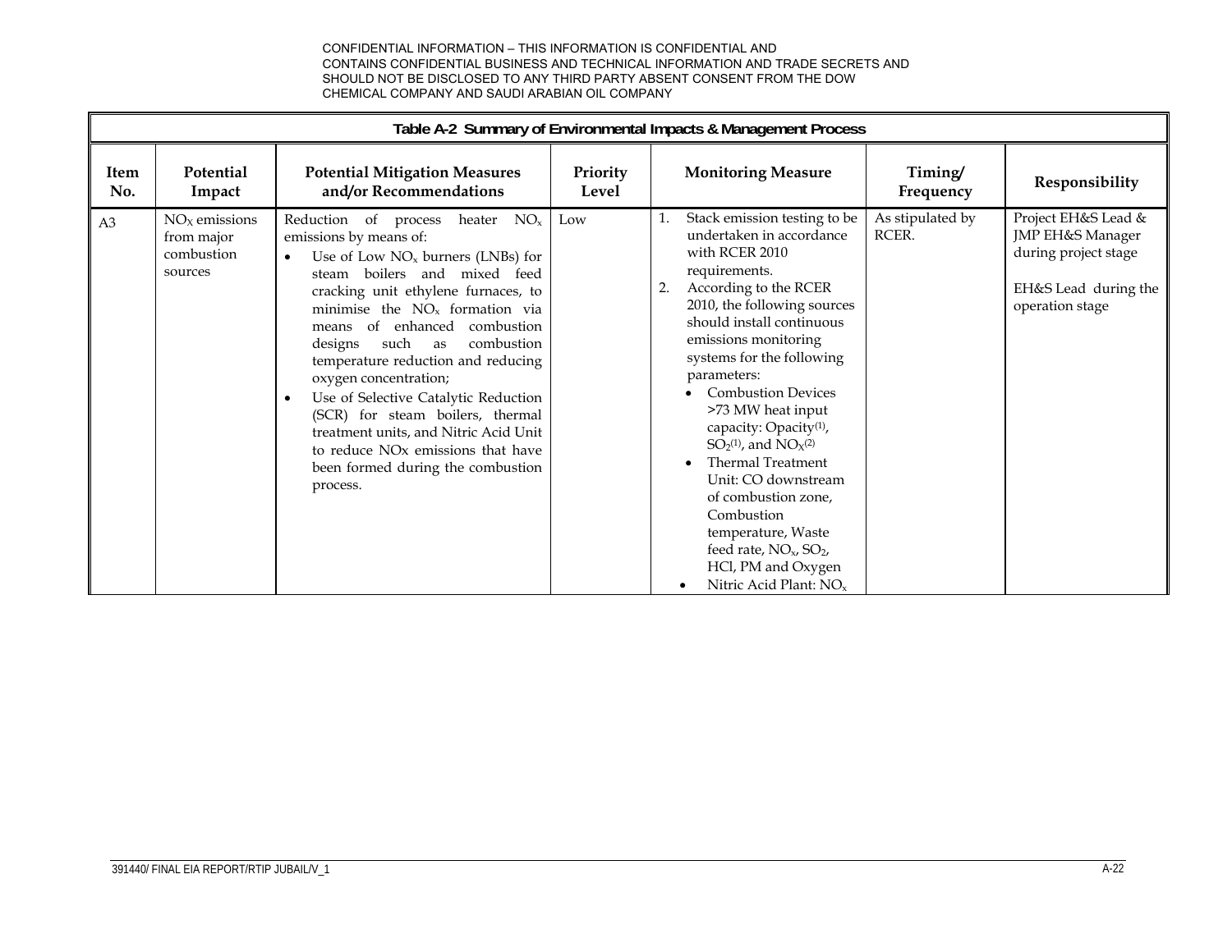CONFIDENTIAL INFORMATION – THIS INFORMATION IS CONFIDENTIAL AND CONTAINS CONFIDENTIAL BUSINESS AND TECHNICAL INFORMATION AND TRADE SECRETS AND SHOULD NOT BE DISCLOSED TO ANY THIRD PARTY ABSENT CONSENT FROM THE DOW CHEMICAL COMPANY AND SAUDI ARABIAN OIL COMPANY

**Table A-2 Summary of Environmental Impacts & Management Process**

| Item No. | Potential Impact | Potential Mitigation Measures and/or Recommendations | Priority Level | Monitoring Measure | Timing/ Frequency | Responsibility |
|---|---|---|---|---|---|---|
| A3 | $NO_X$ emissions from major combustion sources | Reduction of process heater $NO_x$ emissions by means of: <br>• Use of Low $NO_x$ burners (LNBs) for steam boilers and mixed feed cracking unit ethylene furnaces, to minimise the $NO_x$ formation via means of enhanced combustion designs such as combustion temperature reduction and reducing oxygen concentration; <br>• Use of Selective Catalytic Reduction (SCR) for steam boilers, thermal treatment units, and Nitric Acid Unit to reduce NOx emissions that have been formed during the combustion process. | Low | 1. Stack emission testing to be undertaken in accordance with RCER 2010 requirements. <br>2. According to the RCER 2010, the following sources should install continuous emissions monitoring systems for the following parameters: <br>• Combustion Devices >73 MW heat input capacity: Opacity(1), $SO_2$(1), and $NO_X$(2) <br>• Thermal Treatment Unit: CO downstream of combustion zone, Combustion temperature, Waste feed rate, $NO_x$, $SO_2$, HCl, PM and Oxygen <br>• Nitric Acid Plant: $NO_x$ | As stipulated by RCER. | Project EH&S Lead & JMP EH&S Manager during project stage <br><br>EH&S Lead during the operation stage |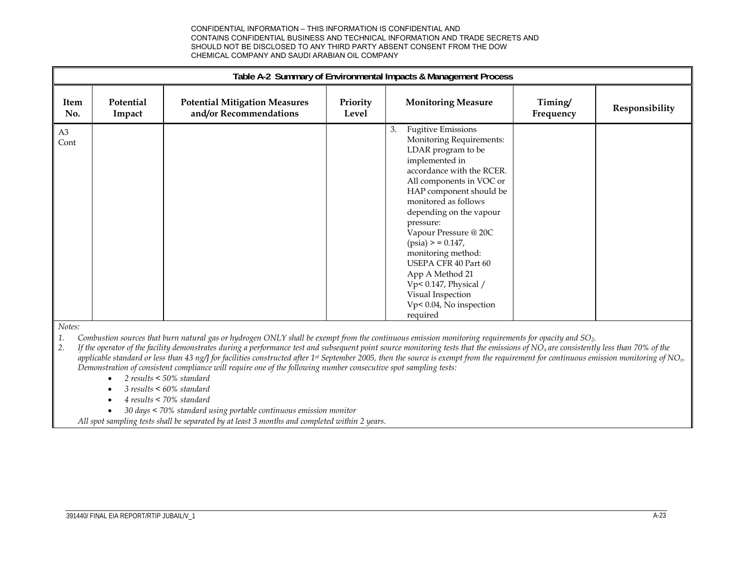CONFIDENTIAL INFORMATION – THIS INFORMATION IS CONFIDENTIAL AND CONTAINS CONFIDENTIAL BUSINESS AND TECHNICAL INFORMATION AND TRADE SECRETS AND SHOULD NOT BE DISCLOSED TO ANY THIRD PARTY ABSENT CONSENT FROM THE DOW CHEMICAL COMPANY AND SAUDI ARABIAN OIL COMPANY

**Table A-2 Summary of Environmental Impacts & Management Process**

| Item No. | Potential Impact | Potential Mitigation Measures and/or Recommendations | Priority Level | Monitoring Measure | Timing/ Frequency | Responsibility |
|---|---|---|---|---|---|---|
| A3 Cont | | | | 3. Fugitive Emissions Monitoring Requirements: LDAR program to be implemented in accordance with the RCER. All components in VOC or HAP component should be monitored as follows depending on the vapour pressure: Vapour Pressure @ 20C (psia) > = 0.147, monitoring method: USEPA CFR 40 Part 60 App A Method 21 Vp< 0.147, Physical / Visual Inspection Vp< 0.04, No inspection required | | |

*Notes:*

1. *Combustion sources that burn natural gas or hydrogen ONLY shall be exempt from the continuous emission monitoring requirements for opacity and $SO_2$.*
2. *If the operator of the facility demonstrates during a performance test and subsequent point source monitoring tests that the emissions of $NO_x$ are consistently less than 70% of the applicable standard or less than 43 ng/J for facilities constructed after 1st September 2005, then the source is exempt from the requirement for continuous emission monitoring of $NO_x$. Demonstration of consistent compliance will require one of the following number consecutive spot sampling tests:*
   - *2 results < 50% standard*
   - *3 results < 60% standard*
   - *4 results < 70% standard*
   - *30 days < 70% standard using portable continuous emission monitor*

   *All spot sampling tests shall be separated by at least 3 months and completed within 2 years.*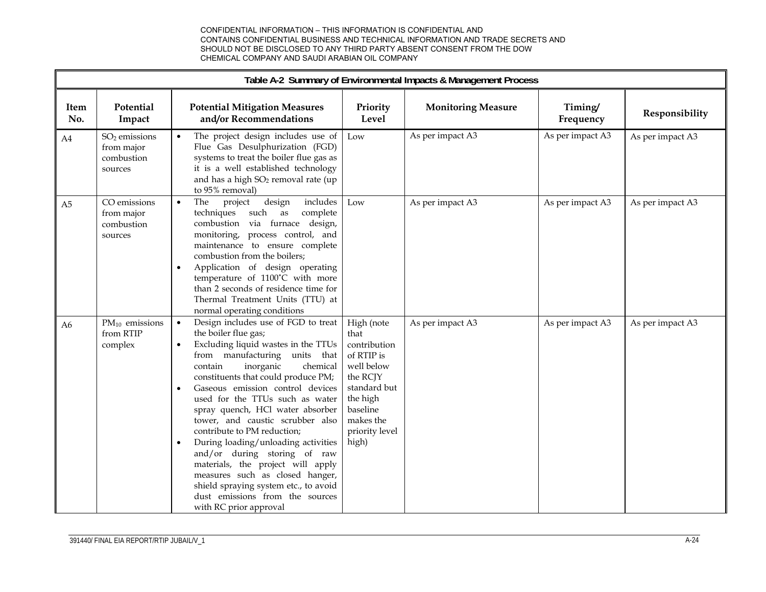CONFIDENTIAL INFORMATION – THIS INFORMATION IS CONFIDENTIAL AND CONTAINS CONFIDENTIAL BUSINESS AND TECHNICAL INFORMATION AND TRADE SECRETS AND SHOULD NOT BE DISCLOSED TO ANY THIRD PARTY ABSENT CONSENT FROM THE DOW CHEMICAL COMPANY AND SAUDI ARABIAN OIL COMPANY

**Table A-2 Summary of Environmental Impacts & Management Process**

| Item No. | Potential Impact | Potential Mitigation Measures and/or Recommendations | Priority Level | Monitoring Measure | Timing/ Frequency | Responsibility |
|---|---|---|---|---|---|---|
| A4 | $SO_2$ emissions from major combustion sources | • The project design includes use of Flue Gas Desulphurization (FGD) systems to treat the boiler flue gas as it is a well established technology and has a high $SO_2$ removal rate (up to 95% removal) | Low | As per impact A3 | As per impact A3 | As per impact A3 |
| A5 | CO emissions from major combustion sources | • The project design includes techniques such as complete combustion via furnace design, monitoring, process control, and maintenance to ensure complete combustion from the boilers;<br>• Application of design operating temperature of 1100˚C with more than 2 seconds of residence time for Thermal Treatment Units (TTU) at normal operating conditions | Low | As per impact A3 | As per impact A3 | As per impact A3 |
| A6 | $PM_{10}$ emissions from RTIP complex | • Design includes use of FGD to treat the boiler flue gas;<br>• Excluding liquid wastes in the TTUs from manufacturing units that contain inorganic chemical constituents that could produce PM;<br>• Gaseous emission control devices used for the TTUs such as water spray quench, HCl water absorber tower, and caustic scrubber also contribute to PM reduction;<br>• During loading/unloading activities and/or during storing of raw materials, the project will apply measures such as closed hanger, shield spraying system etc., to avoid dust emissions from the sources with RC prior approval | High (note that contribution of RTIP is well below the RCJY standard but the high baseline makes the priority level high) | As per impact A3 | As per impact A3 | As per impact A3 |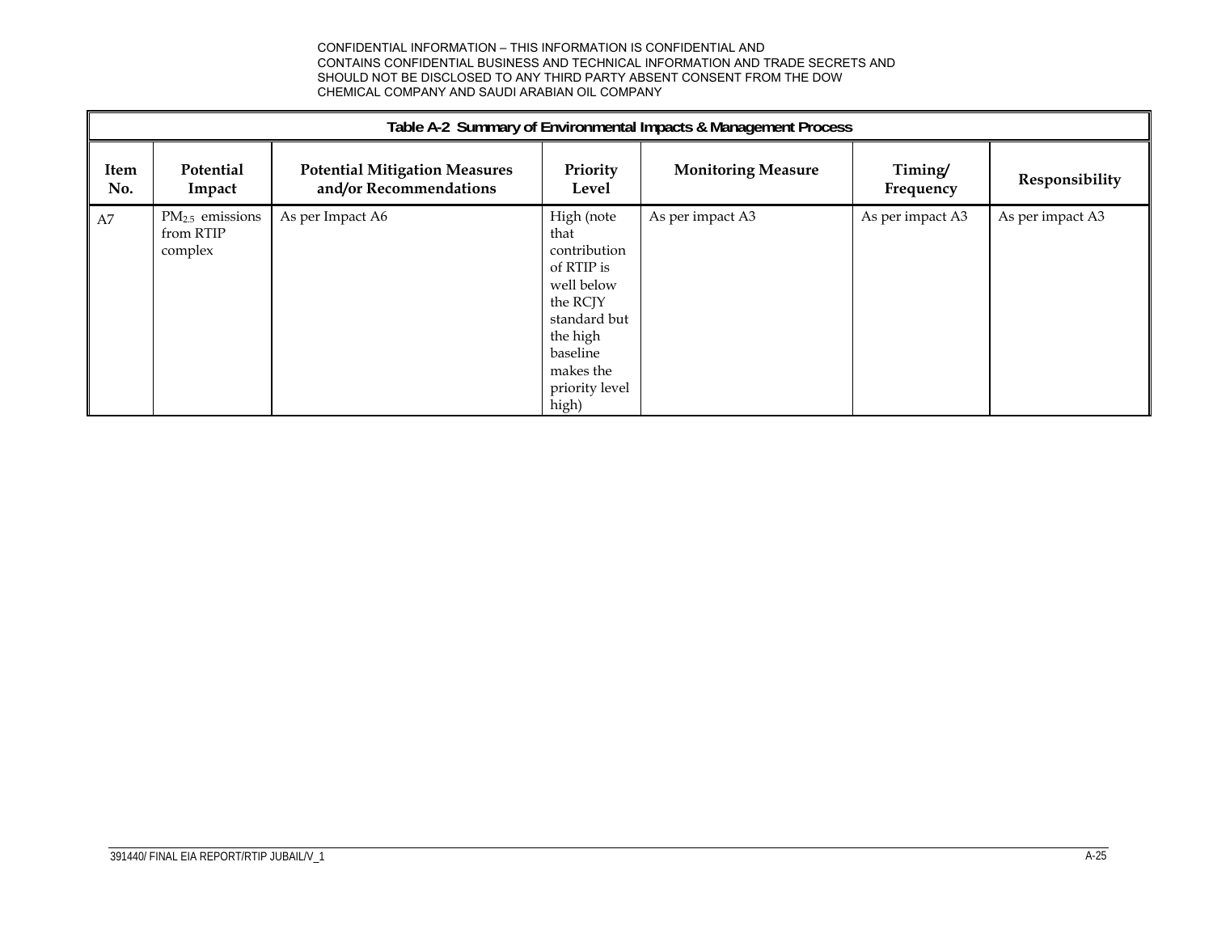CONFIDENTIAL INFORMATION – THIS INFORMATION IS CONFIDENTIAL AND CONTAINS CONFIDENTIAL BUSINESS AND TECHNICAL INFORMATION AND TRADE SECRETS AND SHOULD NOT BE DISCLOSED TO ANY THIRD PARTY ABSENT CONSENT FROM THE DOW CHEMICAL COMPANY AND SAUDI ARABIAN OIL COMPANY

**Table A-2 Summary of Environmental Impacts & Management Process**

| Item No. | Potential Impact | Potential Mitigation Measures and/or Recommendations | Priority Level | Monitoring Measure | Timing/ Frequency | Responsibility |
|---|---|---|---|---|---|---|
| A7 | $PM_{2.5}$ emissions from RTIP complex | As per Impact A6 | High (note that contribution of RTIP is well below the RCJY standard but the high baseline makes the priority level high) | As per impact A3 | As per impact A3 | As per impact A3 |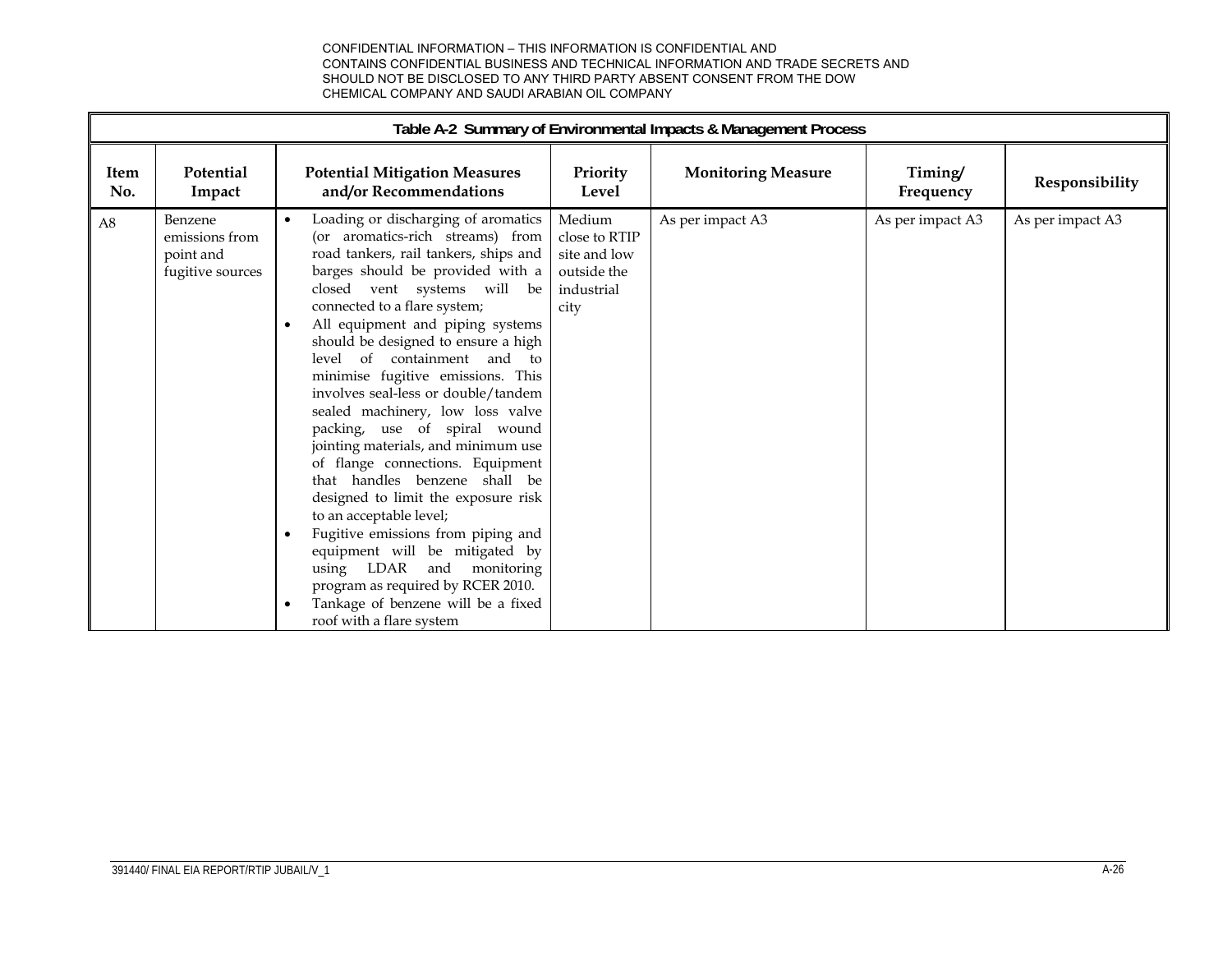CONFIDENTIAL INFORMATION – THIS INFORMATION IS CONFIDENTIAL AND CONTAINS CONFIDENTIAL BUSINESS AND TECHNICAL INFORMATION AND TRADE SECRETS AND SHOULD NOT BE DISCLOSED TO ANY THIRD PARTY ABSENT CONSENT FROM THE DOW CHEMICAL COMPANY AND SAUDI ARABIAN OIL COMPANY

**Table A-2 Summary of Environmental Impacts & Management Process**

| Item No. | Potential Impact | Potential Mitigation Measures and/or Recommendations | Priority Level | Monitoring Measure | Timing/ Frequency | Responsibility |
|---|---|---|---|---|---|---|
| A8 | Benzene emissions from point and fugitive sources | • Loading or discharging of aromatics (or aromatics-rich streams) from road tankers, rail tankers, ships and barges should be provided with a closed vent systems will be connected to a flare system;<br>• All equipment and piping systems should be designed to ensure a high level of containment and to minimise fugitive emissions. This involves seal-less or double/tandem sealed machinery, low loss valve packing, use of spiral wound jointing materials, and minimum use of flange connections. Equipment that handles benzene shall be designed to limit the exposure risk to an acceptable level;<br>• Fugitive emissions from piping and equipment will be mitigated by using LDAR and monitoring program as required by RCER 2010.<br>• Tankage of benzene will be a fixed roof with a flare system | Medium close to RTIP site and low outside the industrial city | As per impact A3 | As per impact A3 | As per impact A3 |

391440/ FINAL EIA REPORT/RTIP JUBAIL/V_1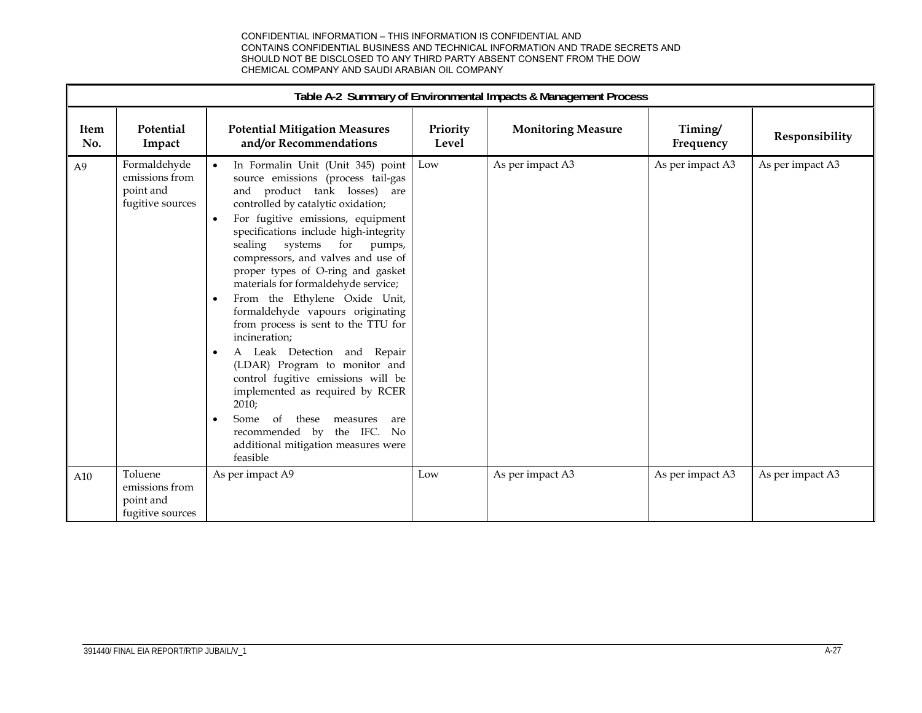CONFIDENTIAL INFORMATION – THIS INFORMATION IS CONFIDENTIAL AND CONTAINS CONFIDENTIAL BUSINESS AND TECHNICAL INFORMATION AND TRADE SECRETS AND SHOULD NOT BE DISCLOSED TO ANY THIRD PARTY ABSENT CONSENT FROM THE DOW CHEMICAL COMPANY AND SAUDI ARABIAN OIL COMPANY

**Table A-2 Summary of Environmental Impacts & Management Process**

| Item No. | Potential Impact | Potential Mitigation Measures and/or Recommendations | Priority Level | Monitoring Measure | Timing/ Frequency | Responsibility |
|---|---|---|---|---|---|---|
| A9 | Formaldehyde emissions from point and fugitive sources | • In Formalin Unit (Unit 345) point source emissions (process tail-gas and product tank losses) are controlled by catalytic oxidation;<br>• For fugitive emissions, equipment specifications include high-integrity sealing systems for pumps, compressors, and valves and use of proper types of O-ring and gasket materials for formaldehyde service;<br>• From the Ethylene Oxide Unit, formaldehyde vapours originating from process is sent to the TTU for incineration;<br>• A Leak Detection and Repair (LDAR) Program to monitor and control fugitive emissions will be implemented as required by RCER 2010;<br>• Some of these measures are recommended by the IFC. No additional mitigation measures were feasible | Low | As per impact A3 | As per impact A3 | As per impact A3 |
| A10 | Toluene emissions from point and fugitive sources | As per impact A9 | Low | As per impact A3 | As per impact A3 | As per impact A3 |

391440/ FINAL EIA REPORT/RTIP JUBAIL/V_1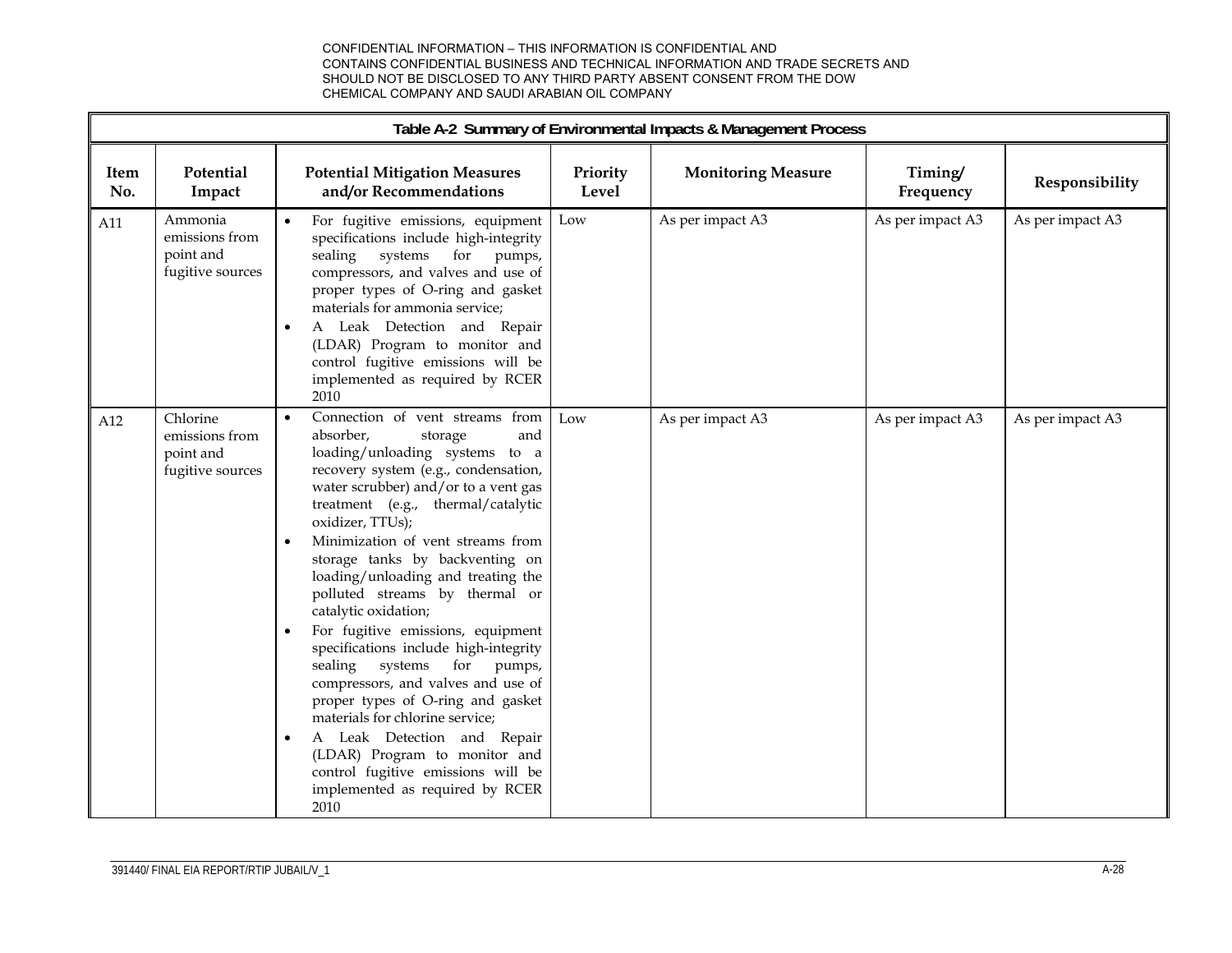CONFIDENTIAL INFORMATION – THIS INFORMATION IS CONFIDENTIAL AND CONTAINS CONFIDENTIAL BUSINESS AND TECHNICAL INFORMATION AND TRADE SECRETS AND SHOULD NOT BE DISCLOSED TO ANY THIRD PARTY ABSENT CONSENT FROM THE DOW CHEMICAL COMPANY AND SAUDI ARABIAN OIL COMPANY

**Table A-2 Summary of Environmental Impacts & Management Process**

| Item No. | Potential Impact | Potential Mitigation Measures and/or Recommendations | Priority Level | Monitoring Measure | Timing/ Frequency | Responsibility |
|---|---|---|---|---|---|---|
| A11 | Ammonia emissions from point and fugitive sources | • For fugitive emissions, equipment specifications include high-integrity sealing systems for pumps, compressors, and valves and use of proper types of O-ring and gasket materials for ammonia service;<br>• A Leak Detection and Repair (LDAR) Program to monitor and control fugitive emissions will be implemented as required by RCER 2010 | Low | As per impact A3 | As per impact A3 | As per impact A3 |
| A12 | Chlorine emissions from point and fugitive sources | • Connection of vent streams from absorber, storage and loading/unloading systems to a recovery system (e.g., condensation, water scrubber) and/or to a vent gas treatment (e.g., thermal/catalytic oxidizer, TTUs);<br>• Minimization of vent streams from storage tanks by backventing on loading/unloading and treating the polluted streams by thermal or catalytic oxidation;<br>• For fugitive emissions, equipment specifications include high-integrity sealing systems for pumps, compressors, and valves and use of proper types of O-ring and gasket materials for chlorine service;<br>• A Leak Detection and Repair (LDAR) Program to monitor and control fugitive emissions will be implemented as required by RCER 2010 | Low | As per impact A3 | As per impact A3 | As per impact A3 |

391440/ FINAL EIA REPORT/RTIP JUBAIL/V_1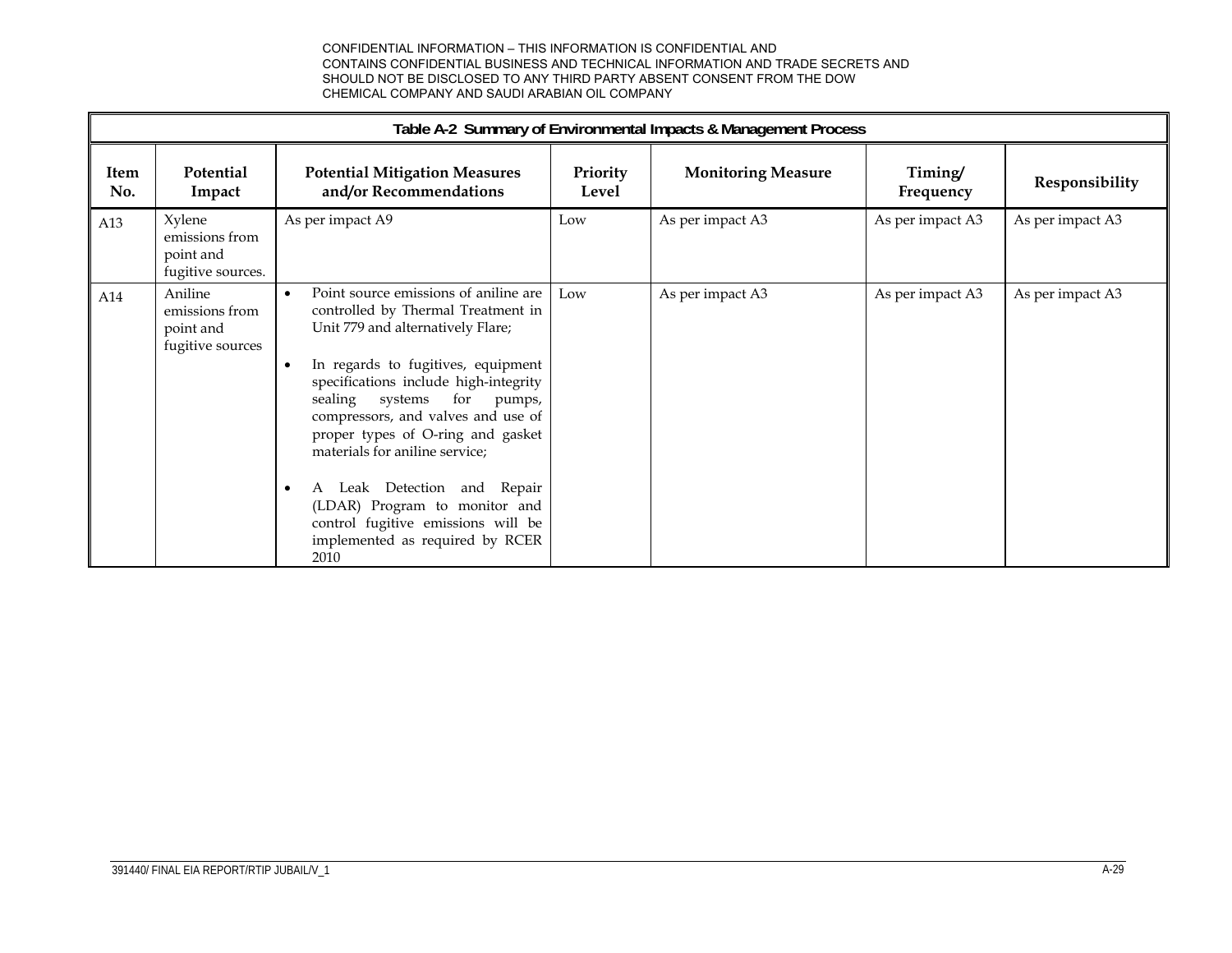CONFIDENTIAL INFORMATION – THIS INFORMATION IS CONFIDENTIAL AND CONTAINS CONFIDENTIAL BUSINESS AND TECHNICAL INFORMATION AND TRADE SECRETS AND SHOULD NOT BE DISCLOSED TO ANY THIRD PARTY ABSENT CONSENT FROM THE DOW CHEMICAL COMPANY AND SAUDI ARABIAN OIL COMPANY

**Table A-2 Summary of Environmental Impacts & Management Process**

| Item No. | Potential Impact | Potential Mitigation Measures and/or Recommendations | Priority Level | Monitoring Measure | Timing/ Frequency | Responsibility |
|---|---|---|---|---|---|---|
| A13 | Xylene emissions from point and fugitive sources. | As per impact A9 | Low | As per impact A3 | As per impact A3 | As per impact A3 |
| A14 | Aniline emissions from point and fugitive sources | • Point source emissions of aniline are controlled by Thermal Treatment in Unit 779 and alternatively Flare;<br>• In regards to fugitives, equipment specifications include high-integrity sealing systems for pumps, compressors, and valves and use of proper types of O-ring and gasket materials for aniline service;<br>• A Leak Detection and Repair (LDAR) Program to monitor and control fugitive emissions will be implemented as required by RCER 2010 | Low | As per impact A3 | As per impact A3 | As per impact A3 |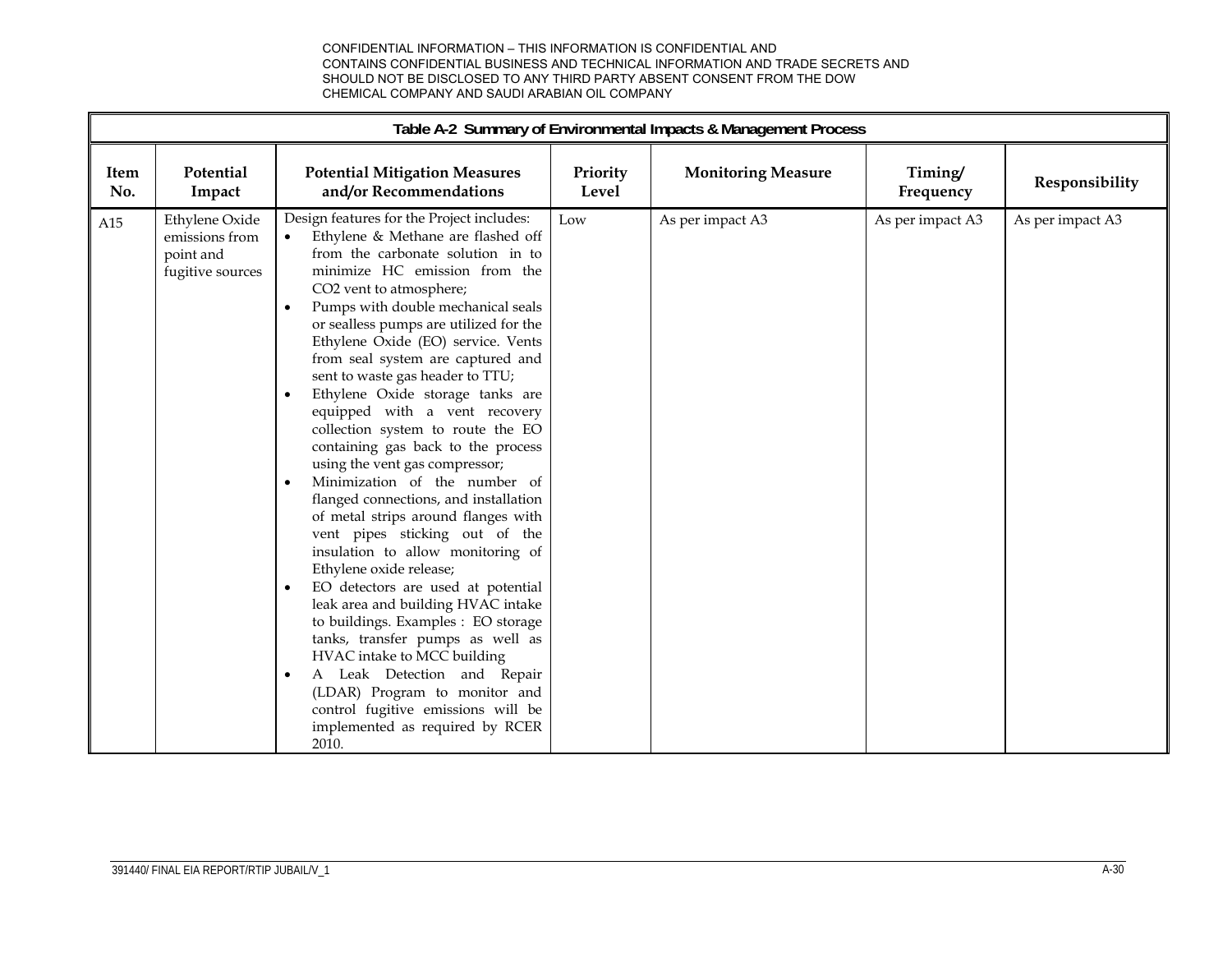CONFIDENTIAL INFORMATION – THIS INFORMATION IS CONFIDENTIAL AND CONTAINS CONFIDENTIAL BUSINESS AND TECHNICAL INFORMATION AND TRADE SECRETS AND SHOULD NOT BE DISCLOSED TO ANY THIRD PARTY ABSENT CONSENT FROM THE DOW CHEMICAL COMPANY AND SAUDI ARABIAN OIL COMPANY

**Table A-2 Summary of Environmental Impacts & Management Process**

| Item No. | Potential Impact | Potential Mitigation Measures and/or Recommendations | Priority Level | Monitoring Measure | Timing/ Frequency | Responsibility |
|---|---|---|---|---|---|---|
| A15 | Ethylene Oxide emissions from point and fugitive sources | Design features for the Project includes:<br>• Ethylene & Methane are flashed off from the carbonate solution in to minimize HC emission from the $CO_2$ vent to atmosphere;<br>• Pumps with double mechanical seals or sealless pumps are utilized for the Ethylene Oxide (EO) service. Vents from seal system are captured and sent to waste gas header to TTU;<br>• Ethylene Oxide storage tanks are equipped with a vent recovery collection system to route the EO containing gas back to the process using the vent gas compressor;<br>• Minimization of the number of flanged connections, and installation of metal strips around flanges with vent pipes sticking out of the insulation to allow monitoring of Ethylene oxide release;<br>• EO detectors are used at potential leak area and building HVAC intake to buildings. Examples : EO storage tanks, transfer pumps as well as HVAC intake to MCC building<br>• A Leak Detection and Repair (LDAR) Program to monitor and control fugitive emissions will be implemented as required by RCER 2010. | Low | As per impact A3 | As per impact A3 | As per impact A3 |

391440/ FINAL EIA REPORT/RTIP JUBAIL/V_1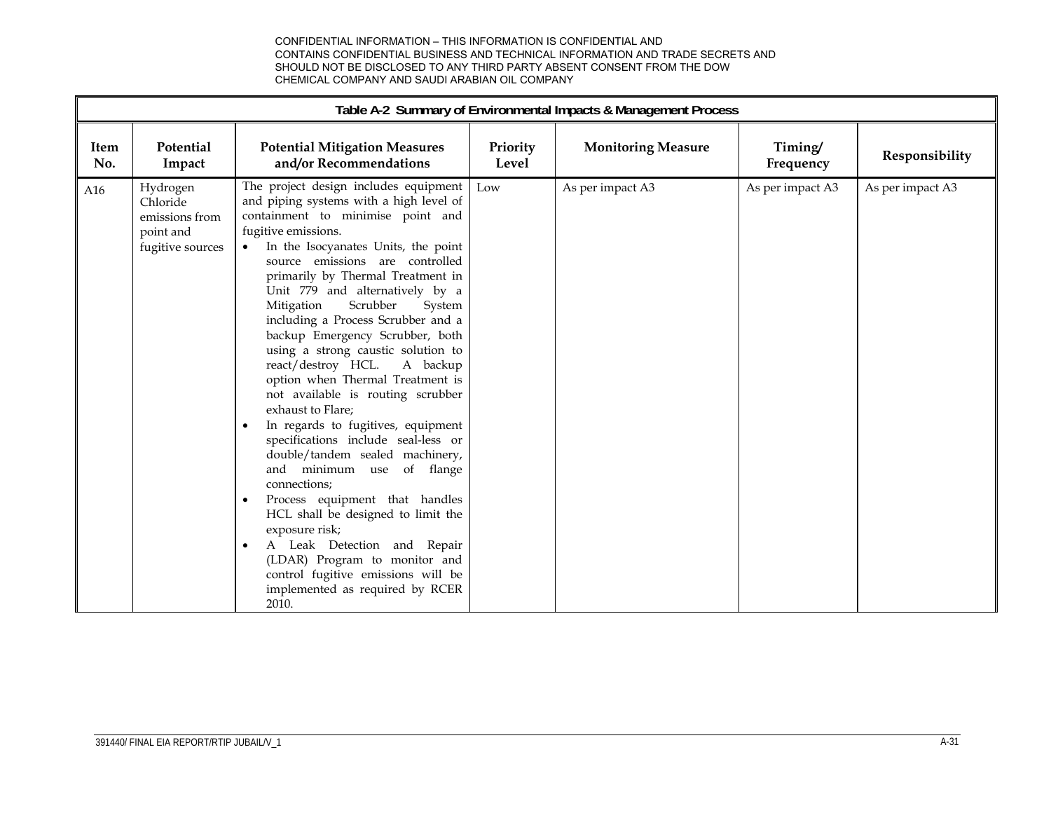CONFIDENTIAL INFORMATION – THIS INFORMATION IS CONFIDENTIAL AND CONTAINS CONFIDENTIAL BUSINESS AND TECHNICAL INFORMATION AND TRADE SECRETS AND SHOULD NOT BE DISCLOSED TO ANY THIRD PARTY ABSENT CONSENT FROM THE DOW CHEMICAL COMPANY AND SAUDI ARABIAN OIL COMPANY

**Table A-2 Summary of Environmental Impacts & Management Process**

| Item No. | Potential Impact | Potential Mitigation Measures and/or Recommendations | Priority Level | Monitoring Measure | Timing/ Frequency | Responsibility |
|---|---|---|---|---|---|---|
| A16 | Hydrogen Chloride emissions from point and fugitive sources | The project design includes equipment and piping systems with a high level of containment to minimise point and fugitive emissions.<br>• In the Isocyanates Units, the point source emissions are controlled primarily by Thermal Treatment in Unit 779 and alternatively by a Mitigation Scrubber System including a Process Scrubber and a backup Emergency Scrubber, both using a strong caustic solution to react/destroy HCL. A backup option when Thermal Treatment is not available is routing scrubber exhaust to Flare;<br>• In regards to fugitives, equipment specifications include seal-less or double/tandem sealed machinery, and minimum use of flange connections;<br>• Process equipment that handles HCL shall be designed to limit the exposure risk;<br>• A Leak Detection and Repair (LDAR) Program to monitor and control fugitive emissions will be implemented as required by RCER 2010. | Low | As per impact A3 | As per impact A3 | As per impact A3 |

391440/ FINAL EIA REPORT/RTIP JUBAIL/V_1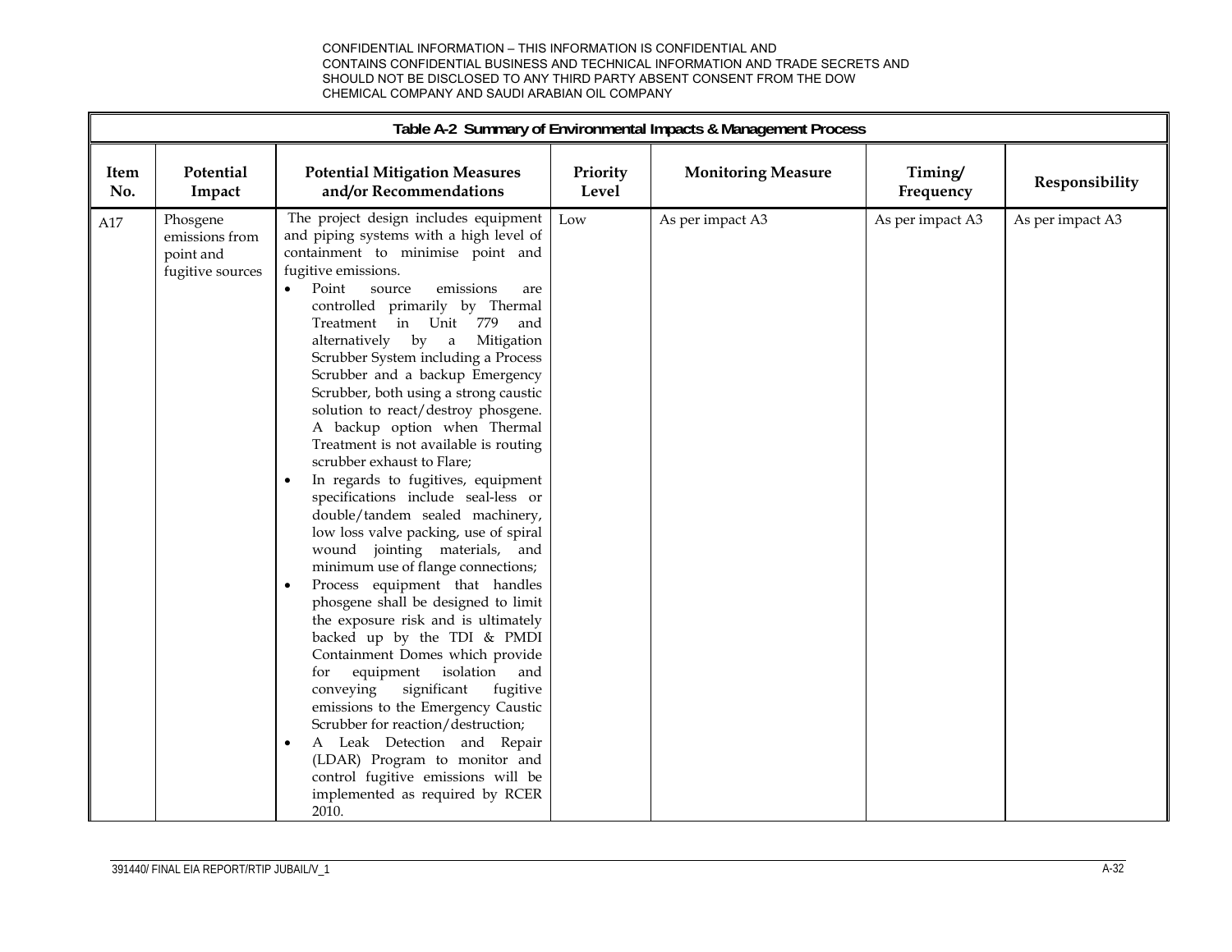CONFIDENTIAL INFORMATION – THIS INFORMATION IS CONFIDENTIAL AND CONTAINS CONFIDENTIAL BUSINESS AND TECHNICAL INFORMATION AND TRADE SECRETS AND SHOULD NOT BE DISCLOSED TO ANY THIRD PARTY ABSENT CONSENT FROM THE DOW CHEMICAL COMPANY AND SAUDI ARABIAN OIL COMPANY

**Table A-2 Summary of Environmental Impacts & Management Process**

| Item No. | Potential Impact | Potential Mitigation Measures and/or Recommendations | Priority Level | Monitoring Measure | Timing/ Frequency | Responsibility |
|---|---|---|---|---|---|---|
| A17 | Phosgene emissions from point and fugitive sources | The project design includes equipment and piping systems with a high level of containment to minimise point and fugitive emissions.<br>• Point source emissions are controlled primarily by Thermal Treatment in Unit 779 and alternatively by a Mitigation Scrubber System including a Process Scrubber and a backup Emergency Scrubber, both using a strong caustic solution to react/destroy phosgene. A backup option when Thermal Treatment is not available is routing scrubber exhaust to Flare;<br>• In regards to fugitives, equipment specifications include seal-less or double/tandem sealed machinery, low loss valve packing, use of spiral wound jointing materials, and minimum use of flange connections;<br>• Process equipment that handles phosgene shall be designed to limit the exposure risk and is ultimately backed up by the TDI & PMDI Containment Domes which provide for equipment isolation and conveying significant fugitive emissions to the Emergency Caustic Scrubber for reaction/destruction;<br>• A Leak Detection and Repair (LDAR) Program to monitor and control fugitive emissions will be implemented as required by RCER 2010. | Low | As per impact A3 | As per impact A3 | As per impact A3 |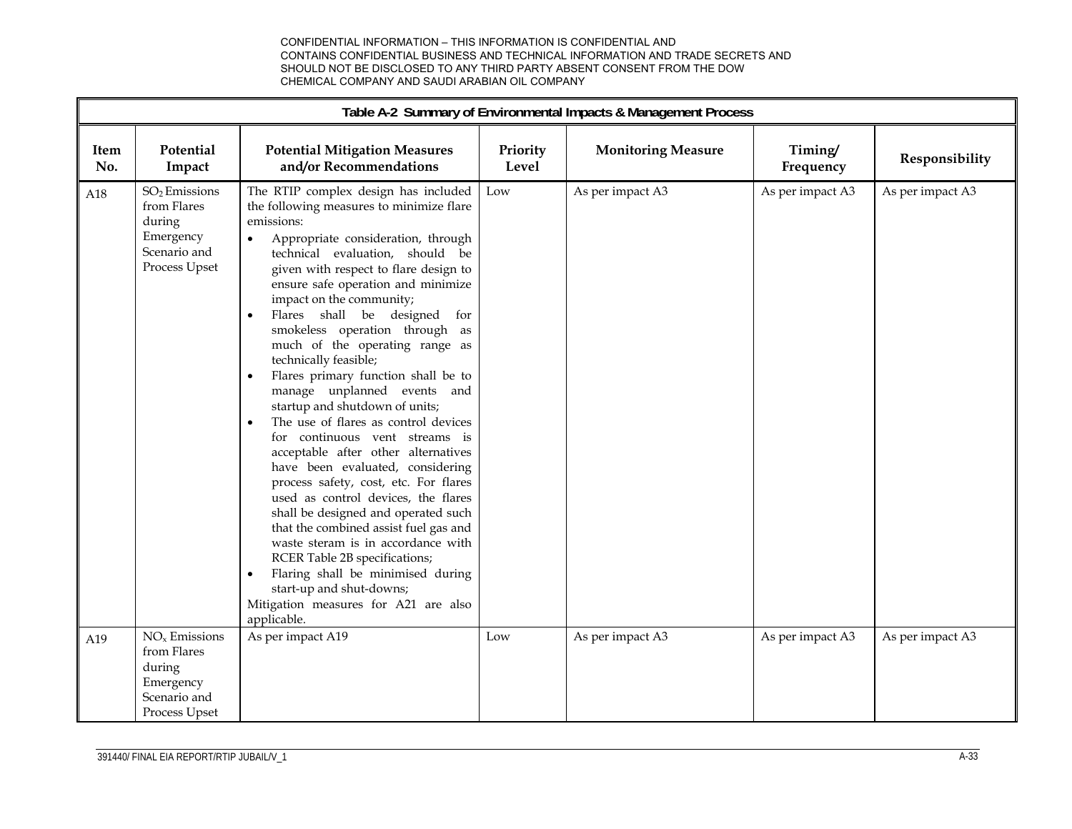CONFIDENTIAL INFORMATION – THIS INFORMATION IS CONFIDENTIAL AND CONTAINS CONFIDENTIAL BUSINESS AND TECHNICAL INFORMATION AND TRADE SECRETS AND SHOULD NOT BE DISCLOSED TO ANY THIRD PARTY ABSENT CONSENT FROM THE DOW CHEMICAL COMPANY AND SAUDI ARABIAN OIL COMPANY

**Table A-2 Summary of Environmental Impacts & Management Process**

| Item No. | Potential Impact | Potential Mitigation Measures and/or Recommendations | Priority Level | Monitoring Measure | Timing/ Frequency | Responsibility |
|---|---|---|---|---|---|---|
| A18 | $SO_2$ Emissions from Flares during Emergency Scenario and Process Upset | The RTIP complex design has included the following measures to minimize flare emissions:<br>• Appropriate consideration, through technical evaluation, should be given with respect to flare design to ensure safe operation and minimize impact on the community;<br>• Flares shall be designed for smokeless operation through as much of the operating range as technically feasible;<br>• Flares primary function shall be to manage unplanned events and startup and shutdown of units;<br>• The use of flares as control devices for continuous vent streams is acceptable after other alternatives have been evaluated, considering process safety, cost, etc. For flares used as control devices, the flares shall be designed and operated such that the combined assist fuel gas and waste steram is in accordance with RCER Table 2B specifications;<br>• Flaring shall be minimised during start-up and shut-downs;<br>Mitigation measures for A21 are also applicable. | Low | As per impact A3 | As per impact A3 | As per impact A3 |
| A19 | $NO_x$ Emissions from Flares during Emergency Scenario and Process Upset | As per impact A19 | Low | As per impact A3 | As per impact A3 | As per impact A3 |

391440/ FINAL EIA REPORT/RTIP JUBAIL/V_1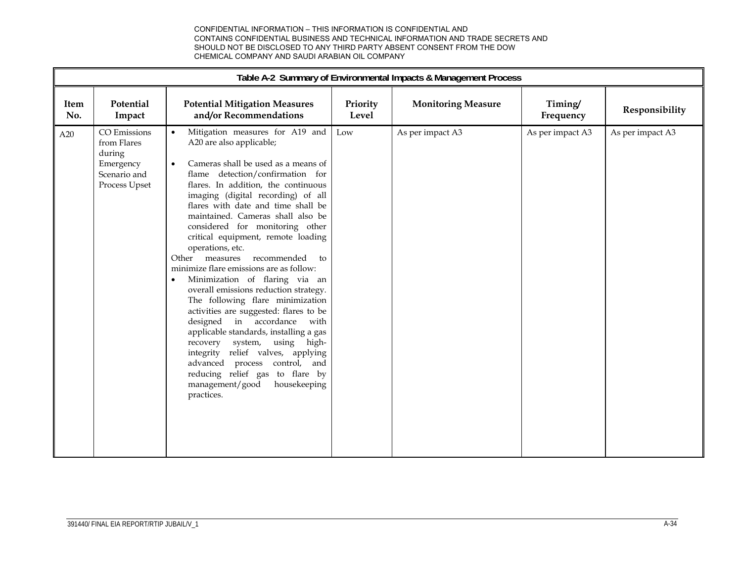CONFIDENTIAL INFORMATION – THIS INFORMATION IS CONFIDENTIAL AND CONTAINS CONFIDENTIAL BUSINESS AND TECHNICAL INFORMATION AND TRADE SECRETS AND SHOULD NOT BE DISCLOSED TO ANY THIRD PARTY ABSENT CONSENT FROM THE DOW CHEMICAL COMPANY AND SAUDI ARABIAN OIL COMPANY

**Table A-2 Summary of Environmental Impacts & Management Process**

| Item No. | Potential Impact | Potential Mitigation Measures and/or Recommendations | Priority Level | Monitoring Measure | Timing/ Frequency | Responsibility |
|---|---|---|---|---|---|---|
| A20 | CO Emissions from Flares during Emergency Scenario and Process Upset | • Mitigation measures for A19 and A20 are also applicable;<br><br>• Cameras shall be used as a means of flame detection/confirmation for flares. In addition, the continuous imaging (digital recording) of all flares with date and time shall be maintained. Cameras shall also be considered for monitoring other critical equipment, remote loading operations, etc.<br>Other measures recommended to minimize flare emissions are as follow:<br>• Minimization of flaring via an overall emissions reduction strategy. The following flare minimization activities are suggested: flares to be designed in accordance with applicable standards, installing a gas recovery system, using high-integrity relief valves, applying advanced process control, and reducing relief gas to flare by management/good housekeeping practices. | Low | As per impact A3 | As per impact A3 | As per impact A3 |

391440/ FINAL EIA REPORT/RTIP JUBAIL/V_1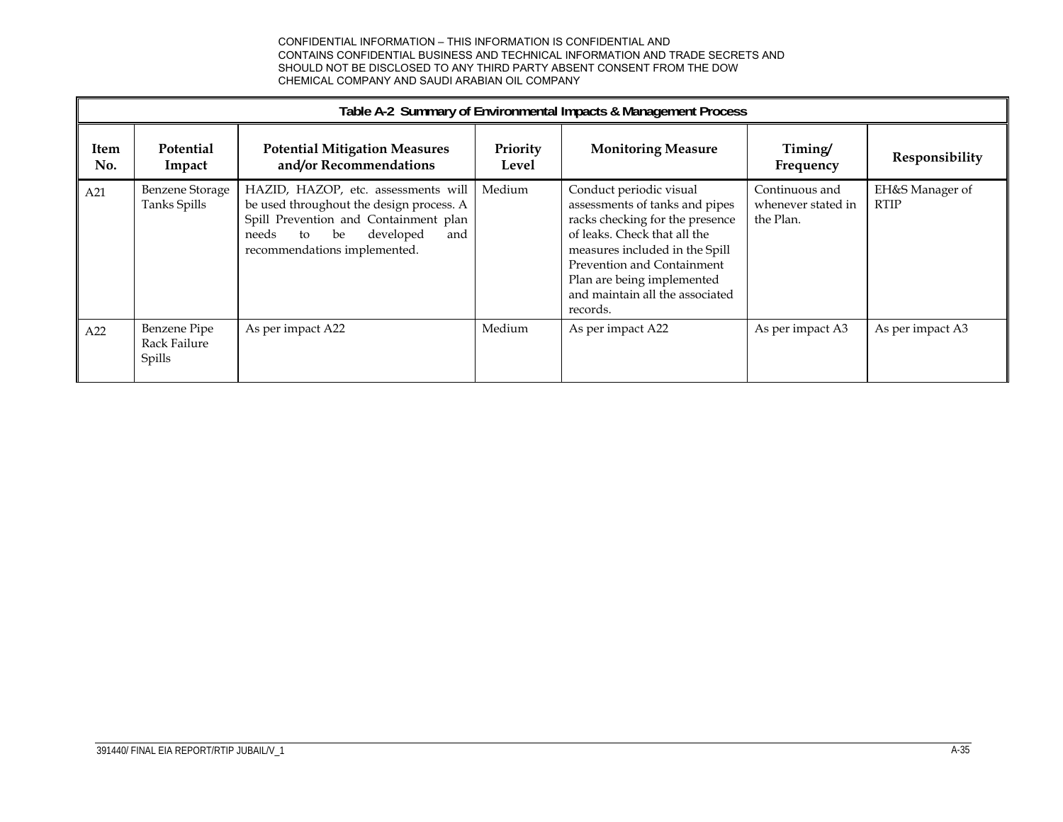CONFIDENTIAL INFORMATION – THIS INFORMATION IS CONFIDENTIAL AND CONTAINS CONFIDENTIAL BUSINESS AND TECHNICAL INFORMATION AND TRADE SECRETS AND SHOULD NOT BE DISCLOSED TO ANY THIRD PARTY ABSENT CONSENT FROM THE DOW CHEMICAL COMPANY AND SAUDI ARABIAN OIL COMPANY

**Table A-2 Summary of Environmental Impacts & Management Process**

| Item No. | Potential Impact | Potential Mitigation Measures and/or Recommendations | Priority Level | Monitoring Measure | Timing/ Frequency | Responsibility |
|---|---|---|---|---|---|---|
| A21 | Benzene Storage Tanks Spills | HAZID, HAZOP, etc. assessments will be used throughout the design process. A Spill Prevention and Containment plan needs to be developed and recommendations implemented. | Medium | Conduct periodic visual assessments of tanks and pipes racks checking for the presence of leaks. Check that all the measures included in the Spill Prevention and Containment Plan are being implemented and maintain all the associated records. | Continuous and whenever stated in the Plan. | EH&S Manager of RTIP |
| A22 | Benzene Pipe Rack Failure Spills | As per impact A22 | Medium | As per impact A22 | As per impact A3 | As per impact A3 |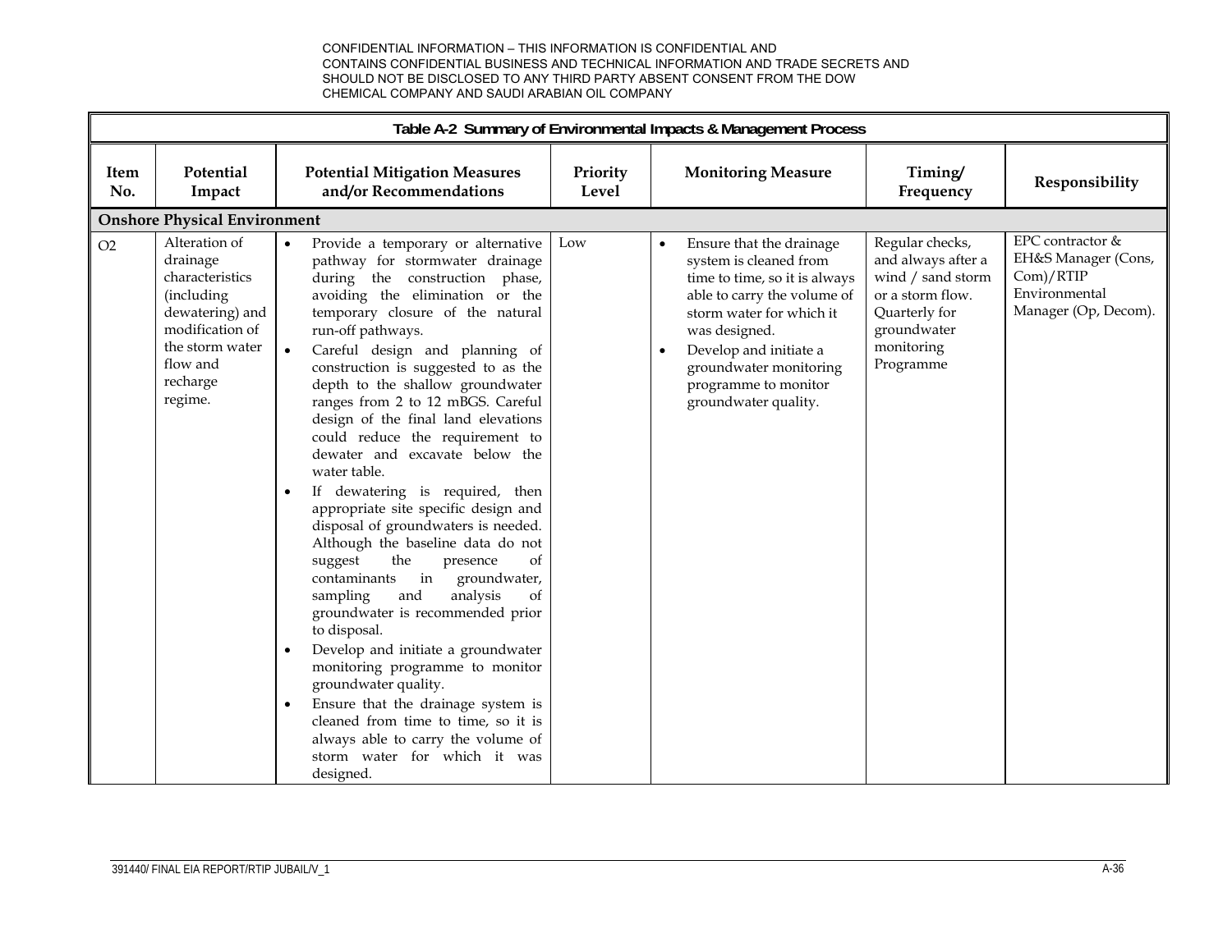CONFIDENTIAL INFORMATION – THIS INFORMATION IS CONFIDENTIAL AND CONTAINS CONFIDENTIAL BUSINESS AND TECHNICAL INFORMATION AND TRADE SECRETS AND SHOULD NOT BE DISCLOSED TO ANY THIRD PARTY ABSENT CONSENT FROM THE DOW CHEMICAL COMPANY AND SAUDI ARABIAN OIL COMPANY

**Table A-2 Summary of Environmental Impacts & Management Process**

| Item No. | Potential Impact | Potential Mitigation Measures and/or Recommendations | Priority Level | Monitoring Measure | Timing/ Frequency | Responsibility |
|---|---|---|---|---|---|---|
| **Onshore Physical Environment** | | | | | | |
| O2 | Alteration of drainage characteristics (including dewatering) and modification of the storm water flow and recharge regime. | • Provide a temporary or alternative pathway for stormwater drainage during the construction phase, avoiding the elimination or the temporary closure of the natural run-off pathways.<br>• Careful design and planning of construction is suggested to as the depth to the shallow groundwater ranges from 2 to 12 mBGS. Careful design of the final land elevations could reduce the requirement to dewater and excavate below the water table.<br>• If dewatering is required, then appropriate site specific design and disposal of groundwaters is needed. Although the baseline data do not suggest the presence of contaminants in groundwater, sampling and analysis of groundwater is recommended prior to disposal.<br>• Develop and initiate a groundwater monitoring programme to monitor groundwater quality.<br>• Ensure that the drainage system is cleaned from time to time, so it is always able to carry the volume of storm water for which it was designed. | Low | • Ensure that the drainage system is cleaned from time to time, so it is always able to carry the volume of storm water for which it was designed.<br>• Develop and initiate a groundwater monitoring programme to monitor groundwater quality. | Regular checks, and always after a wind / sand storm or a storm flow. Quarterly for groundwater monitoring Programme | EPC contractor & EH&S Manager (Cons, Com)/RTIP Environmental Manager (Op, Decom). |

391440/ FINAL EIA REPORT/RTIP JUBAIL/V_1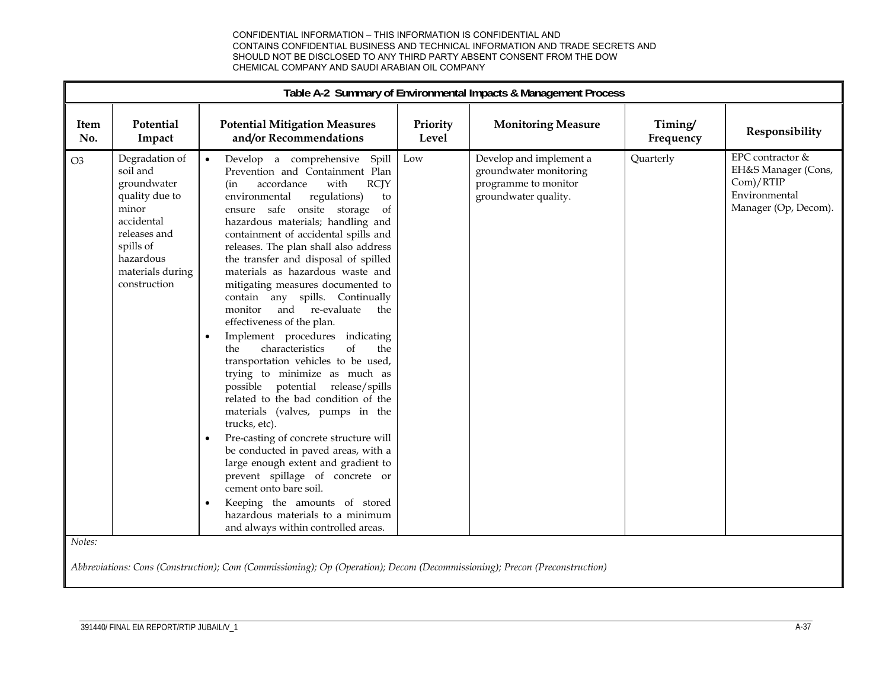CONFIDENTIAL INFORMATION – THIS INFORMATION IS CONFIDENTIAL AND CONTAINS CONFIDENTIAL BUSINESS AND TECHNICAL INFORMATION AND TRADE SECRETS AND SHOULD NOT BE DISCLOSED TO ANY THIRD PARTY ABSENT CONSENT FROM THE DOW CHEMICAL COMPANY AND SAUDI ARABIAN OIL COMPANY

**Table A-2 Summary of Environmental Impacts & Management Process**

| Item No. | Potential Impact | Potential Mitigation Measures and/or Recommendations | Priority Level | Monitoring Measure | Timing/ Frequency | Responsibility |
|---|---|---|---|---|---|---|
| O3 | Degradation of soil and groundwater quality due to minor accidental releases and spills of hazardous materials during construction | • Develop a comprehensive Spill Prevention and Containment Plan (in accordance with RCJY environmental regulations) to ensure safe onsite storage of hazardous materials; handling and containment of accidental spills and releases. The plan shall also address the transfer and disposal of spilled materials as hazardous waste and mitigating measures documented to contain any spills. Continually monitor and re-evaluate the effectiveness of the plan.<br>• Implement procedures indicating the characteristics of the transportation vehicles to be used, trying to minimize as much as possible potential release/spills related to the bad condition of the materials (valves, pumps in the trucks, etc).<br>• Pre-casting of concrete structure will be conducted in paved areas, with a large enough extent and gradient to prevent spillage of concrete or cement onto bare soil.<br>• Keeping the amounts of stored hazardous materials to a minimum and always within controlled areas. | Low | Develop and implement a groundwater monitoring programme to monitor groundwater quality. | Quarterly | EPC contractor & EH&S Manager (Cons, Com)/RTIP Environmental Manager (Op, Decom). |

*Notes:*

*Abbreviations: Cons (Construction); Com (Commissioning); Op (Operation); Decom (Decommissioning); Precon (Preconstruction)*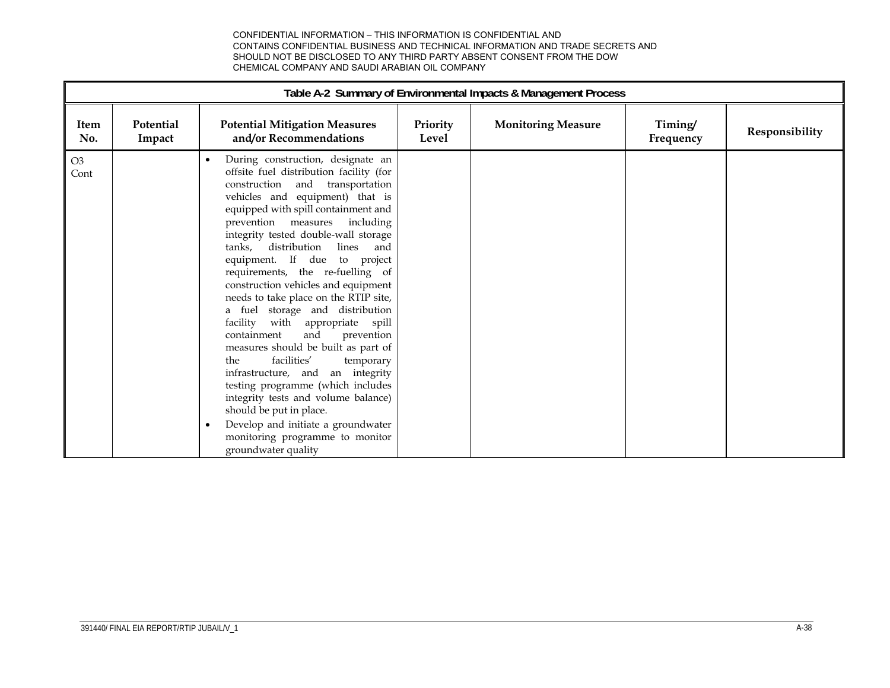CONFIDENTIAL INFORMATION – THIS INFORMATION IS CONFIDENTIAL AND CONTAINS CONFIDENTIAL BUSINESS AND TECHNICAL INFORMATION AND TRADE SECRETS AND SHOULD NOT BE DISCLOSED TO ANY THIRD PARTY ABSENT CONSENT FROM THE DOW CHEMICAL COMPANY AND SAUDI ARABIAN OIL COMPANY

**Table A-2 Summary of Environmental Impacts & Management Process**

| Item No. | Potential Impact | Potential Mitigation Measures and/or Recommendations | Priority Level | Monitoring Measure | Timing/ Frequency | Responsibility |
|---|---|---|---|---|---|---|
| O3 Cont | | • During construction, designate an offsite fuel distribution facility (for construction and transportation vehicles and equipment) that is equipped with spill containment and prevention measures including integrity tested double-wall storage tanks, distribution lines and equipment. If due to project requirements, the re-fuelling of construction vehicles and equipment needs to take place on the RTIP site, a fuel storage and distribution facility with appropriate spill containment and prevention measures should be built as part of the facilities' temporary infrastructure, and an integrity testing programme (which includes integrity tests and volume balance) should be put in place.<br>• Develop and initiate a groundwater monitoring programme to monitor groundwater quality | | | | |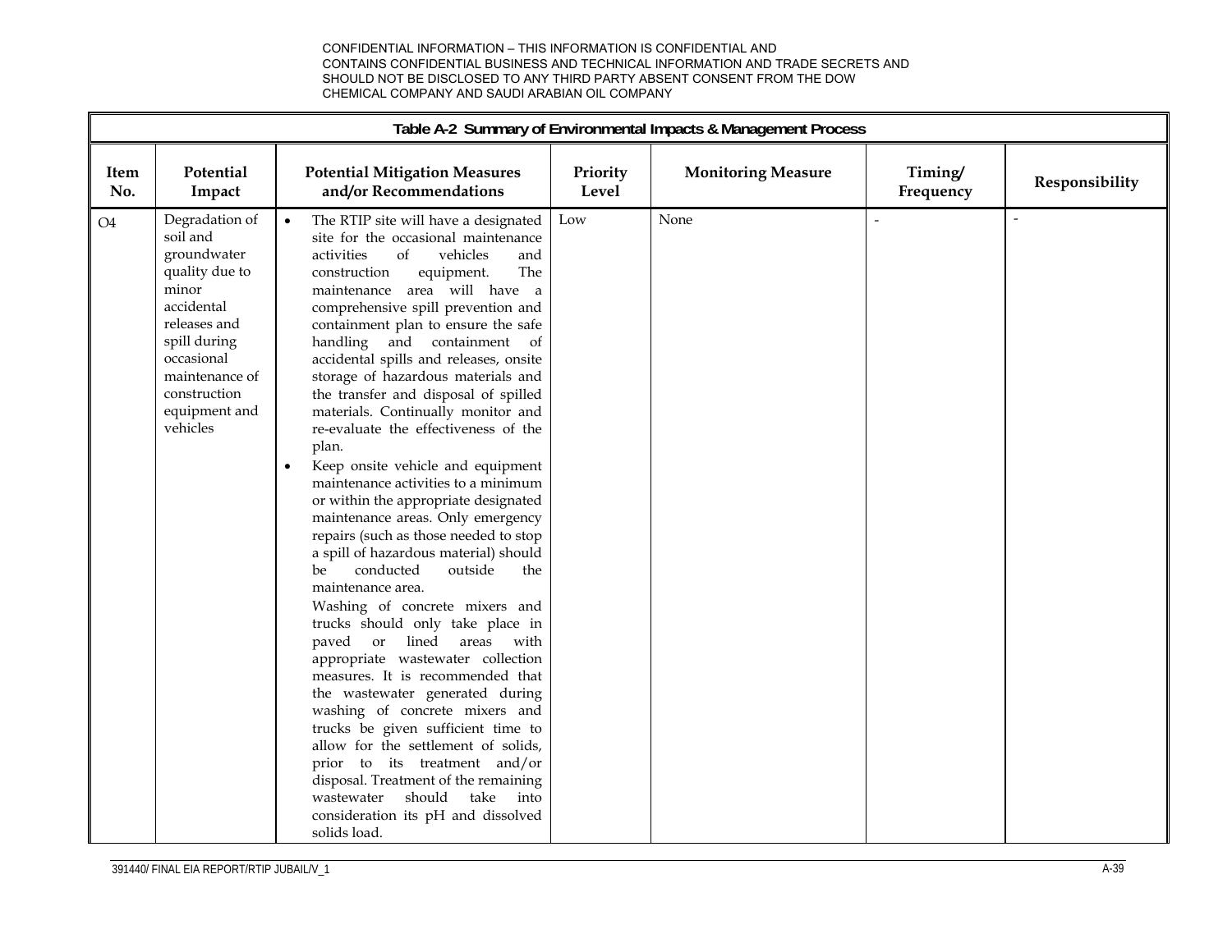CONFIDENTIAL INFORMATION – THIS INFORMATION IS CONFIDENTIAL AND CONTAINS CONFIDENTIAL BUSINESS AND TECHNICAL INFORMATION AND TRADE SECRETS AND SHOULD NOT BE DISCLOSED TO ANY THIRD PARTY ABSENT CONSENT FROM THE DOW CHEMICAL COMPANY AND SAUDI ARABIAN OIL COMPANY

**Table A-2 Summary of Environmental Impacts & Management Process**

| Item No. | Potential Impact | Potential Mitigation Measures and/or Recommendations | Priority Level | Monitoring Measure | Timing/ Frequency | Responsibility |
|---|---|---|---|---|---|---|
| O4 | Degradation of soil and groundwater quality due to minor accidental releases and spill during occasional maintenance of construction equipment and vehicles | • The RTIP site will have a designated site for the occasional maintenance activities of vehicles and construction equipment. The maintenance area will have a comprehensive spill prevention and containment plan to ensure the safe handling and containment of accidental spills and releases, onsite storage of hazardous materials and the transfer and disposal of spilled materials. Continually monitor and re-evaluate the effectiveness of the plan.<br>• Keep onsite vehicle and equipment maintenance activities to a minimum or within the appropriate designated maintenance areas. Only emergency repairs (such as those needed to stop a spill of hazardous material) should be conducted outside the maintenance area.<br>Washing of concrete mixers and trucks should only take place in paved or lined areas with appropriate wastewater collection measures. It is recommended that the wastewater generated during washing of concrete mixers and trucks be given sufficient time to allow for the settlement of solids, prior to its treatment and/or disposal. Treatment of the remaining wastewater should take into consideration its pH and dissolved solids load. | Low | None | - | - |

391440/ FINAL EIA REPORT/RTIP JUBAIL/V_1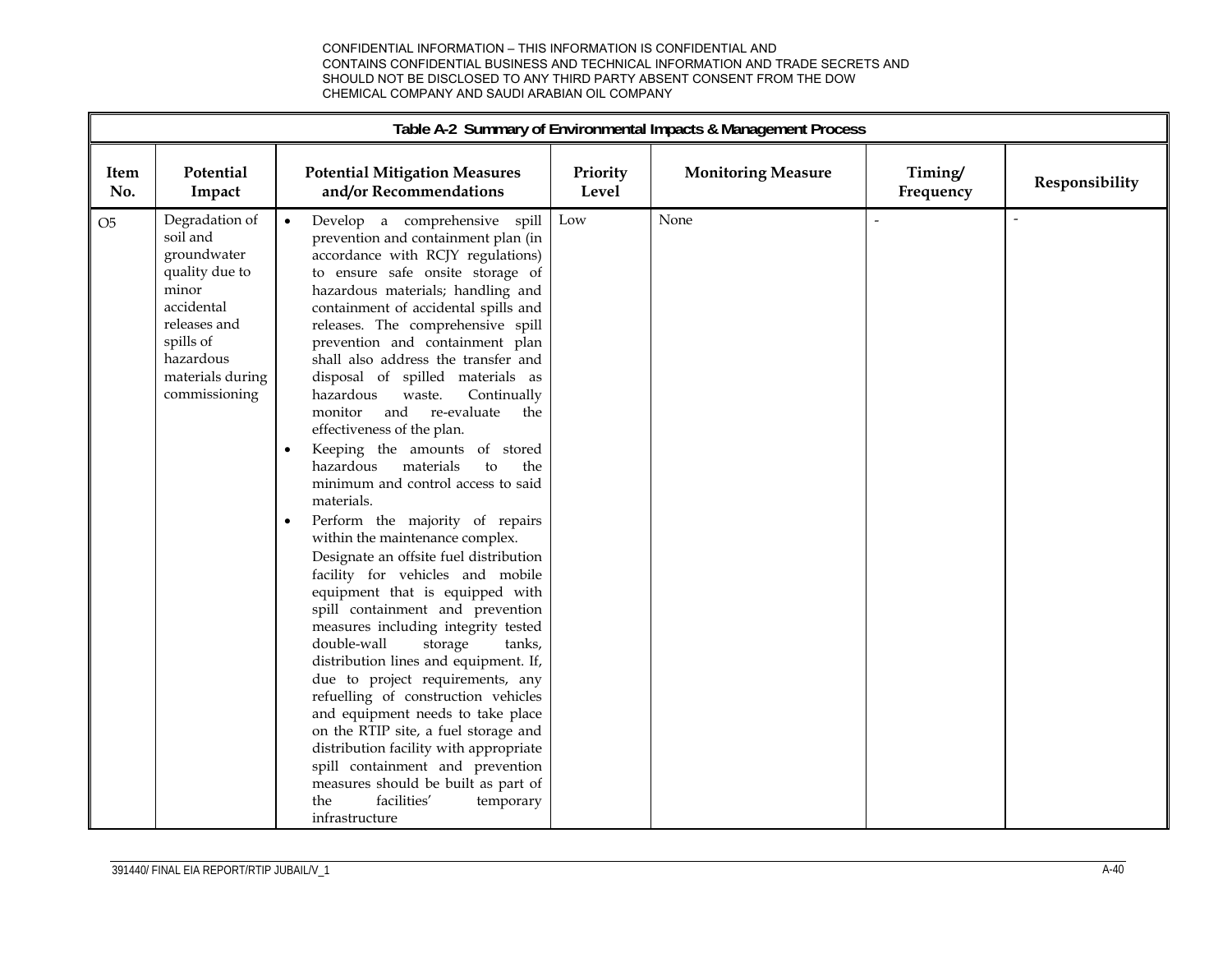CONFIDENTIAL INFORMATION – THIS INFORMATION IS CONFIDENTIAL AND CONTAINS CONFIDENTIAL BUSINESS AND TECHNICAL INFORMATION AND TRADE SECRETS AND SHOULD NOT BE DISCLOSED TO ANY THIRD PARTY ABSENT CONSENT FROM THE DOW CHEMICAL COMPANY AND SAUDI ARABIAN OIL COMPANY

| Table A-2 Summary of Environmental Impacts & Management Process | | | | | | |
|---|---|---|---|---|---|---|
| **Item No.** | **Potential Impact** | **Potential Mitigation Measures and/or Recommendations** | **Priority Level** | **Monitoring Measure** | **Timing/ Frequency** | **Responsibility** |
| O5 | Degradation of soil and groundwater quality due to minor accidental releases and spills of hazardous materials during commissioning | • Develop a comprehensive spill prevention and containment plan (in accordance with RCJY regulations) to ensure safe onsite storage of hazardous materials; handling and containment of accidental spills and releases. The comprehensive spill prevention and containment plan shall also address the transfer and disposal of spilled materials as hazardous waste. Continually monitor and re-evaluate the effectiveness of the plan.<br>• Keeping the amounts of stored hazardous materials to the minimum and control access to said materials.<br>• Perform the majority of repairs within the maintenance complex. Designate an offsite fuel distribution facility for vehicles and mobile equipment that is equipped with spill containment and prevention measures including integrity tested double-wall storage tanks, distribution lines and equipment. If, due to project requirements, any refuelling of construction vehicles and equipment needs to take place on the RTIP site, a fuel storage and distribution facility with appropriate spill containment and prevention measures should be built as part of the facilities' temporary infrastructure | Low | None | - | - |

391440/ FINAL EIA REPORT/RTIP JUBAIL/V_1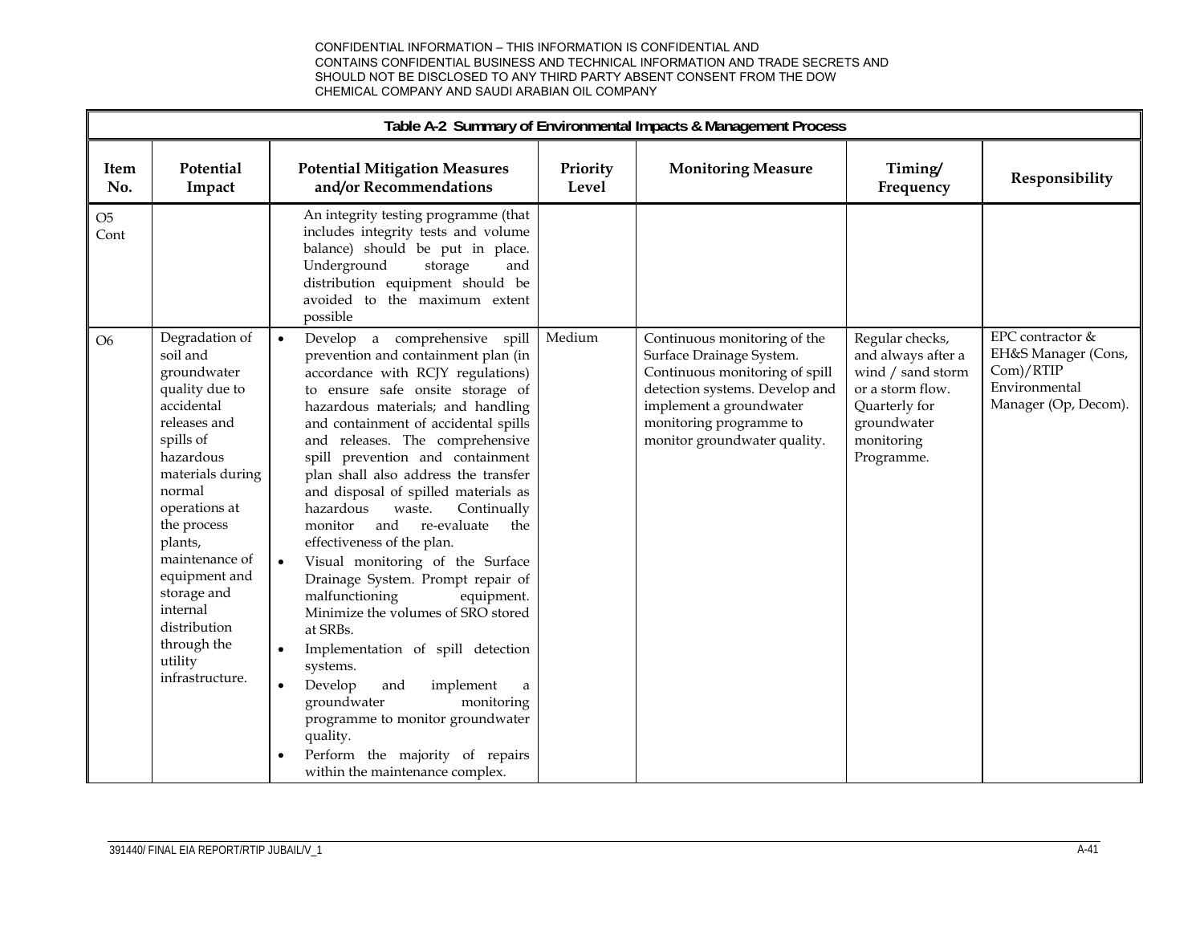CONFIDENTIAL INFORMATION – THIS INFORMATION IS CONFIDENTIAL AND CONTAINS CONFIDENTIAL BUSINESS AND TECHNICAL INFORMATION AND TRADE SECRETS AND SHOULD NOT BE DISCLOSED TO ANY THIRD PARTY ABSENT CONSENT FROM THE DOW CHEMICAL COMPANY AND SAUDI ARABIAN OIL COMPANY

**Table A-2 Summary of Environmental Impacts & Management Process**

| Item No. | Potential Impact | Potential Mitigation Measures and/or Recommendations | Priority Level | Monitoring Measure | Timing/ Frequency | Responsibility |
|---|---|---|---|---|---|---|
| O5 Cont | | An integrity testing programme (that includes integrity tests and volume balance) should be put in place. Underground storage and distribution equipment should be avoided to the maximum extent possible | | | | |
| O6 | Degradation of soil and groundwater quality due to accidental releases and spills of hazardous materials during normal operations at the process plants, maintenance of equipment and storage and internal distribution through the utility infrastructure. | • Develop a comprehensive spill prevention and containment plan (in accordance with RCJY regulations) to ensure safe onsite storage of hazardous materials; and handling and containment of accidental spills and releases. The comprehensive spill prevention and containment plan shall also address the transfer and disposal of spilled materials as hazardous waste. Continually monitor and re-evaluate the effectiveness of the plan.<br>• Visual monitoring of the Surface Drainage System. Prompt repair of malfunctioning equipment. Minimize the volumes of SRO stored at SRBs.<br>• Implementation of spill detection systems.<br>• Develop and implement a groundwater monitoring programme to monitor groundwater quality.<br>• Perform the majority of repairs within the maintenance complex. | Medium | Continuous monitoring of the Surface Drainage System. Continuous monitoring of spill detection systems. Develop and implement a groundwater monitoring programme to monitor groundwater quality. | Regular checks, and always after a wind / sand storm or a storm flow. Quarterly for groundwater monitoring Programme. | EPC contractor & EH&S Manager (Cons, Com)/RTIP Environmental Manager (Op, Decom). |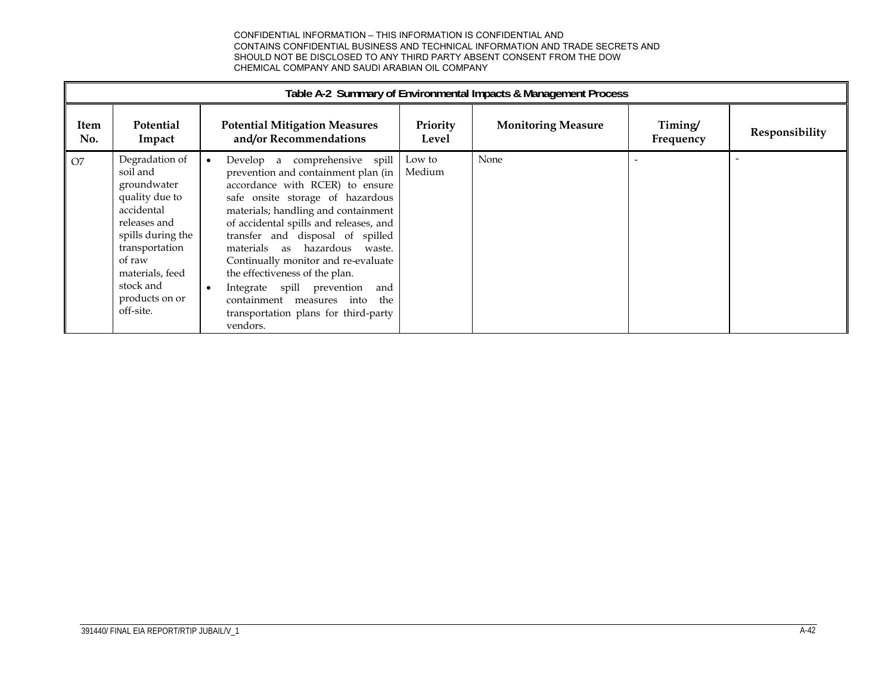CONFIDENTIAL INFORMATION – THIS INFORMATION IS CONFIDENTIAL AND CONTAINS CONFIDENTIAL BUSINESS AND TECHNICAL INFORMATION AND TRADE SECRETS AND SHOULD NOT BE DISCLOSED TO ANY THIRD PARTY ABSENT CONSENT FROM THE DOW CHEMICAL COMPANY AND SAUDI ARABIAN OIL COMPANY

**Table A-2 Summary of Environmental Impacts & Management Process**

| Item No. | Potential Impact | Potential Mitigation Measures and/or Recommendations | Priority Level | Monitoring Measure | Timing/ Frequency | Responsibility |
|---|---|---|---|---|---|---|
| O7 | Degradation of soil and groundwater quality due to accidental releases and spills during the transportation of raw materials, feed stock and products on or off-site. | • Develop a comprehensive spill prevention and containment plan (in accordance with RCER) to ensure safe onsite storage of hazardous materials; handling and containment of accidental spills and releases, and transfer and disposal of spilled materials as hazardous waste. Continually monitor and re-evaluate the effectiveness of the plan.<br>• Integrate spill prevention and containment measures into the transportation plans for third-party vendors. | Low to Medium | None | - | - |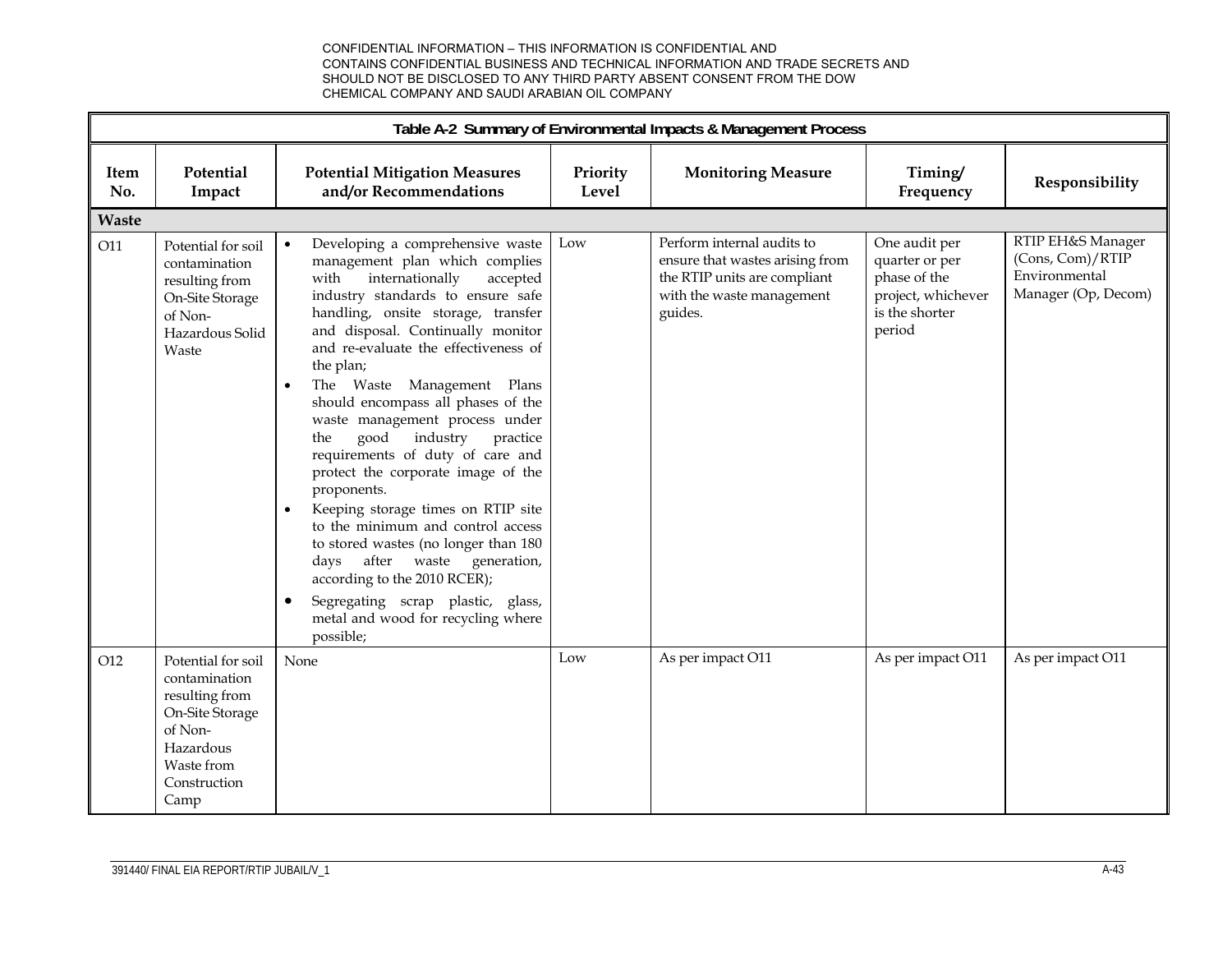CONFIDENTIAL INFORMATION – THIS INFORMATION IS CONFIDENTIAL AND CONTAINS CONFIDENTIAL BUSINESS AND TECHNICAL INFORMATION AND TRADE SECRETS AND SHOULD NOT BE DISCLOSED TO ANY THIRD PARTY ABSENT CONSENT FROM THE DOW CHEMICAL COMPANY AND SAUDI ARABIAN OIL COMPANY

**Table A-2 Summary of Environmental Impacts & Management Process**

| Item No. | Potential Impact | Potential Mitigation Measures and/or Recommendations | Priority Level | Monitoring Measure | Timing/ Frequency | Responsibility |
|---|---|---|---|---|---|---|
| **Waste** | | | | | | |
| O11 | Potential for soil contamination resulting from On-Site Storage of Non-Hazardous Solid Waste | • Developing a comprehensive waste management plan which complies with internationally accepted industry standards to ensure safe handling, onsite storage, transfer and disposal. Continually monitor and re-evaluate the effectiveness of the plan;<br>• The Waste Management Plans should encompass all phases of the waste management process under the good industry practice requirements of duty of care and protect the corporate image of the proponents.<br>• Keeping storage times on RTIP site to the minimum and control access to stored wastes (no longer than 180 days after waste generation, according to the 2010 RCER);<br>• Segregating scrap plastic, glass, metal and wood for recycling where possible; | Low | Perform internal audits to ensure that wastes arising from the RTIP units are compliant with the waste management guides. | One audit per quarter or per phase of the project, whichever is the shorter period | RTIP EH&S Manager (Cons, Com)/RTIP Environmental Manager (Op, Decom) |
| O12 | Potential for soil contamination resulting from On-Site Storage of Non-Hazardous Waste from Construction Camp | None | Low | As per impact O11 | As per impact O11 | As per impact O11 |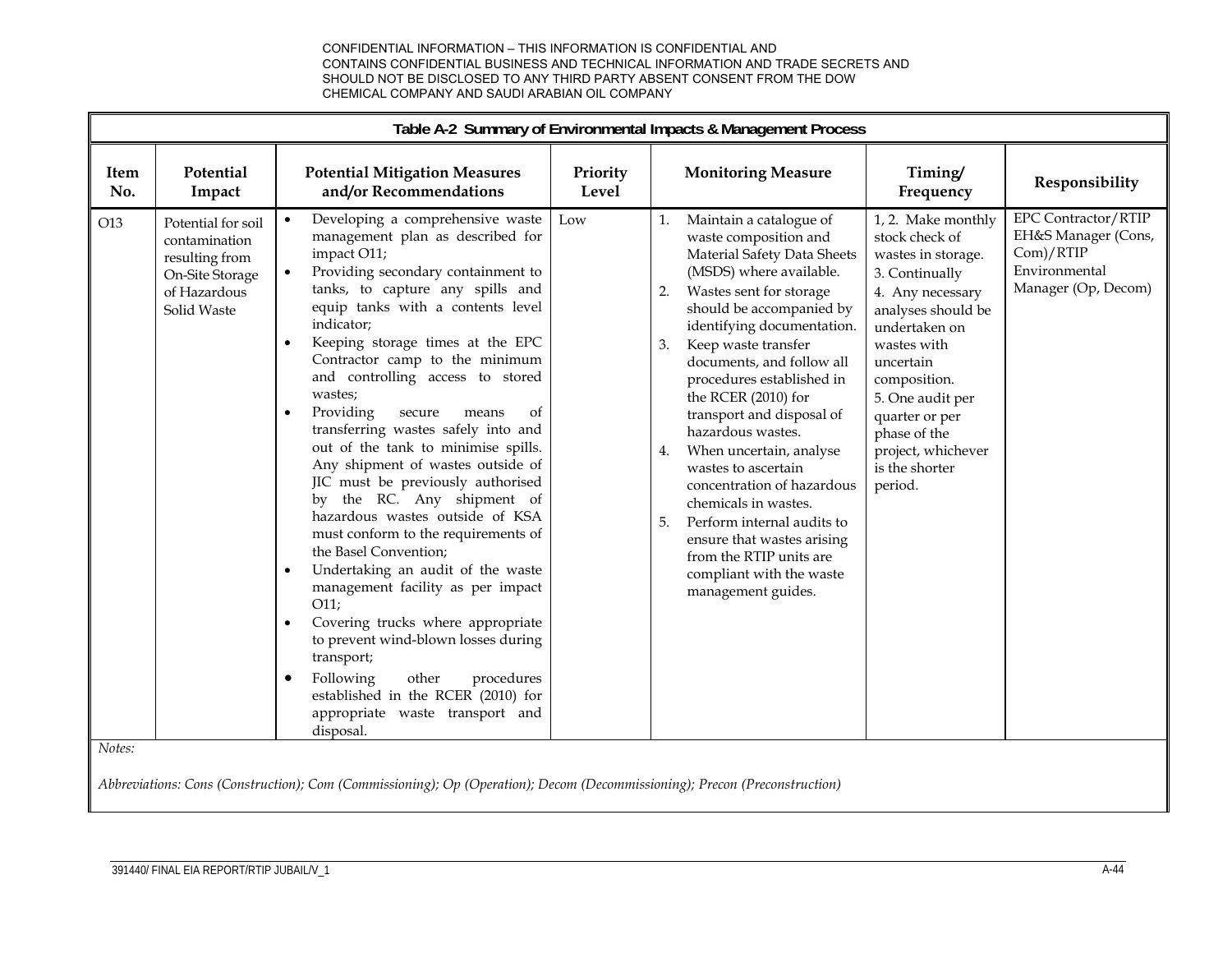CONFIDENTIAL INFORMATION – THIS INFORMATION IS CONFIDENTIAL AND CONTAINS CONFIDENTIAL BUSINESS AND TECHNICAL INFORMATION AND TRADE SECRETS AND SHOULD NOT BE DISCLOSED TO ANY THIRD PARTY ABSENT CONSENT FROM THE DOW CHEMICAL COMPANY AND SAUDI ARABIAN OIL COMPANY

**Table A-2 Summary of Environmental Impacts & Management Process**

| Item No. | Potential Impact | Potential Mitigation Measures and/or Recommendations | Priority Level | Monitoring Measure | Timing/ Frequency | Responsibility |
|---|---|---|---|---|---|---|
| O13 | Potential for soil contamination resulting from On-Site Storage of Hazardous Solid Waste | • Developing a comprehensive waste management plan as described for impact O11;<br>• Providing secondary containment to tanks, to capture any spills and equip tanks with a contents level indicator;<br>• Keeping storage times at the EPC Contractor camp to the minimum and controlling access to stored wastes;<br>• Providing secure means of transferring wastes safely into and out of the tank to minimise spills. Any shipment of wastes outside of JIC must be previously authorised by the RC. Any shipment of hazardous wastes outside of KSA must conform to the requirements of the Basel Convention;<br>• Undertaking an audit of the waste management facility as per impact O11;<br>• Covering trucks where appropriate to prevent wind-blown losses during transport;<br>• Following other procedures established in the RCER (2010) for appropriate waste transport and disposal. | Low | 1. Maintain a catalogue of waste composition and Material Safety Data Sheets (MSDS) where available.<br>2. Wastes sent for storage should be accompanied by identifying documentation.<br>3. Keep waste transfer documents, and follow all procedures established in the RCER (2010) for transport and disposal of hazardous wastes.<br>4. When uncertain, analyse wastes to ascertain concentration of hazardous chemicals in wastes.<br>5. Perform internal audits to ensure that wastes arising from the RTIP units are compliant with the waste management guides. | 1, 2. Make monthly stock check of wastes in storage.<br>3. Continually<br>4. Any necessary analyses should be undertaken on wastes with uncertain composition.<br>5. One audit per quarter or per phase of the project, whichever is the shorter period. | EPC Contractor/RTIP EH&S Manager (Cons, Com)/RTIP Environmental Manager (Op, Decom) |

*Notes:*

*Abbreviations: Cons (Construction); Com (Commissioning); Op (Operation); Decom (Decommissioning); Precon (Preconstruction)*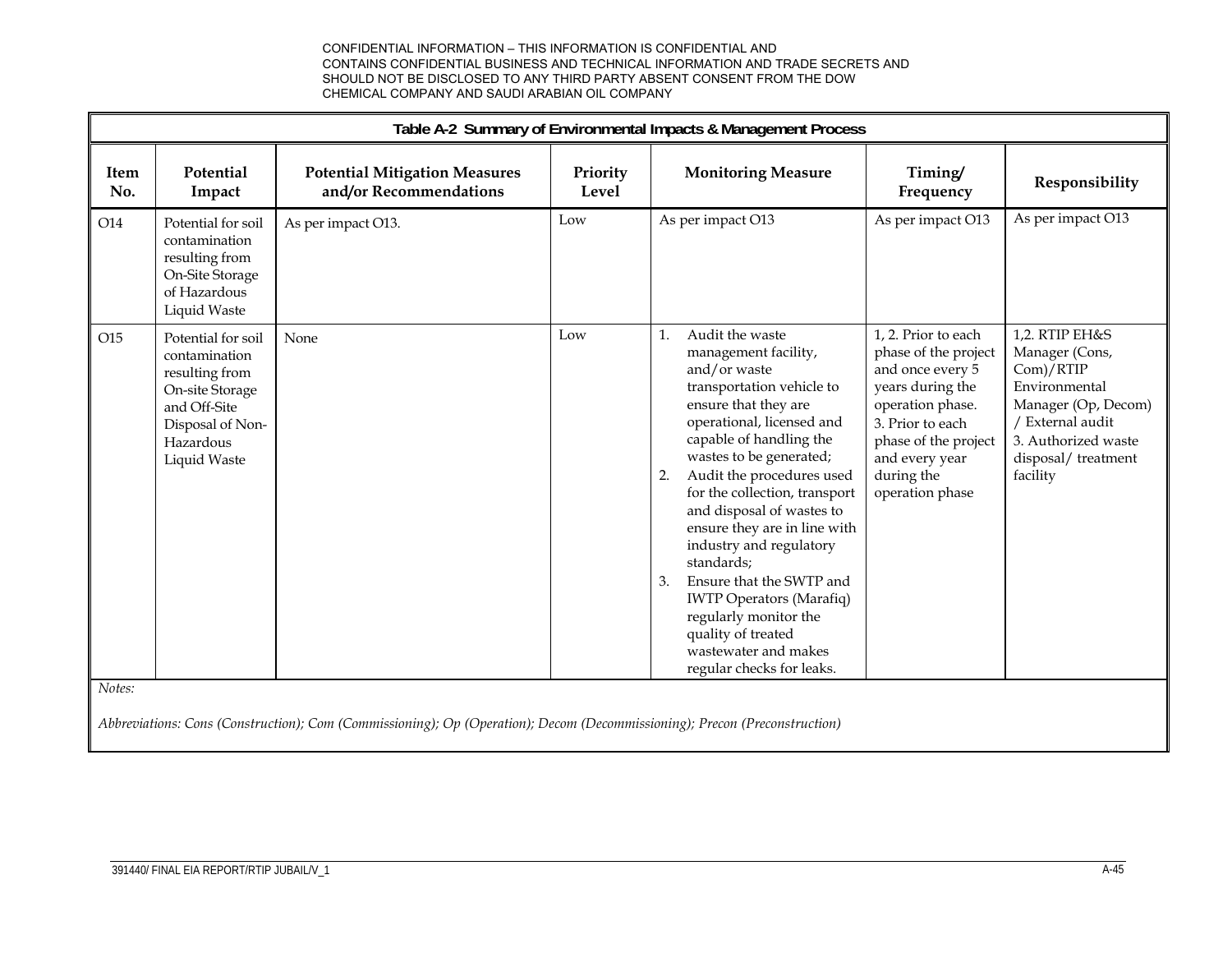CONFIDENTIAL INFORMATION – THIS INFORMATION IS CONFIDENTIAL AND CONTAINS CONFIDENTIAL BUSINESS AND TECHNICAL INFORMATION AND TRADE SECRETS AND SHOULD NOT BE DISCLOSED TO ANY THIRD PARTY ABSENT CONSENT FROM THE DOW CHEMICAL COMPANY AND SAUDI ARABIAN OIL COMPANY

**Table A-2 Summary of Environmental Impacts & Management Process**

| Item No. | Potential Impact | Potential Mitigation Measures and/or Recommendations | Priority Level | Monitoring Measure | Timing/ Frequency | Responsibility |
|---|---|---|---|---|---|---|
| O14 | Potential for soil contamination resulting from On-Site Storage of Hazardous Liquid Waste | As per impact O13. | Low | As per impact O13 | As per impact O13 | As per impact O13 |
| O15 | Potential for soil contamination resulting from On-site Storage and Off-Site Disposal of Non-Hazardous Liquid Waste | None | Low | 1. Audit the waste management facility, and/or waste transportation vehicle to ensure that they are operational, licensed and capable of handling the wastes to be generated;<br>2. Audit the procedures used for the collection, transport and disposal of wastes to ensure they are in line with industry and regulatory standards;<br>3. Ensure that the SWTP and IWTP Operators (Marafiq) regularly monitor the quality of treated wastewater and makes regular checks for leaks. | 1, 2. Prior to each phase of the project and once every 5 years during the operation phase.<br>3. Prior to each phase of the project and every year during the operation phase | 1,2. RTIP EH&S Manager (Cons, Com)/RTIP Environmental Manager (Op, Decom) / External audit<br>3. Authorized waste disposal/ treatment facility |

*Notes:*

*Abbreviations: Cons (Construction); Com (Commissioning); Op (Operation); Decom (Decommissioning); Precon (Preconstruction)*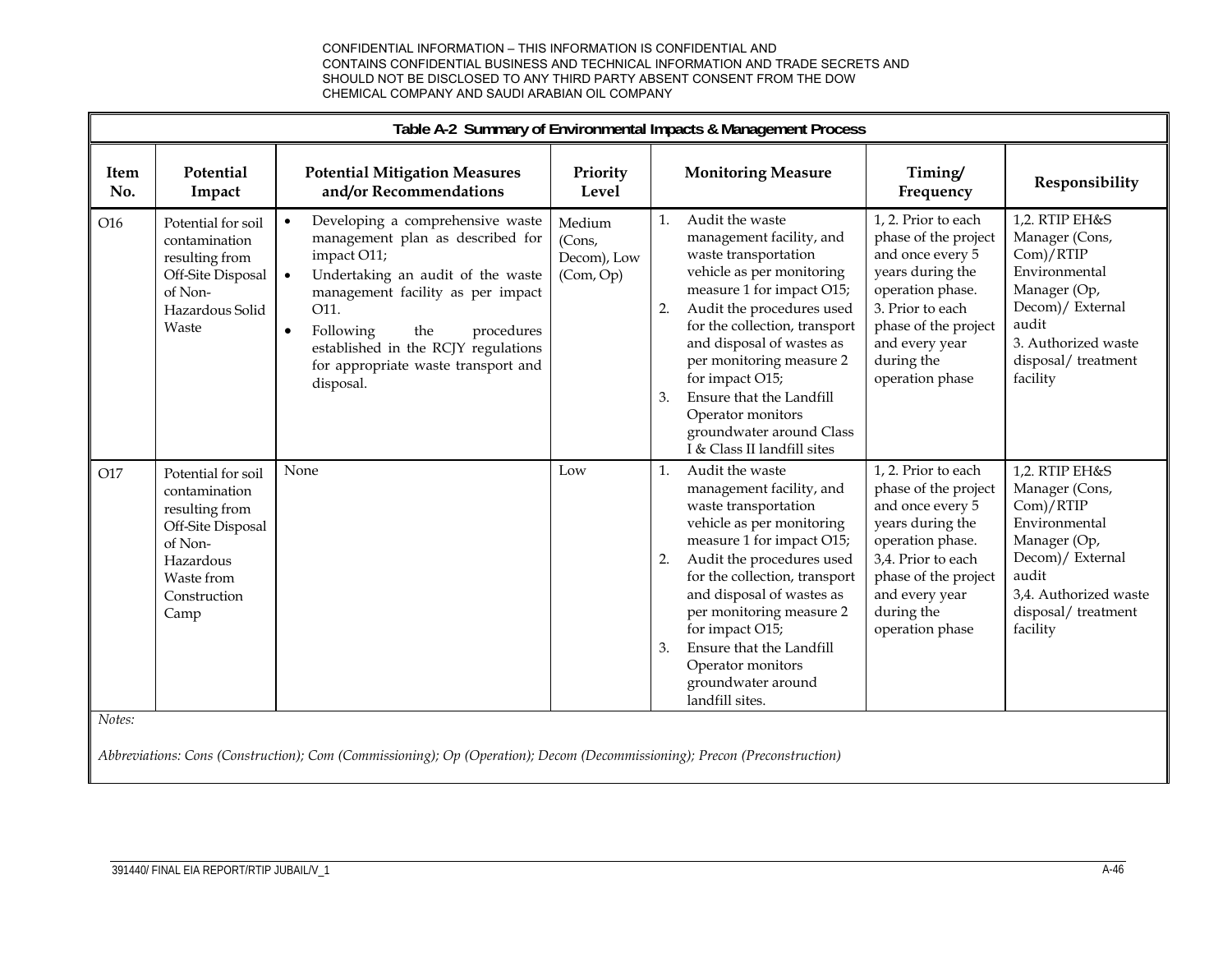CONFIDENTIAL INFORMATION – THIS INFORMATION IS CONFIDENTIAL AND CONTAINS CONFIDENTIAL BUSINESS AND TECHNICAL INFORMATION AND TRADE SECRETS AND SHOULD NOT BE DISCLOSED TO ANY THIRD PARTY ABSENT CONSENT FROM THE DOW CHEMICAL COMPANY AND SAUDI ARABIAN OIL COMPANY

**Table A-2 Summary of Environmental Impacts & Management Process**

| Item No. | Potential Impact | Potential Mitigation Measures and/or Recommendations | Priority Level | Monitoring Measure | Timing/ Frequency | Responsibility |
|---|---|---|---|---|---|---|
| O16 | Potential for soil contamination resulting from Off-Site Disposal of Non-Hazardous Solid Waste | • Developing a comprehensive waste management plan as described for impact O11; <br> • Undertaking an audit of the waste management facility as per impact O11. <br> • Following the procedures established in the RCJY regulations for appropriate waste transport and disposal. | Medium (Cons, Decom), Low (Com, Op) | 1. Audit the waste management facility, and waste transportation vehicle as per monitoring measure 1 for impact O15; <br> 2. Audit the procedures used for the collection, transport and disposal of wastes as per monitoring measure 2 for impact O15; <br> 3. Ensure that the Landfill Operator monitors groundwater around Class I & Class II landfill sites | 1, 2. Prior to each phase of the project and once every 5 years during the operation phase. <br> 3. Prior to each phase of the project and every year during the operation phase | 1,2. RTIP EH&S Manager (Cons, Com)/RTIP Environmental Manager (Op, Decom)/ External audit <br> 3. Authorized waste disposal/ treatment facility |
| O17 | Potential for soil contamination resulting from Off-Site Disposal of Non-Hazardous Waste from Construction Camp | None | Low | 1. Audit the waste management facility, and waste transportation vehicle as per monitoring measure 1 for impact O15; <br> 2. Audit the procedures used for the collection, transport and disposal of wastes as per monitoring measure 2 for impact O15; <br> 3. Ensure that the Landfill Operator monitors groundwater around landfill sites. | 1, 2. Prior to each phase of the project and once every 5 years during the operation phase. <br> 3,4. Prior to each phase of the project and every year during the operation phase | 1,2. RTIP EH&S Manager (Cons, Com)/RTIP Environmental Manager (Op, Decom)/ External audit <br> 3,4. Authorized waste disposal/ treatment facility |

*Notes:*

*Abbreviations: Cons (Construction); Com (Commissioning); Op (Operation); Decom (Decommissioning); Precon (Preconstruction)*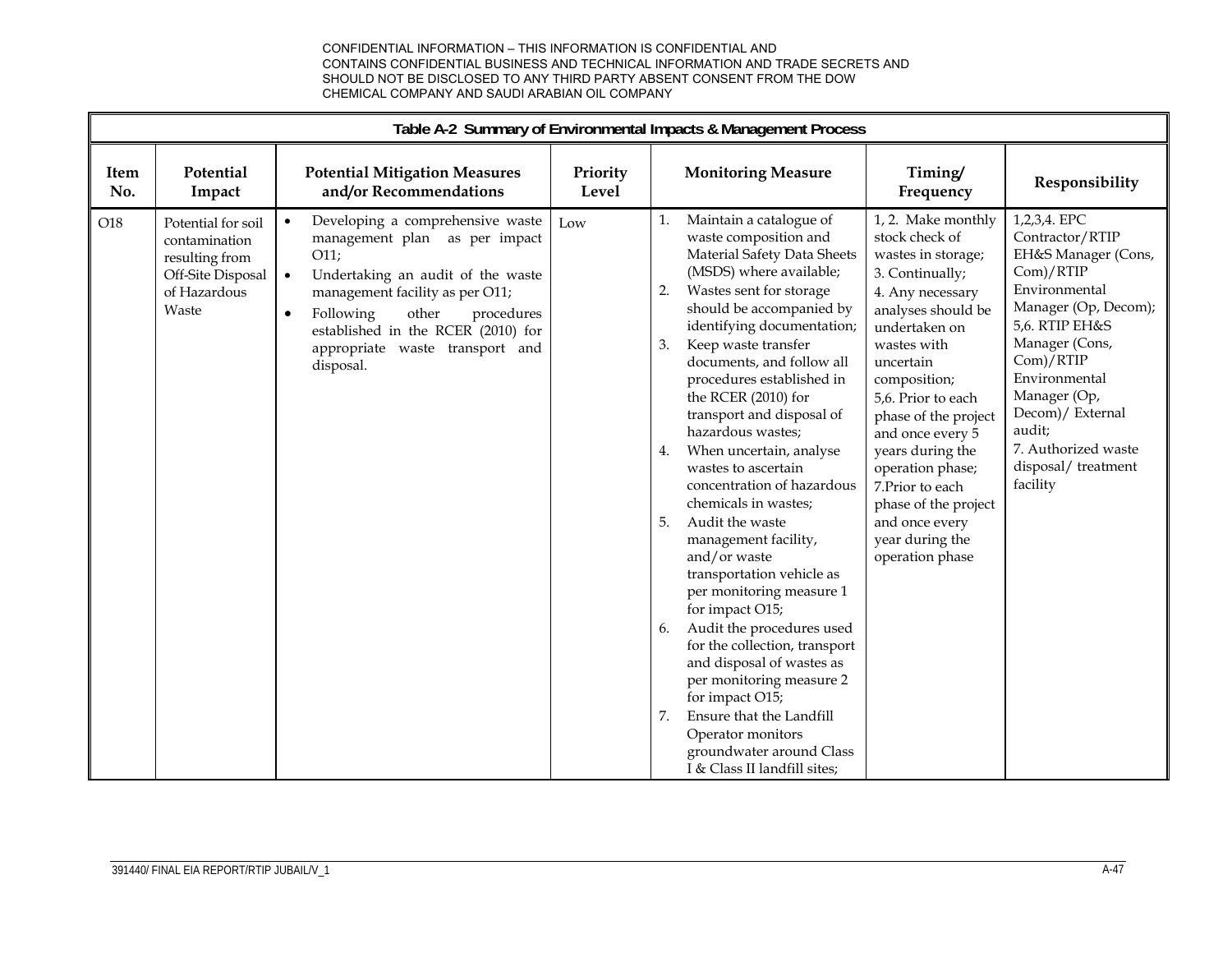CONFIDENTIAL INFORMATION – THIS INFORMATION IS CONFIDENTIAL AND CONTAINS CONFIDENTIAL BUSINESS AND TECHNICAL INFORMATION AND TRADE SECRETS AND SHOULD NOT BE DISCLOSED TO ANY THIRD PARTY ABSENT CONSENT FROM THE DOW CHEMICAL COMPANY AND SAUDI ARABIAN OIL COMPANY

**Table A-2 Summary of Environmental Impacts & Management Process**

| Item No. | Potential Impact | Potential Mitigation Measures and/or Recommendations | Priority Level | Monitoring Measure | Timing/ Frequency | Responsibility |
|---|---|---|---|---|---|---|
| O18 | Potential for soil contamination resulting from Off-Site Disposal of Hazardous Waste | • Developing a comprehensive waste management plan as per impact O11;<br>• Undertaking an audit of the waste management facility as per O11;<br>• Following other procedures established in the RCER (2010) for appropriate waste transport and disposal. | Low | 1. Maintain a catalogue of waste composition and Material Safety Data Sheets (MSDS) where available;<br>2. Wastes sent for storage should be accompanied by identifying documentation;<br>3. Keep waste transfer documents, and follow all procedures established in the RCER (2010) for transport and disposal of hazardous wastes;<br>4. When uncertain, analyse wastes to ascertain concentration of hazardous chemicals in wastes;<br>5. Audit the waste management facility, and/or waste transportation vehicle as per monitoring measure 1 for impact O15;<br>6. Audit the procedures used for the collection, transport and disposal of wastes as per monitoring measure 2 for impact O15;<br>7. Ensure that the Landfill Operator monitors groundwater around Class I & Class II landfill sites; | 1, 2. Make monthly stock check of wastes in storage;<br>3. Continually;<br>4. Any necessary analyses should be undertaken on wastes with uncertain composition;<br>5,6. Prior to each phase of the project and once every 5 years during the operation phase;<br>7.Prior to each phase of the project and once every year during the operation phase | 1,2,3,4. EPC Contractor/RTIP EH&S Manager (Cons, Com)/RTIP Environmental Manager (Op, Decom);<br>5,6. RTIP EH&S Manager (Cons, Com)/RTIP Environmental Manager (Op, Decom)/ External audit;<br>7. Authorized waste disposal/ treatment facility |

391440/ FINAL EIA REPORT/RTIP JUBAIL/V_1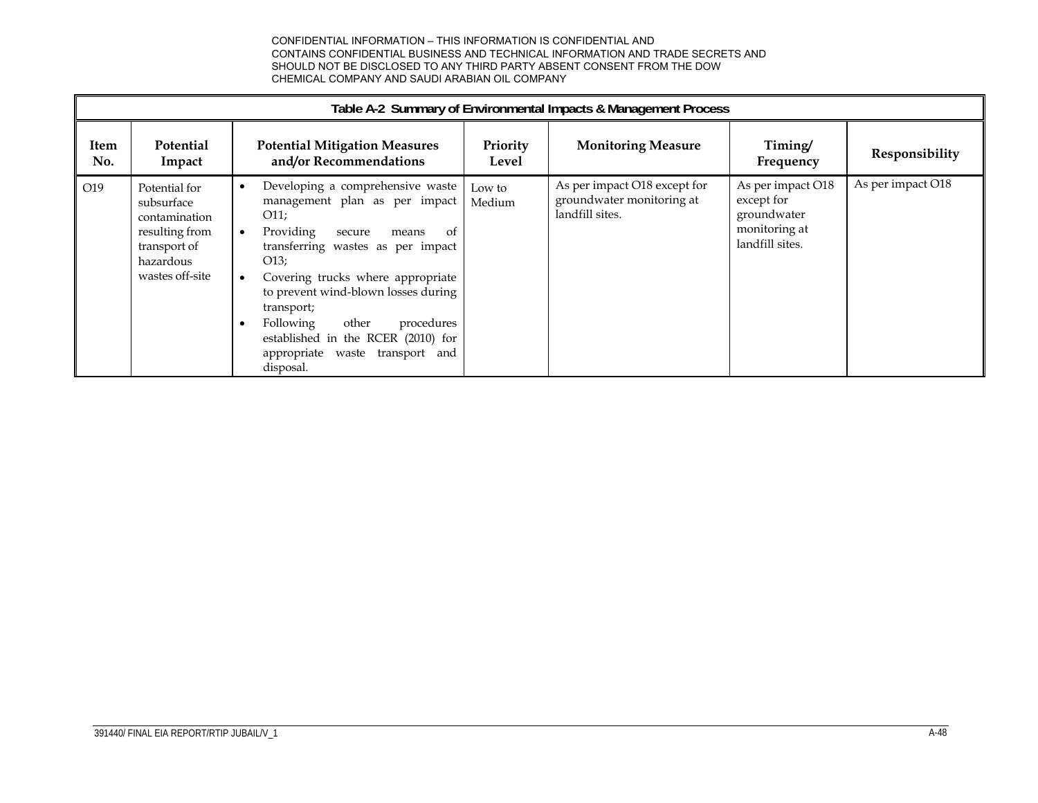CONFIDENTIAL INFORMATION – THIS INFORMATION IS CONFIDENTIAL AND CONTAINS CONFIDENTIAL BUSINESS AND TECHNICAL INFORMATION AND TRADE SECRETS AND SHOULD NOT BE DISCLOSED TO ANY THIRD PARTY ABSENT CONSENT FROM THE DOW CHEMICAL COMPANY AND SAUDI ARABIAN OIL COMPANY

| Table A-2 Summary of Environmental Impacts & Management Process | | | | | | |
|---|---|---|---|---|---|---|
| **Item No.** | **Potential Impact** | **Potential Mitigation Measures and/or Recommendations** | **Priority Level** | **Monitoring Measure** | **Timing/ Frequency** | **Responsibility** |
| O19 | Potential for subsurface contamination resulting from transport of hazardous wastes off-site | • Developing a comprehensive waste management plan as per impact O11;<br>• Providing secure means of transferring wastes as per impact O13;<br>• Covering trucks where appropriate to prevent wind-blown losses during transport;<br>• Following other procedures established in the RCER (2010) for appropriate waste transport and disposal. | Low to Medium | As per impact O18 except for groundwater monitoring at landfill sites. | As per impact O18 except for groundwater monitoring at landfill sites. | As per impact O18 |

391440/ FINAL EIA REPORT/RTIP JUBAIL/V_1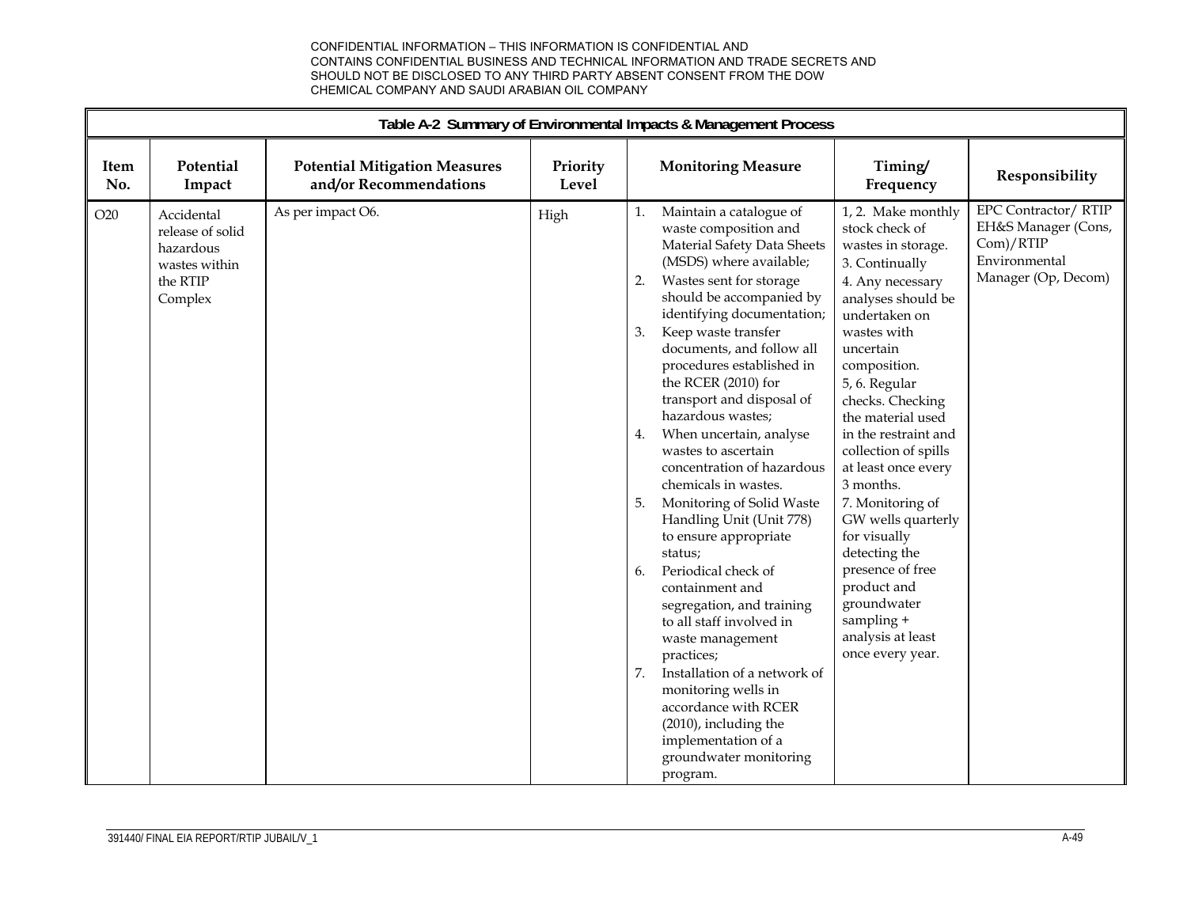CONFIDENTIAL INFORMATION – THIS INFORMATION IS CONFIDENTIAL AND CONTAINS CONFIDENTIAL BUSINESS AND TECHNICAL INFORMATION AND TRADE SECRETS AND SHOULD NOT BE DISCLOSED TO ANY THIRD PARTY ABSENT CONSENT FROM THE DOW CHEMICAL COMPANY AND SAUDI ARABIAN OIL COMPANY

**Table A-2 Summary of Environmental Impacts & Management Process**

| Item No. | Potential Impact | Potential Mitigation Measures and/or Recommendations | Priority Level | Monitoring Measure | Timing/ Frequency | Responsibility |
|---|---|---|---|---|---|---|
| O20 | Accidental release of solid hazardous wastes within the RTIP Complex | As per impact O6. | High | 1. Maintain a catalogue of waste composition and Material Safety Data Sheets (MSDS) where available;<br>2. Wastes sent for storage should be accompanied by identifying documentation;<br>3. Keep waste transfer documents, and follow all procedures established in the RCER (2010) for transport and disposal of hazardous wastes;<br>4. When uncertain, analyse wastes to ascertain concentration of hazardous chemicals in wastes.<br>5. Monitoring of Solid Waste Handling Unit (Unit 778) to ensure appropriate status;<br>6. Periodical check of containment and segregation, and training to all staff involved in waste management practices;<br>7. Installation of a network of monitoring wells in accordance with RCER (2010), including the implementation of a groundwater monitoring program. | 1, 2. Make monthly stock check of wastes in storage.<br>3. Continually<br>4. Any necessary analyses should be undertaken on wastes with uncertain composition.<br>5, 6. Regular checks. Checking the material used in the restraint and collection of spills at least once every 3 months.<br>7. Monitoring of GW wells quarterly for visually detecting the presence of free product and groundwater sampling + analysis at least once every year. | EPC Contractor/ RTIP EH&S Manager (Cons, Com)/RTIP Environmental Manager (Op, Decom) |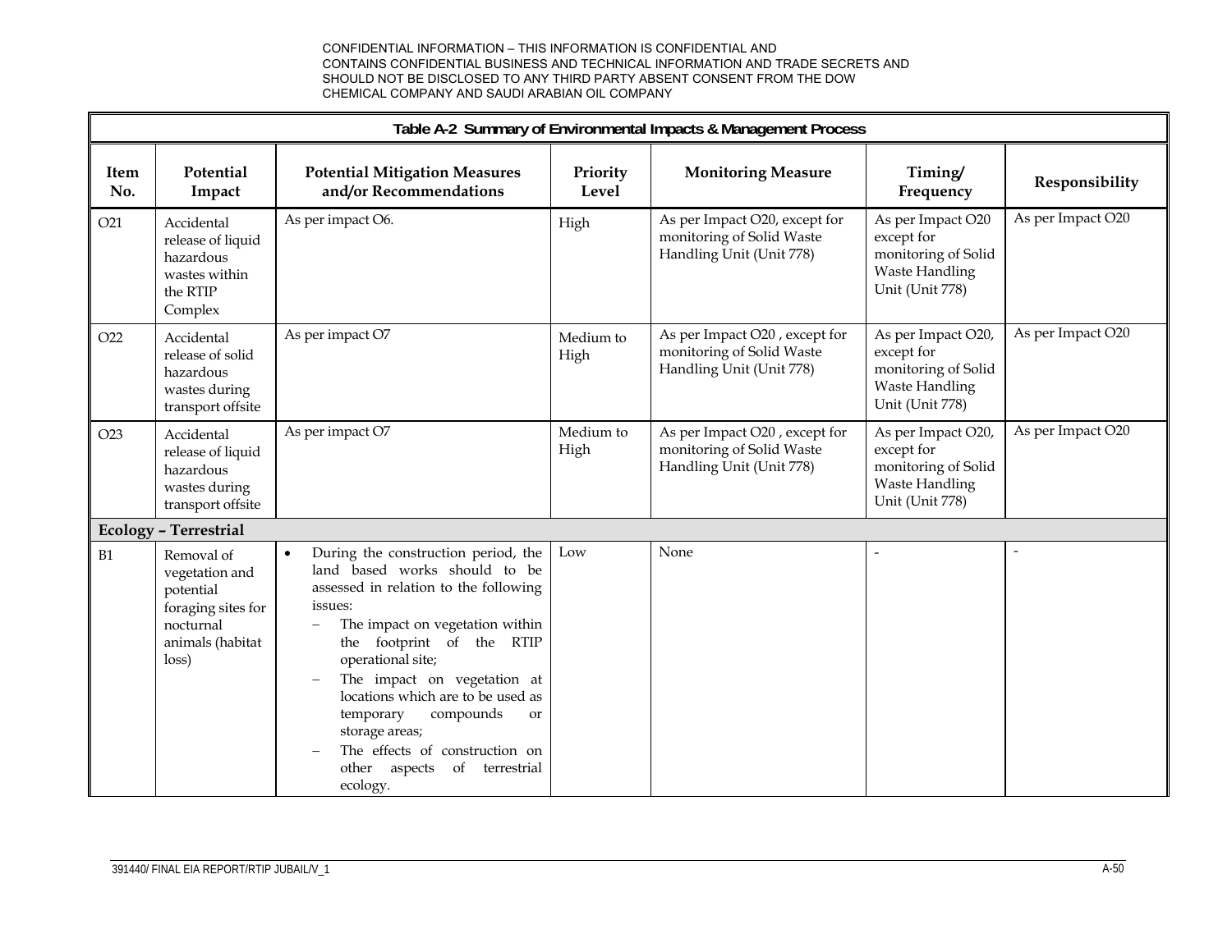CONFIDENTIAL INFORMATION – THIS INFORMATION IS CONFIDENTIAL AND CONTAINS CONFIDENTIAL BUSINESS AND TECHNICAL INFORMATION AND TRADE SECRETS AND SHOULD NOT BE DISCLOSED TO ANY THIRD PARTY ABSENT CONSENT FROM THE DOW CHEMICAL COMPANY AND SAUDI ARABIAN OIL COMPANY

**Table A-2 Summary of Environmental Impacts & Management Process**

| Item No. | Potential Impact | Potential Mitigation Measures and/or Recommendations | Priority Level | Monitoring Measure | Timing/ Frequency | Responsibility |
|---|---|---|---|---|---|---|
| O21 | Accidental release of liquid hazardous wastes within the RTIP Complex | As per impact O6. | High | As per Impact O20, except for monitoring of Solid Waste Handling Unit (Unit 778) | As per Impact O20 except for monitoring of Solid Waste Handling Unit (Unit 778) | As per Impact O20 |
| O22 | Accidental release of solid hazardous wastes during transport offsite | As per impact O7 | Medium to High | As per Impact O20 , except for monitoring of Solid Waste Handling Unit (Unit 778) | As per Impact O20, except for monitoring of Solid Waste Handling Unit (Unit 778) | As per Impact O20 |
| O23 | Accidental release of liquid hazardous wastes during transport offsite | As per impact O7 | Medium to High | As per Impact O20 , except for monitoring of Solid Waste Handling Unit (Unit 778) | As per Impact O20, except for monitoring of Solid Waste Handling Unit (Unit 778) | As per Impact O20 |
| **Ecology – Terrestrial** | | | | | | |
| B1 | Removal of vegetation and potential foraging sites for nocturnal animals (habitat loss) | • During the construction period, the land based works should to be assessed in relation to the following issues:<br>– The impact on vegetation within the footprint of the RTIP operational site;<br>– The impact on vegetation at locations which are to be used as temporary compounds or storage areas;<br>– The effects of construction on other aspects of terrestrial ecology. | Low | None | - | - |

391440/ FINAL EIA REPORT/RTIP JUBAIL/V_1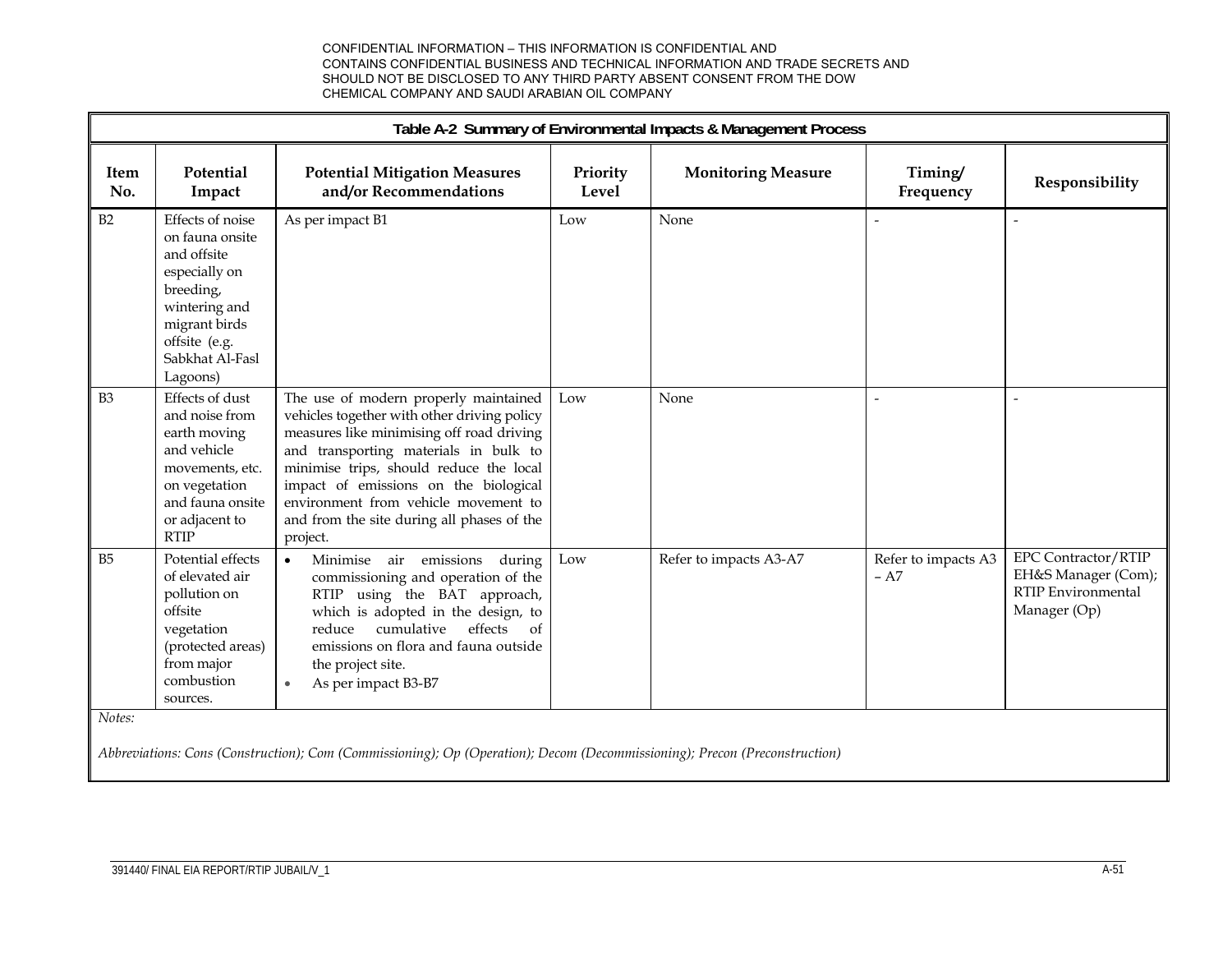CONFIDENTIAL INFORMATION – THIS INFORMATION IS CONFIDENTIAL AND CONTAINS CONFIDENTIAL BUSINESS AND TECHNICAL INFORMATION AND TRADE SECRETS AND SHOULD NOT BE DISCLOSED TO ANY THIRD PARTY ABSENT CONSENT FROM THE DOW CHEMICAL COMPANY AND SAUDI ARABIAN OIL COMPANY

**Table A-2 Summary of Environmental Impacts & Management Process**

| Item No. | Potential Impact | Potential Mitigation Measures and/or Recommendations | Priority Level | Monitoring Measure | Timing/ Frequency | Responsibility |
|---|---|---|---|---|---|---|
| B2 | Effects of noise on fauna onsite and offsite especially on breeding, wintering and migrant birds offsite (e.g. Sabkhat Al-Fasl Lagoons) | As per impact B1 | Low | None | - | - |
| B3 | Effects of dust and noise from earth moving and vehicle movements, etc. on vegetation and fauna onsite or adjacent to RTIP | The use of modern properly maintained vehicles together with other driving policy measures like minimising off road driving and transporting materials in bulk to minimise trips, should reduce the local impact of emissions on the biological environment from vehicle movement to and from the site during all phases of the project. | Low | None | - | - |
| B5 | Potential effects of elevated air pollution on offsite vegetation (protected areas) from major combustion sources. | • Minimise air emissions during commissioning and operation of the RTIP using the BAT approach, which is adopted in the design, to reduce cumulative effects of emissions on flora and fauna outside the project site.<br>• As per impact B3-B7 | Low | Refer to impacts A3-A7 | Refer to impacts A3 – A7 | EPC Contractor/RTIP EH&S Manager (Com); RTIP Environmental Manager (Op) |

*Notes:*

*Abbreviations: Cons (Construction); Com (Commissioning); Op (Operation); Decom (Decommissioning); Precon (Preconstruction)*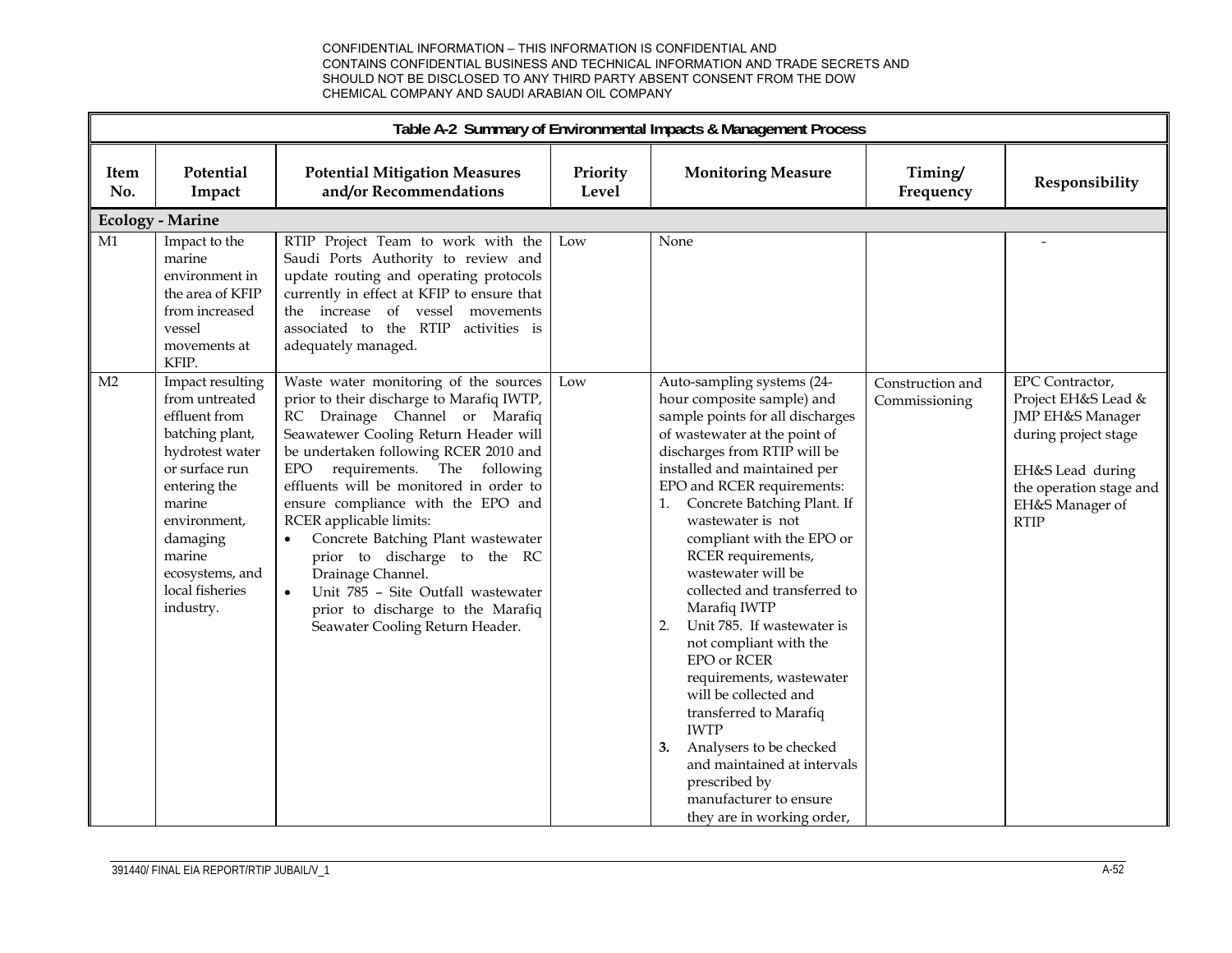CONFIDENTIAL INFORMATION – THIS INFORMATION IS CONFIDENTIAL AND CONTAINS CONFIDENTIAL BUSINESS AND TECHNICAL INFORMATION AND TRADE SECRETS AND SHOULD NOT BE DISCLOSED TO ANY THIRD PARTY ABSENT CONSENT FROM THE DOW CHEMICAL COMPANY AND SAUDI ARABIAN OIL COMPANY

**Table A-2 Summary of Environmental Impacts & Management Process**

| Item No. | Potential Impact | Potential Mitigation Measures and/or Recommendations | Priority Level | Monitoring Measure | Timing/ Frequency | Responsibility |
|---|---|---|---|---|---|---|
| **Ecology - Marine** | | | | | | |
| M1 | Impact to the marine environment in the area of KFIP from increased vessel movements at KFIP. | RTIP Project Team to work with the Saudi Ports Authority to review and update routing and operating protocols currently in effect at KFIP to ensure that the increase of vessel movements associated to the RTIP activities is adequately managed. | Low | None | | - |
| M2 | Impact resulting from untreated effluent from batching plant, hydrotest water or surface run entering the marine environment, damaging marine ecosystems, and local fisheries industry. | Waste water monitoring of the sources prior to their discharge to Marafiq IWTP, RC Drainage Channel or Marafiq Seawatewer Cooling Return Header will be undertaken following RCER 2010 and EPO requirements. The following effluents will be monitored in order to ensure compliance with the EPO and RCER applicable limits:<br>• Concrete Batching Plant wastewater prior to discharge to the RC Drainage Channel.<br>• Unit 785 – Site Outfall wastewater prior to discharge to the Marafiq Seawater Cooling Return Header. | Low | Auto-sampling systems (24-hour composite sample) and sample points for all discharges of wastewater at the point of discharges from RTIP will be installed and maintained per EPO and RCER requirements:<br>1. Concrete Batching Plant. If wastewater is not compliant with the EPO or RCER requirements, wastewater will be collected and transferred to Marafiq IWTP<br>2. Unit 785. If wastewater is not compliant with the EPO or RCER requirements, wastewater will be collected and transferred to Marafiq IWTP<br>**3.** Analysers to be checked and maintained at intervals prescribed by manufacturer to ensure they are in working order, | Construction and Commissioning | EPC Contractor, Project EH&S Lead & JMP EH&S Manager during project stage<br><br>EH&S Lead during the operation stage and EH&S Manager of RTIP |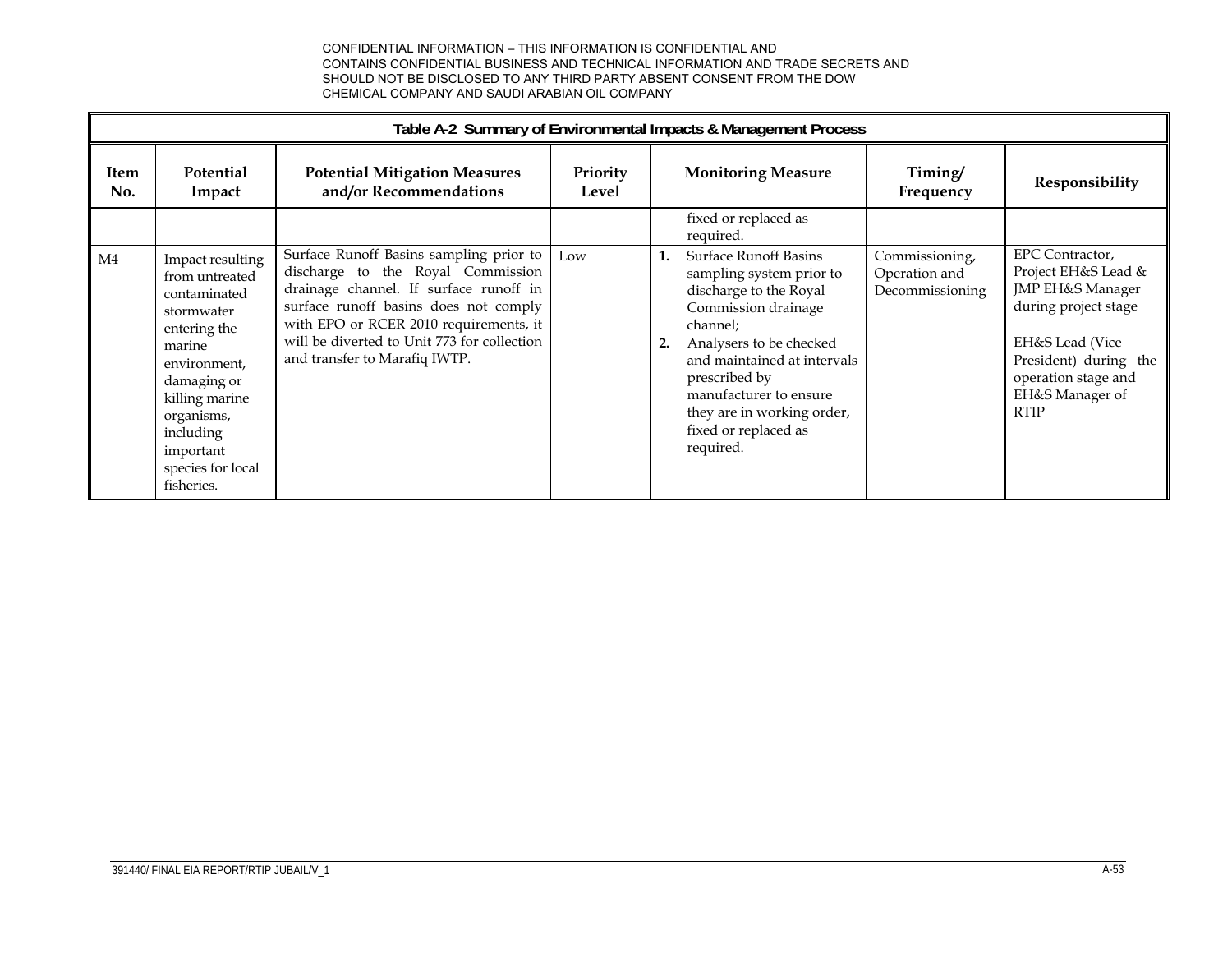CONFIDENTIAL INFORMATION – THIS INFORMATION IS CONFIDENTIAL AND CONTAINS CONFIDENTIAL BUSINESS AND TECHNICAL INFORMATION AND TRADE SECRETS AND SHOULD NOT BE DISCLOSED TO ANY THIRD PARTY ABSENT CONSENT FROM THE DOW CHEMICAL COMPANY AND SAUDI ARABIAN OIL COMPANY

**Table A-2 Summary of Environmental Impacts & Management Process**

| Item No. | Potential Impact | Potential Mitigation Measures and/or Recommendations | Priority Level | Monitoring Measure | Timing/ Frequency | Responsibility |
|---|---|---|---|---|---|---|
| | | | | fixed or replaced as required. | | |
| M4 | Impact resulting from untreated contaminated stormwater entering the marine environment, damaging or killing marine organisms, including important species for local fisheries. | Surface Runoff Basins sampling prior to discharge to the Royal Commission drainage channel. If surface runoff in surface runoff basins does not comply with EPO or RCER 2010 requirements, it will be diverted to Unit 773 for collection and transfer to Marafiq IWTP. | Low | **1.** Surface Runoff Basins sampling system prior to discharge to the Royal Commission drainage channel; **2.** Analysers to be checked and maintained at intervals prescribed by manufacturer to ensure they are in working order, fixed or replaced as required. | Commissioning, Operation and Decommissioning | EPC Contractor, Project EH&S Lead & JMP EH&S Manager during project stage<br><br>EH&S Lead (Vice President) during the operation stage and EH&S Manager of RTIP |

391440/ FINAL EIA REPORT/RTIP JUBAIL/V_1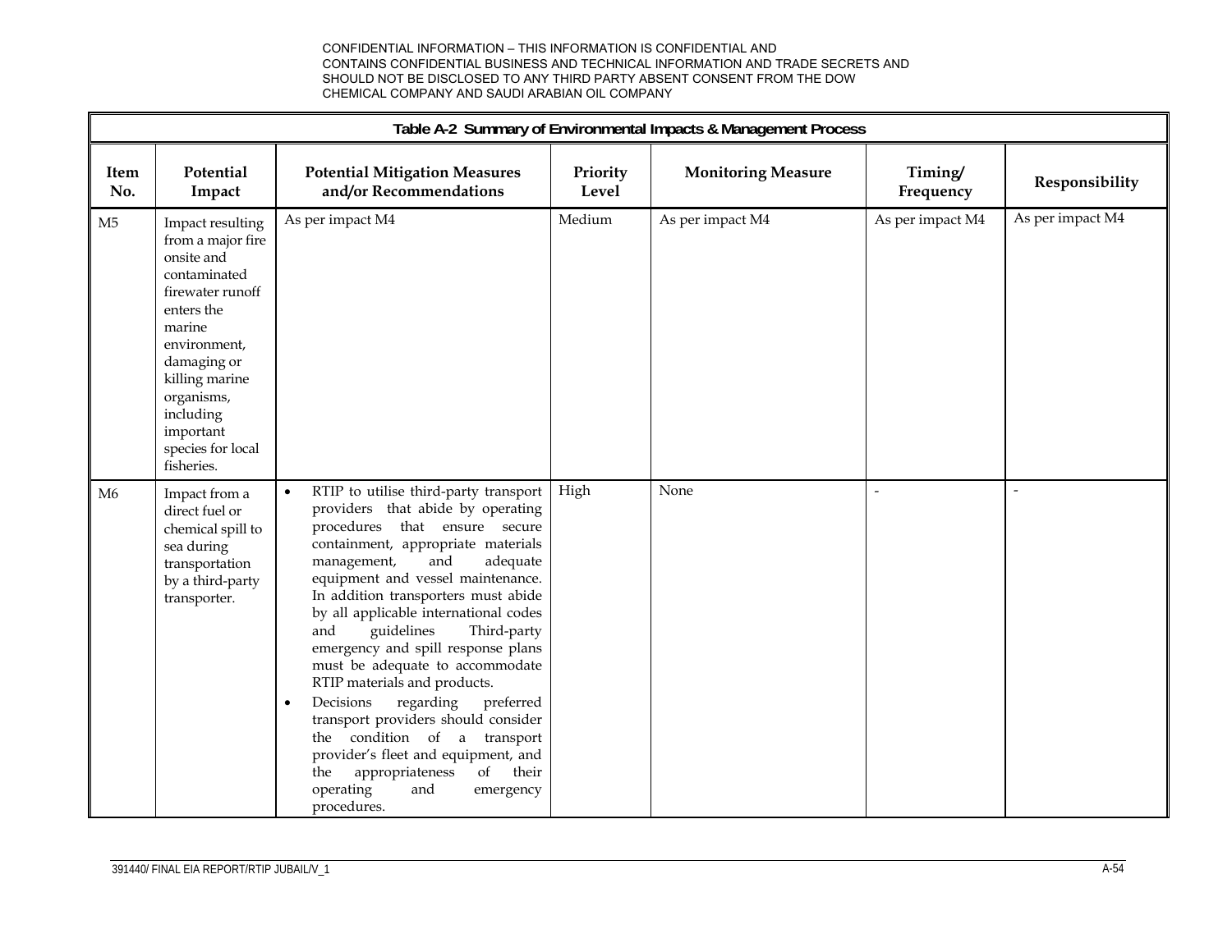CONFIDENTIAL INFORMATION – THIS INFORMATION IS CONFIDENTIAL AND CONTAINS CONFIDENTIAL BUSINESS AND TECHNICAL INFORMATION AND TRADE SECRETS AND SHOULD NOT BE DISCLOSED TO ANY THIRD PARTY ABSENT CONSENT FROM THE DOW CHEMICAL COMPANY AND SAUDI ARABIAN OIL COMPANY

**Table A-2 Summary of Environmental Impacts & Management Process**

| Item No. | Potential Impact | Potential Mitigation Measures and/or Recommendations | Priority Level | Monitoring Measure | Timing/ Frequency | Responsibility |
|---|---|---|---|---|---|---|
| M5 | Impact resulting from a major fire onsite and contaminated firewater runoff enters the marine environment, damaging or killing marine organisms, including important species for local fisheries. | As per impact M4 | Medium | As per impact M4 | As per impact M4 | As per impact M4 |
| M6 | Impact from a direct fuel or chemical spill to sea during transportation by a third-party transporter. | • RTIP to utilise third-party transport providers that abide by operating procedures that ensure secure containment, appropriate materials management, and adequate equipment and vessel maintenance. In addition transporters must abide by all applicable international codes and guidelines Third-party emergency and spill response plans must be adequate to accommodate RTIP materials and products.<br>• Decisions regarding preferred transport providers should consider the condition of a transport provider's fleet and equipment, and the appropriateness of their operating and emergency procedures. | High | None | - | - |

391440/ FINAL EIA REPORT/RTIP JUBAIL/V_1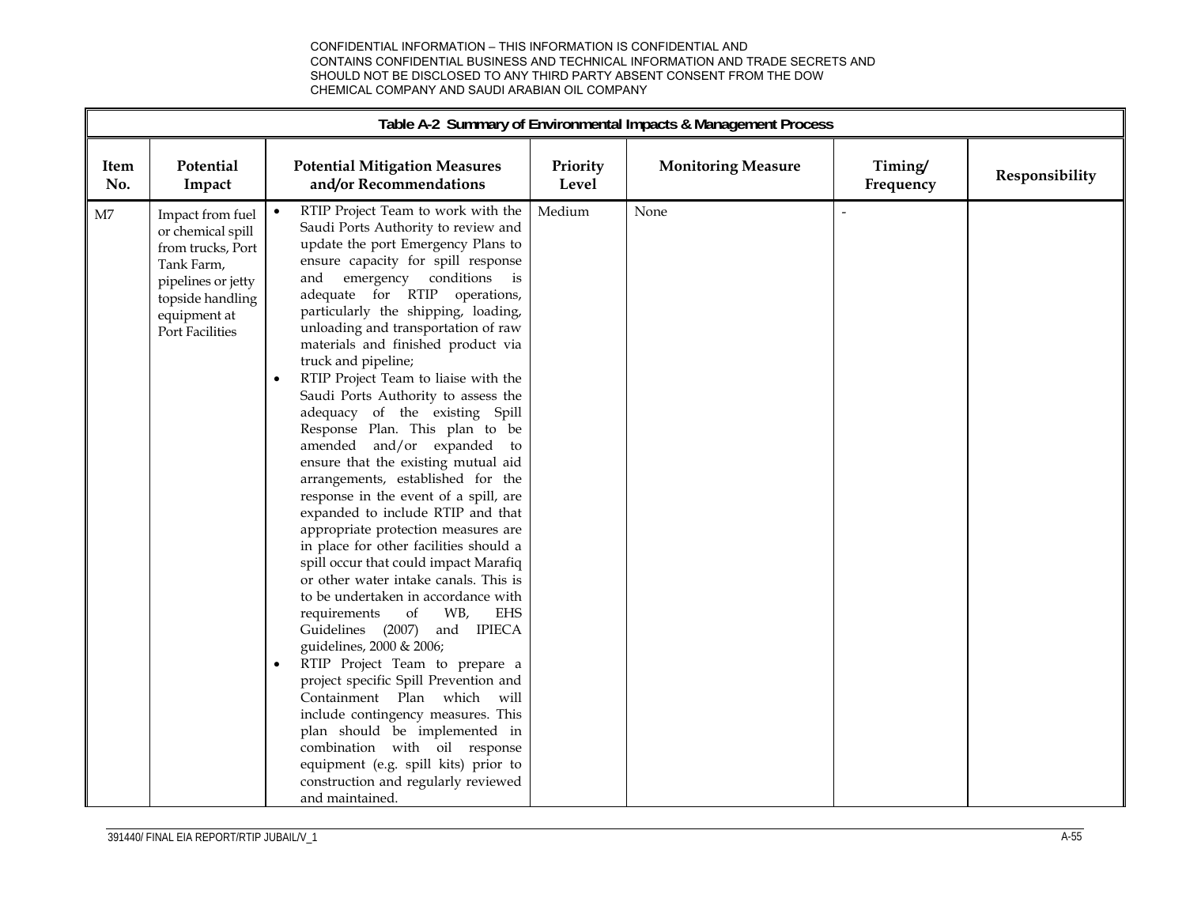CONFIDENTIAL INFORMATION – THIS INFORMATION IS CONFIDENTIAL AND CONTAINS CONFIDENTIAL BUSINESS AND TECHNICAL INFORMATION AND TRADE SECRETS AND SHOULD NOT BE DISCLOSED TO ANY THIRD PARTY ABSENT CONSENT FROM THE DOW CHEMICAL COMPANY AND SAUDI ARABIAN OIL COMPANY

**Table A-2 Summary of Environmental Impacts & Management Process**

| Item No. | Potential Impact | Potential Mitigation Measures and/or Recommendations | Priority Level | Monitoring Measure | Timing/ Frequency | Responsibility |
|---|---|---|---|---|---|---|
| M7 | Impact from fuel or chemical spill from trucks, Port Tank Farm, pipelines or jetty topside handling equipment at Port Facilities | • RTIP Project Team to work with the Saudi Ports Authority to review and update the port Emergency Plans to ensure capacity for spill response and emergency conditions is adequate for RTIP operations, particularly the shipping, loading, unloading and transportation of raw materials and finished product via truck and pipeline;<br>• RTIP Project Team to liaise with the Saudi Ports Authority to assess the adequacy of the existing Spill Response Plan. This plan to be amended and/or expanded to ensure that the existing mutual aid arrangements, established for the response in the event of a spill, are expanded to include RTIP and that appropriate protection measures are in place for other facilities should a spill occur that could impact Marafiq or other water intake canals. This is to be undertaken in accordance with requirements of WB, EHS Guidelines (2007) and IPIECA guidelines, 2000 & 2006;<br>• RTIP Project Team to prepare a project specific Spill Prevention and Containment Plan which will include contingency measures. This plan should be implemented in combination with oil response equipment (e.g. spill kits) prior to construction and regularly reviewed and maintained. | Medium | None | - | |

391440/ FINAL EIA REPORT/RTIP JUBAIL/V_1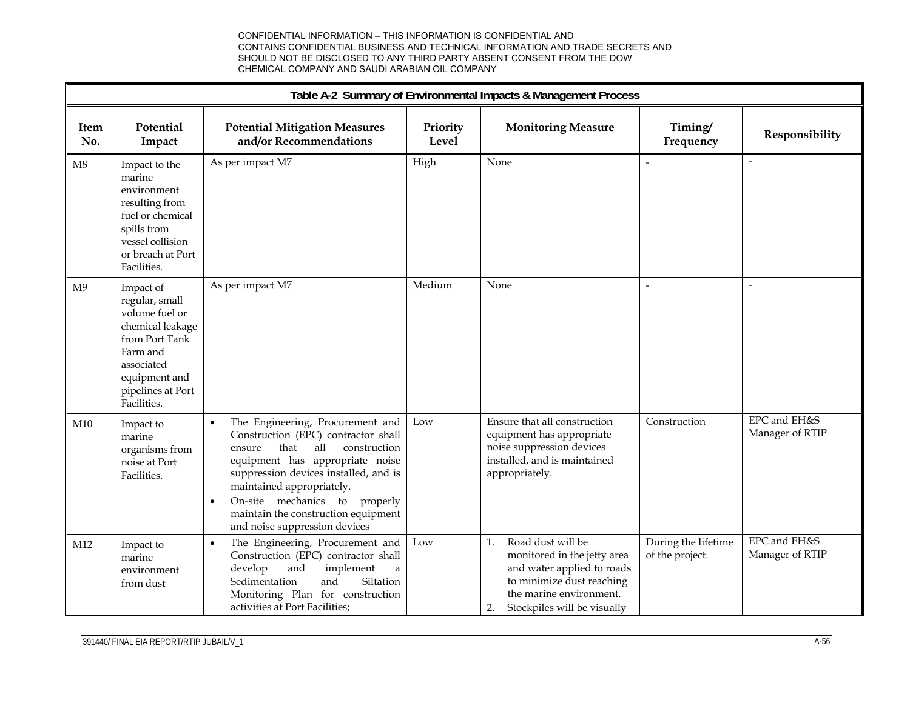CONFIDENTIAL INFORMATION – THIS INFORMATION IS CONFIDENTIAL AND CONTAINS CONFIDENTIAL BUSINESS AND TECHNICAL INFORMATION AND TRADE SECRETS AND SHOULD NOT BE DISCLOSED TO ANY THIRD PARTY ABSENT CONSENT FROM THE DOW CHEMICAL COMPANY AND SAUDI ARABIAN OIL COMPANY

**Table A-2 Summary of Environmental Impacts & Management Process**

| Item No. | Potential Impact | Potential Mitigation Measures and/or Recommendations | Priority Level | Monitoring Measure | Timing/ Frequency | Responsibility |
|---|---|---|---|---|---|---|
| M8 | Impact to the marine environment resulting from fuel or chemical spills from vessel collision or breach at Port Facilities. | As per impact M7 | High | None | - | - |
| M9 | Impact of regular, small volume fuel or chemical leakage from Port Tank Farm and associated equipment and pipelines at Port Facilities. | As per impact M7 | Medium | None | - | - |
| M10 | Impact to marine organisms from noise at Port Facilities. | • The Engineering, Procurement and Construction (EPC) contractor shall ensure that all construction equipment has appropriate noise suppression devices installed, and is maintained appropriately.<br>• On-site mechanics to properly maintain the construction equipment and noise suppression devices | Low | Ensure that all construction equipment has appropriate noise suppression devices installed, and is maintained appropriately. | Construction | EPC and EH&S Manager of RTIP |
| M12 | Impact to marine environment from dust | • The Engineering, Procurement and Construction (EPC) contractor shall develop and implement a Sedimentation and Siltation Monitoring Plan for construction activities at Port Facilities; | Low | 1. Road dust will be monitored in the jetty area and water applied to roads to minimize dust reaching the marine environment.<br>2. Stockpiles will be visually | During the lifetime of the project. | EPC and EH&S Manager of RTIP |

391440/ FINAL EIA REPORT/RTIP JUBAIL/V_1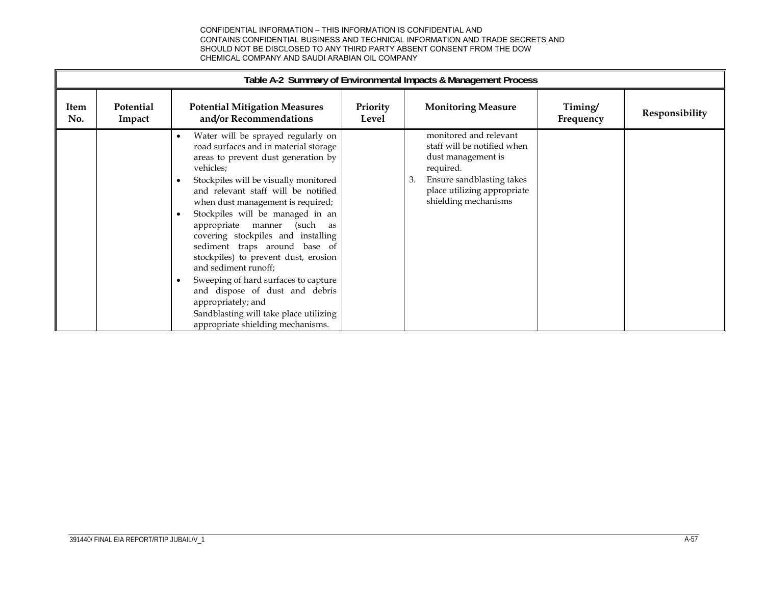CONFIDENTIAL INFORMATION – THIS INFORMATION IS CONFIDENTIAL AND CONTAINS CONFIDENTIAL BUSINESS AND TECHNICAL INFORMATION AND TRADE SECRETS AND SHOULD NOT BE DISCLOSED TO ANY THIRD PARTY ABSENT CONSENT FROM THE DOW CHEMICAL COMPANY AND SAUDI ARABIAN OIL COMPANY

**Table A-2 Summary of Environmental Impacts & Management Process**

| Item No. | Potential Impact | Potential Mitigation Measures and/or Recommendations | Priority Level | Monitoring Measure | Timing/ Frequency | Responsibility |
|---|---|---|---|---|---|---|
| | | • Water will be sprayed regularly on road surfaces and in material storage areas to prevent dust generation by vehicles;<br>• Stockpiles will be visually monitored and relevant staff will be notified when dust management is required;<br>• Stockpiles will be managed in an appropriate manner (such as covering stockpiles and installing sediment traps around base of stockpiles) to prevent dust, erosion and sediment runoff;<br>• Sweeping of hard surfaces to capture and dispose of dust and debris appropriately; and<br>Sandblasting will take place utilizing appropriate shielding mechanisms. | | monitored and relevant staff will be notified when dust management is required.<br>3. Ensure sandblasting takes place utilizing appropriate shielding mechanisms | | |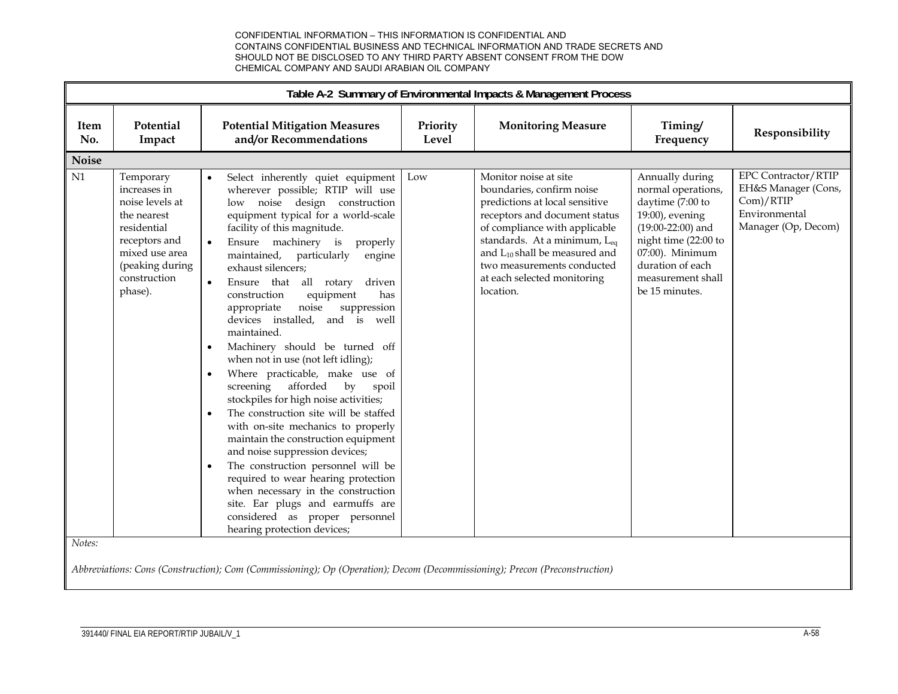CONFIDENTIAL INFORMATION – THIS INFORMATION IS CONFIDENTIAL AND CONTAINS CONFIDENTIAL BUSINESS AND TECHNICAL INFORMATION AND TRADE SECRETS AND SHOULD NOT BE DISCLOSED TO ANY THIRD PARTY ABSENT CONSENT FROM THE DOW CHEMICAL COMPANY AND SAUDI ARABIAN OIL COMPANY

**Table A-2 Summary of Environmental Impacts & Management Process**

| Item No. | Potential Impact | Potential Mitigation Measures and/or Recommendations | Priority Level | Monitoring Measure | Timing/ Frequency | Responsibility |
|---|---|---|---|---|---|---|
| **Noise** | | | | | | |
| N1 | Temporary increases in noise levels at the nearest residential receptors and mixed use area (peaking during construction phase). | • Select inherently quiet equipment wherever possible; RTIP will use low noise design construction equipment typical for a world-scale facility of this magnitude.<br>• Ensure machinery is properly maintained, particularly engine exhaust silencers;<br>• Ensure that all rotary driven construction equipment has appropriate noise suppression devices installed, and is well maintained.<br>• Machinery should be turned off when not in use (not left idling);<br>• Where practicable, make use of screening afforded by spoil stockpiles for high noise activities;<br>• The construction site will be staffed with on-site mechanics to properly maintain the construction equipment and noise suppression devices;<br>• The construction personnel will be required to wear hearing protection when necessary in the construction site. Ear plugs and earmuffs are considered as proper personnel hearing protection devices; | Low | Monitor noise at site boundaries, confirm noise predictions at local sensitive receptors and document status of compliance with applicable standards. At a minimum, $L_{eq}$ and $L_{10}$ shall be measured and two measurements conducted at each selected monitoring location. | Annually during normal operations, daytime (7:00 to 19:00), evening (19:00-22:00) and night time (22:00 to 07:00). Minimum duration of each measurement shall be 15 minutes. | EPC Contractor/RTIP EH&S Manager (Cons, Com)/RTIP Environmental Manager (Op, Decom) |

*Notes:*

*Abbreviations: Cons (Construction); Com (Commissioning); Op (Operation); Decom (Decommissioning); Precon (Preconstruction)*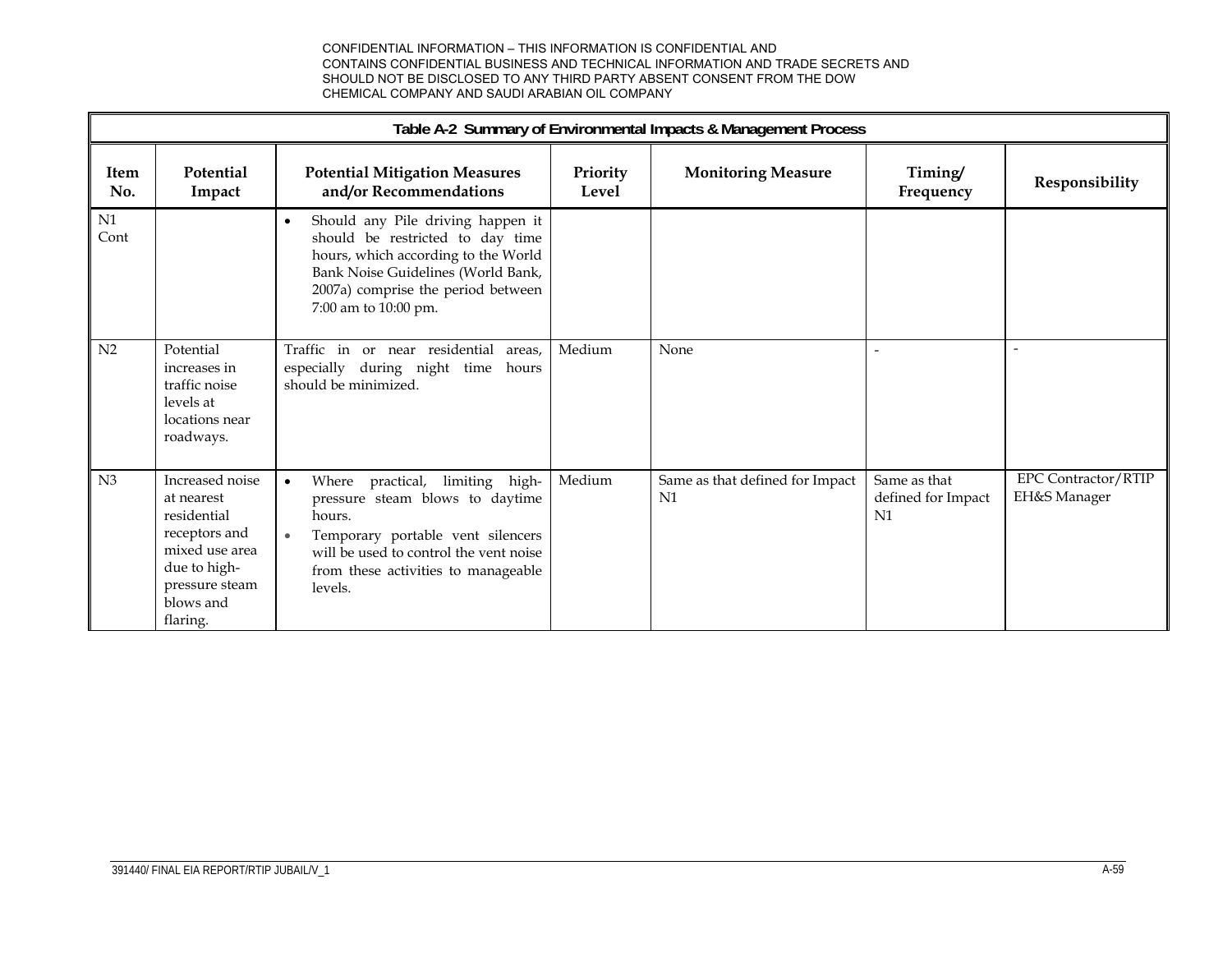CONFIDENTIAL INFORMATION – THIS INFORMATION IS CONFIDENTIAL AND CONTAINS CONFIDENTIAL BUSINESS AND TECHNICAL INFORMATION AND TRADE SECRETS AND SHOULD NOT BE DISCLOSED TO ANY THIRD PARTY ABSENT CONSENT FROM THE DOW CHEMICAL COMPANY AND SAUDI ARABIAN OIL COMPANY

**Table A-2 Summary of Environmental Impacts & Management Process**

| Item No. | Potential Impact | Potential Mitigation Measures and/or Recommendations | Priority Level | Monitoring Measure | Timing/ Frequency | Responsibility |
|---|---|---|---|---|---|---|
| N1 Cont | | • Should any Pile driving happen it should be restricted to day time hours, which according to the World Bank Noise Guidelines (World Bank, 2007a) comprise the period between 7:00 am to 10:00 pm. | | | | |
| N2 | Potential increases in traffic noise levels at locations near roadways. | Traffic in or near residential areas, especially during night time hours should be minimized. | Medium | None | - | - |
| N3 | Increased noise at nearest residential receptors and mixed use area due to high-pressure steam blows and flaring. | • Where practical, limiting high-pressure steam blows to daytime hours.<br>• Temporary portable vent silencers will be used to control the vent noise from these activities to manageable levels. | Medium | Same as that defined for Impact N1 | Same as that defined for Impact N1 | EPC Contractor/RTIP EH&S Manager |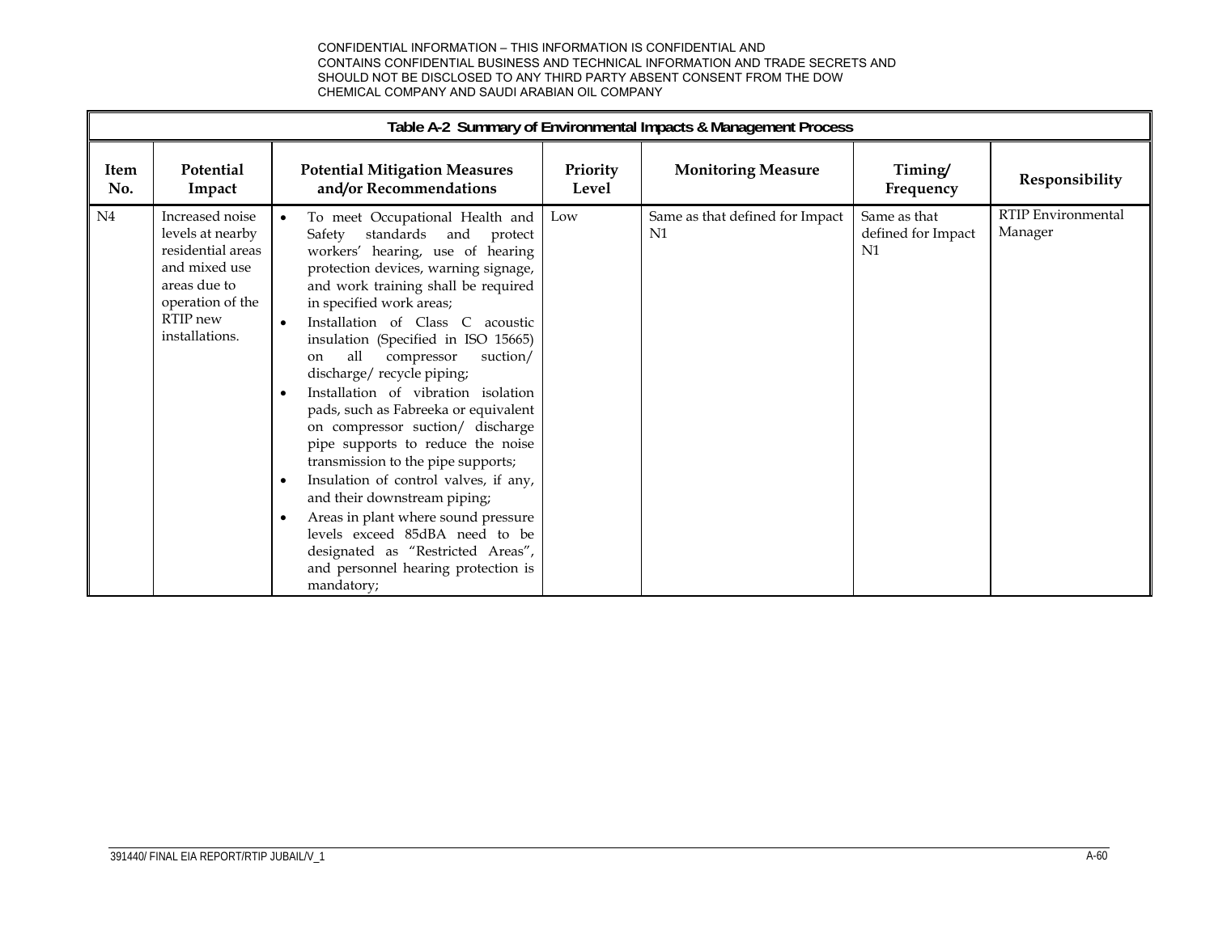CONFIDENTIAL INFORMATION – THIS INFORMATION IS CONFIDENTIAL AND CONTAINS CONFIDENTIAL BUSINESS AND TECHNICAL INFORMATION AND TRADE SECRETS AND SHOULD NOT BE DISCLOSED TO ANY THIRD PARTY ABSENT CONSENT FROM THE DOW CHEMICAL COMPANY AND SAUDI ARABIAN OIL COMPANY

**Table A-2 Summary of Environmental Impacts & Management Process**

| Item No. | Potential Impact | Potential Mitigation Measures and/or Recommendations | Priority Level | Monitoring Measure | Timing/ Frequency | Responsibility |
|---|---|---|---|---|---|---|
| N4 | Increased noise levels at nearby residential areas and mixed use areas due to operation of the RTIP new installations. | • To meet Occupational Health and Safety standards and protect workers' hearing, use of hearing protection devices, warning signage, and work training shall be required in specified work areas;<br>• Installation of Class C acoustic insulation (Specified in ISO 15665) on all compressor suction/ discharge/ recycle piping;<br>• Installation of vibration isolation pads, such as Fabreeka or equivalent on compressor suction/ discharge pipe supports to reduce the noise transmission to the pipe supports;<br>• Insulation of control valves, if any, and their downstream piping;<br>• Areas in plant where sound pressure levels exceed 85dBA need to be designated as "Restricted Areas", and personnel hearing protection is mandatory; | Low | Same as that defined for Impact N1 | Same as that defined for Impact N1 | RTIP Environmental Manager |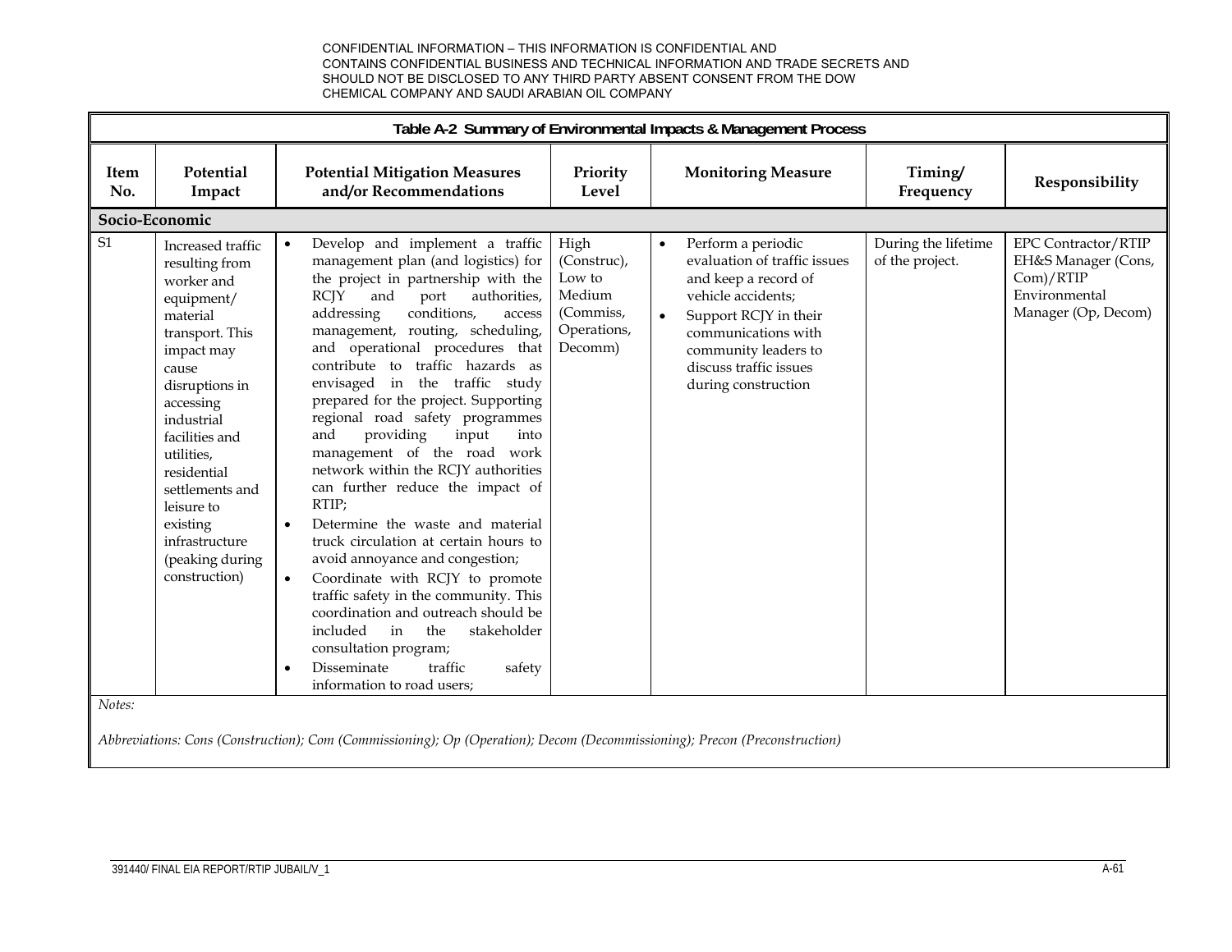CONFIDENTIAL INFORMATION – THIS INFORMATION IS CONFIDENTIAL AND CONTAINS CONFIDENTIAL BUSINESS AND TECHNICAL INFORMATION AND TRADE SECRETS AND SHOULD NOT BE DISCLOSED TO ANY THIRD PARTY ABSENT CONSENT FROM THE DOW CHEMICAL COMPANY AND SAUDI ARABIAN OIL COMPANY

**Table A-2 Summary of Environmental Impacts & Management Process**

| Item No. | Potential Impact | Potential Mitigation Measures and/or Recommendations | Priority Level | Monitoring Measure | Timing/ Frequency | Responsibility |
|---|---|---|---|---|---|---|
| **Socio-Economic** | | | | | | |
| S1 | Increased traffic resulting from worker and equipment/ material transport. This impact may cause disruptions in accessing industrial facilities and utilities, residential settlements and leisure to existing infrastructure (peaking during construction) | • Develop and implement a traffic management plan (and logistics) for the project in partnership with the RCJY and port authorities, addressing conditions, access management, routing, scheduling, and operational procedures that contribute to traffic hazards as envisaged in the traffic study prepared for the project. Supporting regional road safety programmes and providing input into management of the road work network within the RCJY authorities can further reduce the impact of RTIP;<br>• Determine the waste and material truck circulation at certain hours to avoid annoyance and congestion;<br>• Coordinate with RCJY to promote traffic safety in the community. This coordination and outreach should be included in the stakeholder consultation program;<br>• Disseminate traffic safety information to road users; | High (Construc), Low to Medium (Commiss, Operations, Decomm) | • Perform a periodic evaluation of traffic issues and keep a record of vehicle accidents;<br>• Support RCJY in their communications with community leaders to discuss traffic issues during construction | During the lifetime of the project. | EPC Contractor/RTIP EH&S Manager (Cons, Com)/RTIP Environmental Manager (Op, Decom) |

*Notes:*

*Abbreviations: Cons (Construction); Com (Commissioning); Op (Operation); Decom (Decommissioning); Precon (Preconstruction)*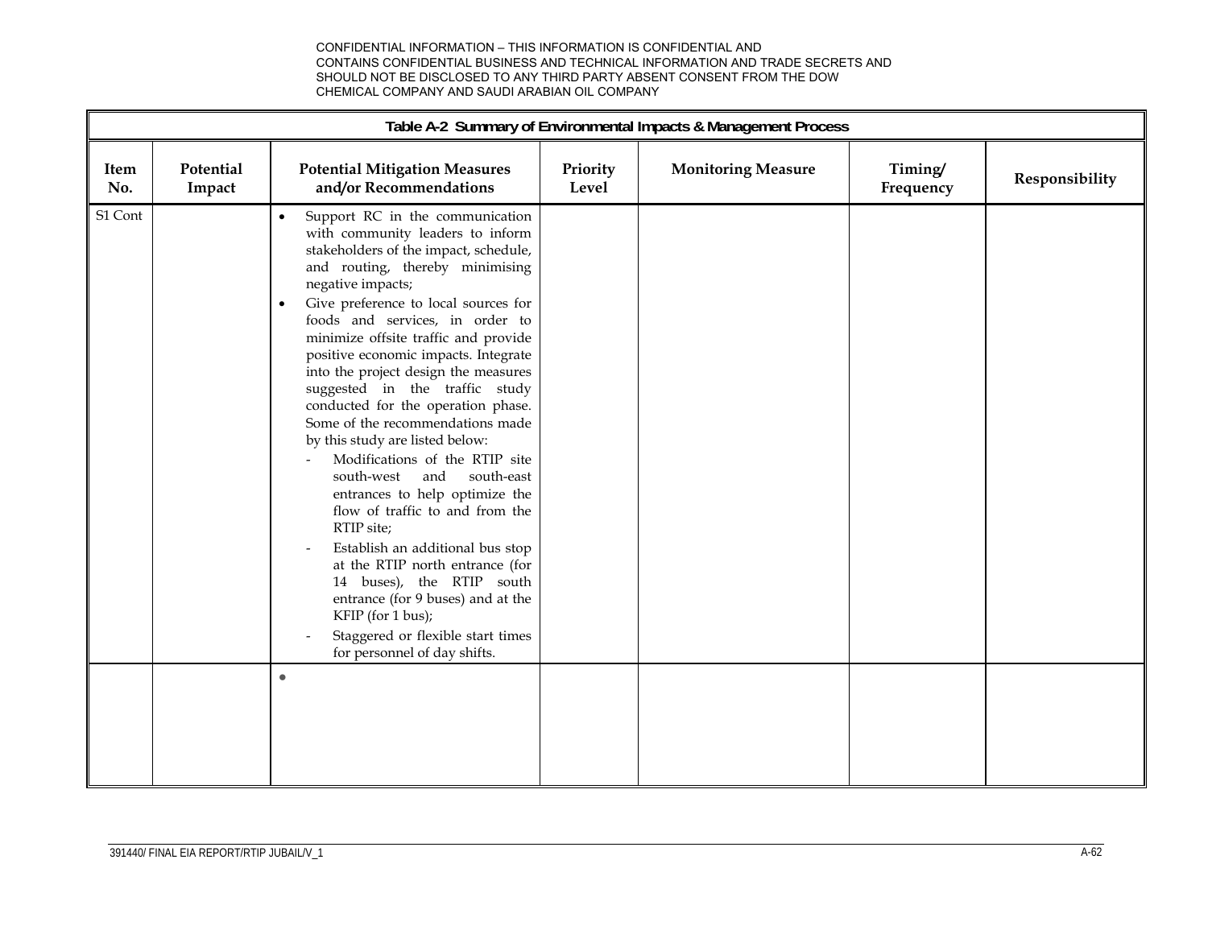CONFIDENTIAL INFORMATION – THIS INFORMATION IS CONFIDENTIAL AND CONTAINS CONFIDENTIAL BUSINESS AND TECHNICAL INFORMATION AND TRADE SECRETS AND SHOULD NOT BE DISCLOSED TO ANY THIRD PARTY ABSENT CONSENT FROM THE DOW CHEMICAL COMPANY AND SAUDI ARABIAN OIL COMPANY

**Table A-2 Summary of Environmental Impacts & Management Process**

| Item No. | Potential Impact | Potential Mitigation Measures and/or Recommendations | Priority Level | Monitoring Measure | Timing/ Frequency | Responsibility |
|---|---|---|---|---|---|---|
| S1 Cont | | • Support RC in the communication with community leaders to inform stakeholders of the impact, schedule, and routing, thereby minimising negative impacts;<br>• Give preference to local sources for foods and services, in order to minimize offsite traffic and provide positive economic impacts. Integrate into the project design the measures suggested in the traffic study conducted for the operation phase. Some of the recommendations made by this study are listed below:<br>- Modifications of the RTIP site south-west and south-east entrances to help optimize the flow of traffic to and from the RTIP site;<br>- Establish an additional bus stop at the RTIP north entrance (for 14 buses), the RTIP south entrance (for 9 buses) and at the KFIP (for 1 bus);<br>- Staggered or flexible start times for personnel of day shifts. | | | | |
| | | • | | | | |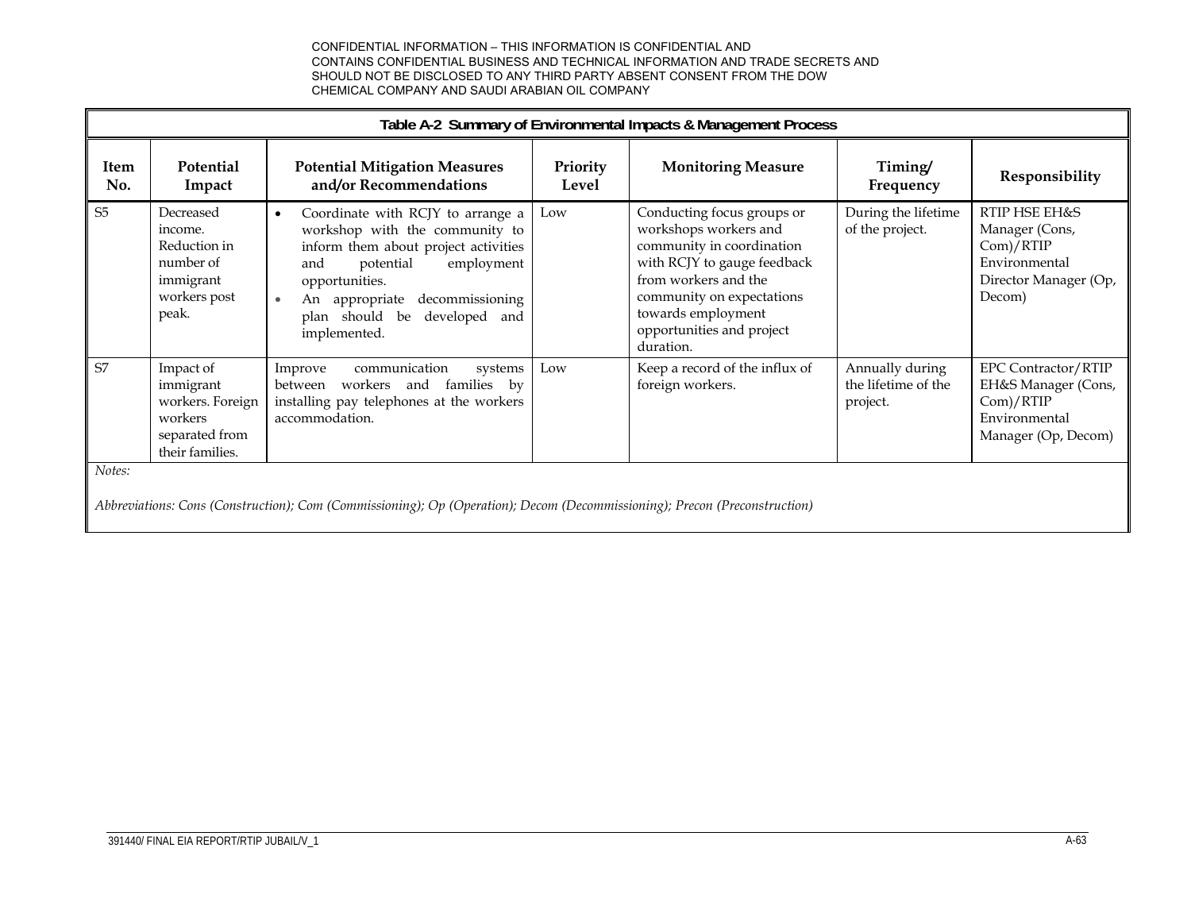CONFIDENTIAL INFORMATION – THIS INFORMATION IS CONFIDENTIAL AND CONTAINS CONFIDENTIAL BUSINESS AND TECHNICAL INFORMATION AND TRADE SECRETS AND SHOULD NOT BE DISCLOSED TO ANY THIRD PARTY ABSENT CONSENT FROM THE DOW CHEMICAL COMPANY AND SAUDI ARABIAN OIL COMPANY

**Table A-2 Summary of Environmental Impacts & Management Process**

| Item No. | Potential Impact | Potential Mitigation Measures and/or Recommendations | Priority Level | Monitoring Measure | Timing/ Frequency | Responsibility |
|---|---|---|---|---|---|---|
| S5 | Decreased income. Reduction in number of immigrant workers post peak. | • Coordinate with RCJY to arrange a workshop with the community to inform them about project activities and potential employment opportunities.<br>• An appropriate decommissioning plan should be developed and implemented. | Low | Conducting focus groups or workshops workers and community in coordination with RCJY to gauge feedback from workers and the community on expectations towards employment opportunities and project duration. | During the lifetime of the project. | RTIP HSE EH&S Manager (Cons, Com)/RTIP Environmental Director Manager (Op, Decom) |
| S7 | Impact of immigrant workers. Foreign workers separated from their families. | Improve communication systems between workers and families by installing pay telephones at the workers accommodation. | Low | Keep a record of the influx of foreign workers. | Annually during the lifetime of the project. | EPC Contractor/RTIP EH&S Manager (Cons, Com)/RTIP Environmental Manager (Op, Decom) |

*Notes:*

*Abbreviations: Cons (Construction); Com (Commissioning); Op (Operation); Decom (Decommissioning); Precon (Preconstruction)*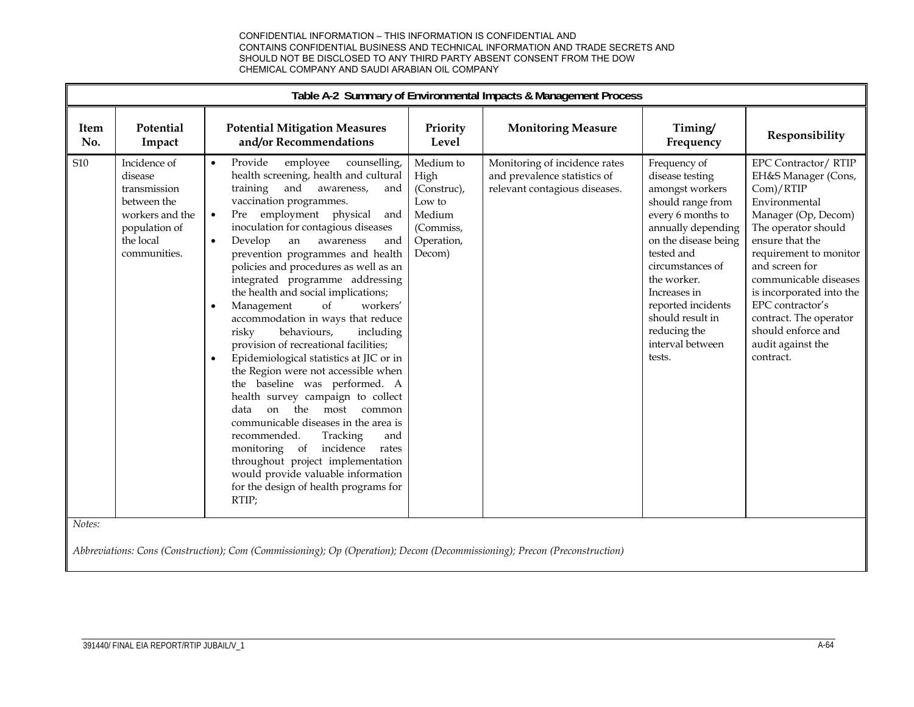CONFIDENTIAL INFORMATION – THIS INFORMATION IS CONFIDENTIAL AND CONTAINS CONFIDENTIAL BUSINESS AND TECHNICAL INFORMATION AND TRADE SECRETS AND SHOULD NOT BE DISCLOSED TO ANY THIRD PARTY ABSENT CONSENT FROM THE DOW CHEMICAL COMPANY AND SAUDI ARABIAN OIL COMPANY

**Table A-2 Summary of Environmental Impacts & Management Process**

| Item No. | Potential Impact | Potential Mitigation Measures and/or Recommendations | Priority Level | Monitoring Measure | Timing/ Frequency | Responsibility |
|---|---|---|---|---|---|---|
| S10 | Incidence of disease transmission between the workers and the population of the local communities. | • Provide employee counselling, health screening, health and cultural training and awareness, and vaccination programmes.<br>• Pre employment physical and inoculation for contagious diseases<br>• Develop an awareness and prevention programmes and health policies and procedures as well as an integrated programme addressing the health and social implications;<br>• Management of workers' accommodation in ways that reduce risky behaviours, including provision of recreational facilities;<br>• Epidemiological statistics at JIC or in the Region were not accessible when the baseline was performed. A health survey campaign to collect data on the most common communicable diseases in the area is recommended. Tracking and monitoring of incidence rates throughout project implementation would provide valuable information for the design of health programs for RTIP; | Medium to High (Construc), Low to Medium (Commiss, Operation, Decom) | Monitoring of incidence rates and prevalence statistics of relevant contagious diseases. | Frequency of disease testing amongst workers should range from every 6 months to annually depending on the disease being tested and circumstances of the worker. Increases in reported incidents should result in reducing the interval between tests. | EPC Contractor/ RTIP EH&S Manager (Cons, Com)/RTIP Environmental Manager (Op, Decom) The operator should ensure that the requirement to monitor and screen for communicable diseases is incorporated into the EPC contractor's contract. The operator should enforce and audit against the contract. |

*Notes:*

*Abbreviations: Cons (Construction); Com (Commissioning); Op (Operation); Decom (Decommissioning); Precon (Preconstruction)*

391440/ FINAL EIA REPORT/RTIP JUBAIL/V_1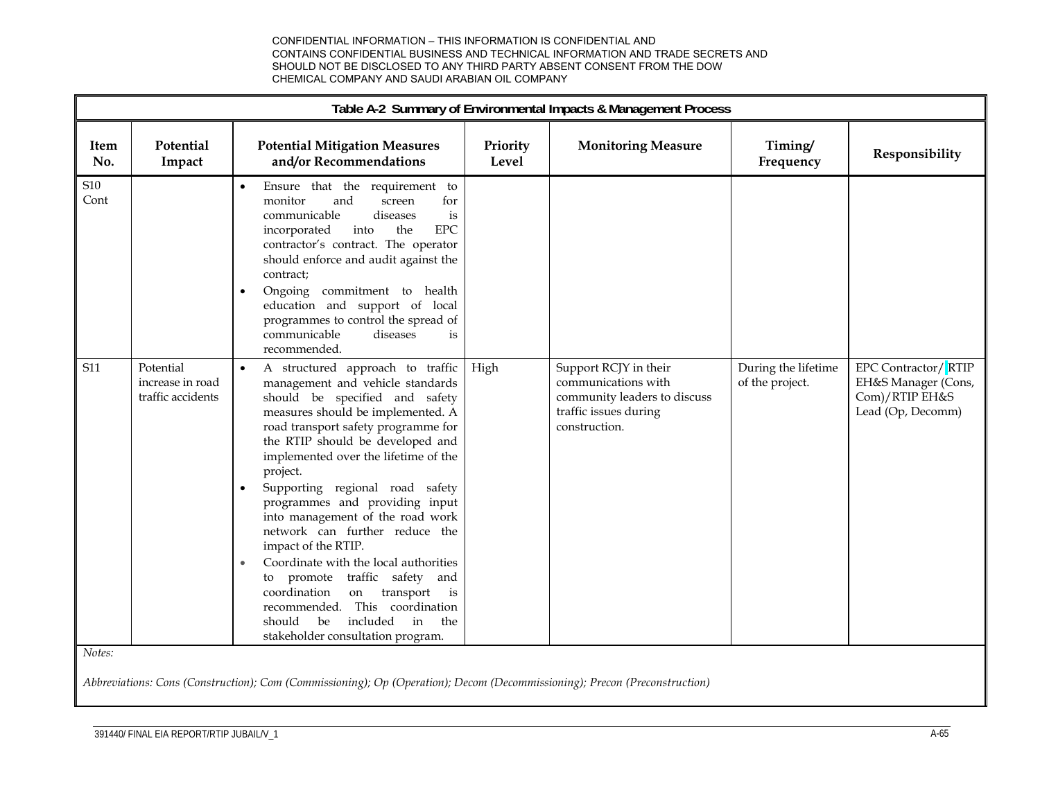CONFIDENTIAL INFORMATION – THIS INFORMATION IS CONFIDENTIAL AND CONTAINS CONFIDENTIAL BUSINESS AND TECHNICAL INFORMATION AND TRADE SECRETS AND SHOULD NOT BE DISCLOSED TO ANY THIRD PARTY ABSENT CONSENT FROM THE DOW CHEMICAL COMPANY AND SAUDI ARABIAN OIL COMPANY

**Table A-2 Summary of Environmental Impacts & Management Process**

| Item No. | Potential Impact | Potential Mitigation Measures and/or Recommendations | Priority Level | Monitoring Measure | Timing/ Frequency | Responsibility |
|---|---|---|---|---|---|---|
| S10 Cont | | • Ensure that the requirement to monitor and screen for communicable diseases is incorporated into the EPC contractor's contract. The operator should enforce and audit against the contract;<br>• Ongoing commitment to health education and support of local programmes to control the spread of communicable diseases is recommended. | | | | |
| S11 | Potential increase in road traffic accidents | • A structured approach to traffic management and vehicle standards should be specified and safety measures should be implemented. A road transport safety programme for the RTIP should be developed and implemented over the lifetime of the project.<br>• Supporting regional road safety programmes and providing input into management of the road work network can further reduce the impact of the RTIP.<br>• Coordinate with the local authorities to promote traffic safety and coordination on transport is recommended. This coordination should be included in the stakeholder consultation program. | High | Support RCJY in their communications with community leaders to discuss traffic issues during construction. | During the lifetime of the project. | EPC Contractor/ RTIP EH&S Manager (Cons, Com)/RTIP EH&S Lead (Op, Decomm) |

*Notes:*

*Abbreviations: Cons (Construction); Com (Commissioning); Op (Operation); Decom (Decommissioning); Precon (Preconstruction)*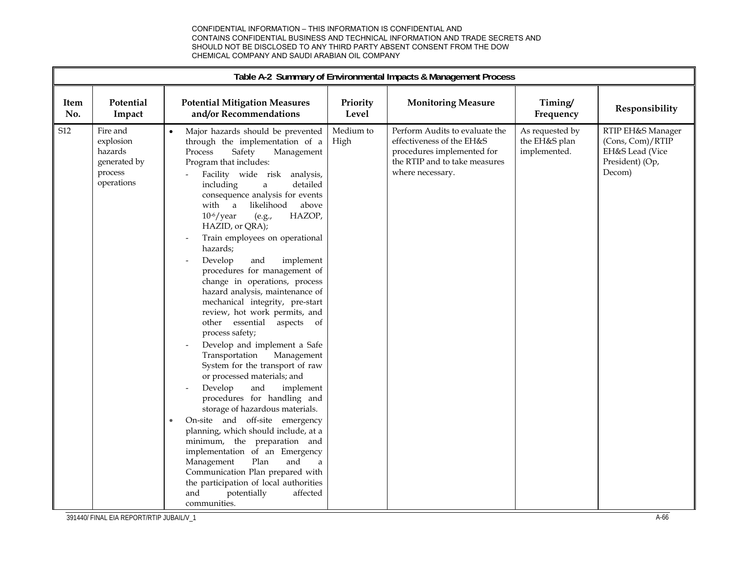CONFIDENTIAL INFORMATION – THIS INFORMATION IS CONFIDENTIAL AND CONTAINS CONFIDENTIAL BUSINESS AND TECHNICAL INFORMATION AND TRADE SECRETS AND SHOULD NOT BE DISCLOSED TO ANY THIRD PARTY ABSENT CONSENT FROM THE DOW CHEMICAL COMPANY AND SAUDI ARABIAN OIL COMPANY

**Table A-2 Summary of Environmental Impacts & Management Process**

| Item No. | Potential Impact | Potential Mitigation Measures and/or Recommendations | Priority Level | Monitoring Measure | Timing/ Frequency | Responsibility |
|---|---|---|---|---|---|---|
| S12 | Fire and explosion hazards generated by process operations | • Major hazards should be prevented through the implementation of a Process Safety Management Program that includes:<br>- Facility wide risk analysis, including a detailed consequence analysis for events with a likelihood above $10^{-6}$/year (e.g., HAZOP, HAZID, or QRA);<br>- Train employees on operational hazards;<br>- Develop and implement procedures for management of change in operations, process hazard analysis, maintenance of mechanical integrity, pre-start review, hot work permits, and other essential aspects of process safety;<br>- Develop and implement a Safe Transportation Management System for the transport of raw or processed materials; and<br>- Develop and implement procedures for handling and storage of hazardous materials.<br>• On-site and off-site emergency planning, which should include, at a minimum, the preparation and implementation of an Emergency Management Plan and a Communication Plan prepared with the participation of local authorities and potentially affected communities. | Medium to High | Perform Audits to evaluate the effectiveness of the EH&S procedures implemented for the RTIP and to take measures where necessary. | As requested by the EH&S plan implemented. | RTIP EH&S Manager (Cons, Com)/RTIP EH&S Lead (Vice President) (Op, Decom) |

391440/ FINAL EIA REPORT/RTIP JUBAIL/V_1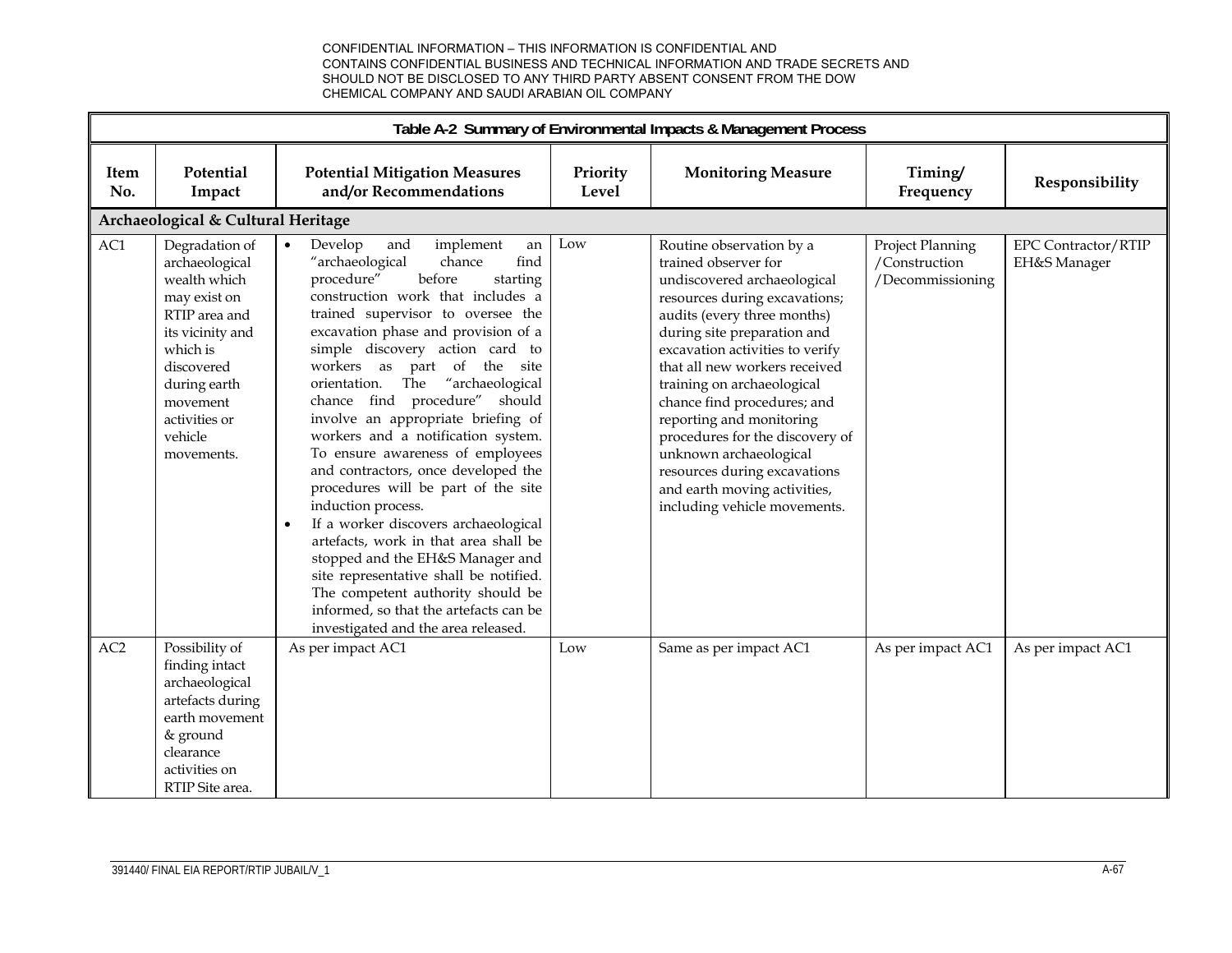CONFIDENTIAL INFORMATION – THIS INFORMATION IS CONFIDENTIAL AND CONTAINS CONFIDENTIAL BUSINESS AND TECHNICAL INFORMATION AND TRADE SECRETS AND SHOULD NOT BE DISCLOSED TO ANY THIRD PARTY ABSENT CONSENT FROM THE DOW CHEMICAL COMPANY AND SAUDI ARABIAN OIL COMPANY

**Table A-2 Summary of Environmental Impacts & Management Process**

| Item No. | Potential Impact | Potential Mitigation Measures and/or Recommendations | Priority Level | Monitoring Measure | Timing/ Frequency | Responsibility |
|---|---|---|---|---|---|---|
| **Archaeological & Cultural Heritage** | | | | | | |
| AC1 | Degradation of archaeological wealth which may exist on RTIP area and its vicinity and which is discovered during earth movement activities or vehicle movements. | • Develop and implement an "archaeological chance find procedure" before starting construction work that includes a trained supervisor to oversee the excavation phase and provision of a simple discovery action card to workers as part of the site orientation. The "archaeological chance find procedure" should involve an appropriate briefing of workers and a notification system. To ensure awareness of employees and contractors, once developed the procedures will be part of the site induction process.<br>• If a worker discovers archaeological artefacts, work in that area shall be stopped and the EH&S Manager and site representative shall be notified. The competent authority should be informed, so that the artefacts can be investigated and the area released. | Low | Routine observation by a trained observer for undiscovered archaeological resources during excavations; audits (every three months) during site preparation and excavation activities to verify that all new workers received training on archaeological chance find procedures; and reporting and monitoring procedures for the discovery of unknown archaeological resources during excavations and earth moving activities, including vehicle movements. | Project Planning /Construction /Decommissioning | EPC Contractor/RTIP EH&S Manager |
| AC2 | Possibility of finding intact archaeological artefacts during earth movement & ground clearance activities on RTIP Site area. | As per impact AC1 | Low | Same as per impact AC1 | As per impact AC1 | As per impact AC1 |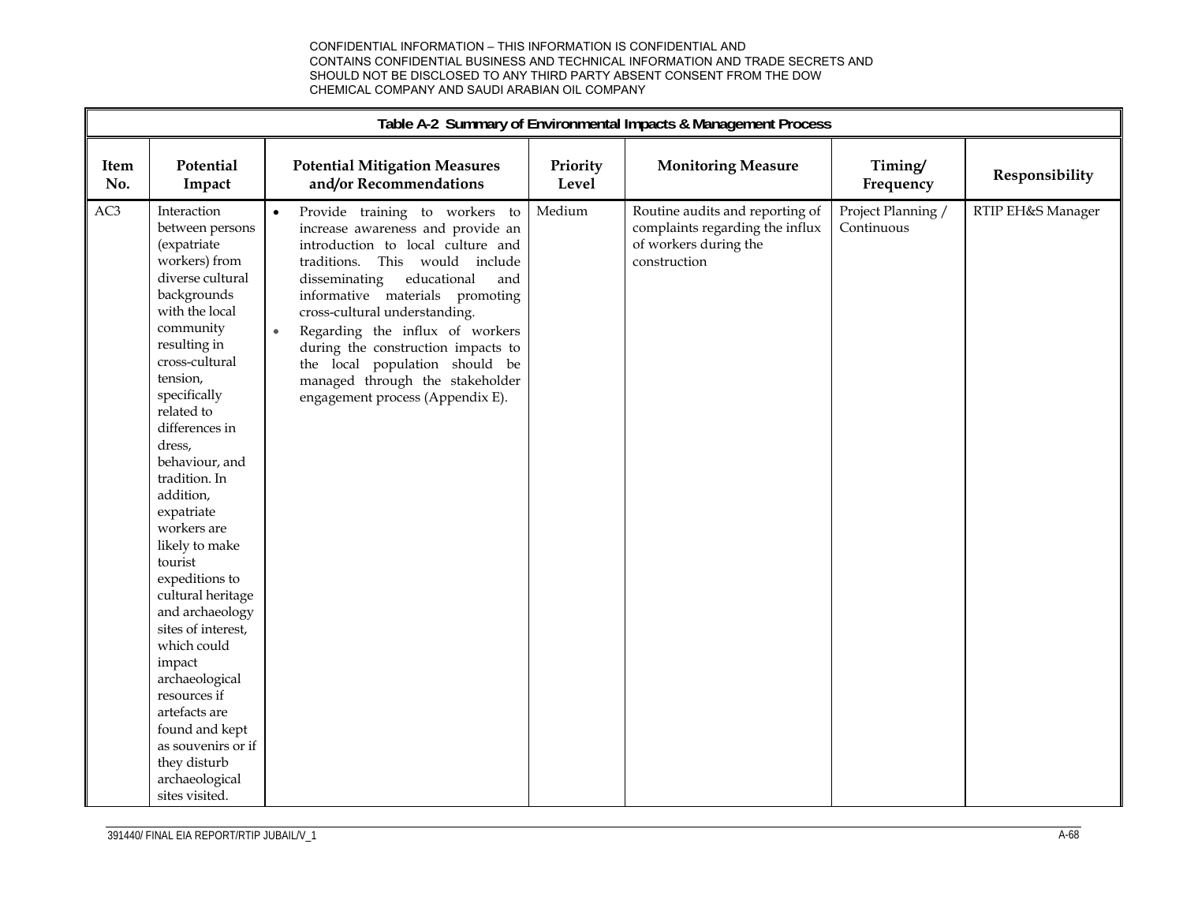CONFIDENTIAL INFORMATION – THIS INFORMATION IS CONFIDENTIAL AND CONTAINS CONFIDENTIAL BUSINESS AND TECHNICAL INFORMATION AND TRADE SECRETS AND SHOULD NOT BE DISCLOSED TO ANY THIRD PARTY ABSENT CONSENT FROM THE DOW CHEMICAL COMPANY AND SAUDI ARABIAN OIL COMPANY

**Table A-2 Summary of Environmental Impacts & Management Process**

| Item No. | Potential Impact | Potential Mitigation Measures and/or Recommendations | Priority Level | Monitoring Measure | Timing/ Frequency | Responsibility |
|---|---|---|---|---|---|---|
| AC3 | Interaction between persons (expatriate workers) from diverse cultural backgrounds with the local community resulting in cross-cultural tension, specifically related to differences in dress, behaviour, and tradition. In addition, expatriate workers are likely to make tourist expeditions to cultural heritage and archaeology sites of interest, which could impact archaeological resources if artefacts are found and kept as souvenirs or if they disturb archaeological sites visited. | • Provide training to workers to increase awareness and provide an introduction to local culture and traditions. This would include disseminating educational and informative materials promoting cross-cultural understanding.<br>• Regarding the influx of workers during the construction impacts to the local population should be managed through the stakeholder engagement process (Appendix E). | Medium | Routine audits and reporting of complaints regarding the influx of workers during the construction | Project Planning / Continuous | RTIP EH&S Manager |

391440/ FINAL EIA REPORT/RTIP JUBAIL/V_1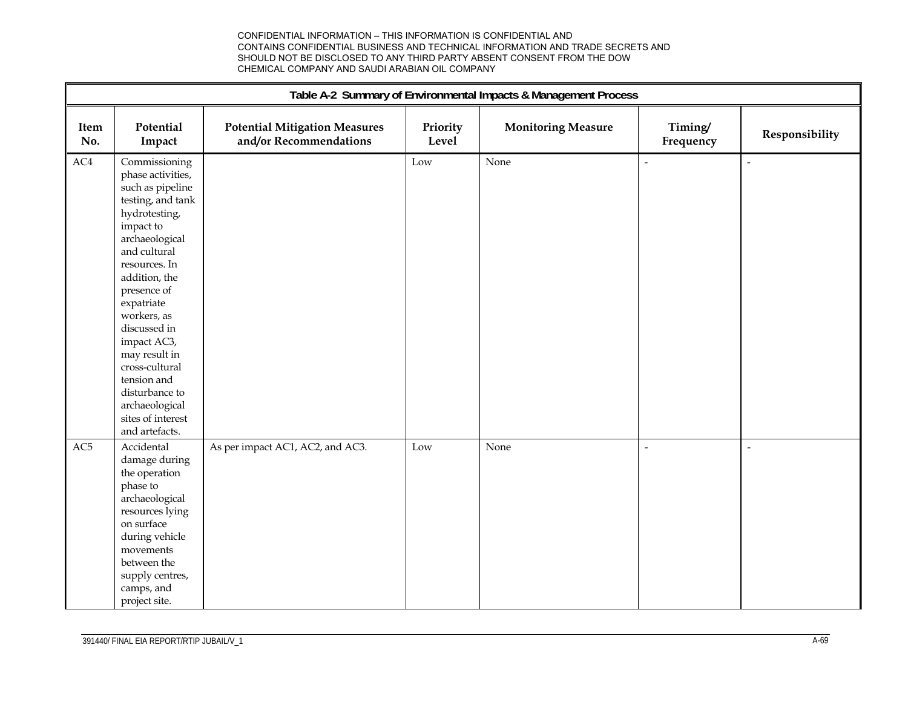CONFIDENTIAL INFORMATION – THIS INFORMATION IS CONFIDENTIAL AND CONTAINS CONFIDENTIAL BUSINESS AND TECHNICAL INFORMATION AND TRADE SECRETS AND SHOULD NOT BE DISCLOSED TO ANY THIRD PARTY ABSENT CONSENT FROM THE DOW CHEMICAL COMPANY AND SAUDI ARABIAN OIL COMPANY

**Table A-2 Summary of Environmental Impacts & Management Process**

| Item No. | Potential Impact | Potential Mitigation Measures and/or Recommendations | Priority Level | Monitoring Measure | Timing/ Frequency | Responsibility |
|---|---|---|---|---|---|---|
| AC4 | Commissioning phase activities, such as pipeline testing, and tank hydrotesting, impact to archaeological and cultural resources. In addition, the presence of expatriate workers, as discussed in impact AC3, may result in cross-cultural tension and disturbance to archaeological sites of interest and artefacts. | | Low | None | - | - |
| AC5 | Accidental damage during the operation phase to archaeological resources lying on surface during vehicle movements between the supply centres, camps, and project site. | As per impact AC1, AC2, and AC3. | Low | None | - | - |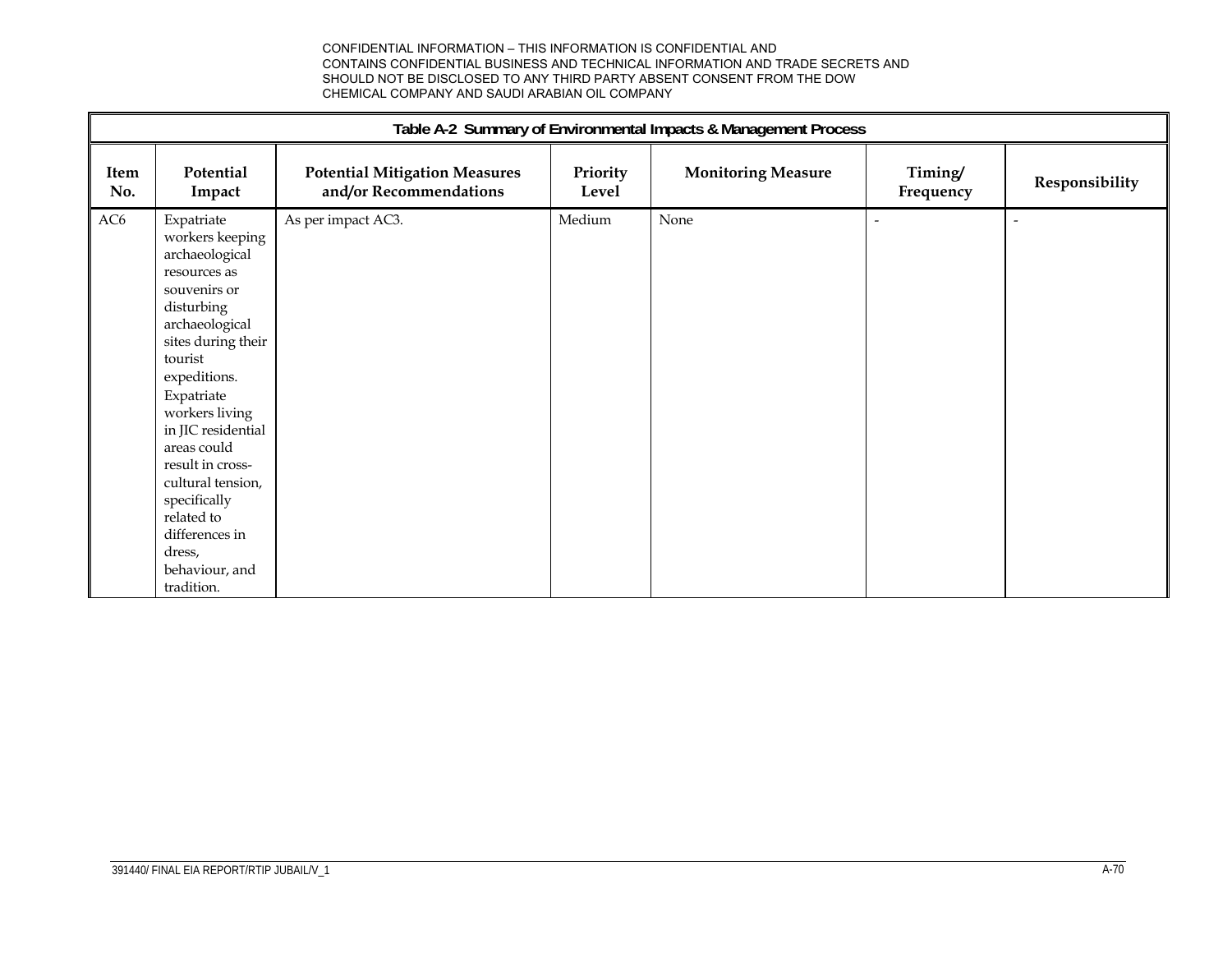CONFIDENTIAL INFORMATION – THIS INFORMATION IS CONFIDENTIAL AND CONTAINS CONFIDENTIAL BUSINESS AND TECHNICAL INFORMATION AND TRADE SECRETS AND SHOULD NOT BE DISCLOSED TO ANY THIRD PARTY ABSENT CONSENT FROM THE DOW CHEMICAL COMPANY AND SAUDI ARABIAN OIL COMPANY

**Table A-2 Summary of Environmental Impacts & Management Process**

| Item No. | Potential Impact | Potential Mitigation Measures and/or Recommendations | Priority Level | Monitoring Measure | Timing/ Frequency | Responsibility |
|---|---|---|---|---|---|---|
| AC6 | Expatriate workers keeping archaeological resources as souvenirs or disturbing archaeological sites during their tourist expeditions. Expatriate workers living in JIC residential areas could result in cross-cultural tension, specifically related to differences in dress, behaviour, and tradition. | As per impact AC3. | Medium | None | - | - |

391440/ FINAL EIA REPORT/RTIP JUBAIL/V_1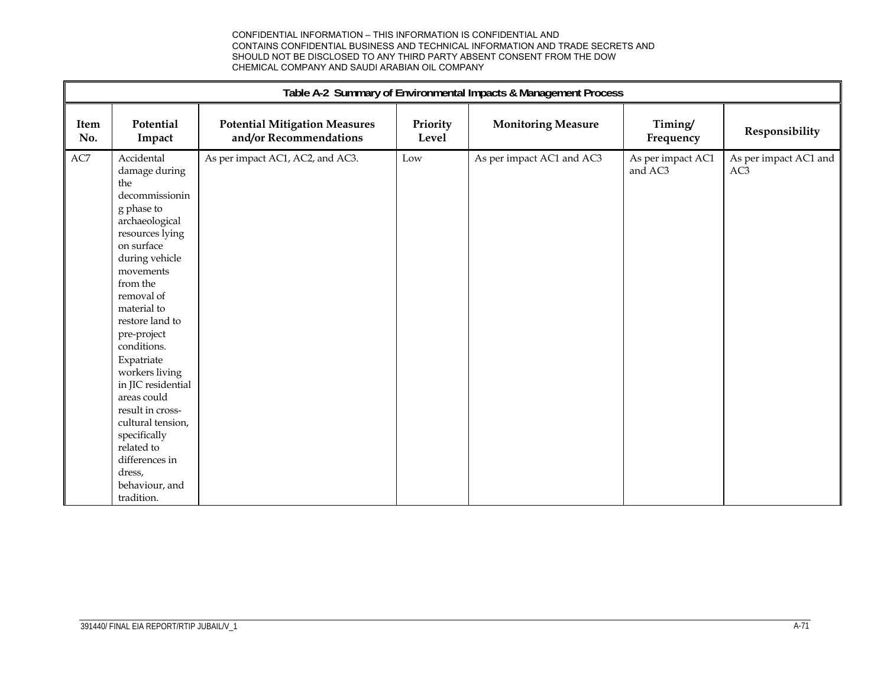CONFIDENTIAL INFORMATION – THIS INFORMATION IS CONFIDENTIAL AND CONTAINS CONFIDENTIAL BUSINESS AND TECHNICAL INFORMATION AND TRADE SECRETS AND SHOULD NOT BE DISCLOSED TO ANY THIRD PARTY ABSENT CONSENT FROM THE DOW CHEMICAL COMPANY AND SAUDI ARABIAN OIL COMPANY

**Table A-2 Summary of Environmental Impacts & Management Process**

| Item No. | Potential Impact | Potential Mitigation Measures and/or Recommendations | Priority Level | Monitoring Measure | Timing/ Frequency | Responsibility |
|---|---|---|---|---|---|---|
| AC7 | Accidental damage during the decommissioning phase to archaeological resources lying on surface during vehicle movements from the removal of material to restore land to pre-project conditions. Expatriate workers living in JIC residential areas could result in cross-cultural tension, specifically related to differences in dress, behaviour, and tradition. | As per impact AC1, AC2, and AC3. | Low | As per impact AC1 and AC3 | As per impact AC1 and AC3 | As per impact AC1 and AC3 |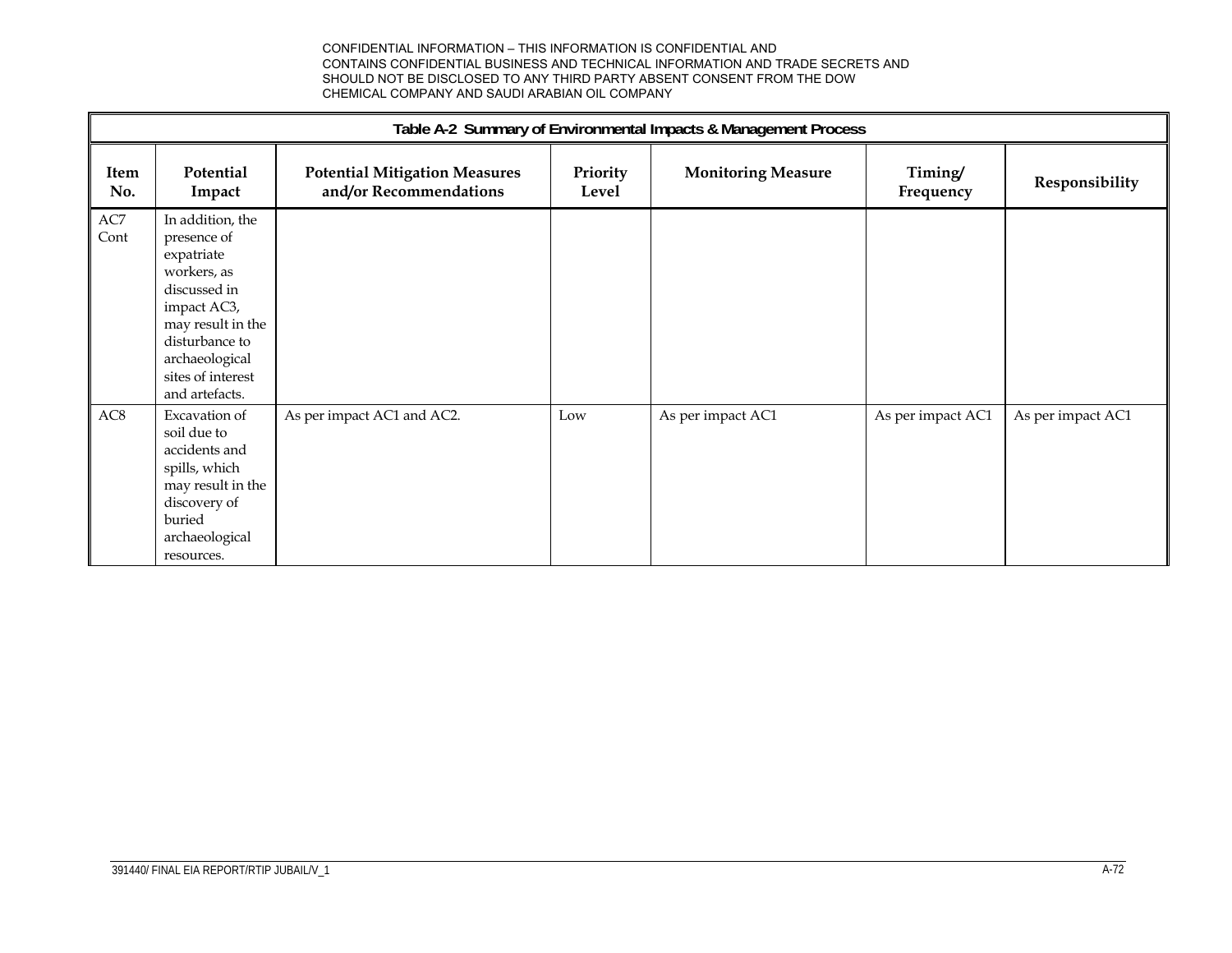CONFIDENTIAL INFORMATION – THIS INFORMATION IS CONFIDENTIAL AND CONTAINS CONFIDENTIAL BUSINESS AND TECHNICAL INFORMATION AND TRADE SECRETS AND SHOULD NOT BE DISCLOSED TO ANY THIRD PARTY ABSENT CONSENT FROM THE DOW CHEMICAL COMPANY AND SAUDI ARABIAN OIL COMPANY

**Table A-2 Summary of Environmental Impacts & Management Process**

| Item No. | Potential Impact | Potential Mitigation Measures and/or Recommendations | Priority Level | Monitoring Measure | Timing/ Frequency | Responsibility |
|---|---|---|---|---|---|---|
| AC7 Cont | In addition, the presence of expatriate workers, as discussed in impact AC3, may result in the disturbance to archaeological sites of interest and artefacts. | | | | | |
| AC8 | Excavation of soil due to accidents and spills, which may result in the discovery of buried archaeological resources. | As per impact AC1 and AC2. | Low | As per impact AC1 | As per impact AC1 | As per impact AC1 |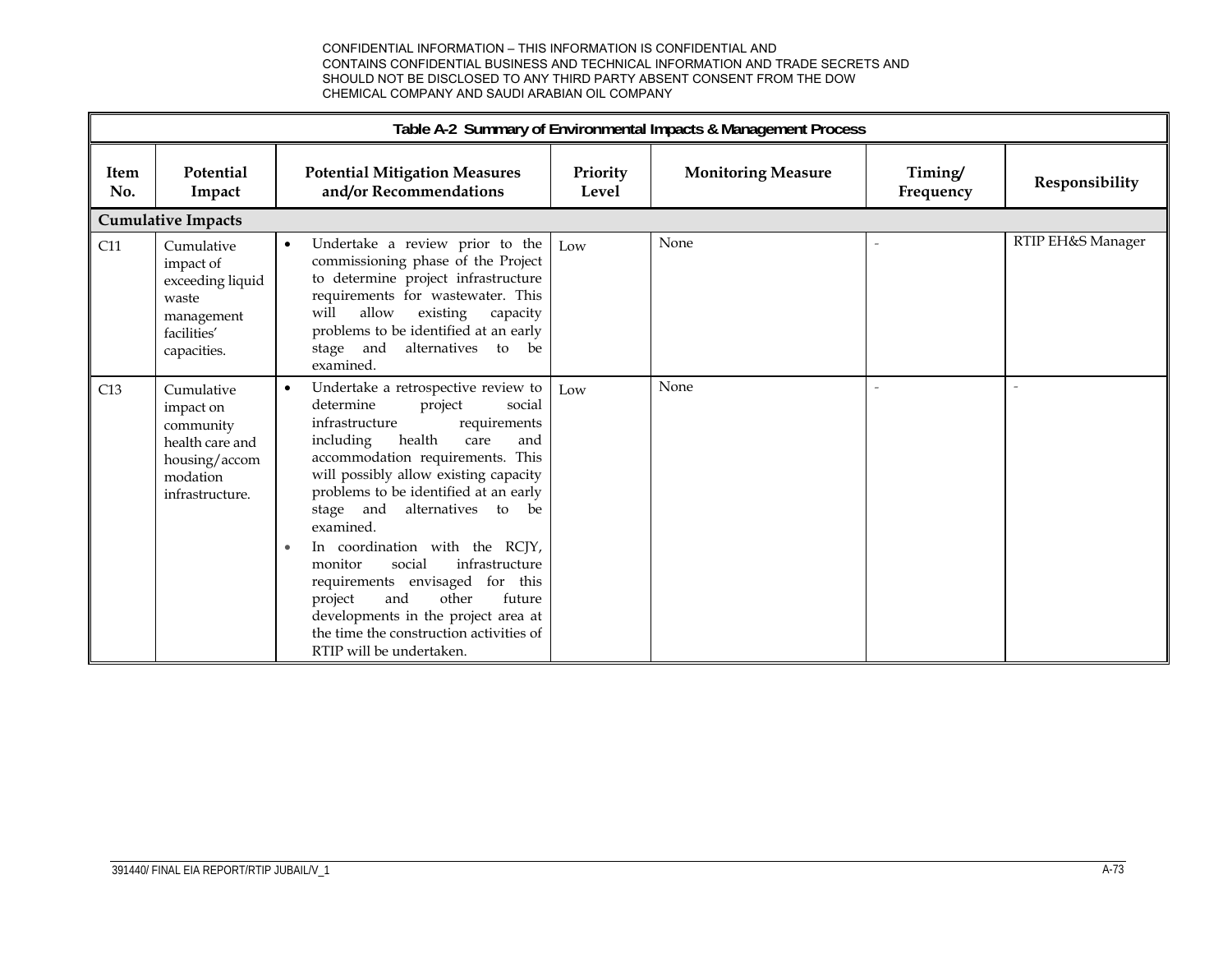CONFIDENTIAL INFORMATION – THIS INFORMATION IS CONFIDENTIAL AND CONTAINS CONFIDENTIAL BUSINESS AND TECHNICAL INFORMATION AND TRADE SECRETS AND SHOULD NOT BE DISCLOSED TO ANY THIRD PARTY ABSENT CONSENT FROM THE DOW CHEMICAL COMPANY AND SAUDI ARABIAN OIL COMPANY

**Table A-2 Summary of Environmental Impacts & Management Process**

| Item No. | Potential Impact | Potential Mitigation Measures and/or Recommendations | Priority Level | Monitoring Measure | Timing/ Frequency | Responsibility |
|---|---|---|---|---|---|---|
| **Cumulative Impacts** | | | | | | |
| C11 | Cumulative impact of exceeding liquid waste management facilities' capacities. | • Undertake a review prior to the commissioning phase of the Project to determine project infrastructure requirements for wastewater. This will allow existing capacity problems to be identified at an early stage and alternatives to be examined. | Low | None | - | RTIP EH&S Manager |
| C13 | Cumulative impact on community health care and housing/accommodation infrastructure. | • Undertake a retrospective review to determine project social infrastructure requirements including health care and accommodation requirements. This will possibly allow existing capacity problems to be identified at an early stage and alternatives to be examined.<br>• In coordination with the RCJY, monitor social infrastructure requirements envisaged for this project and other future developments in the project area at the time the construction activities of RTIP will be undertaken. | Low | None | - | - |

391440/ FINAL EIA REPORT/RTIP JUBAIL/V_1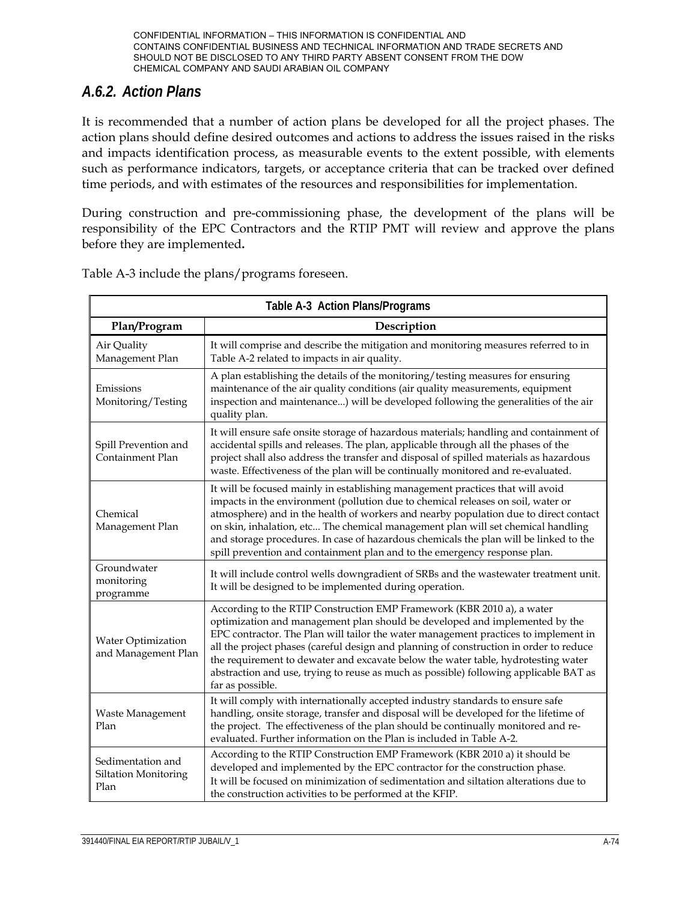CONFIDENTIAL INFORMATION – THIS INFORMATION IS CONFIDENTIAL AND CONTAINS CONFIDENTIAL BUSINESS AND TECHNICAL INFORMATION AND TRADE SECRETS AND SHOULD NOT BE DISCLOSED TO ANY THIRD PARTY ABSENT CONSENT FROM THE DOW CHEMICAL COMPANY AND SAUDI ARABIAN OIL COMPANY

### *A.6.2. Action Plans*

It is recommended that a number of action plans be developed for all the project phases. The action plans should define desired outcomes and actions to address the issues raised in the risks and impacts identification process, as measurable events to the extent possible, with elements such as performance indicators, targets, or acceptance criteria that can be tracked over defined time periods, and with estimates of the resources and responsibilities for implementation.

During construction and pre-commissioning phase, the development of the plans will be responsibility of the EPC Contractors and the RTIP PMT will review and approve the plans before they are implemented**.**

Table A-3 include the plans/programs foreseen.

**Table A-3 Action Plans/Programs**

| Plan/Program | Description |
|---|---|
| Air Quality Management Plan | It will comprise and describe the mitigation and monitoring measures referred to in Table A-2 related to impacts in air quality. |
| Emissions Monitoring/Testing | A plan establishing the details of the monitoring/testing measures for ensuring maintenance of the air quality conditions (air quality measurements, equipment inspection and maintenance...) will be developed following the generalities of the air quality plan. |
| Spill Prevention and Containment Plan | It will ensure safe onsite storage of hazardous materials; handling and containment of accidental spills and releases. The plan, applicable through all the phases of the project shall also address the transfer and disposal of spilled materials as hazardous waste. Effectiveness of the plan will be continually monitored and re-evaluated. |
| Chemical Management Plan | It will be focused mainly in establishing management practices that will avoid impacts in the environment (pollution due to chemical releases on soil, water or atmosphere) and in the health of workers and nearby population due to direct contact on skin, inhalation, etc... The chemical management plan will set chemical handling and storage procedures. In case of hazardous chemicals the plan will be linked to the spill prevention and containment plan and to the emergency response plan. |
| Groundwater monitoring programme | It will include control wells downgradient of SRBs and the wastewater treatment unit. It will be designed to be implemented during operation. |
| Water Optimization and Management Plan | According to the RTIP Construction EMP Framework (KBR 2010 a), a water optimization and management plan should be developed and implemented by the EPC contractor. The Plan will tailor the water management practices to implement in all the project phases (careful design and planning of construction in order to reduce the requirement to dewater and excavate below the water table, hydrotesting water abstraction and use, trying to reuse as much as possible) following applicable BAT as far as possible. |
| Waste Management Plan | It will comply with internationally accepted industry standards to ensure safe handling, onsite storage, transfer and disposal will be developed for the lifetime of the project. The effectiveness of the plan should be continually monitored and re-evaluated. Further information on the Plan is included in Table A-2. |
| Sedimentation and Siltation Monitoring Plan | According to the RTIP Construction EMP Framework (KBR 2010 a) it should be developed and implemented by the EPC contractor for the construction phase. It will be focused on minimization of sedimentation and siltation alterations due to the construction activities to be performed at the KFIP. |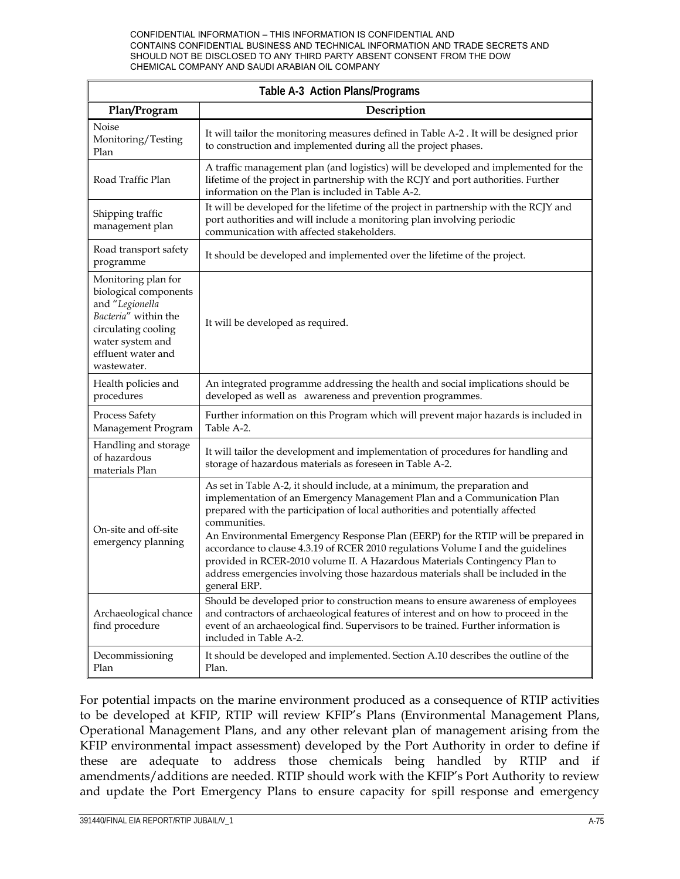CONFIDENTIAL INFORMATION – THIS INFORMATION IS CONFIDENTIAL AND CONTAINS CONFIDENTIAL BUSINESS AND TECHNICAL INFORMATION AND TRADE SECRETS AND SHOULD NOT BE DISCLOSED TO ANY THIRD PARTY ABSENT CONSENT FROM THE DOW CHEMICAL COMPANY AND SAUDI ARABIAN OIL COMPANY

**Table A-3 Action Plans/Programs**

| Plan/Program | Description |
|---|---|
| Noise Monitoring/Testing Plan | It will tailor the monitoring measures defined in Table A-2 . It will be designed prior to construction and implemented during all the project phases. |
| Road Traffic Plan | A traffic management plan (and logistics) will be developed and implemented for the lifetime of the project in partnership with the RCJY and port authorities. Further information on the Plan is included in Table A-2. |
| Shipping traffic management plan | It will be developed for the lifetime of the project in partnership with the RCJY and port authorities and will include a monitoring plan involving periodic communication with affected stakeholders. |
| Road transport safety programme | It should be developed and implemented over the lifetime of the project. |
| Monitoring plan for biological components and "*Legionella Bacteria*" within the circulating cooling water system and effluent water and wastewater. | It will be developed as required. |
| Health policies and procedures | An integrated programme addressing the health and social implications should be developed as well as awareness and prevention programmes. |
| Process Safety Management Program | Further information on this Program which will prevent major hazards is included in Table A-2. |
| Handling and storage of hazardous materials Plan | It will tailor the development and implementation of procedures for handling and storage of hazardous materials as foreseen in Table A-2. |
| On-site and off-site emergency planning | As set in Table A-2, it should include, at a minimum, the preparation and implementation of an Emergency Management Plan and a Communication Plan prepared with the participation of local authorities and potentially affected communities.<br>An Environmental Emergency Response Plan (EERP) for the RTIP will be prepared in accordance to clause 4.3.19 of RCER 2010 regulations Volume I and the guidelines provided in RCER-2010 volume II. A Hazardous Materials Contingency Plan to address emergencies involving those hazardous materials shall be included in the general ERP. |
| Archaeological chance find procedure | Should be developed prior to construction means to ensure awareness of employees and contractors of archaeological features of interest and on how to proceed in the event of an archaeological find. Supervisors to be trained. Further information is included in Table A-2. |
| Decommissioning Plan | It should be developed and implemented. Section A.10 describes the outline of the Plan. |

For potential impacts on the marine environment produced as a consequence of RTIP activities to be developed at KFIP, RTIP will review KFIP's Plans (Environmental Management Plans, Operational Management Plans, and any other relevant plan of management arising from the KFIP environmental impact assessment) developed by the Port Authority in order to define if these are adequate to address those chemicals being handled by RTIP and if amendments/additions are needed. RTIP should work with the KFIP's Port Authority to review and update the Port Emergency Plans to ensure capacity for spill response and emergency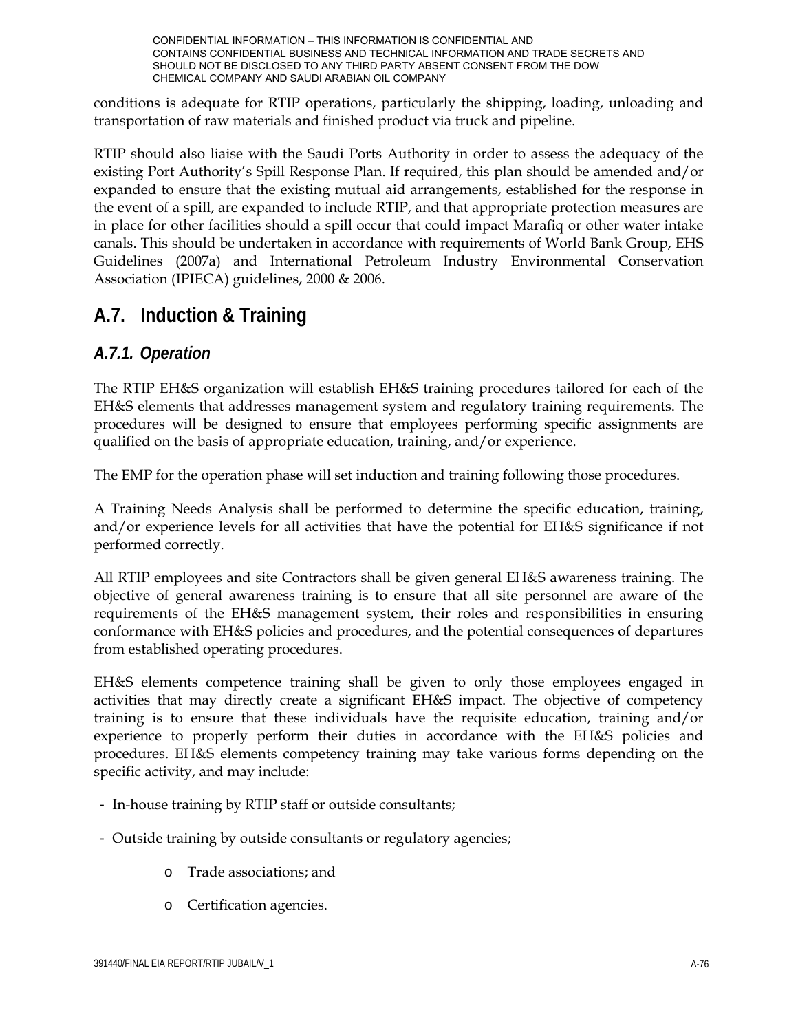conditions is adequate for RTIP operations, particularly the shipping, loading, unloading and transportation of raw materials and finished product via truck and pipeline.

RTIP should also liaise with the Saudi Ports Authority in order to assess the adequacy of the existing Port Authority's Spill Response Plan. If required, this plan should be amended and/or expanded to ensure that the existing mutual aid arrangements, established for the response in the event of a spill, are expanded to include RTIP, and that appropriate protection measures are in place for other facilities should a spill occur that could impact Marafiq or other water intake canals. This should be undertaken in accordance with requirements of World Bank Group, EHS Guidelines (2007a) and International Petroleum Industry Environmental Conservation Association (IPIECA) guidelines, 2000 & 2006.

## A.7. Induction & Training

### *A.7.1. Operation*

The RTIP EH&S organization will establish EH&S training procedures tailored for each of the EH&S elements that addresses management system and regulatory training requirements. The procedures will be designed to ensure that employees performing specific assignments are qualified on the basis of appropriate education, training, and/or experience.

The EMP for the operation phase will set induction and training following those procedures.

A Training Needs Analysis shall be performed to determine the specific education, training, and/or experience levels for all activities that have the potential for EH&S significance if not performed correctly.

All RTIP employees and site Contractors shall be given general EH&S awareness training. The objective of general awareness training is to ensure that all site personnel are aware of the requirements of the EH&S management system, their roles and responsibilities in ensuring conformance with EH&S policies and procedures, and the potential consequences of departures from established operating procedures.

EH&S elements competence training shall be given to only those employees engaged in activities that may directly create a significant EH&S impact. The objective of competency training is to ensure that these individuals have the requisite education, training and/or experience to properly perform their duties in accordance with the EH&S policies and procedures. EH&S elements competency training may take various forms depending on the specific activity, and may include:

- In-house training by RTIP staff or outside consultants;
- Outside training by outside consultants or regulatory agencies;
    - Trade associations; and
    - Certification agencies.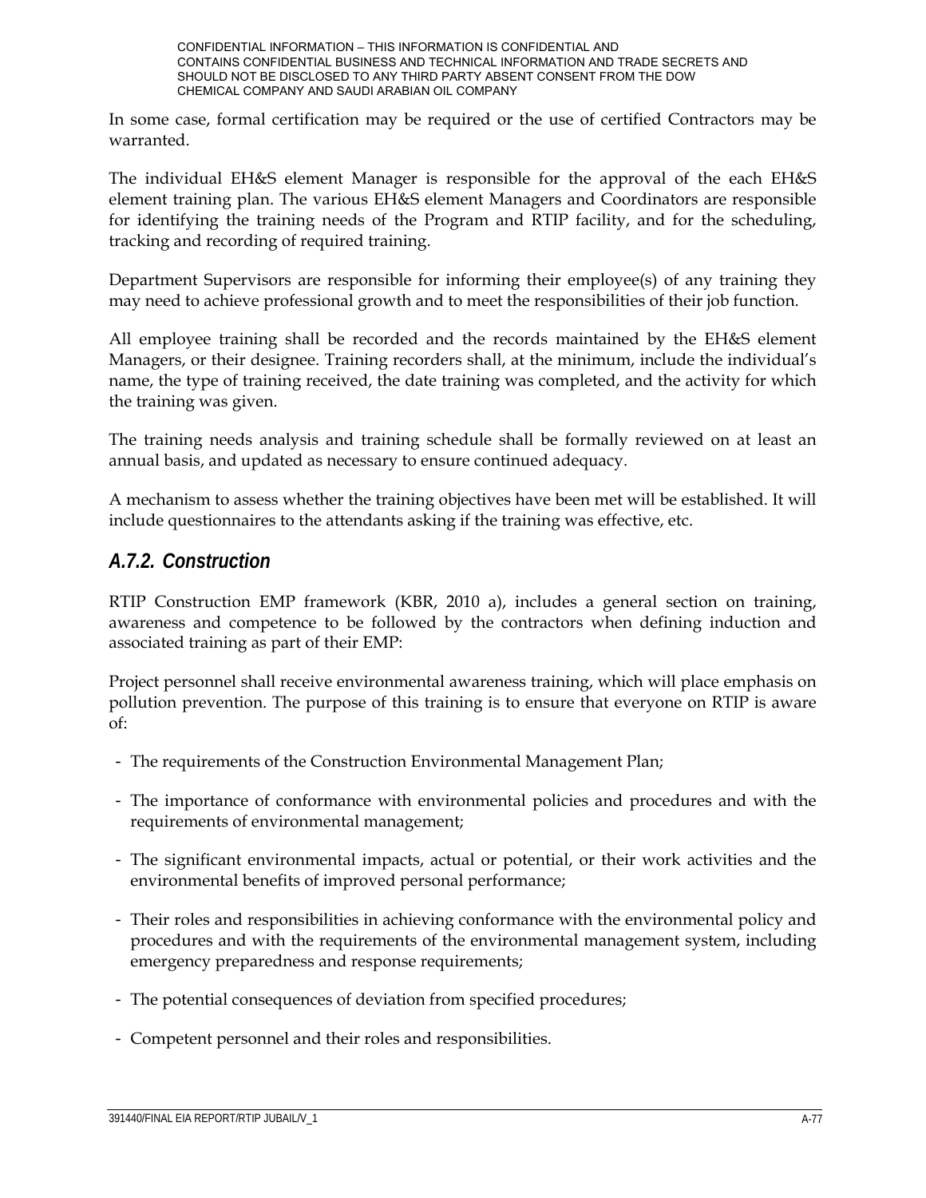In some case, formal certification may be required or the use of certified Contractors may be warranted.

The individual EH&S element Manager is responsible for the approval of the each EH&S element training plan. The various EH&S element Managers and Coordinators are responsible for identifying the training needs of the Program and RTIP facility, and for the scheduling, tracking and recording of required training.

Department Supervisors are responsible for informing their employee(s) of any training they may need to achieve professional growth and to meet the responsibilities of their job function.

All employee training shall be recorded and the records maintained by the EH&S element Managers, or their designee. Training recorders shall, at the minimum, include the individual's name, the type of training received, the date training was completed, and the activity for which the training was given.

The training needs analysis and training schedule shall be formally reviewed on at least an annual basis, and updated as necessary to ensure continued adequacy.

A mechanism to assess whether the training objectives have been met will be established. It will include questionnaires to the attendants asking if the training was effective, etc.

### *A.7.2. Construction*

RTIP Construction EMP framework (KBR, 2010 a), includes a general section on training, awareness and competence to be followed by the contractors when defining induction and associated training as part of their EMP:

Project personnel shall receive environmental awareness training, which will place emphasis on pollution prevention. The purpose of this training is to ensure that everyone on RTIP is aware of:

- The requirements of the Construction Environmental Management Plan;
- The importance of conformance with environmental policies and procedures and with the requirements of environmental management;
- The significant environmental impacts, actual or potential, or their work activities and the environmental benefits of improved personal performance;
- Their roles and responsibilities in achieving conformance with the environmental policy and procedures and with the requirements of the environmental management system, including emergency preparedness and response requirements;
- The potential consequences of deviation from specified procedures;
- Competent personnel and their roles and responsibilities.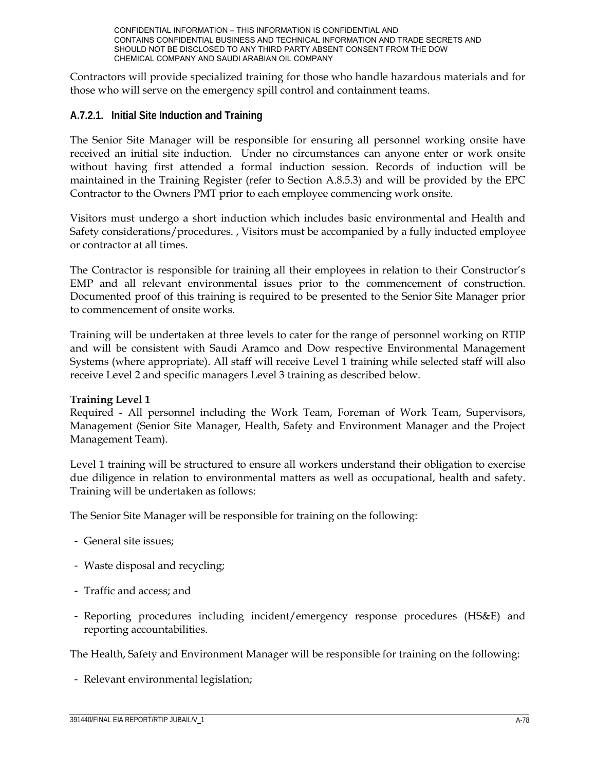Contractors will provide specialized training for those who handle hazardous materials and for those who will serve on the emergency spill control and containment teams.

### A.7.2.1. Initial Site Induction and Training

The Senior Site Manager will be responsible for ensuring all personnel working onsite have received an initial site induction. Under no circumstances can anyone enter or work onsite without having first attended a formal induction session. Records of induction will be maintained in the Training Register (refer to Section A.8.5.3) and will be provided by the EPC Contractor to the Owners PMT prior to each employee commencing work onsite.

Visitors must undergo a short induction which includes basic environmental and Health and Safety considerations/procedures. , Visitors must be accompanied by a fully inducted employee or contractor at all times.

The Contractor is responsible for training all their employees in relation to their Constructor's EMP and all relevant environmental issues prior to the commencement of construction. Documented proof of this training is required to be presented to the Senior Site Manager prior to commencement of onsite works.

Training will be undertaken at three levels to cater for the range of personnel working on RTIP and will be consistent with Saudi Aramco and Dow respective Environmental Management Systems (where appropriate). All staff will receive Level 1 training while selected staff will also receive Level 2 and specific managers Level 3 training as described below.

**Training Level 1**
Required - All personnel including the Work Team, Foreman of Work Team, Supervisors, Management (Senior Site Manager, Health, Safety and Environment Manager and the Project Management Team).

Level 1 training will be structured to ensure all workers understand their obligation to exercise due diligence in relation to environmental matters as well as occupational, health and safety. Training will be undertaken as follows:

The Senior Site Manager will be responsible for training on the following:

- General site issues;
- Waste disposal and recycling;
- Traffic and access; and
- Reporting procedures including incident/emergency response procedures (HS&E) and reporting accountabilities.

The Health, Safety and Environment Manager will be responsible for training on the following:

- Relevant environmental legislation;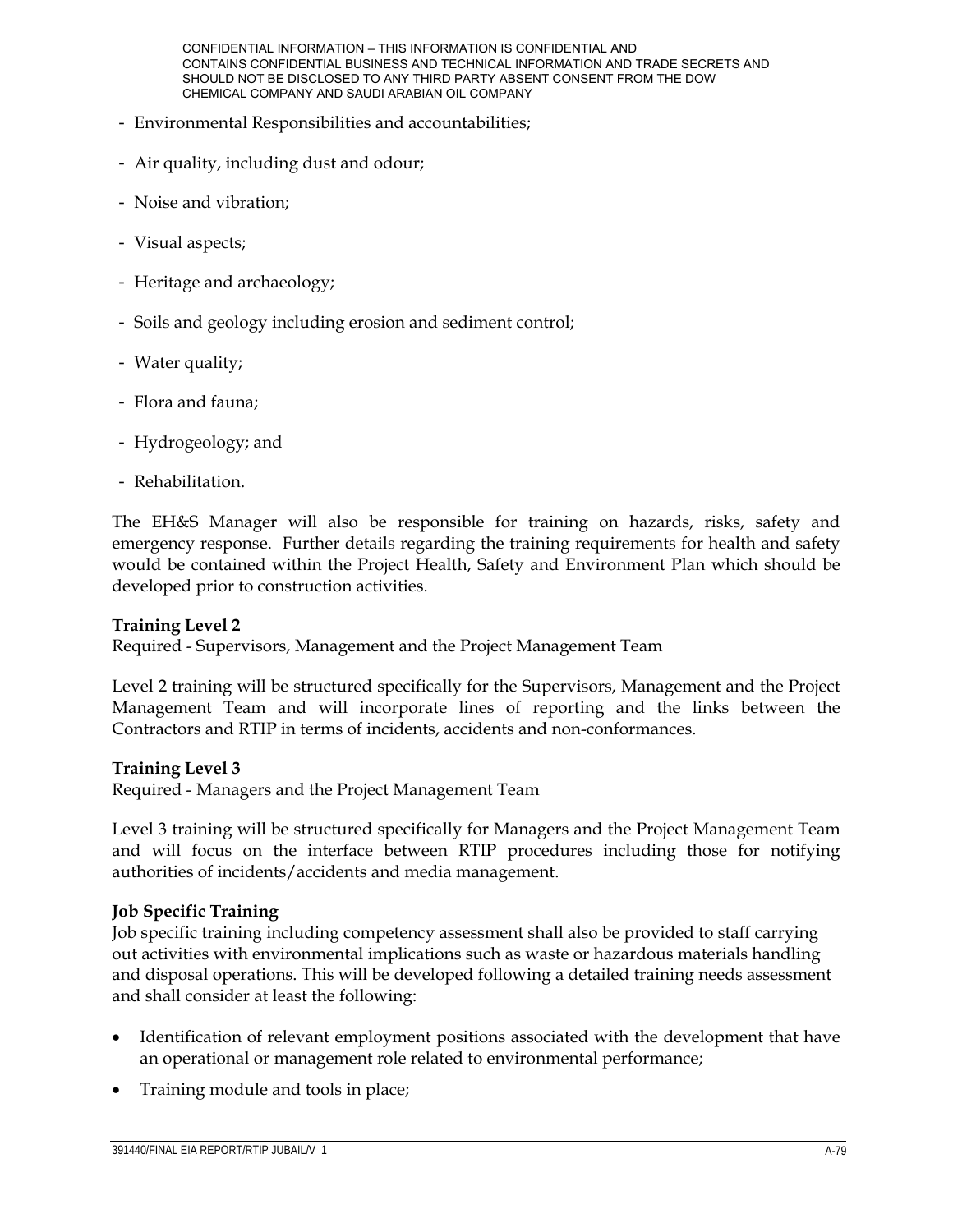- Environmental Responsibilities and accountabilities;
- Air quality, including dust and odour;
- Noise and vibration;
- Visual aspects;
- Heritage and archaeology;
- Soils and geology including erosion and sediment control;
- Water quality;
- Flora and fauna;
- Hydrogeology; and
- Rehabilitation.

The EH&S Manager will also be responsible for training on hazards, risks, safety and emergency response. Further details regarding the training requirements for health and safety would be contained within the Project Health, Safety and Environment Plan which should be developed prior to construction activities.

**Training Level 2**
Required - Supervisors, Management and the Project Management Team

Level 2 training will be structured specifically for the Supervisors, Management and the Project Management Team and will incorporate lines of reporting and the links between the Contractors and RTIP in terms of incidents, accidents and non-conformances.

**Training Level 3**
Required - Managers and the Project Management Team

Level 3 training will be structured specifically for Managers and the Project Management Team and will focus on the interface between RTIP procedures including those for notifying authorities of incidents/accidents and media management.

**Job Specific Training**
Job specific training including competency assessment shall also be provided to staff carrying out activities with environmental implications such as waste or hazardous materials handling and disposal operations. This will be developed following a detailed training needs assessment and shall consider at least the following:

- Identification of relevant employment positions associated with the development that have an operational or management role related to environmental performance;
- Training module and tools in place;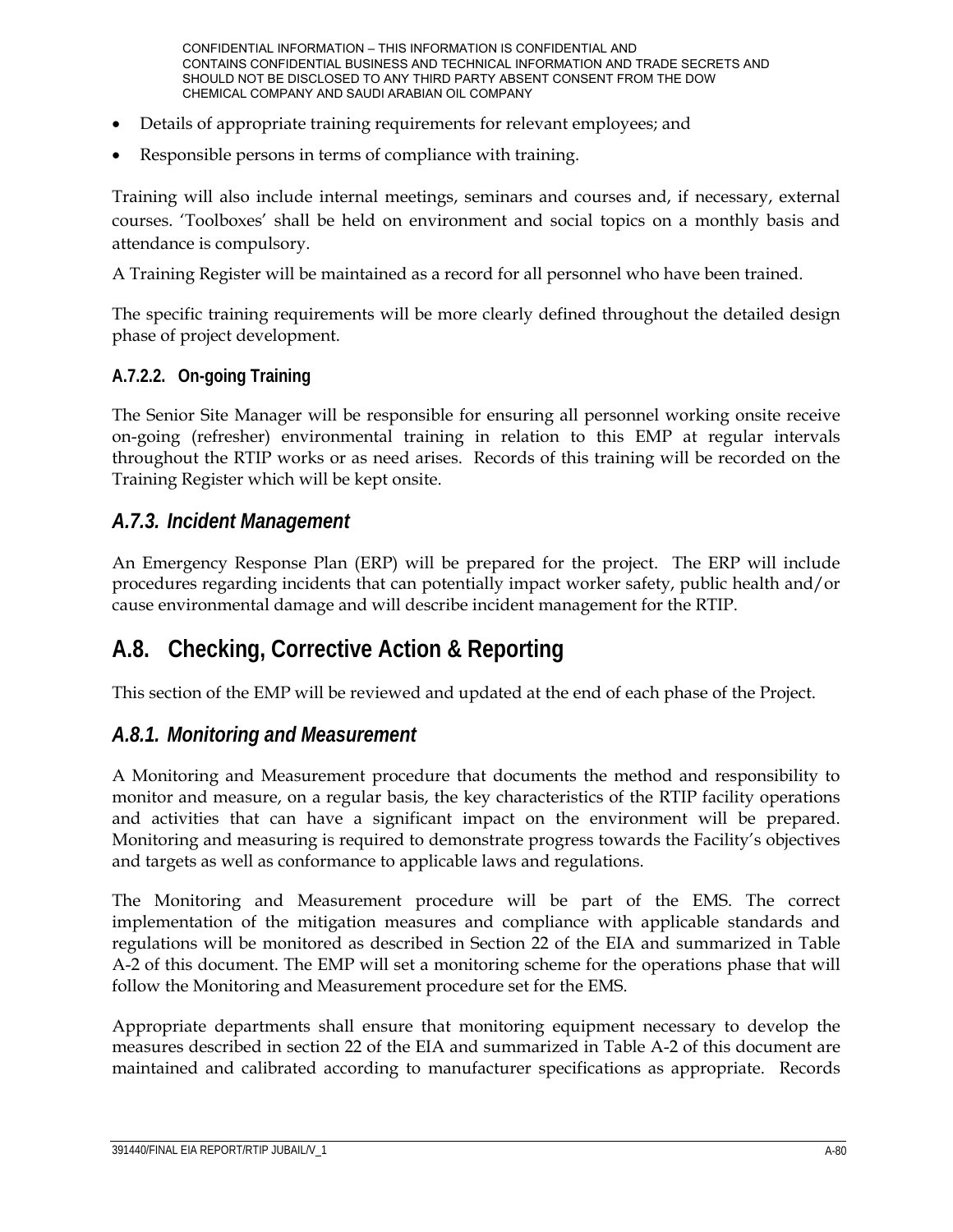- Details of appropriate training requirements for relevant employees; and
- Responsible persons in terms of compliance with training.

Training will also include internal meetings, seminars and courses and, if necessary, external courses. 'Toolboxes' shall be held on environment and social topics on a monthly basis and attendance is compulsory.

A Training Register will be maintained as a record for all personnel who have been trained.

The specific training requirements will be more clearly defined throughout the detailed design phase of project development.

#### A.7.2.2. On-going Training

The Senior Site Manager will be responsible for ensuring all personnel working onsite receive on-going (refresher) environmental training in relation to this EMP at regular intervals throughout the RTIP works or as need arises. Records of this training will be recorded on the Training Register which will be kept onsite.

### A.7.3. Incident Management

An Emergency Response Plan (ERP) will be prepared for the project. The ERP will include procedures regarding incidents that can potentially impact worker safety, public health and/or cause environmental damage and will describe incident management for the RTIP.

## A.8. Checking, Corrective Action & Reporting

This section of the EMP will be reviewed and updated at the end of each phase of the Project.

### A.8.1. Monitoring and Measurement

A Monitoring and Measurement procedure that documents the method and responsibility to monitor and measure, on a regular basis, the key characteristics of the RTIP facility operations and activities that can have a significant impact on the environment will be prepared. Monitoring and measuring is required to demonstrate progress towards the Facility's objectives and targets as well as conformance to applicable laws and regulations.

The Monitoring and Measurement procedure will be part of the EMS. The correct implementation of the mitigation measures and compliance with applicable standards and regulations will be monitored as described in Section 22 of the EIA and summarized in Table A-2 of this document. The EMP will set a monitoring scheme for the operations phase that will follow the Monitoring and Measurement procedure set for the EMS.

Appropriate departments shall ensure that monitoring equipment necessary to develop the measures described in section 22 of the EIA and summarized in Table A-2 of this document are maintained and calibrated according to manufacturer specifications as appropriate. Records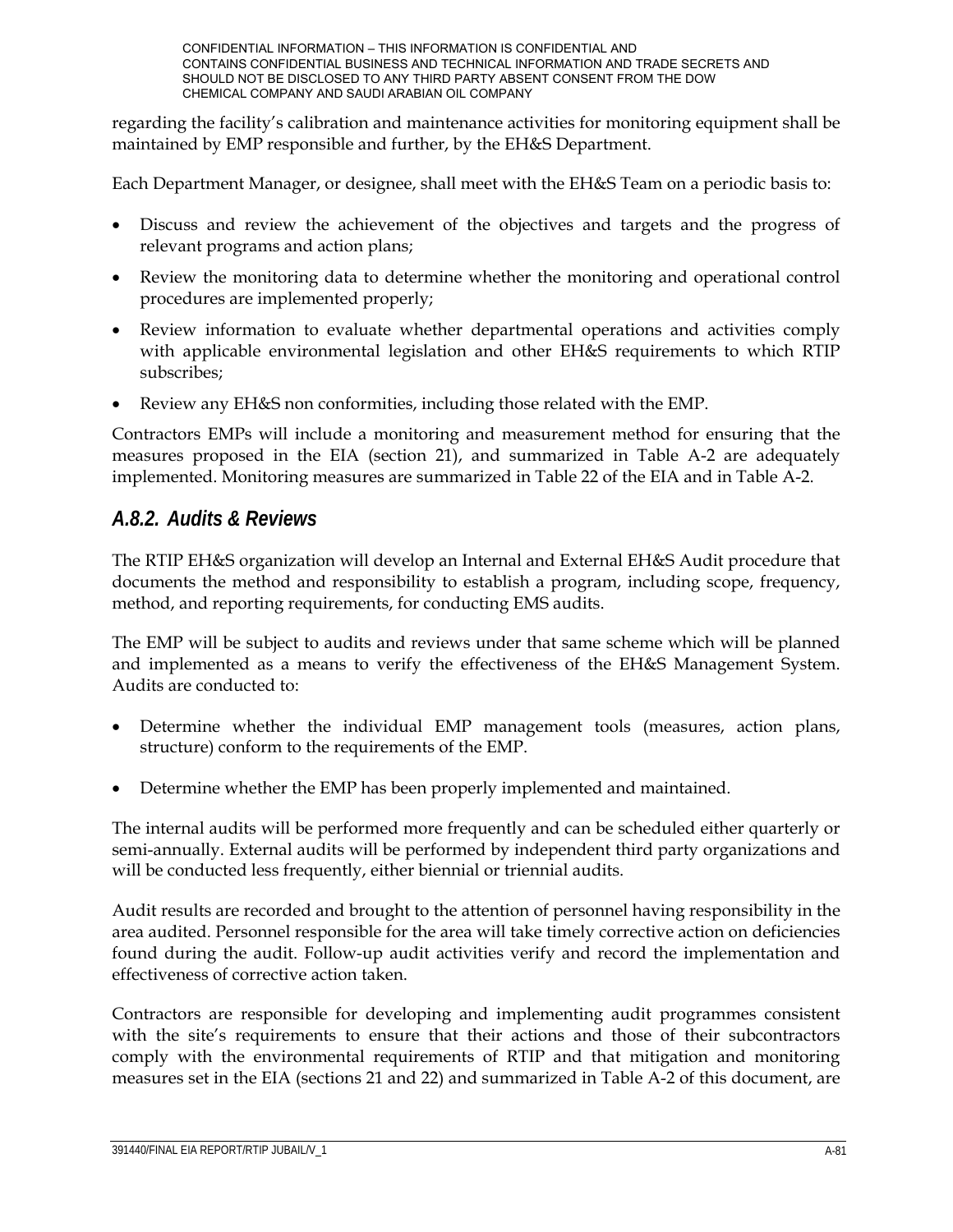regarding the facility's calibration and maintenance activities for monitoring equipment shall be maintained by EMP responsible and further, by the EH&S Department.

Each Department Manager, or designee, shall meet with the EH&S Team on a periodic basis to:

- Discuss and review the achievement of the objectives and targets and the progress of relevant programs and action plans;
- Review the monitoring data to determine whether the monitoring and operational control procedures are implemented properly;
- Review information to evaluate whether departmental operations and activities comply with applicable environmental legislation and other EH&S requirements to which RTIP subscribes;
- Review any EH&S non conformities, including those related with the EMP.

Contractors EMPs will include a monitoring and measurement method for ensuring that the measures proposed in the EIA (section 21), and summarized in Table A-2 are adequately implemented. Monitoring measures are summarized in Table 22 of the EIA and in Table A-2.

### *A.8.2. Audits & Reviews*

The RTIP EH&S organization will develop an Internal and External EH&S Audit procedure that documents the method and responsibility to establish a program, including scope, frequency, method, and reporting requirements, for conducting EMS audits.

The EMP will be subject to audits and reviews under that same scheme which will be planned and implemented as a means to verify the effectiveness of the EH&S Management System. Audits are conducted to:

- Determine whether the individual EMP management tools (measures, action plans, structure) conform to the requirements of the EMP.
- Determine whether the EMP has been properly implemented and maintained.

The internal audits will be performed more frequently and can be scheduled either quarterly or semi-annually. External audits will be performed by independent third party organizations and will be conducted less frequently, either biennial or triennial audits.

Audit results are recorded and brought to the attention of personnel having responsibility in the area audited. Personnel responsible for the area will take timely corrective action on deficiencies found during the audit. Follow-up audit activities verify and record the implementation and effectiveness of corrective action taken.

Contractors are responsible for developing and implementing audit programmes consistent with the site's requirements to ensure that their actions and those of their subcontractors comply with the environmental requirements of RTIP and that mitigation and monitoring measures set in the EIA (sections 21 and 22) and summarized in Table A-2 of this document, are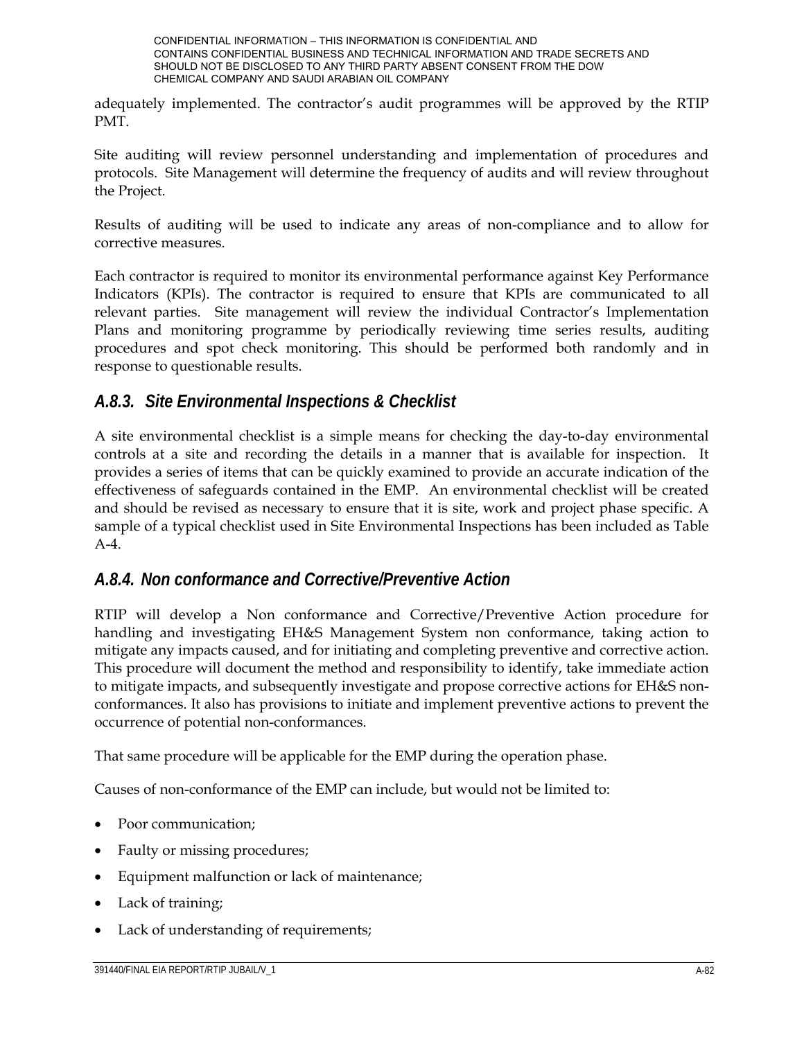adequately implemented. The contractor's audit programmes will be approved by the RTIP PMT.

Site auditing will review personnel understanding and implementation of procedures and protocols. Site Management will determine the frequency of audits and will review throughout the Project.

Results of auditing will be used to indicate any areas of non-compliance and to allow for corrective measures.

Each contractor is required to monitor its environmental performance against Key Performance Indicators (KPIs). The contractor is required to ensure that KPIs are communicated to all relevant parties. Site management will review the individual Contractor's Implementation Plans and monitoring programme by periodically reviewing time series results, auditing procedures and spot check monitoring. This should be performed both randomly and in response to questionable results.

### *A.8.3. Site Environmental Inspections & Checklist*

A site environmental checklist is a simple means for checking the day-to-day environmental controls at a site and recording the details in a manner that is available for inspection. It provides a series of items that can be quickly examined to provide an accurate indication of the effectiveness of safeguards contained in the EMP. An environmental checklist will be created and should be revised as necessary to ensure that it is site, work and project phase specific. A sample of a typical checklist used in Site Environmental Inspections has been included as Table A-4.

### *A.8.4. Non conformance and Corrective/Preventive Action*

RTIP will develop a Non conformance and Corrective/Preventive Action procedure for handling and investigating EH&S Management System non conformance, taking action to mitigate any impacts caused, and for initiating and completing preventive and corrective action. This procedure will document the method and responsibility to identify, take immediate action to mitigate impacts, and subsequently investigate and propose corrective actions for EH&S non-conformances. It also has provisions to initiate and implement preventive actions to prevent the occurrence of potential non-conformances.

That same procedure will be applicable for the EMP during the operation phase.

Causes of non-conformance of the EMP can include, but would not be limited to:

- Poor communication;
- Faulty or missing procedures;
- Equipment malfunction or lack of maintenance;
- Lack of training;
- Lack of understanding of requirements;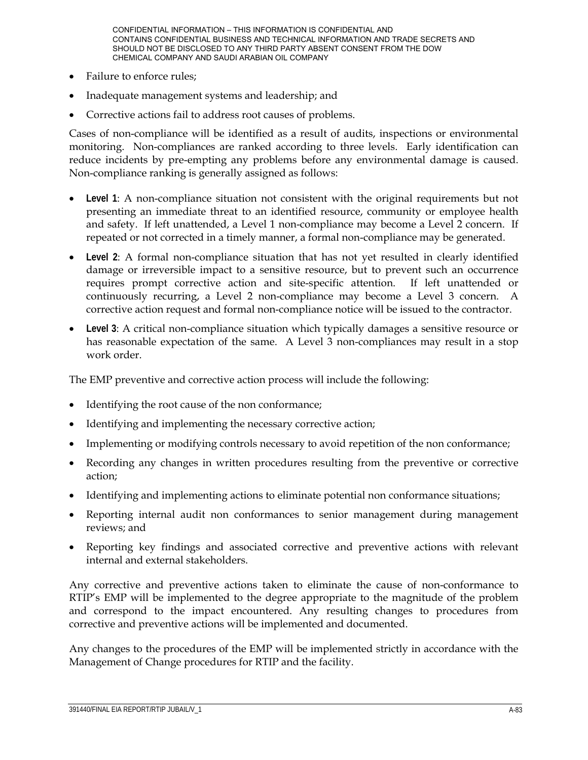- Failure to enforce rules;
- Inadequate management systems and leadership; and
- Corrective actions fail to address root causes of problems.

Cases of non-compliance will be identified as a result of audits, inspections or environmental monitoring. Non-compliances are ranked according to three levels. Early identification can reduce incidents by pre-empting any problems before any environmental damage is caused. Non-compliance ranking is generally assigned as follows:

- **Level 1**: A non-compliance situation not consistent with the original requirements but not presenting an immediate threat to an identified resource, community or employee health and safety. If left unattended, a Level 1 non-compliance may become a Level 2 concern. If repeated or not corrected in a timely manner, a formal non-compliance may be generated.
- **Level 2**: A formal non-compliance situation that has not yet resulted in clearly identified damage or irreversible impact to a sensitive resource, but to prevent such an occurrence requires prompt corrective action and site-specific attention. If left unattended or continuously recurring, a Level 2 non-compliance may become a Level 3 concern. A corrective action request and formal non-compliance notice will be issued to the contractor.
- **Level 3**: A critical non-compliance situation which typically damages a sensitive resource or has reasonable expectation of the same. A Level 3 non-compliances may result in a stop work order.

The EMP preventive and corrective action process will include the following:

- Identifying the root cause of the non conformance;
- Identifying and implementing the necessary corrective action;
- Implementing or modifying controls necessary to avoid repetition of the non conformance;
- Recording any changes in written procedures resulting from the preventive or corrective action;
- Identifying and implementing actions to eliminate potential non conformance situations;
- Reporting internal audit non conformances to senior management during management reviews; and
- Reporting key findings and associated corrective and preventive actions with relevant internal and external stakeholders.

Any corrective and preventive actions taken to eliminate the cause of non-conformance to RTIP's EMP will be implemented to the degree appropriate to the magnitude of the problem and correspond to the impact encountered. Any resulting changes to procedures from corrective and preventive actions will be implemented and documented.

Any changes to the procedures of the EMP will be implemented strictly in accordance with the Management of Change procedures for RTIP and the facility.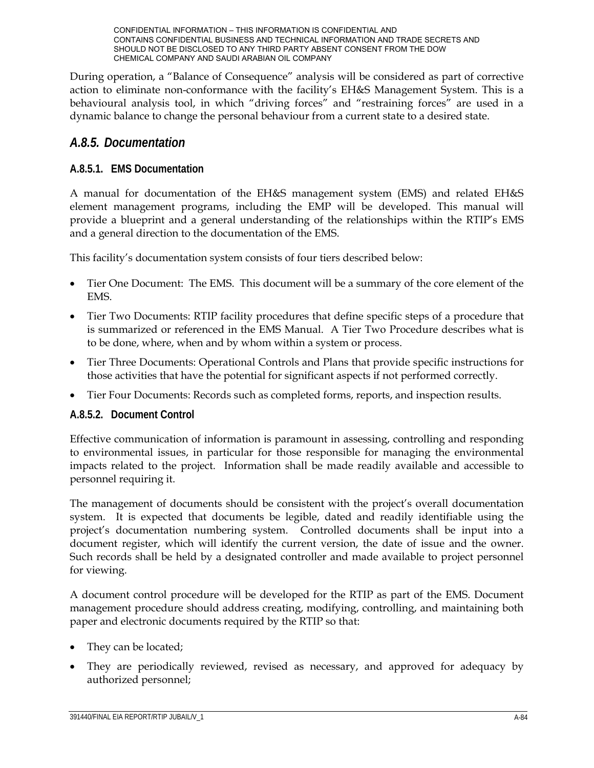During operation, a "Balance of Consequence" analysis will be considered as part of corrective action to eliminate non-conformance with the facility's EH&S Management System. This is a behavioural analysis tool, in which "driving forces" and "restraining forces" are used in a dynamic balance to change the personal behaviour from a current state to a desired state.

## *A.8.5. Documentation*

### A.8.5.1. EMS Documentation

A manual for documentation of the EH&S management system (EMS) and related EH&S element management programs, including the EMP will be developed. This manual will provide a blueprint and a general understanding of the relationships within the RTIP's EMS and a general direction to the documentation of the EMS.

This facility's documentation system consists of four tiers described below:

- Tier One Document: The EMS. This document will be a summary of the core element of the EMS.
- Tier Two Documents: RTIP facility procedures that define specific steps of a procedure that is summarized or referenced in the EMS Manual. A Tier Two Procedure describes what is to be done, where, when and by whom within a system or process.
- Tier Three Documents: Operational Controls and Plans that provide specific instructions for those activities that have the potential for significant aspects if not performed correctly.
- Tier Four Documents: Records such as completed forms, reports, and inspection results.

### A.8.5.2. Document Control

Effective communication of information is paramount in assessing, controlling and responding to environmental issues, in particular for those responsible for managing the environmental impacts related to the project. Information shall be made readily available and accessible to personnel requiring it.

The management of documents should be consistent with the project's overall documentation system. It is expected that documents be legible, dated and readily identifiable using the project's documentation numbering system. Controlled documents shall be input into a document register, which will identify the current version, the date of issue and the owner. Such records shall be held by a designated controller and made available to project personnel for viewing.

A document control procedure will be developed for the RTIP as part of the EMS. Document management procedure should address creating, modifying, controlling, and maintaining both paper and electronic documents required by the RTIP so that:

- They can be located;
- They are periodically reviewed, revised as necessary, and approved for adequacy by authorized personnel;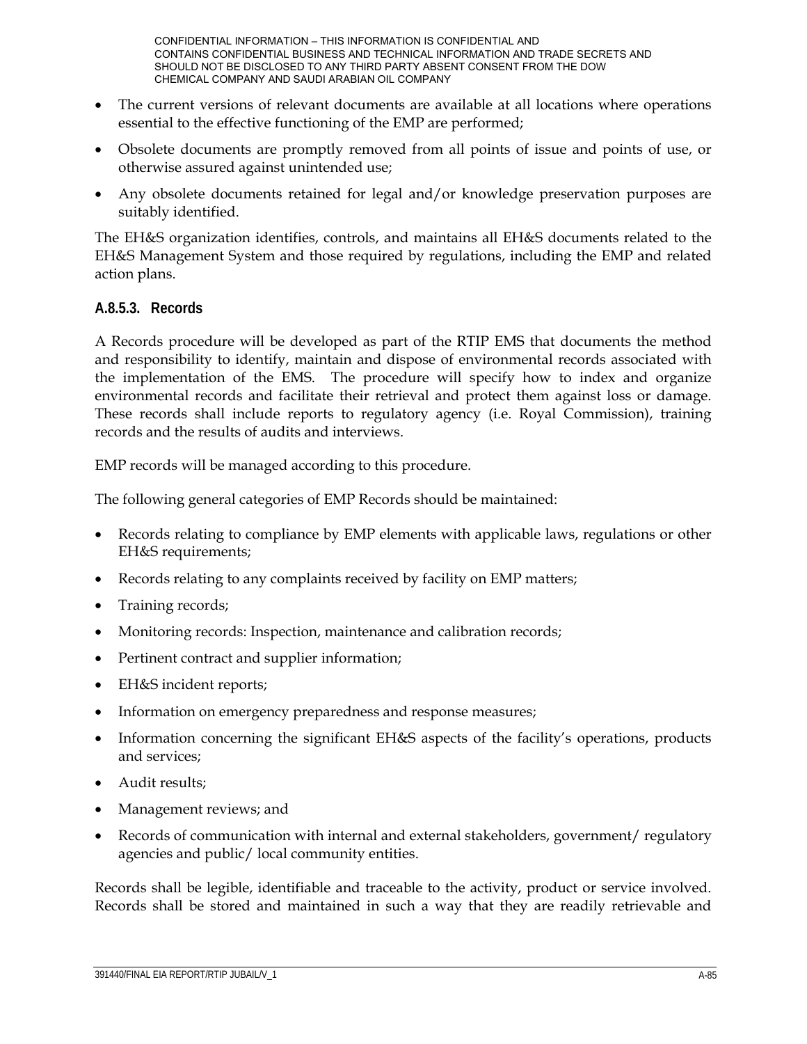- The current versions of relevant documents are available at all locations where operations essential to the effective functioning of the EMP are performed;
- Obsolete documents are promptly removed from all points of issue and points of use, or otherwise assured against unintended use;
- Any obsolete documents retained for legal and/or knowledge preservation purposes are suitably identified.

The EH&S organization identifies, controls, and maintains all EH&S documents related to the EH&S Management System and those required by regulations, including the EMP and related action plans.

#### A.8.5.3. Records

A Records procedure will be developed as part of the RTIP EMS that documents the method and responsibility to identify, maintain and dispose of environmental records associated with the implementation of the EMS. The procedure will specify how to index and organize environmental records and facilitate their retrieval and protect them against loss or damage. These records shall include reports to regulatory agency (i.e. Royal Commission), training records and the results of audits and interviews.

EMP records will be managed according to this procedure.

The following general categories of EMP Records should be maintained:

- Records relating to compliance by EMP elements with applicable laws, regulations or other EH&S requirements;
- Records relating to any complaints received by facility on EMP matters;
- Training records;
- Monitoring records: Inspection, maintenance and calibration records;
- Pertinent contract and supplier information;
- EH&S incident reports;
- Information on emergency preparedness and response measures;
- Information concerning the significant EH&S aspects of the facility's operations, products and services;
- Audit results;
- Management reviews; and
- Records of communication with internal and external stakeholders, government/ regulatory agencies and public/ local community entities.

Records shall be legible, identifiable and traceable to the activity, product or service involved. Records shall be stored and maintained in such a way that they are readily retrievable and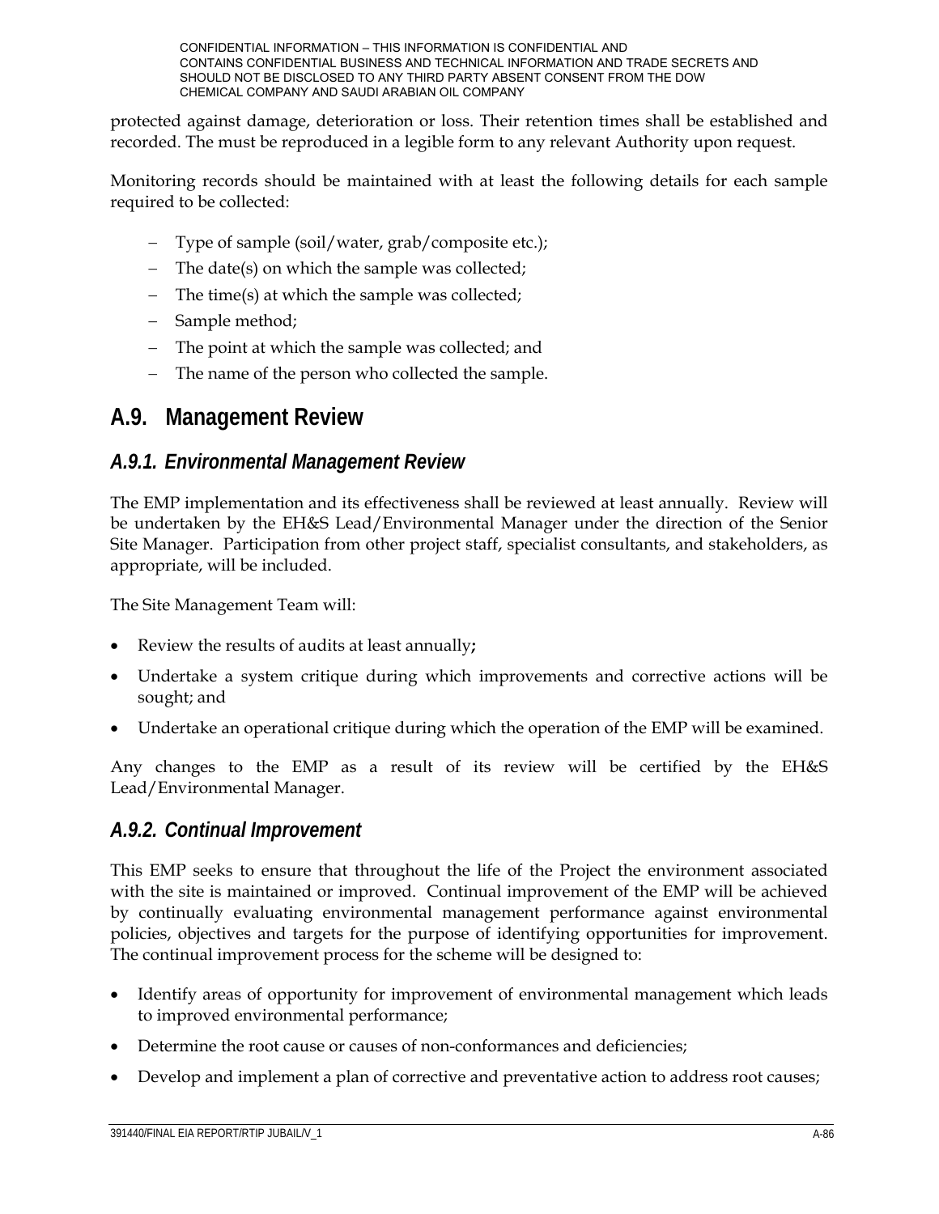protected against damage, deterioration or loss. Their retention times shall be established and recorded. The must be reproduced in a legible form to any relevant Authority upon request.

Monitoring records should be maintained with at least the following details for each sample required to be collected:

- Type of sample (soil/water, grab/composite etc.);
- The date(s) on which the sample was collected;
- The time(s) at which the sample was collected;
- Sample method;
- The point at which the sample was collected; and
- The name of the person who collected the sample.

## A.9. Management Review

### *A.9.1. Environmental Management Review*

The EMP implementation and its effectiveness shall be reviewed at least annually. Review will be undertaken by the EH&S Lead/Environmental Manager under the direction of the Senior Site Manager. Participation from other project staff, specialist consultants, and stakeholders, as appropriate, will be included.

The Site Management Team will:

- Review the results of audits at least annually**;**
- Undertake a system critique during which improvements and corrective actions will be sought; and
- Undertake an operational critique during which the operation of the EMP will be examined.

Any changes to the EMP as a result of its review will be certified by the EH&S Lead/Environmental Manager.

### *A.9.2. Continual Improvement*

This EMP seeks to ensure that throughout the life of the Project the environment associated with the site is maintained or improved. Continual improvement of the EMP will be achieved by continually evaluating environmental management performance against environmental policies, objectives and targets for the purpose of identifying opportunities for improvement. The continual improvement process for the scheme will be designed to:

- Identify areas of opportunity for improvement of environmental management which leads to improved environmental performance;
- Determine the root cause or causes of non-conformances and deficiencies;
- Develop and implement a plan of corrective and preventative action to address root causes;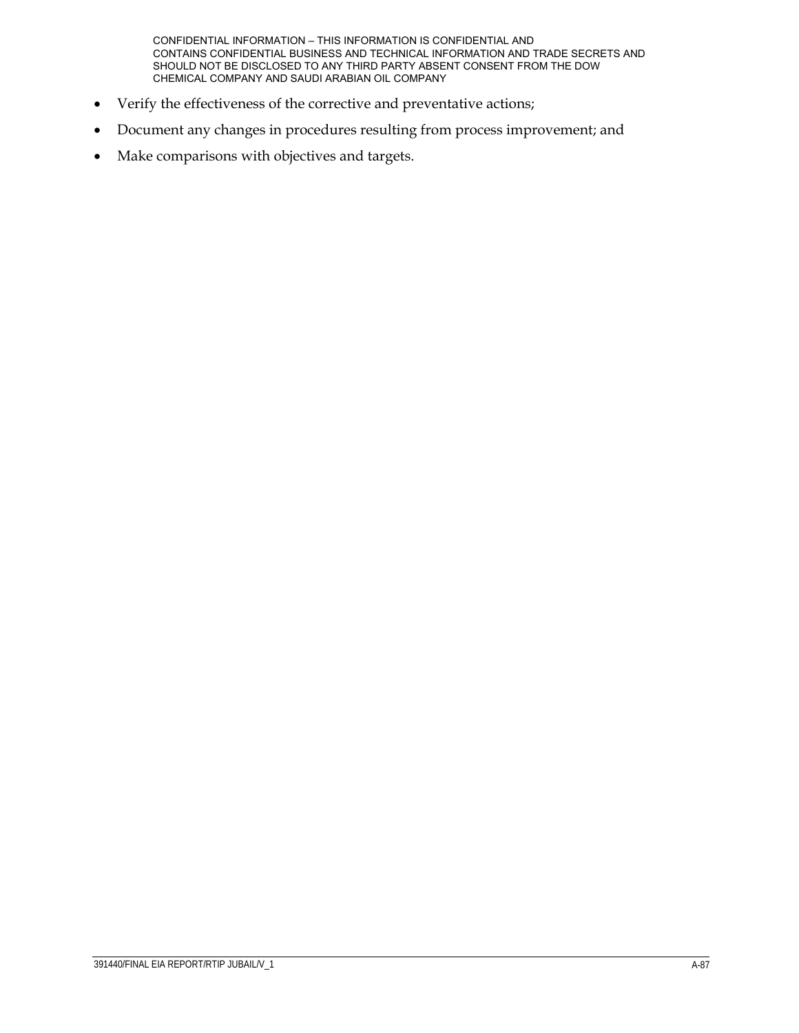- Verify the effectiveness of the corrective and preventative actions;
- Document any changes in procedures resulting from process improvement; and
- Make comparisons with objectives and targets.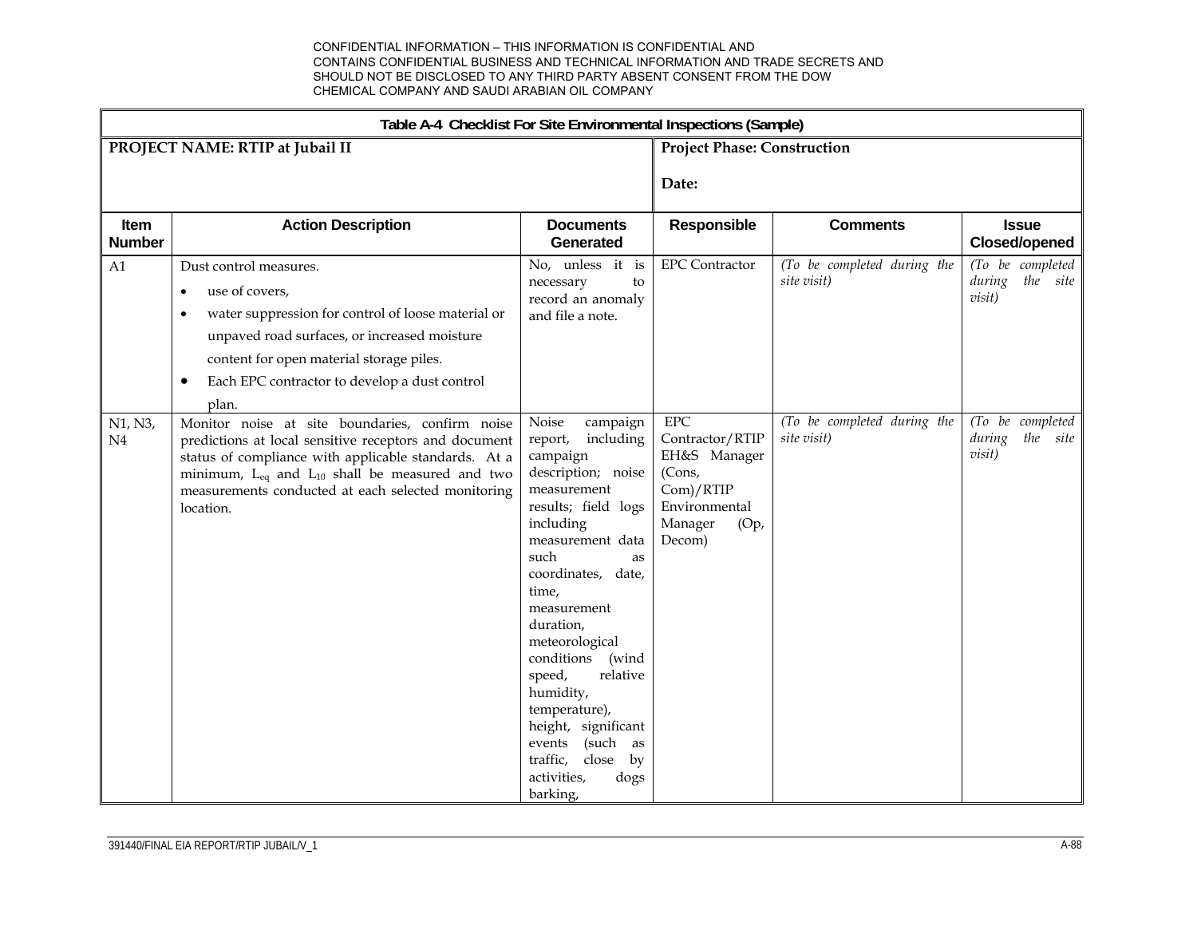CONFIDENTIAL INFORMATION – THIS INFORMATION IS CONFIDENTIAL AND CONTAINS CONFIDENTIAL BUSINESS AND TECHNICAL INFORMATION AND TRADE SECRETS AND SHOULD NOT BE DISCLOSED TO ANY THIRD PARTY ABSENT CONSENT FROM THE DOW CHEMICAL COMPANY AND SAUDI ARABIAN OIL COMPANY

**Table A-4 Checklist For Site Environmental Inspections (Sample)**

| **PROJECT NAME: RTIP at Jubail II** | | | **Project Phase: Construction**<br><br>**Date:** | | |
|---|---|---|---|---|---|
| **Item Number** | **Action Description** | **Documents Generated** | **Responsible** | **Comments** | **Issue Closed/opened** |
| A1 | Dust control measures.<br>• use of covers,<br>• water suppression for control of loose material or unpaved road surfaces, or increased moisture content for open material storage piles.<br>• Each EPC contractor to develop a dust control plan. | No, unless it is necessary to record an anomaly and file a note. | EPC Contractor | *(To be completed during the site visit)* | *(To be completed during the site visit)* |
| N1, N3, N4 | Monitor noise at site boundaries, confirm noise predictions at local sensitive receptors and document status of compliance with applicable standards. At a minimum, $L_{eq}$ and $L_{10}$ shall be measured and two measurements conducted at each selected monitoring location. | Noise campaign report, including campaign description; noise measurement results; field logs including measurement data such as coordinates, date, time, measurement duration, meteorological conditions (wind speed, relative humidity, temperature), height, significant events (such as traffic, close by activities, dogs barking, | EPC Contractor/RTIP EH&S Manager (Cons, Com)/RTIP Environmental Manager (Op, Decom) | *(To be completed during the site visit)* | *(To be completed during the site visit)* |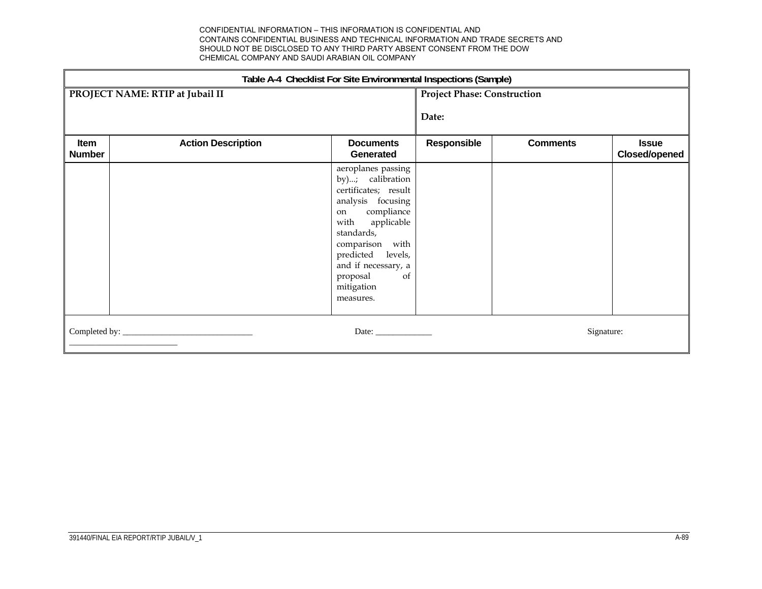CONFIDENTIAL INFORMATION – THIS INFORMATION IS CONFIDENTIAL AND CONTAINS CONFIDENTIAL BUSINESS AND TECHNICAL INFORMATION AND TRADE SECRETS AND SHOULD NOT BE DISCLOSED TO ANY THIRD PARTY ABSENT CONSENT FROM THE DOW CHEMICAL COMPANY AND SAUDI ARABIAN OIL COMPANY

| **Table A-4 Checklist For Site Environmental Inspections (Sample)** | | | | | |
|---|---|---|---|---|---|
| **PROJECT NAME: RTIP at Jubail II** | | | **Project Phase: Construction**<br><br>**Date:** | | |
| **Item Number** | **Action Description** | **Documents Generated** | **Responsible** | **Comments** | **Issue Closed/opened** |
| | | aeroplanes passing by)...; calibration certificates; result analysis focusing on compliance with applicable standards, comparison with predicted levels, and if necessary, a proposal of mitigation measures. | | | |

Completed by: ______________________________ Date: _____________ Signature: ________________________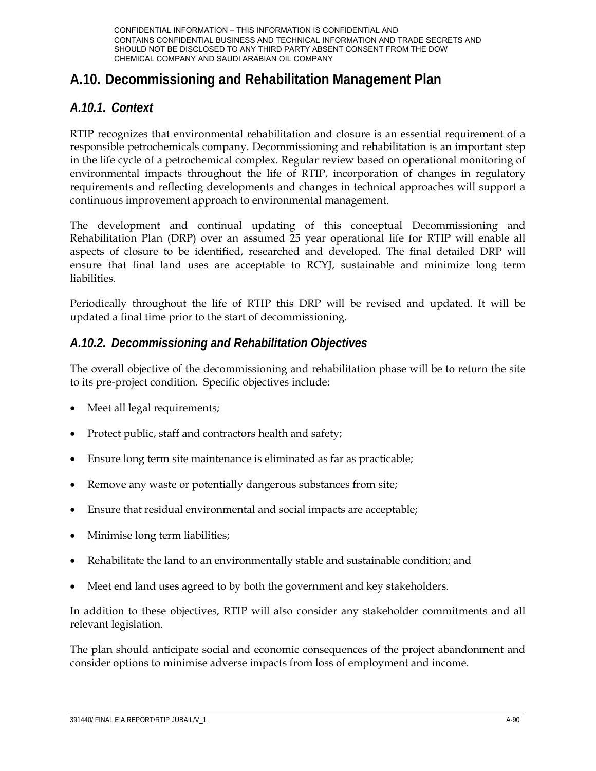# A.10. Decommissioning and Rehabilitation Management Plan

## *A.10.1. Context*

RTIP recognizes that environmental rehabilitation and closure is an essential requirement of a responsible petrochemicals company. Decommissioning and rehabilitation is an important step in the life cycle of a petrochemical complex. Regular review based on operational monitoring of environmental impacts throughout the life of RTIP, incorporation of changes in regulatory requirements and reflecting developments and changes in technical approaches will support a continuous improvement approach to environmental management.

The development and continual updating of this conceptual Decommissioning and Rehabilitation Plan (DRP) over an assumed 25 year operational life for RTIP will enable all aspects of closure to be identified, researched and developed. The final detailed DRP will ensure that final land uses are acceptable to RCYJ, sustainable and minimize long term liabilities.

Periodically throughout the life of RTIP this DRP will be revised and updated. It will be updated a final time prior to the start of decommissioning.

## *A.10.2. Decommissioning and Rehabilitation Objectives*

The overall objective of the decommissioning and rehabilitation phase will be to return the site to its pre-project condition. Specific objectives include:

- Meet all legal requirements;
- Protect public, staff and contractors health and safety;
- Ensure long term site maintenance is eliminated as far as practicable;
- Remove any waste or potentially dangerous substances from site;
- Ensure that residual environmental and social impacts are acceptable;
- Minimise long term liabilities;
- Rehabilitate the land to an environmentally stable and sustainable condition; and
- Meet end land uses agreed to by both the government and key stakeholders.

In addition to these objectives, RTIP will also consider any stakeholder commitments and all relevant legislation.

The plan should anticipate social and economic consequences of the project abandonment and consider options to minimise adverse impacts from loss of employment and income.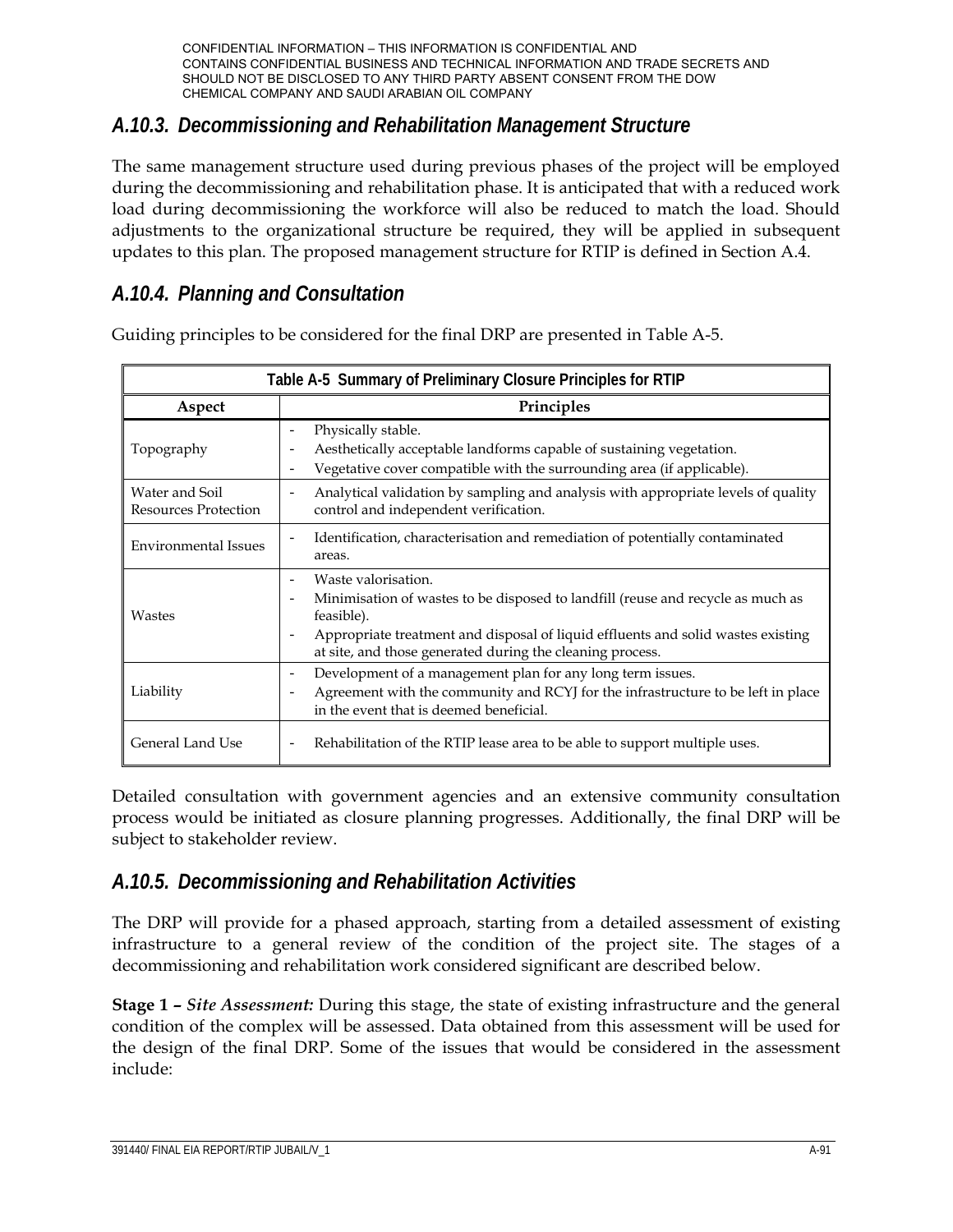CONFIDENTIAL INFORMATION – THIS INFORMATION IS CONFIDENTIAL AND CONTAINS CONFIDENTIAL BUSINESS AND TECHNICAL INFORMATION AND TRADE SECRETS AND SHOULD NOT BE DISCLOSED TO ANY THIRD PARTY ABSENT CONSENT FROM THE DOW CHEMICAL COMPANY AND SAUDI ARABIAN OIL COMPANY

### *A.10.3. Decommissioning and Rehabilitation Management Structure*

The same management structure used during previous phases of the project will be employed during the decommissioning and rehabilitation phase. It is anticipated that with a reduced work load during decommissioning the workforce will also be reduced to match the load. Should adjustments to the organizational structure be required, they will be applied in subsequent updates to this plan. The proposed management structure for RTIP is defined in Section A.4.

### *A.10.4. Planning and Consultation*

Guiding principles to be considered for the final DRP are presented in Table A-5.

**Table A-5 Summary of Preliminary Closure Principles for RTIP**

| Aspect | Principles |
|---|---|
| Topography | - Physically stable.<br>- Aesthetically acceptable landforms capable of sustaining vegetation.<br>- Vegetative cover compatible with the surrounding area (if applicable). |
| Water and Soil Resources Protection | - Analytical validation by sampling and analysis with appropriate levels of quality control and independent verification. |
| Environmental Issues | - Identification, characterisation and remediation of potentially contaminated areas. |
| Wastes | - Waste valorisation.<br>- Minimisation of wastes to be disposed to landfill (reuse and recycle as much as feasible).<br>- Appropriate treatment and disposal of liquid effluents and solid wastes existing at site, and those generated during the cleaning process. |
| Liability | - Development of a management plan for any long term issues.<br>- Agreement with the community and RCYJ for the infrastructure to be left in place in the event that is deemed beneficial. |
| General Land Use | - Rehabilitation of the RTIP lease area to be able to support multiple uses. |

Detailed consultation with government agencies and an extensive community consultation process would be initiated as closure planning progresses. Additionally, the final DRP will be subject to stakeholder review.

### *A.10.5. Decommissioning and Rehabilitation Activities*

The DRP will provide for a phased approach, starting from a detailed assessment of existing infrastructure to a general review of the condition of the project site. The stages of a decommissioning and rehabilitation work considered significant are described below.

**Stage 1 –** ***Site Assessment:*** During this stage, the state of existing infrastructure and the general condition of the complex will be assessed. Data obtained from this assessment will be used for the design of the final DRP. Some of the issues that would be considered in the assessment include: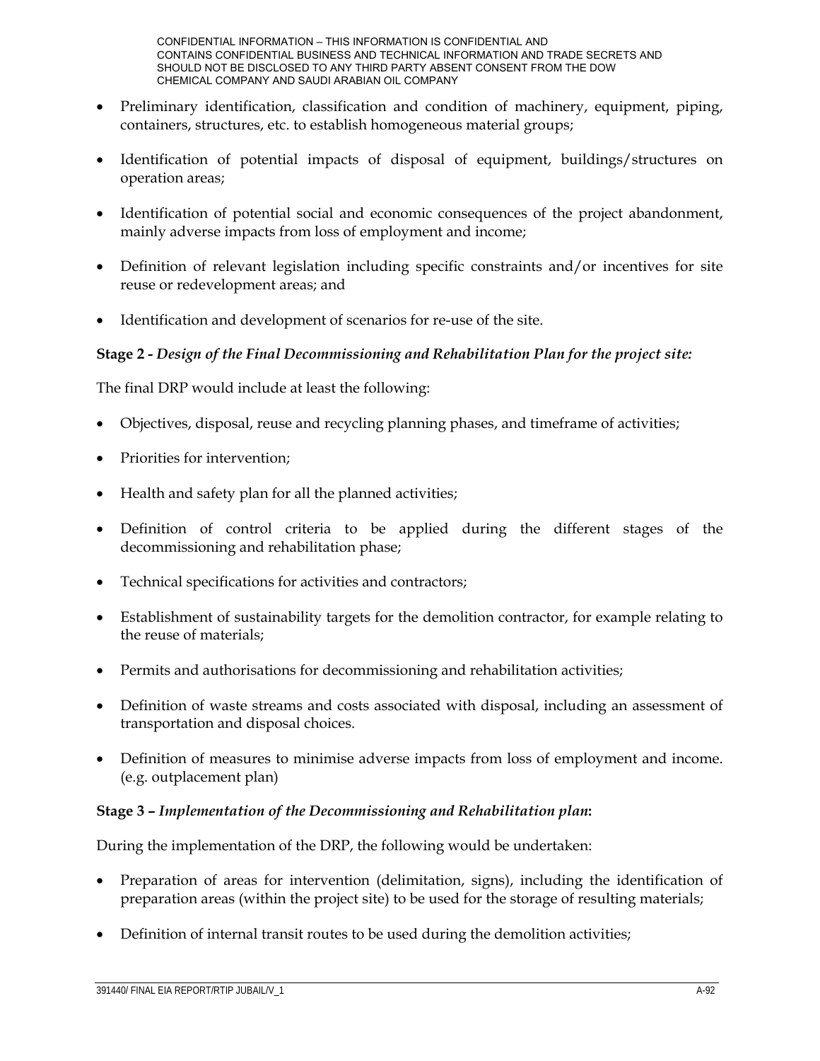- Preliminary identification, classification and condition of machinery, equipment, piping, containers, structures, etc. to establish homogeneous material groups;
- Identification of potential impacts of disposal of equipment, buildings/structures on operation areas;
- Identification of potential social and economic consequences of the project abandonment, mainly adverse impacts from loss of employment and income;
- Definition of relevant legislation including specific constraints and/or incentives for site reuse or redevelopment areas; and
- Identification and development of scenarios for re-use of the site.

**Stage 2 -** ***Design of the Final Decommissioning and Rehabilitation Plan for the project site:***

The final DRP would include at least the following:

- Objectives, disposal, reuse and recycling planning phases, and timeframe of activities;
- Priorities for intervention;
- Health and safety plan for all the planned activities;
- Definition of control criteria to be applied during the different stages of the decommissioning and rehabilitation phase;
- Technical specifications for activities and contractors;
- Establishment of sustainability targets for the demolition contractor, for example relating to the reuse of materials;
- Permits and authorisations for decommissioning and rehabilitation activities;
- Definition of waste streams and costs associated with disposal, including an assessment of transportation and disposal choices.
- Definition of measures to minimise adverse impacts from loss of employment and income. (e.g. outplacement plan)

**Stage 3 –** ***Implementation of the Decommissioning and Rehabilitation plan*****:**

During the implementation of the DRP, the following would be undertaken:

- Preparation of areas for intervention (delimitation, signs), including the identification of preparation areas (within the project site) to be used for the storage of resulting materials;
- Definition of internal transit routes to be used during the demolition activities;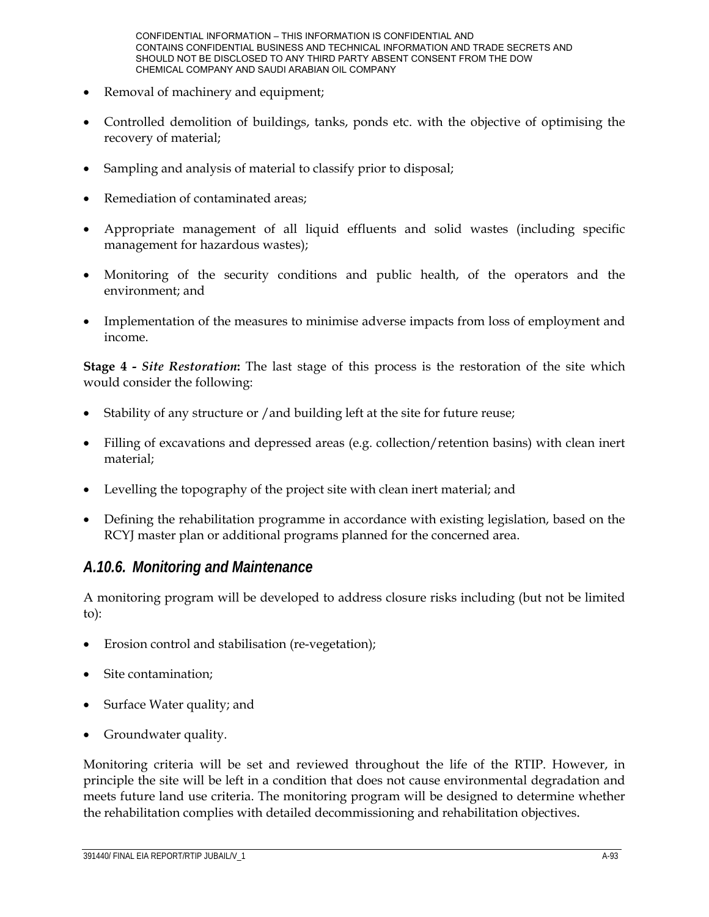- Removal of machinery and equipment;
- Controlled demolition of buildings, tanks, ponds etc. with the objective of optimising the recovery of material;
- Sampling and analysis of material to classify prior to disposal;
- Remediation of contaminated areas;
- Appropriate management of all liquid effluents and solid wastes (including specific management for hazardous wastes);
- Monitoring of the security conditions and public health, of the operators and the environment; and
- Implementation of the measures to minimise adverse impacts from loss of employment and income.

**Stage 4 -** ***Site Restoration*****:** The last stage of this process is the restoration of the site which would consider the following:

- Stability of any structure or /and building left at the site for future reuse;
- Filling of excavations and depressed areas (e.g. collection/retention basins) with clean inert material;
- Levelling the topography of the project site with clean inert material; and
- Defining the rehabilitation programme in accordance with existing legislation, based on the RCYJ master plan or additional programs planned for the concerned area.

### *A.10.6. Monitoring and Maintenance*

A monitoring program will be developed to address closure risks including (but not be limited to):

- Erosion control and stabilisation (re-vegetation);
- Site contamination;
- Surface Water quality; and
- Groundwater quality.

Monitoring criteria will be set and reviewed throughout the life of the RTIP. However, in principle the site will be left in a condition that does not cause environmental degradation and meets future land use criteria. The monitoring program will be designed to determine whether the rehabilitation complies with detailed decommissioning and rehabilitation objectives.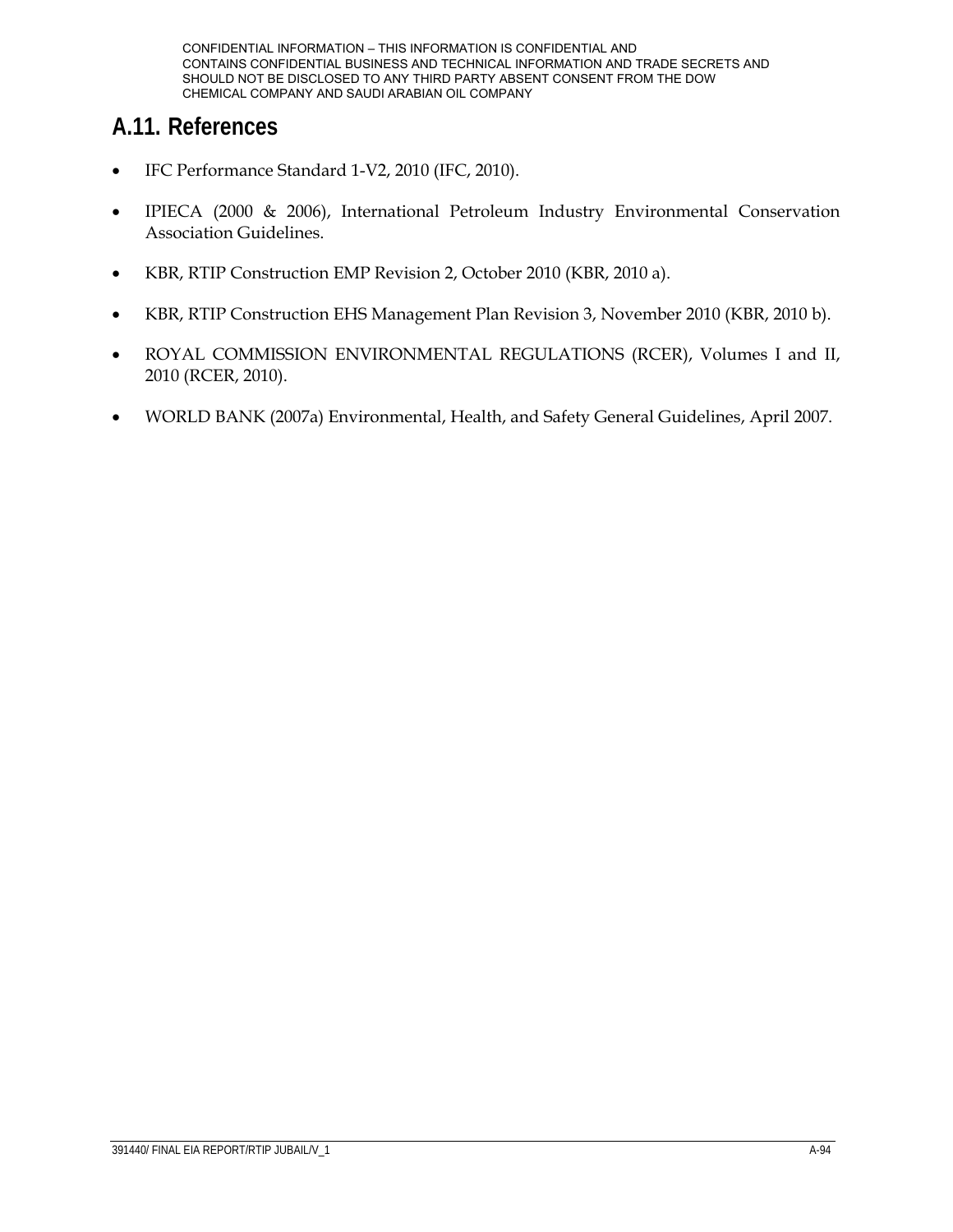## A.11. References

- IFC Performance Standard 1-V2, 2010 (IFC, 2010).
- IPIECA (2000 & 2006), International Petroleum Industry Environmental Conservation Association Guidelines.
- KBR, RTIP Construction EMP Revision 2, October 2010 (KBR, 2010 a).
- KBR, RTIP Construction EHS Management Plan Revision 3, November 2010 (KBR, 2010 b).
- ROYAL COMMISSION ENVIRONMENTAL REGULATIONS (RCER), Volumes I and II, 2010 (RCER, 2010).
- WORLD BANK (2007a) Environmental, Health, and Safety General Guidelines, April 2007.